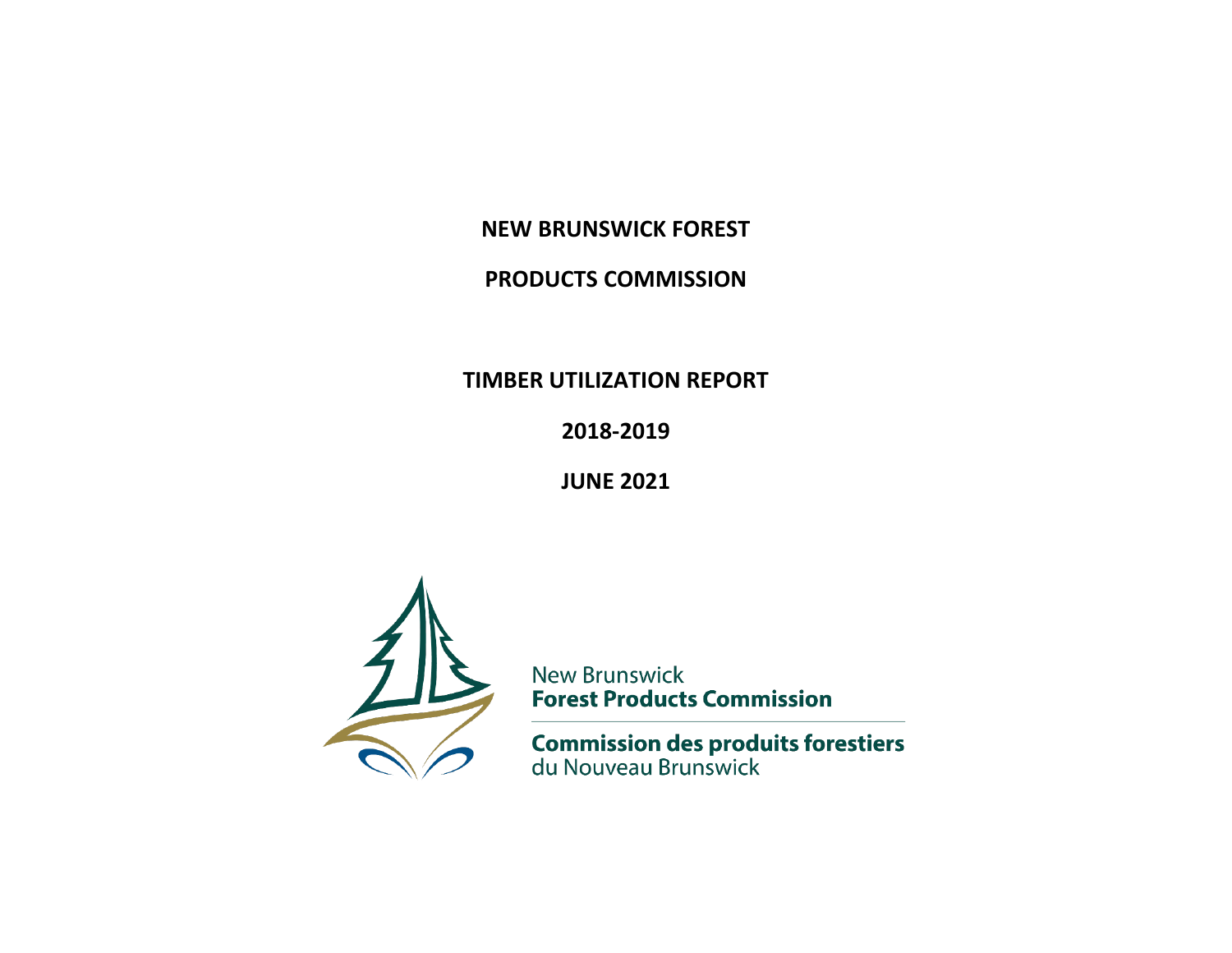# NEW BRUNSWICK FOREST PRODUCTS COMMISSION

## TIMBER UTILIZATION REPORT

## 2018-2019

## JUNE 2021

New Brunswick
**Forest Products Commission**

**Commission des produits forestiers**
du Nouveau Brunswick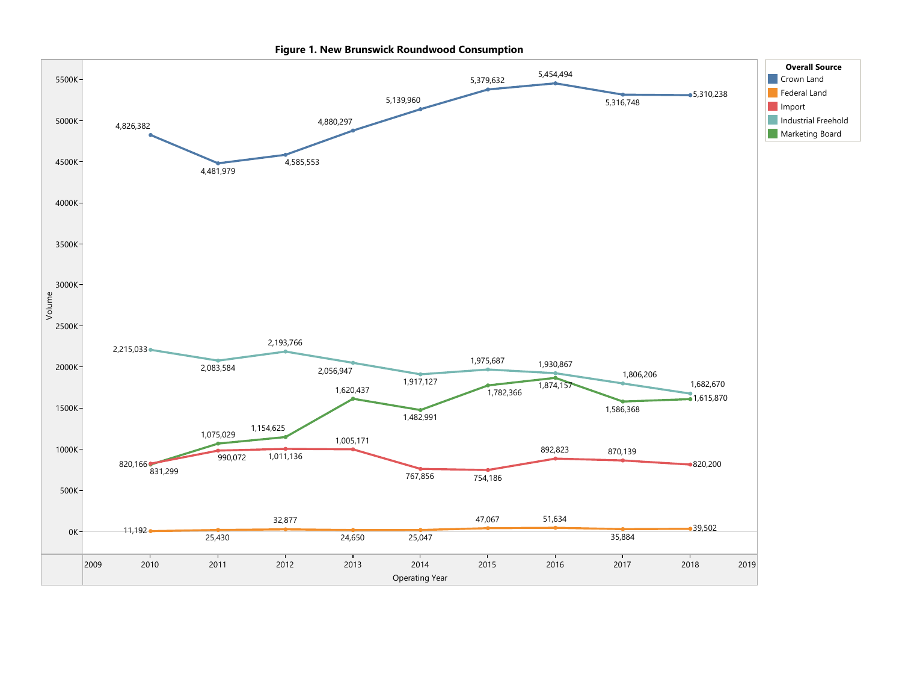**Figure 1. New Brunswick Roundwood Consumption**

Volume by Operating Year and Overall Source (values as labelled on the chart):

| Operating Year | Crown Land | Federal Land | Import | Industrial Freehold | Marketing Board |
|---|---|---|---|---|---|
| 2010 | 4,826,382 | 11,192 | 820,166 | 2,215,033 | 831,299 |
| 2011 | 4,481,979 | 25,430 | 990,072 | 2,083,584 | 1,075,029 |
| 2012 | 4,585,553 | 32,877 | 1,011,136 | 2,193,766 | 1,154,625 |
| 2013 | 4,880,297 | 24,650 | 1,005,171 | 2,056,947 | 1,620,437 |
| 2014 | 5,139,960 | 25,047 | 767,856 | 1,917,127 | 1,482,991 |
| 2015 | 5,379,632 | 47,067 | 754,186 | 1,975,687 | 1,782,366 |
| 2016 | 5,454,494 | 51,634 | 892,823 | 1,930,867 | 1,874,157 |
| 2017 | 5,316,748 | 35,884 | 870,139 | 1,806,206 | 1,586,368 |
| 2018 | 5,310,238 | 39,502 | 820,200 | 1,682,670 | 1,615,870 |

Note: For 2010, the Import and Marketing Board points overlap on the chart (labels 820,166 and 831,299); their assignment to these two series is a best reading.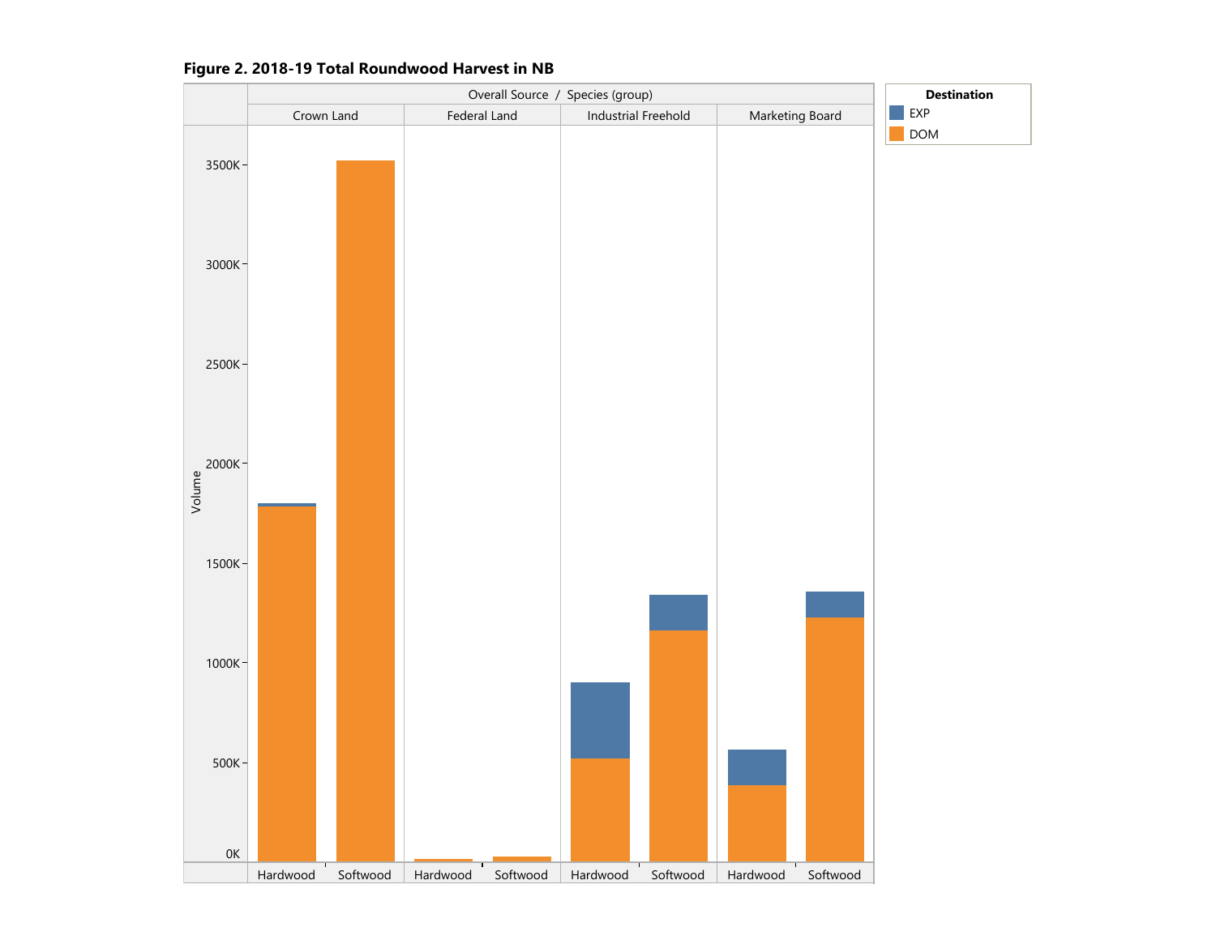**Figure 2. 2018-19 Total Roundwood Harvest in NB**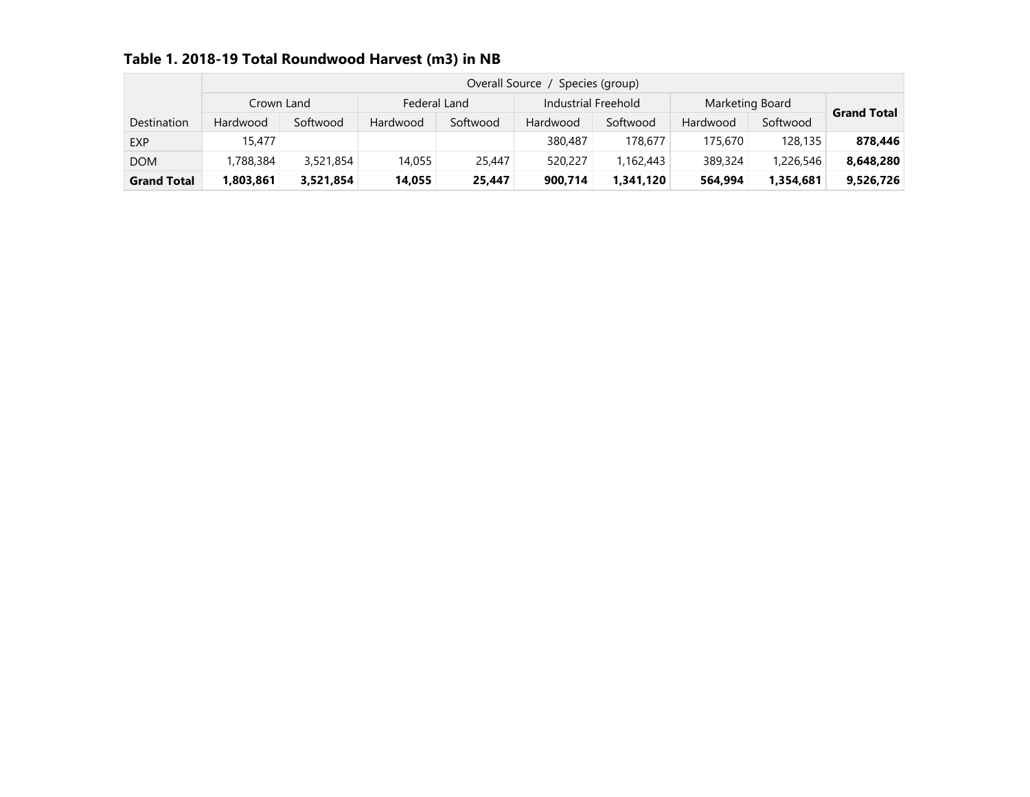**Table 1. 2018-19 Total Roundwood Harvest (m3) in NB**

| | Overall Source / Species (group) | | | | | | | | |
|---|---|---|---|---|---|---|---|---|---|
| | Crown Land | | Federal Land | | Industrial Freehold | | Marketing Board | | **Grand Total** |
| Destination | Hardwood | Softwood | Hardwood | Softwood | Hardwood | Softwood | Hardwood | Softwood | |
| EXP | 15,477 | | | | 380,487 | 178,677 | 175,670 | 128,135 | **878,446** |
| DOM | 1,788,384 | 3,521,854 | 14,055 | 25,447 | 520,227 | 1,162,443 | 389,324 | 1,226,546 | **8,648,280** |
| **Grand Total** | **1,803,861** | **3,521,854** | **14,055** | **25,447** | **900,714** | **1,341,120** | **564,994** | **1,354,681** | **9,526,726** |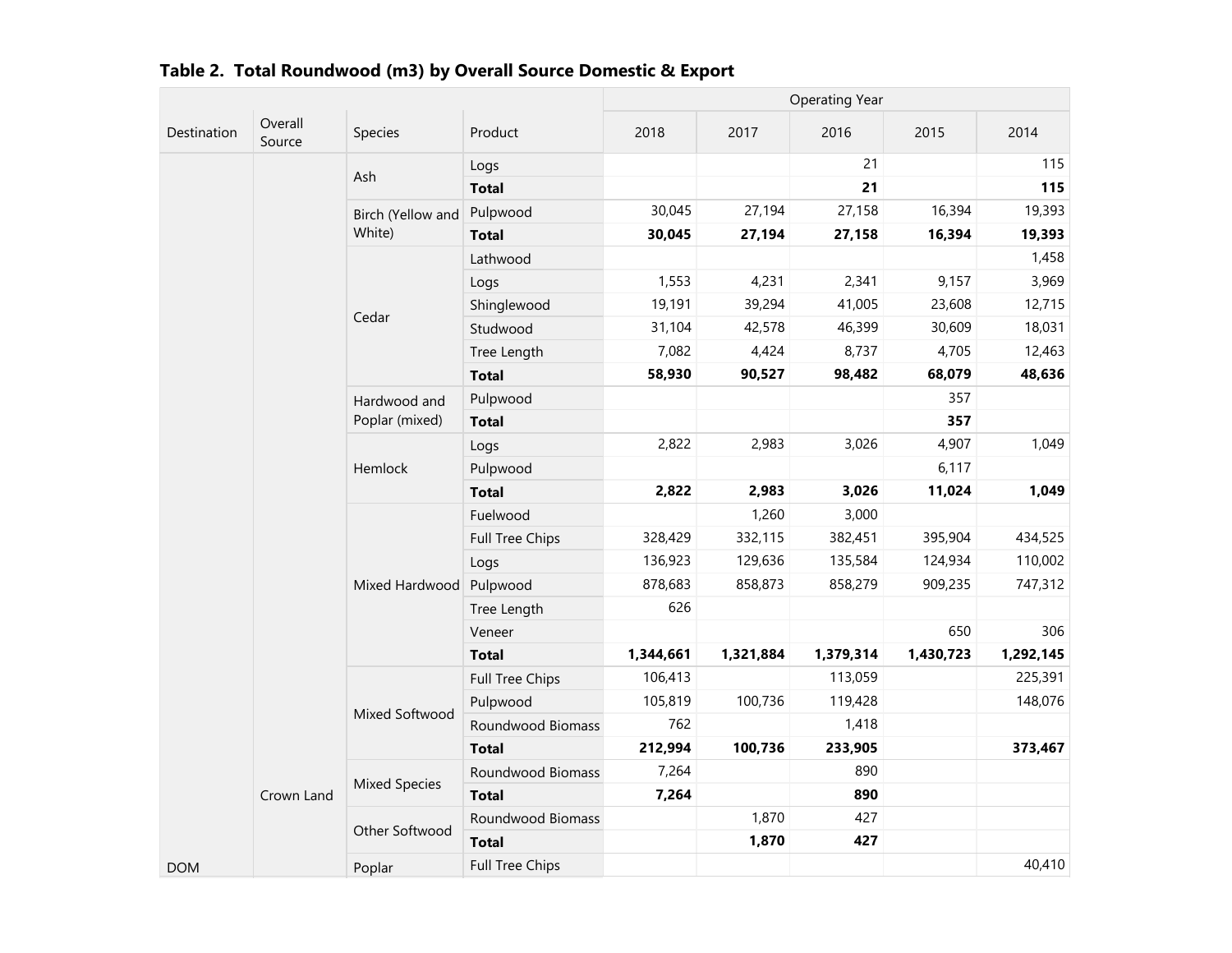**Table 2. Total Roundwood (m3) by Overall Source Domestic & Export**

| Destination | Overall Source | Species | Product | Operating Year 2018 | 2017 | 2016 | 2015 | 2014 |
|---|---|---|---|---|---|---|---|---|
| DOM | Crown Land | Ash | Logs | | | 21 | | 115 |
| | | | **Total** | | | **21** | | **115** |
| | | Birch (Yellow and White) | Pulpwood | 30,045 | 27,194 | 27,158 | 16,394 | 19,393 |
| | | | **Total** | **30,045** | **27,194** | **27,158** | **16,394** | **19,393** |
| | | Cedar | Lathwood | | | | | 1,458 |
| | | | Logs | 1,553 | 4,231 | 2,341 | 9,157 | 3,969 |
| | | | Shinglewood | 19,191 | 39,294 | 41,005 | 23,608 | 12,715 |
| | | | Studwood | 31,104 | 42,578 | 46,399 | 30,609 | 18,031 |
| | | | Tree Length | 7,082 | 4,424 | 8,737 | 4,705 | 12,463 |
| | | | **Total** | **58,930** | **90,527** | **98,482** | **68,079** | **48,636** |
| | | Hardwood and Poplar (mixed) | Pulpwood | | | | 357 | |
| | | | **Total** | | | | **357** | |
| | | Hemlock | Logs | 2,822 | 2,983 | 3,026 | 4,907 | 1,049 |
| | | | Pulpwood | | | | 6,117 | |
| | | | **Total** | **2,822** | **2,983** | **3,026** | **11,024** | **1,049** |
| | | Mixed Hardwood | Fuelwood | | 1,260 | 3,000 | | |
| | | | Full Tree Chips | 328,429 | 332,115 | 382,451 | 395,904 | 434,525 |
| | | | Logs | 136,923 | 129,636 | 135,584 | 124,934 | 110,002 |
| | | | Pulpwood | 878,683 | 858,873 | 858,279 | 909,235 | 747,312 |
| | | | Tree Length | 626 | | | | |
| | | | Veneer | | | | 650 | 306 |
| | | | **Total** | **1,344,661** | **1,321,884** | **1,379,314** | **1,430,723** | **1,292,145** |
| | | Mixed Softwood | Full Tree Chips | 106,413 | | 113,059 | | 225,391 |
| | | | Pulpwood | 105,819 | 100,736 | 119,428 | | 148,076 |
| | | | Roundwood Biomass | 762 | | 1,418 | | |
| | | | **Total** | **212,994** | **100,736** | **233,905** | | **373,467** |
| | | Mixed Species | Roundwood Biomass | 7,264 | | 890 | | |
| | | | **Total** | **7,264** | | **890** | | |
| | | Other Softwood | Roundwood Biomass | | 1,870 | 427 | | |
| | | | **Total** | | **1,870** | **427** | | |
| | | Poplar | Full Tree Chips | | | | | 40,410 |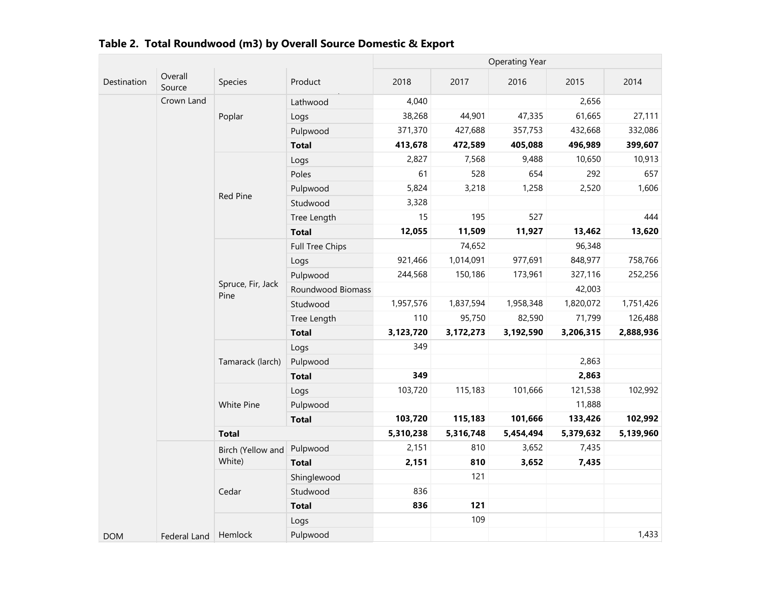## Table 2. Total Roundwood (m3) by Overall Source Domestic & Export

| Destination | Overall Source | Species | Product | Operating Year | | | | |
|---|---|---|---|---|---|---|---|---|
| | | | | 2018 | 2017 | 2016 | 2015 | 2014 |
| DOM | Crown Land | Poplar | Lathwood | 4,040 | | | 2,656 | |
| | | | Logs | 38,268 | 44,901 | 47,335 | 61,665 | 27,111 |
| | | | Pulpwood | 371,370 | 427,688 | 357,753 | 432,668 | 332,086 |
| | | | **Total** | **413,678** | **472,589** | **405,088** | **496,989** | **399,607** |
| | | Red Pine | Logs | 2,827 | 7,568 | 9,488 | 10,650 | 10,913 |
| | | | Poles | 61 | 528 | 654 | 292 | 657 |
| | | | Pulpwood | 5,824 | 3,218 | 1,258 | 2,520 | 1,606 |
| | | | Studwood | 3,328 | | | | |
| | | | Tree Length | 15 | 195 | 527 | | 444 |
| | | | **Total** | **12,055** | **11,509** | **11,927** | **13,462** | **13,620** |
| | | Spruce, Fir, Jack Pine | Full Tree Chips | | 74,652 | | 96,348 | |
| | | | Logs | 921,466 | 1,014,091 | 977,691 | 848,977 | 758,766 |
| | | | Pulpwood | 244,568 | 150,186 | 173,961 | 327,116 | 252,256 |
| | | | Roundwood Biomass | | | | 42,003 | |
| | | | Studwood | 1,957,576 | 1,837,594 | 1,958,348 | 1,820,072 | 1,751,426 |
| | | | Tree Length | 110 | 95,750 | 82,590 | 71,799 | 126,488 |
| | | | **Total** | **3,123,720** | **3,172,273** | **3,192,590** | **3,206,315** | **2,888,936** |
| | | Tamarack (larch) | Logs | 349 | | | | |
| | | | Pulpwood | | | | 2,863 | |
| | | | **Total** | **349** | | | **2,863** | |
| | | White Pine | Logs | 103,720 | 115,183 | 101,666 | 121,538 | 102,992 |
| | | | Pulpwood | | | | 11,888 | |
| | | | **Total** | **103,720** | **115,183** | **101,666** | **133,426** | **102,992** |
| | | **Total** | | **5,310,238** | **5,316,748** | **5,454,494** | **5,379,632** | **5,139,960** |
| | Federal Land | Birch (Yellow and White) | Pulpwood | 2,151 | 810 | 3,652 | 7,435 | |
| | | | **Total** | **2,151** | **810** | **3,652** | **7,435** | |
| | | Cedar | Shinglewood | | 121 | | | |
| | | | Studwood | 836 | | | | |
| | | | **Total** | **836** | **121** | | | |
| | | Hemlock | Logs | | 109 | | | |
| | | | Pulpwood | | | | | 1,433 |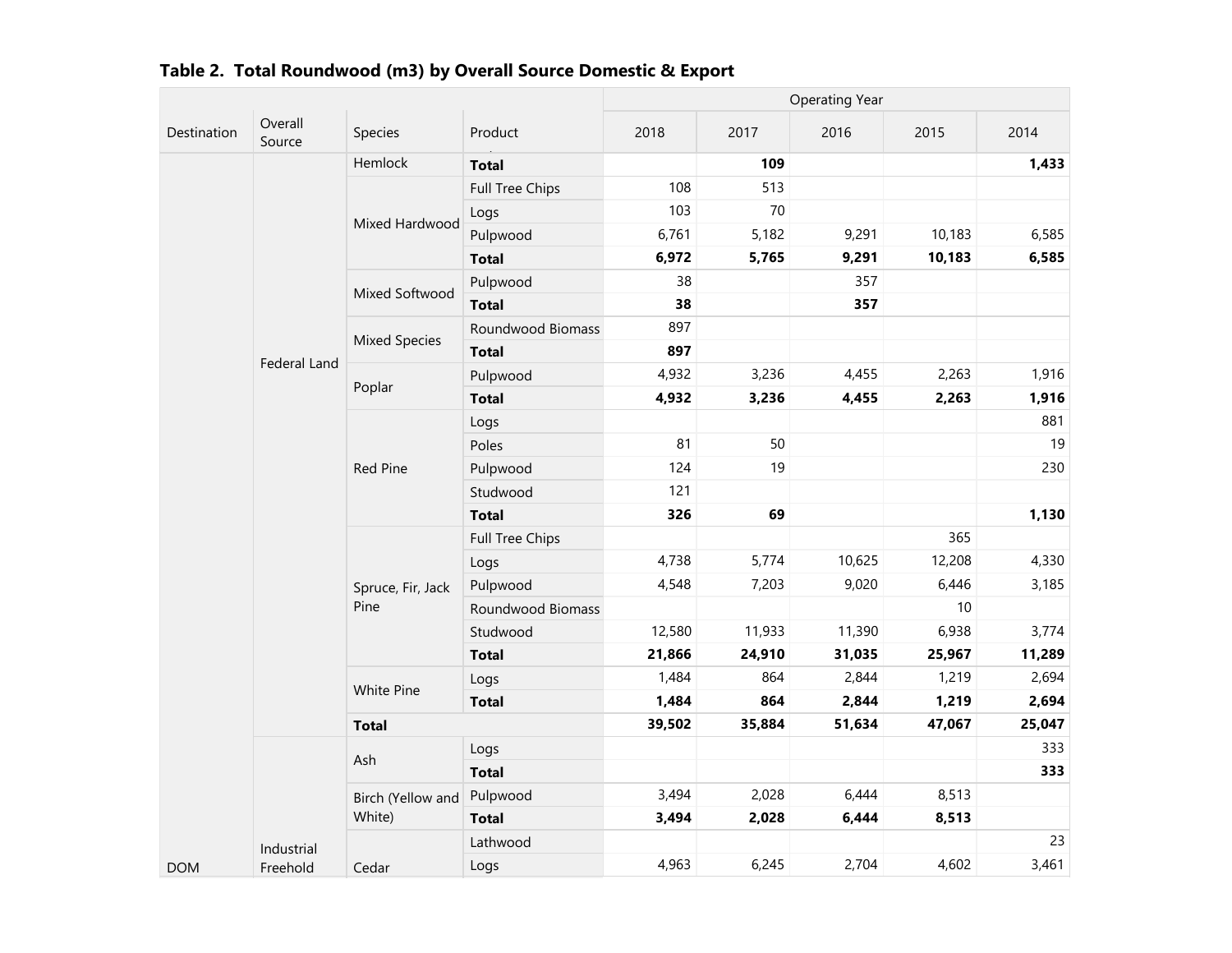**Table 2. Total Roundwood (m3) by Overall Source Domestic & Export**

| Destination | Overall Source | Species | Product | 2018 | 2017 | 2016 | 2015 | 2014 |
|---|---|---|---|---|---|---|---|---|
| | | | | Operating Year | | | | |
| DOM | Federal Land | Hemlock | **Total** | | **109** | | | **1,433** |
| | | Mixed Hardwood | Full Tree Chips | 108 | 513 | | | |
| | | | Logs | 103 | 70 | | | |
| | | | Pulpwood | 6,761 | 5,182 | 9,291 | 10,183 | 6,585 |
| | | | **Total** | **6,972** | **5,765** | **9,291** | **10,183** | **6,585** |
| | | Mixed Softwood | Pulpwood | 38 | | 357 | | |
| | | | **Total** | **38** | | **357** | | |
| | | Mixed Species | Roundwood Biomass | 897 | | | | |
| | | | **Total** | **897** | | | | |
| | | Poplar | Pulpwood | 4,932 | 3,236 | 4,455 | 2,263 | 1,916 |
| | | | **Total** | **4,932** | **3,236** | **4,455** | **2,263** | **1,916** |
| | | Red Pine | Logs | | | | | 881 |
| | | | Poles | 81 | 50 | | | 19 |
| | | | Pulpwood | 124 | 19 | | | 230 |
| | | | Studwood | 121 | | | | |
| | | | **Total** | **326** | **69** | | | **1,130** |
| | | Spruce, Fir, Jack Pine | Full Tree Chips | | | | 365 | |
| | | | Logs | 4,738 | 5,774 | 10,625 | 12,208 | 4,330 |
| | | | Pulpwood | 4,548 | 7,203 | 9,020 | 6,446 | 3,185 |
| | | | Roundwood Biomass | | | | 10 | |
| | | | Studwood | 12,580 | 11,933 | 11,390 | 6,938 | 3,774 |
| | | | **Total** | **21,866** | **24,910** | **31,035** | **25,967** | **11,289** |
| | | White Pine | Logs | 1,484 | 864 | 2,844 | 1,219 | 2,694 |
| | | | **Total** | **1,484** | **864** | **2,844** | **1,219** | **2,694** |
| | | **Total** | | **39,502** | **35,884** | **51,634** | **47,067** | **25,047** |
| | Industrial Freehold | Ash | Logs | | | | | 333 |
| | | | **Total** | | | | | **333** |
| | | Birch (Yellow and White) | Pulpwood | 3,494 | 2,028 | 6,444 | 8,513 | |
| | | | **Total** | **3,494** | **2,028** | **6,444** | **8,513** | |
| | | Cedar | Lathwood | | | | | 23 |
| | | | Logs | 4,963 | 6,245 | 2,704 | 4,602 | 3,461 |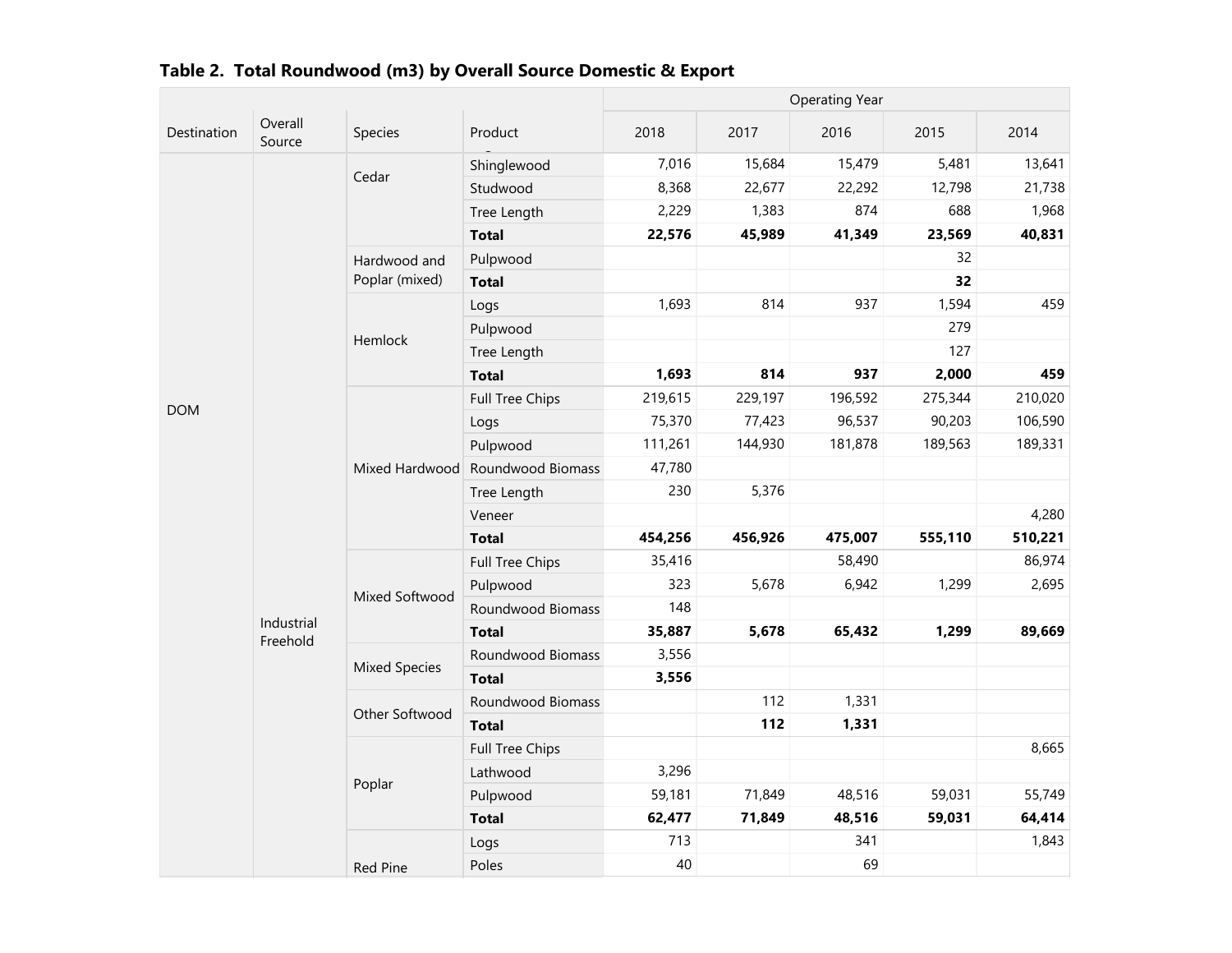## Table 2. Total Roundwood (m3) by Overall Source Domestic & Export

| Destination | Overall Source | Species | Product | 2018 | 2017 | 2016 | 2015 | 2014 |
|---|---|---|---|---|---|---|---|---|
| | | | | Operating Year | | | | |
| DOM | Industrial Freehold | Cedar | Shinglewood | 7,016 | 15,684 | 15,479 | 5,481 | 13,641 |
| | | | Studwood | 8,368 | 22,677 | 22,292 | 12,798 | 21,738 |
| | | | Tree Length | 2,229 | 1,383 | 874 | 688 | 1,968 |
| | | | **Total** | **22,576** | **45,989** | **41,349** | **23,569** | **40,831** |
| | | Hardwood and Poplar (mixed) | Pulpwood | | | | 32 | |
| | | | **Total** | | | | **32** | |
| | | Hemlock | Logs | 1,693 | 814 | 937 | 1,594 | 459 |
| | | | Pulpwood | | | | 279 | |
| | | | Tree Length | | | | 127 | |
| | | | **Total** | **1,693** | **814** | **937** | **2,000** | **459** |
| | | Mixed Hardwood | Full Tree Chips | 219,615 | 229,197 | 196,592 | 275,344 | 210,020 |
| | | | Logs | 75,370 | 77,423 | 96,537 | 90,203 | 106,590 |
| | | | Pulpwood | 111,261 | 144,930 | 181,878 | 189,563 | 189,331 |
| | | | Roundwood Biomass | 47,780 | | | | |
| | | | Tree Length | 230 | 5,376 | | | |
| | | | Veneer | | | | | 4,280 |
| | | | **Total** | **454,256** | **456,926** | **475,007** | **555,110** | **510,221** |
| | | Mixed Softwood | Full Tree Chips | 35,416 | | 58,490 | | 86,974 |
| | | | Pulpwood | 323 | 5,678 | 6,942 | 1,299 | 2,695 |
| | | | Roundwood Biomass | 148 | | | | |
| | | | **Total** | **35,887** | **5,678** | **65,432** | **1,299** | **89,669** |
| | | Mixed Species | Roundwood Biomass | 3,556 | | | | |
| | | | **Total** | **3,556** | | | | |
| | | Other Softwood | Roundwood Biomass | | 112 | 1,331 | | |
| | | | **Total** | | **112** | **1,331** | | |
| | | Poplar | Full Tree Chips | | | | | 8,665 |
| | | | Lathwood | 3,296 | | | | |
| | | | Pulpwood | 59,181 | 71,849 | 48,516 | 59,031 | 55,749 |
| | | | **Total** | **62,477** | **71,849** | **48,516** | **59,031** | **64,414** |
| | | Red Pine | Logs | 713 | | 341 | | 1,843 |
| | | | Poles | 40 | | 69 | | |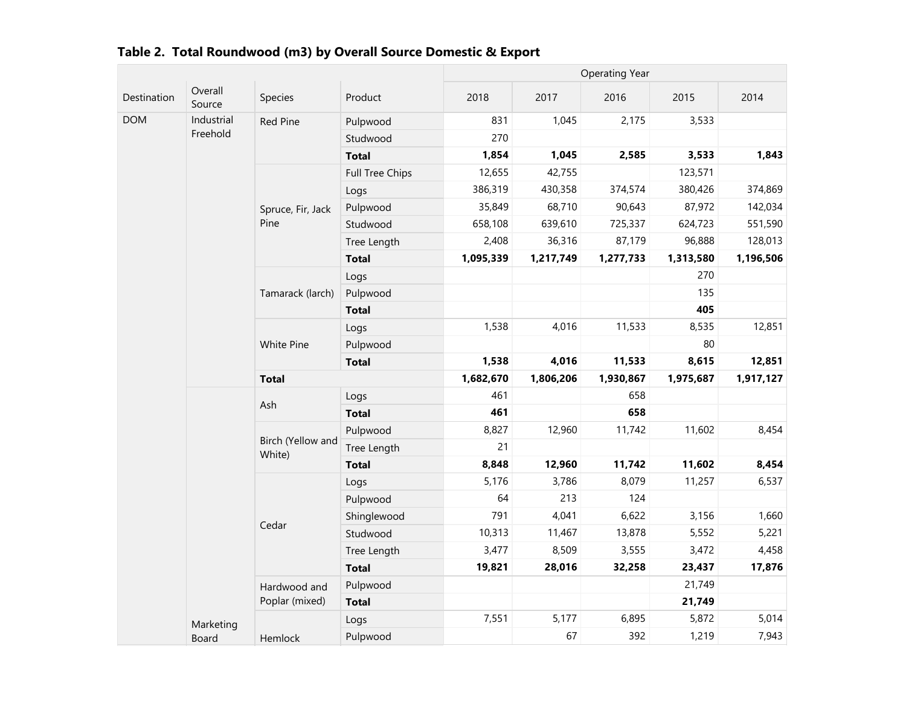**Table 2. Total Roundwood (m3) by Overall Source Domestic & Export**

| Destination | Overall Source | Species | Product | 2018 | 2017 | 2016 | 2015 | 2014 |
|---|---|---|---|---|---|---|---|---|
| | | | | Operating Year | | | | |
| DOM | Industrial Freehold | Red Pine | Pulpwood | 831 | 1,045 | 2,175 | 3,533 | |
| | | | Studwood | 270 | | | | |
| | | | **Total** | **1,854** | **1,045** | **2,585** | **3,533** | **1,843** |
| | | Spruce, Fir, Jack Pine | Full Tree Chips | 12,655 | 42,755 | | 123,571 | |
| | | | Logs | 386,319 | 430,358 | 374,574 | 380,426 | 374,869 |
| | | | Pulpwood | 35,849 | 68,710 | 90,643 | 87,972 | 142,034 |
| | | | Studwood | 658,108 | 639,610 | 725,337 | 624,723 | 551,590 |
| | | | Tree Length | 2,408 | 36,316 | 87,179 | 96,888 | 128,013 |
| | | | **Total** | **1,095,339** | **1,217,749** | **1,277,733** | **1,313,580** | **1,196,506** |
| | | Tamarack (larch) | Logs | | | | 270 | |
| | | | Pulpwood | | | | 135 | |
| | | | **Total** | | | | **405** | |
| | | White Pine | Logs | 1,538 | 4,016 | 11,533 | 8,535 | 12,851 |
| | | | Pulpwood | | | | 80 | |
| | | | **Total** | **1,538** | **4,016** | **11,533** | **8,615** | **12,851** |
| | | **Total** | | **1,682,670** | **1,806,206** | **1,930,867** | **1,975,687** | **1,917,127** |
| | Marketing Board | Ash | Logs | 461 | | 658 | | |
| | | | **Total** | **461** | | **658** | | |
| | | Birch (Yellow and White) | Pulpwood | 8,827 | 12,960 | 11,742 | 11,602 | 8,454 |
| | | | Tree Length | 21 | | | | |
| | | | **Total** | **8,848** | **12,960** | **11,742** | **11,602** | **8,454** |
| | | Cedar | Logs | 5,176 | 3,786 | 8,079 | 11,257 | 6,537 |
| | | | Pulpwood | 64 | 213 | 124 | | |
| | | | Shinglewood | 791 | 4,041 | 6,622 | 3,156 | 1,660 |
| | | | Studwood | 10,313 | 11,467 | 13,878 | 5,552 | 5,221 |
| | | | Tree Length | 3,477 | 8,509 | 3,555 | 3,472 | 4,458 |
| | | | **Total** | **19,821** | **28,016** | **32,258** | **23,437** | **17,876** |
| | | Hardwood and Poplar (mixed) | Pulpwood | | | | 21,749 | |
| | | | **Total** | | | | **21,749** | |
| | | Hemlock | Logs | 7,551 | 5,177 | 6,895 | 5,872 | 5,014 |
| | | | Pulpwood | | 67 | 392 | 1,219 | 7,943 |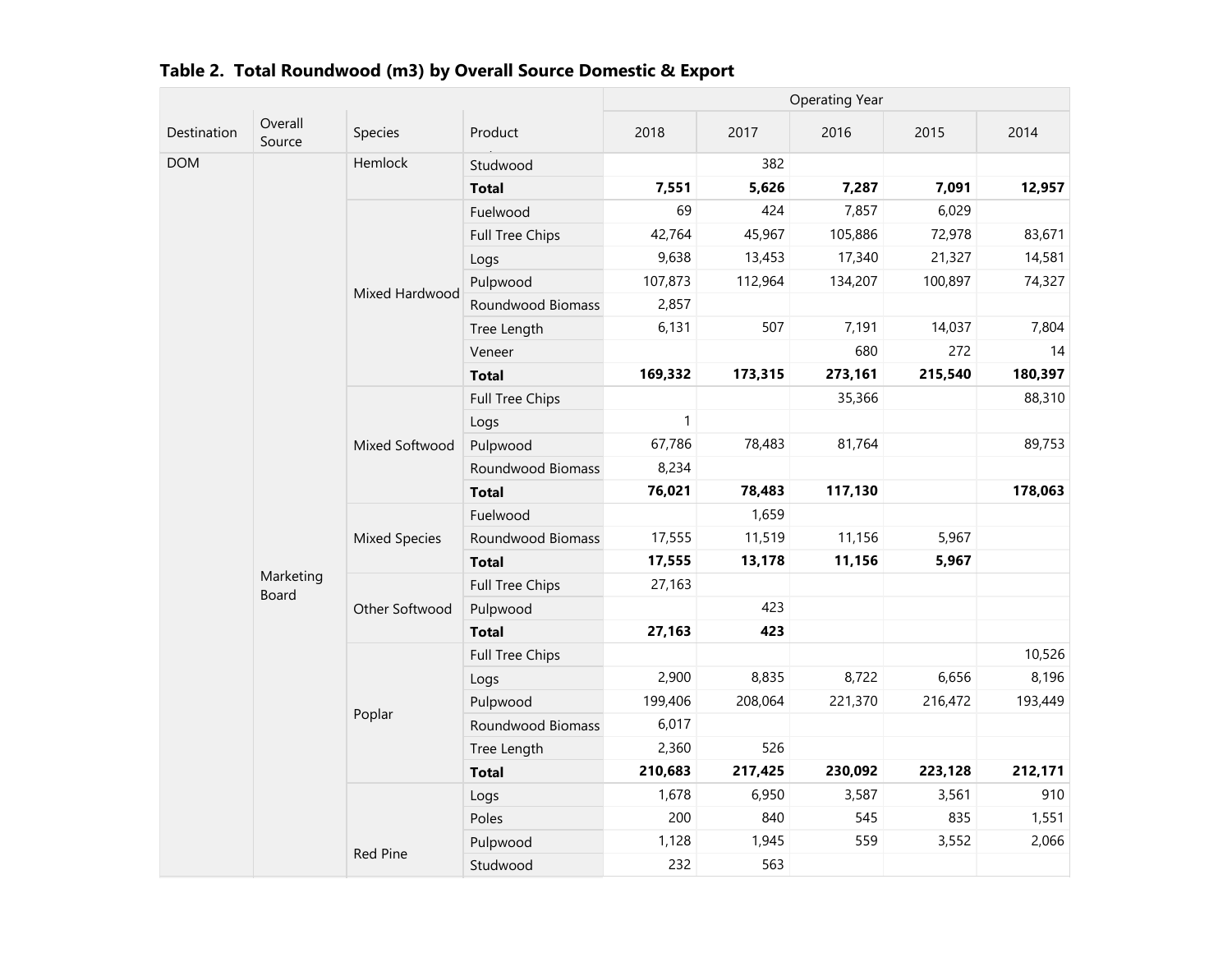**Table 2. Total Roundwood (m3) by Overall Source Domestic & Export**

| Destination | Overall Source | Species | Product | Operating Year | | | | |
|---|---|---|---|---|---|---|---|---|
| | | | | 2018 | 2017 | 2016 | 2015 | 2014 |
| DOM | Marketing Board | Hemlock | Studwood | | 382 | | | |
| | | | **Total** | **7,551** | **5,626** | **7,287** | **7,091** | **12,957** |
| | | Mixed Hardwood | Fuelwood | 69 | 424 | 7,857 | 6,029 | |
| | | | Full Tree Chips | 42,764 | 45,967 | 105,886 | 72,978 | 83,671 |
| | | | Logs | 9,638 | 13,453 | 17,340 | 21,327 | 14,581 |
| | | | Pulpwood | 107,873 | 112,964 | 134,207 | 100,897 | 74,327 |
| | | | Roundwood Biomass | 2,857 | | | | |
| | | | Tree Length | 6,131 | 507 | 7,191 | 14,037 | 7,804 |
| | | | Veneer | | | 680 | 272 | 14 |
| | | | **Total** | **169,332** | **173,315** | **273,161** | **215,540** | **180,397** |
| | | Mixed Softwood | Full Tree Chips | | | 35,366 | | 88,310 |
| | | | Logs | 1 | | | | |
| | | | Pulpwood | 67,786 | 78,483 | 81,764 | | 89,753 |
| | | | Roundwood Biomass | 8,234 | | | | |
| | | | **Total** | **76,021** | **78,483** | **117,130** | | **178,063** |
| | | Mixed Species | Fuelwood | | 1,659 | | | |
| | | | Roundwood Biomass | 17,555 | 11,519 | 11,156 | 5,967 | |
| | | | **Total** | **17,555** | **13,178** | **11,156** | **5,967** | |
| | | Other Softwood | Full Tree Chips | 27,163 | | | | |
| | | | Pulpwood | | 423 | | | |
| | | | **Total** | **27,163** | **423** | | | |
| | | Poplar | Full Tree Chips | | | | | 10,526 |
| | | | Logs | 2,900 | 8,835 | 8,722 | 6,656 | 8,196 |
| | | | Pulpwood | 199,406 | 208,064 | 221,370 | 216,472 | 193,449 |
| | | | Roundwood Biomass | 6,017 | | | | |
| | | | Tree Length | 2,360 | 526 | | | |
| | | | **Total** | **210,683** | **217,425** | **230,092** | **223,128** | **212,171** |
| | | Red Pine | Logs | 1,678 | 6,950 | 3,587 | 3,561 | 910 |
| | | | Poles | 200 | 840 | 545 | 835 | 1,551 |
| | | | Pulpwood | 1,128 | 1,945 | 559 | 3,552 | 2,066 |
| | | | Studwood | 232 | 563 | | | |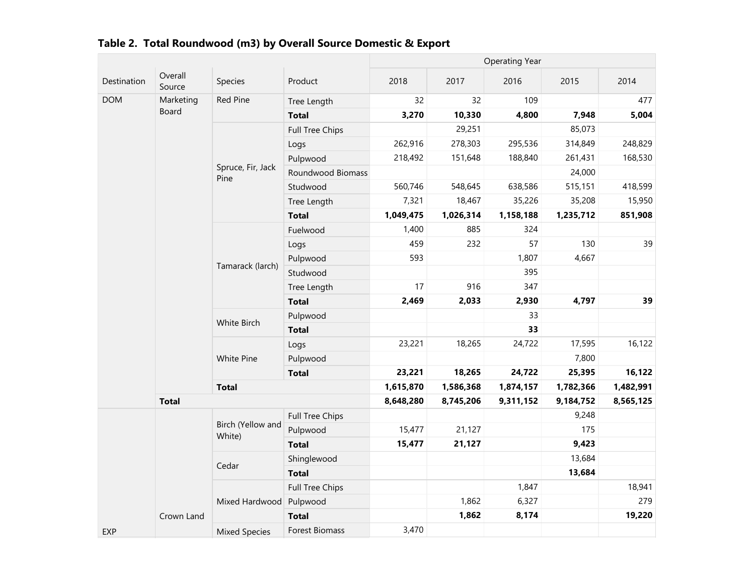## Table 2. Total Roundwood (m3) by Overall Source Domestic & Export

| Destination | Overall Source | Species | Product | Operating Year | | | | |
|---|---|---|---|---|---|---|---|---|
| | | | | 2018 | 2017 | 2016 | 2015 | 2014 |
| DOM | Marketing Board | Red Pine | Tree Length | 32 | 32 | 109 | | 477 |
| | | | **Total** | **3,270** | **10,330** | **4,800** | **7,948** | **5,004** |
| | | Spruce, Fir, Jack Pine | Full Tree Chips | | 29,251 | | 85,073 | |
| | | | Logs | 262,916 | 278,303 | 295,536 | 314,849 | 248,829 |
| | | | Pulpwood | 218,492 | 151,648 | 188,840 | 261,431 | 168,530 |
| | | | Roundwood Biomass | | | | 24,000 | |
| | | | Studwood | 560,746 | 548,645 | 638,586 | 515,151 | 418,599 |
| | | | Tree Length | 7,321 | 18,467 | 35,226 | 35,208 | 15,950 |
| | | | **Total** | **1,049,475** | **1,026,314** | **1,158,188** | **1,235,712** | **851,908** |
| | | Tamarack (larch) | Fuelwood | 1,400 | 885 | 324 | | |
| | | | Logs | 459 | 232 | 57 | 130 | 39 |
| | | | Pulpwood | 593 | | 1,807 | 4,667 | |
| | | | Studwood | | | 395 | | |
| | | | Tree Length | 17 | 916 | 347 | | |
| | | | **Total** | **2,469** | **2,033** | **2,930** | **4,797** | **39** |
| | | White Birch | Pulpwood | | | 33 | | |
| | | | **Total** | | | **33** | | |
| | | White Pine | Logs | 23,221 | 18,265 | 24,722 | 17,595 | 16,122 |
| | | | Pulpwood | | | | 7,800 | |
| | | | **Total** | **23,221** | **18,265** | **24,722** | **25,395** | **16,122** |
| | | **Total** | | **1,615,870** | **1,586,368** | **1,874,157** | **1,782,366** | **1,482,991** |
| | **Total** | | | **8,648,280** | **8,745,206** | **9,311,152** | **9,184,752** | **8,565,125** |
| EXP | Crown Land | Birch (Yellow and White) | Full Tree Chips | | | | 9,248 | |
| | | | Pulpwood | 15,477 | 21,127 | | 175 | |
| | | | **Total** | **15,477** | **21,127** | | **9,423** | |
| | | Cedar | Shinglewood | | | | 13,684 | |
| | | | **Total** | | | | **13,684** | |
| | | Mixed Hardwood | Full Tree Chips | | | 1,847 | | 18,941 |
| | | | Pulpwood | | 1,862 | 6,327 | | 279 |
| | | | **Total** | | **1,862** | **8,174** | | **19,220** |
| | | Mixed Species | Forest Biomass | 3,470 | | | | |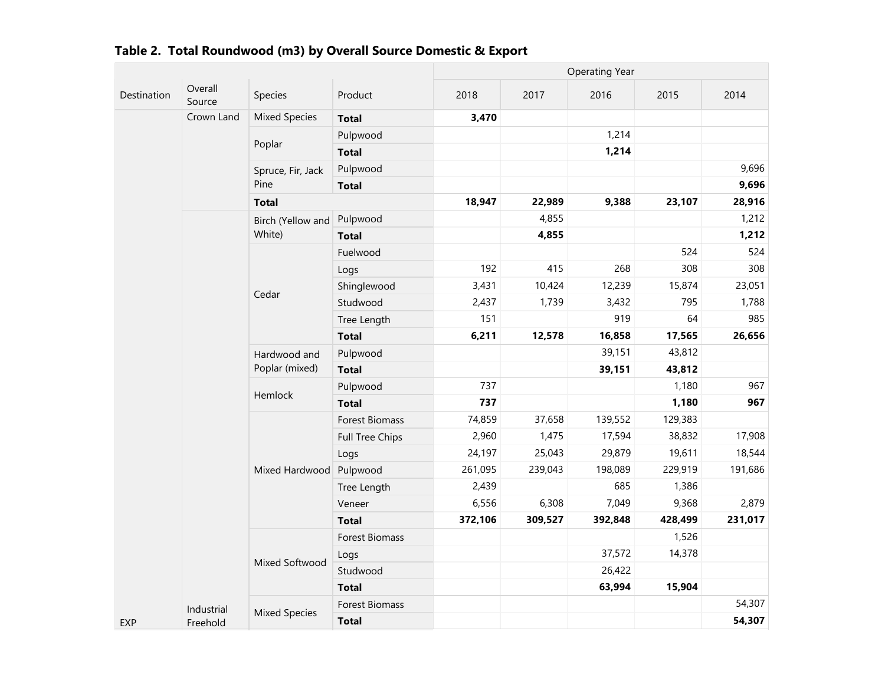## Table 2. Total Roundwood (m3) by Overall Source Domestic & Export

| Destination | Overall Source | Species | Product | 2018 | 2017 | 2016 | 2015 | 2014 |
|---|---|---|---|---|---|---|---|---|
| | | | | Operating Year | | | | |
| | Crown Land | Mixed Species | **Total** | **3,470** | | | | |
| | | Poplar | Pulpwood | | | 1,214 | | |
| | | | **Total** | | | **1,214** | | |
| | | Spruce, Fir, Jack Pine | Pulpwood | | | | | 9,696 |
| | | | **Total** | | | | | **9,696** |
| | | **Total** | | **18,947** | **22,989** | **9,388** | **23,107** | **28,916** |
| | | Birch (Yellow and White) | Pulpwood | | 4,855 | | | 1,212 |
| | | | **Total** | | **4,855** | | | **1,212** |
| | | Cedar | Fuelwood | | | | 524 | 524 |
| | | | Logs | 192 | 415 | 268 | 308 | 308 |
| | | | Shinglewood | 3,431 | 10,424 | 12,239 | 15,874 | 23,051 |
| | | | Studwood | 2,437 | 1,739 | 3,432 | 795 | 1,788 |
| | | | Tree Length | 151 | | 919 | 64 | 985 |
| | | | **Total** | **6,211** | **12,578** | **16,858** | **17,565** | **26,656** |
| | | Hardwood and Poplar (mixed) | Pulpwood | | | 39,151 | 43,812 | |
| | | | **Total** | | | **39,151** | **43,812** | |
| | | Hemlock | Pulpwood | 737 | | | 1,180 | 967 |
| | | | **Total** | **737** | | | **1,180** | **967** |
| | | Mixed Hardwood | Forest Biomass | 74,859 | 37,658 | 139,552 | 129,383 | |
| | | | Full Tree Chips | 2,960 | 1,475 | 17,594 | 38,832 | 17,908 |
| | | | Logs | 24,197 | 25,043 | 29,879 | 19,611 | 18,544 |
| | | | Pulpwood | 261,095 | 239,043 | 198,089 | 229,919 | 191,686 |
| | | | Tree Length | 2,439 | | 685 | 1,386 | |
| | | | Veneer | 6,556 | 6,308 | 7,049 | 9,368 | 2,879 |
| | | | **Total** | **372,106** | **309,527** | **392,848** | **428,499** | **231,017** |
| | | Mixed Softwood | Forest Biomass | | | | 1,526 | |
| | | | Logs | | | 37,572 | 14,378 | |
| | | | Studwood | | | 26,422 | | |
| | | | **Total** | | | **63,994** | **15,904** | |
| | | Mixed Species | Forest Biomass | | | | | 54,307 |
| EXP | Industrial Freehold | | **Total** | | | | | **54,307** |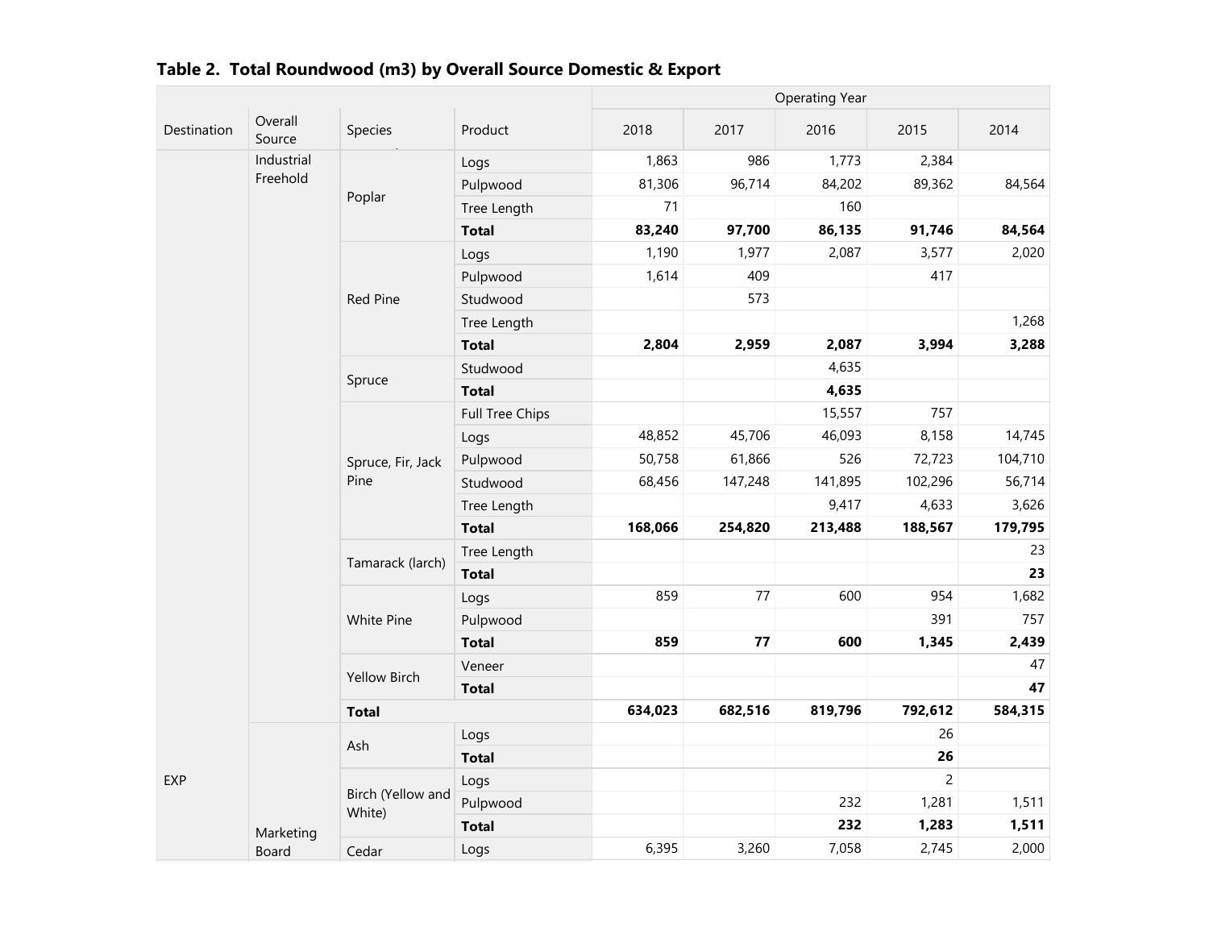## Table 2. Total Roundwood (m3) by Overall Source Domestic & Export

| Destination | Overall Source | Species | Product | Operating Year | | | | |
|---|---|---|---|---|---|---|---|---|
| | | | | 2018 | 2017 | 2016 | 2015 | 2014 |
| EXP | Industrial Freehold | Poplar | Logs | 1,863 | 986 | 1,773 | 2,384 | |
| | | | Pulpwood | 81,306 | 96,714 | 84,202 | 89,362 | 84,564 |
| | | | Tree Length | 71 | | 160 | | |
| | | | **Total** | **83,240** | **97,700** | **86,135** | **91,746** | **84,564** |
| | | Red Pine | Logs | 1,190 | 1,977 | 2,087 | 3,577 | 2,020 |
| | | | Pulpwood | 1,614 | 409 | | 417 | |
| | | | Studwood | | 573 | | | |
| | | | Tree Length | | | | | 1,268 |
| | | | **Total** | **2,804** | **2,959** | **2,087** | **3,994** | **3,288** |
| | | Spruce | Studwood | | | 4,635 | | |
| | | | **Total** | | | **4,635** | | |
| | | Spruce, Fir, Jack Pine | Full Tree Chips | | | 15,557 | 757 | |
| | | | Logs | 48,852 | 45,706 | 46,093 | 8,158 | 14,745 |
| | | | Pulpwood | 50,758 | 61,866 | 526 | 72,723 | 104,710 |
| | | | Studwood | 68,456 | 147,248 | 141,895 | 102,296 | 56,714 |
| | | | Tree Length | | | 9,417 | 4,633 | 3,626 |
| | | | **Total** | **168,066** | **254,820** | **213,488** | **188,567** | **179,795** |
| | | Tamarack (larch) | Tree Length | | | | | 23 |
| | | | **Total** | | | | | **23** |
| | | White Pine | Logs | 859 | 77 | 600 | 954 | 1,682 |
| | | | Pulpwood | | | | 391 | 757 |
| | | | **Total** | **859** | **77** | **600** | **1,345** | **2,439** |
| | | Yellow Birch | Veneer | | | | | 47 |
| | | | **Total** | | | | | **47** |
| | | **Total** | | **634,023** | **682,516** | **819,796** | **792,612** | **584,315** |
| | Marketing Board | Ash | Logs | | | | 26 | |
| | | | **Total** | | | | **26** | |
| | | Birch (Yellow and White) | Logs | | | | 2 | |
| | | | Pulpwood | | | 232 | 1,281 | 1,511 |
| | | | **Total** | | | **232** | **1,283** | **1,511** |
| | | Cedar | Logs | 6,395 | 3,260 | 7,058 | 2,745 | 2,000 |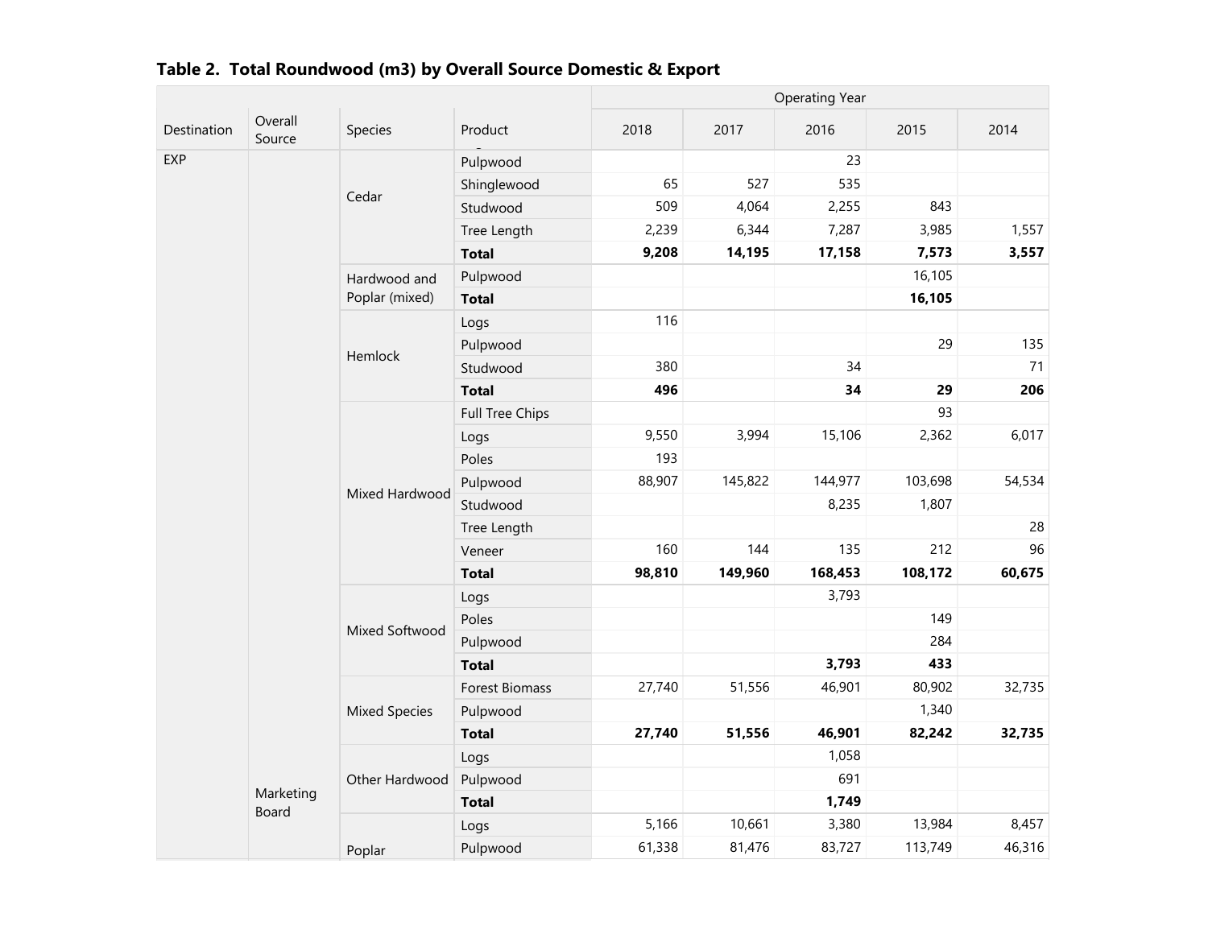**Table 2. Total Roundwood (m3) by Overall Source Domestic & Export**

| Destination | Overall Source | Species | Product | Operating Year | | | | |
|---|---|---|---|---|---|---|---|---|
| | | | | 2018 | 2017 | 2016 | 2015 | 2014 |
| EXP | Marketing Board | Cedar | Pulpwood | | | 23 | | |
| | | | Shinglewood | 65 | 527 | 535 | | |
| | | | Studwood | 509 | 4,064 | 2,255 | 843 | |
| | | | Tree Length | 2,239 | 6,344 | 7,287 | 3,985 | 1,557 |
| | | | **Total** | **9,208** | **14,195** | **17,158** | **7,573** | **3,557** |
| | | Hardwood and Poplar (mixed) | Pulpwood | | | | 16,105 | |
| | | | **Total** | | | | **16,105** | |
| | | Hemlock | Logs | 116 | | | | |
| | | | Pulpwood | | | | 29 | 135 |
| | | | Studwood | 380 | | 34 | | 71 |
| | | | **Total** | **496** | | **34** | **29** | **206** |
| | | Mixed Hardwood | Full Tree Chips | | | | 93 | |
| | | | Logs | 9,550 | 3,994 | 15,106 | 2,362 | 6,017 |
| | | | Poles | 193 | | | | |
| | | | Pulpwood | 88,907 | 145,822 | 144,977 | 103,698 | 54,534 |
| | | | Studwood | | | 8,235 | 1,807 | |
| | | | Tree Length | | | | | 28 |
| | | | Veneer | 160 | 144 | 135 | 212 | 96 |
| | | | **Total** | **98,810** | **149,960** | **168,453** | **108,172** | **60,675** |
| | | Mixed Softwood | Logs | | | 3,793 | | |
| | | | Poles | | | | 149 | |
| | | | Pulpwood | | | | 284 | |
| | | | **Total** | | | **3,793** | **433** | |
| | | Mixed Species | Forest Biomass | 27,740 | 51,556 | 46,901 | 80,902 | 32,735 |
| | | | Pulpwood | | | | 1,340 | |
| | | | **Total** | **27,740** | **51,556** | **46,901** | **82,242** | **32,735** |
| | | Other Hardwood | Logs | | | 1,058 | | |
| | | | Pulpwood | | | 691 | | |
| | | | **Total** | | | **1,749** | | |
| | | Poplar | Logs | 5,166 | 10,661 | 3,380 | 13,984 | 8,457 |
| | | | Pulpwood | 61,338 | 81,476 | 83,727 | 113,749 | 46,316 |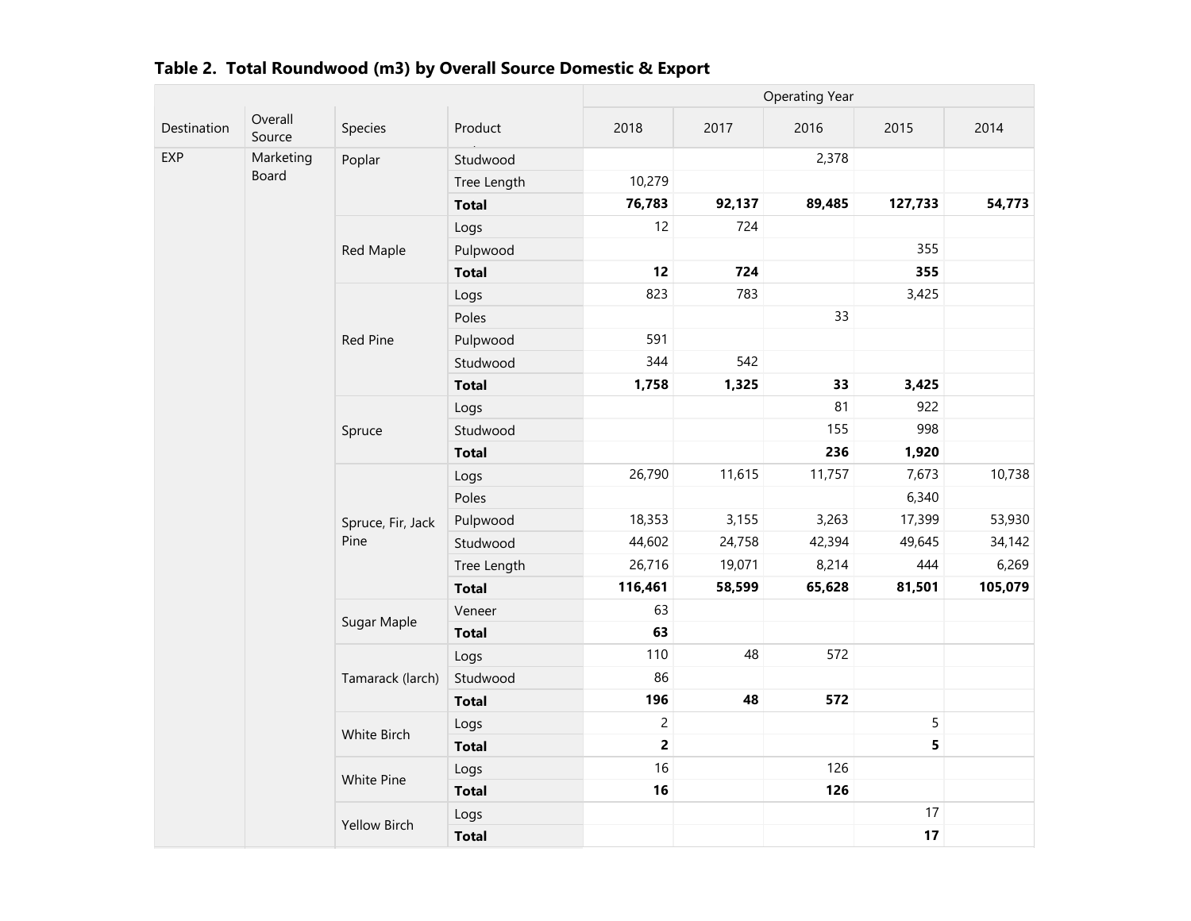## Table 2. Total Roundwood (m3) by Overall Source Domestic & Export

| Destination | Overall Source | Species | Product | Operating Year | | | | |
|---|---|---|---|---|---|---|---|---|
| | | | | 2018 | 2017 | 2016 | 2015 | 2014 |
| EXP | Marketing Board | Poplar | Studwood | | | 2,378 | | |
| | | | Tree Length | 10,279 | | | | |
| | | | **Total** | **76,783** | **92,137** | **89,485** | **127,733** | **54,773** |
| | | Red Maple | Logs | 12 | 724 | | | |
| | | | Pulpwood | | | | 355 | |
| | | | **Total** | **12** | **724** | | **355** | |
| | | Red Pine | Logs | 823 | 783 | | 3,425 | |
| | | | Poles | | | 33 | | |
| | | | Pulpwood | 591 | | | | |
| | | | Studwood | 344 | 542 | | | |
| | | | **Total** | **1,758** | **1,325** | **33** | **3,425** | |
| | | Spruce | Logs | | | 81 | 922 | |
| | | | Studwood | | | 155 | 998 | |
| | | | **Total** | | | **236** | **1,920** | |
| | | Spruce, Fir, Jack Pine | Logs | 26,790 | 11,615 | 11,757 | 7,673 | 10,738 |
| | | | Poles | | | | 6,340 | |
| | | | Pulpwood | 18,353 | 3,155 | 3,263 | 17,399 | 53,930 |
| | | | Studwood | 44,602 | 24,758 | 42,394 | 49,645 | 34,142 |
| | | | Tree Length | 26,716 | 19,071 | 8,214 | 444 | 6,269 |
| | | | **Total** | **116,461** | **58,599** | **65,628** | **81,501** | **105,079** |
| | | Sugar Maple | Veneer | 63 | | | | |
| | | | **Total** | **63** | | | | |
| | | Tamarack (larch) | Logs | 110 | 48 | 572 | | |
| | | | Studwood | 86 | | | | |
| | | | **Total** | **196** | **48** | **572** | | |
| | | White Birch | Logs | 2 | | | 5 | |
| | | | **Total** | **2** | | | **5** | |
| | | White Pine | Logs | 16 | | 126 | | |
| | | | **Total** | **16** | | **126** | | |
| | | Yellow Birch | Logs | | | | 17 | |
| | | | **Total** | | | | **17** | |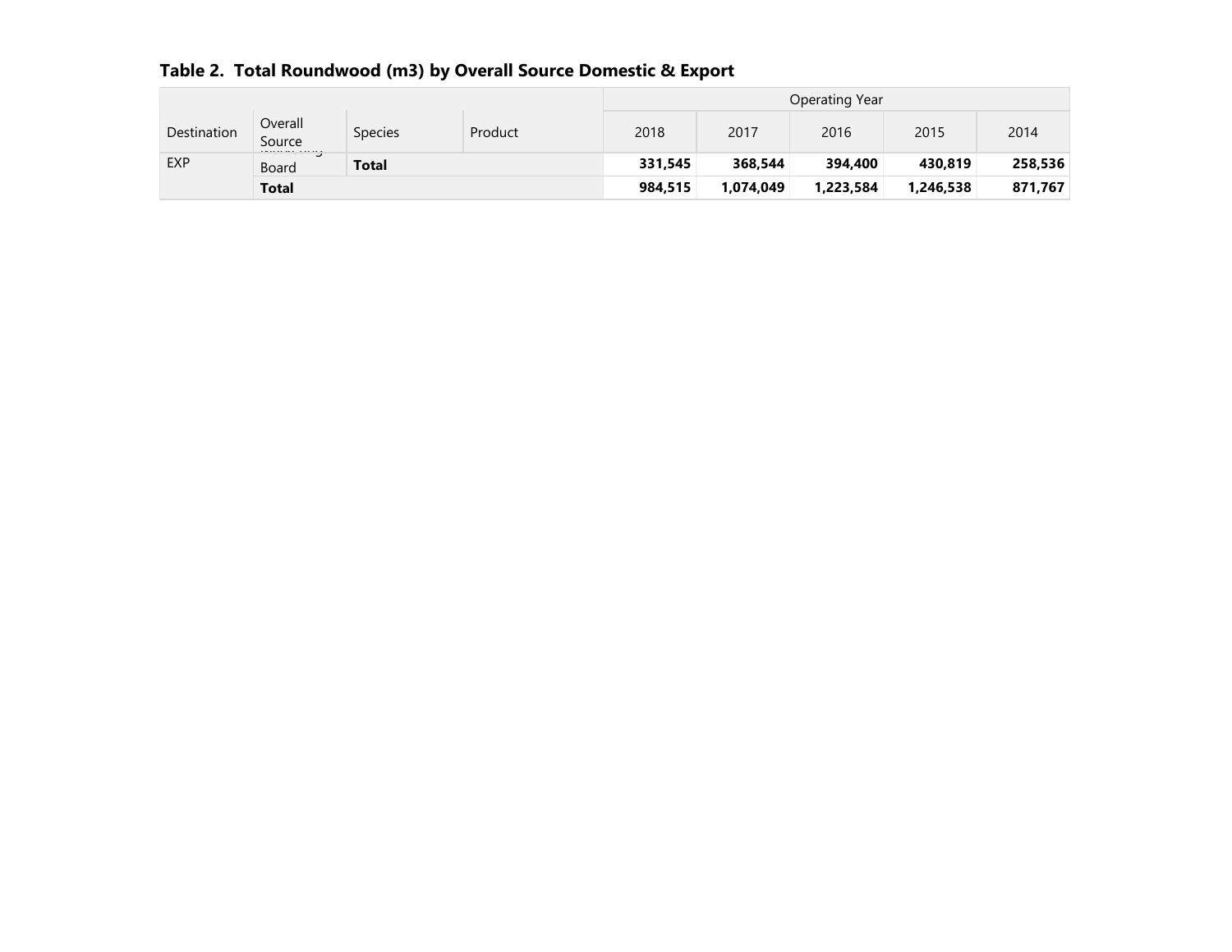**Table 2. Total Roundwood (m3) by Overall Source Domestic & Export**

| Destination | Overall Source | Species | Product | Operating Year | | | | |
|---|---|---|---|---|---|---|---|---|
| | | | | 2018 | 2017 | 2016 | 2015 | 2014 |
| EXP | Marketing Board | **Total** | | **331,545** | **368,544** | **394,400** | **430,819** | **258,536** |
| | **Total** | | | **984,515** | **1,074,049** | **1,223,584** | **1,246,538** | **871,767** |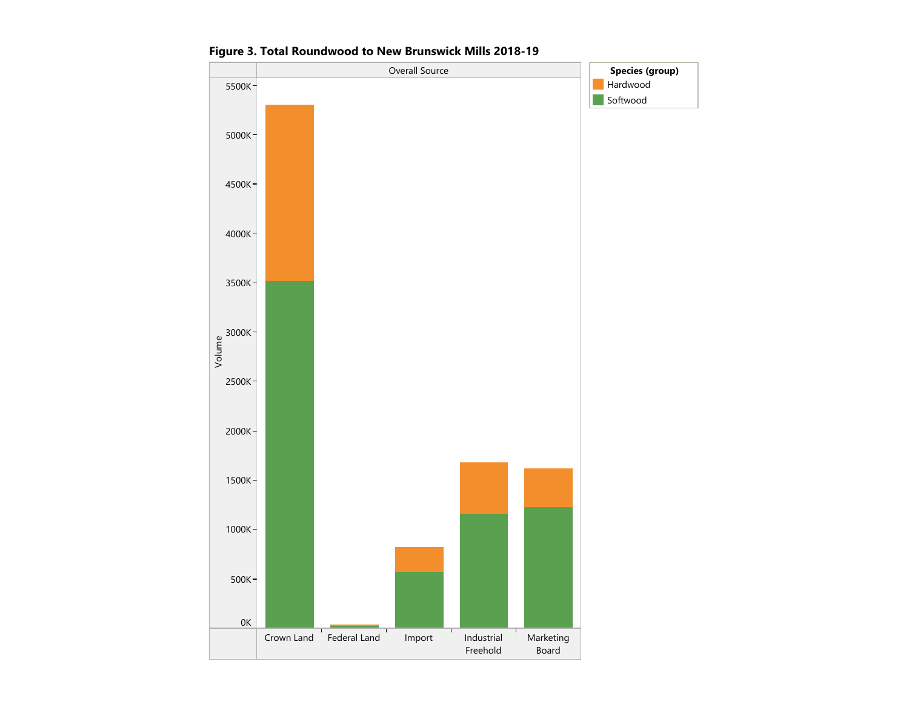**Figure 3. Total Roundwood to New Brunswick Mills 2018-19**

Overall Source

Species (group): Hardwood, Softwood

Volume: 0K, 500K, 1000K, 1500K, 2000K, 2500K, 3000K, 3500K, 4000K, 4500K, 5000K, 5500K

Crown Land | Federal Land | Import | Industrial Freehold | Marketing Board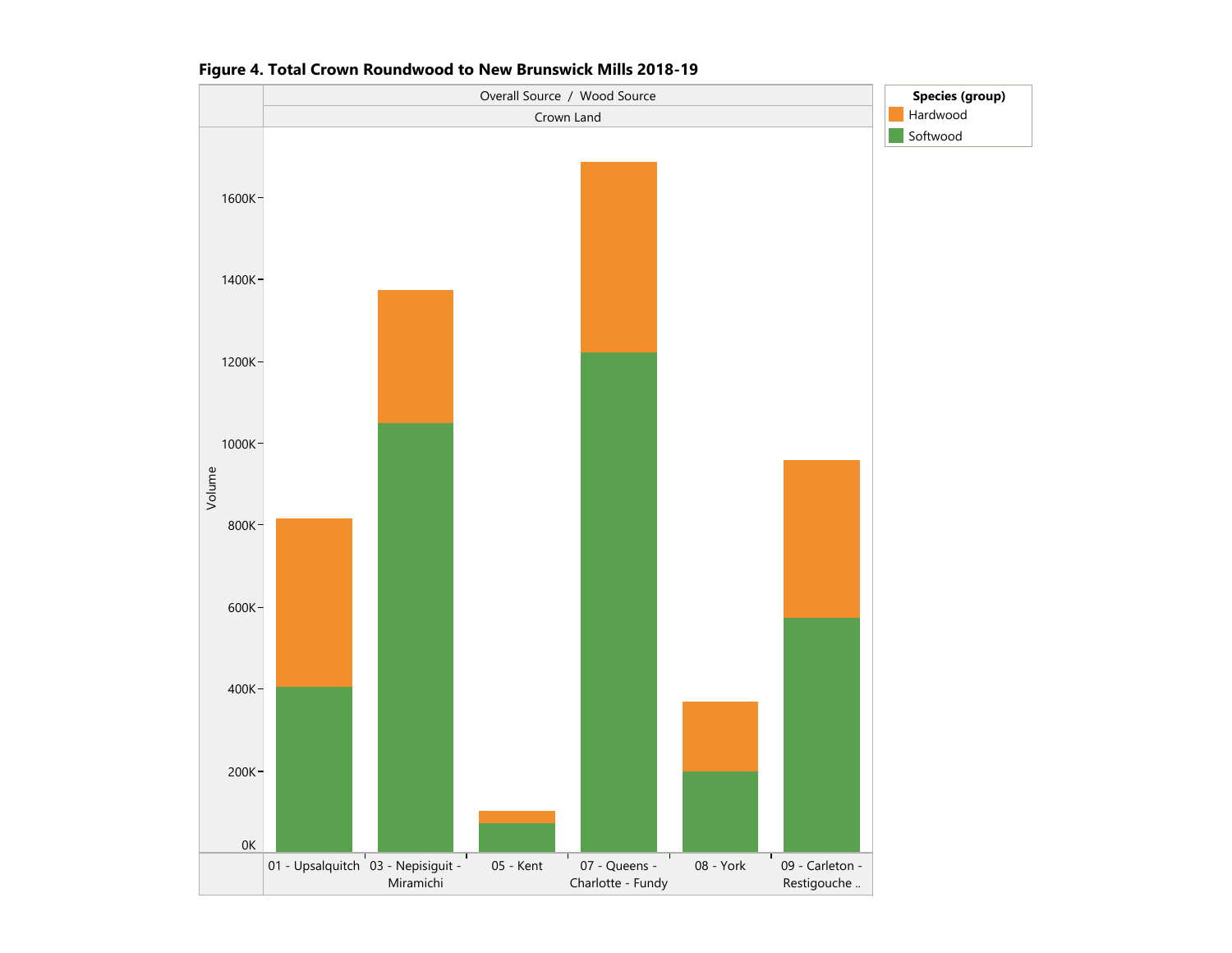**Figure 4. Total Crown Roundwood to New Brunswick Mills 2018-19**

Overall Source / Wood Source

Crown Land

Species (group): Hardwood, Softwood

Volume: 0K, 200K, 400K, 600K, 800K, 1000K, 1200K, 1400K, 1600K

01 - Upsalquitch | 03 - Nepisiguit - Miramichi | 05 - Kent | 07 - Queens - Charlotte - Fundy | 08 - York | 09 - Carleton - Restigouche ..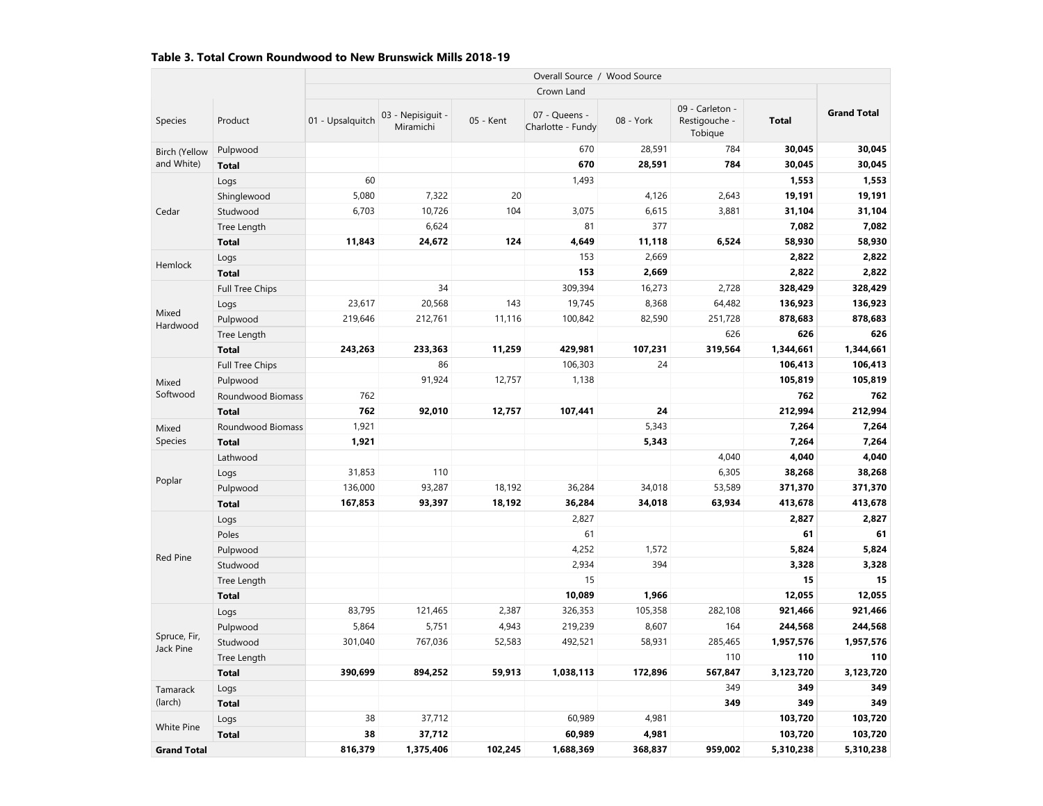### Table 3. Total Crown Roundwood to New Brunswick Mills 2018-19

| | | Overall Source / Wood Source | | | | | | | |
|---|---|---|---|---|---|---|---|---|---|
| | | Crown Land | | | | | | | |
| Species | Product | 01 - Upsalquitch | 03 - Nepisiguit - Miramichi | 05 - Kent | 07 - Queens - Charlotte - Fundy | 08 - York | 09 - Carleton - Restigouche - Tobique | Total | Grand Total |
| Birch (Yellow and White) | Pulpwood | | | | 670 | 28,591 | 784 | **30,045** | **30,045** |
| | **Total** | | | | **670** | **28,591** | **784** | **30,045** | **30,045** |
| Cedar | Logs | 60 | | | 1,493 | | | **1,553** | **1,553** |
| | Shinglewood | 5,080 | 7,322 | 20 | | 4,126 | 2,643 | **19,191** | **19,191** |
| | Studwood | 6,703 | 10,726 | 104 | 3,075 | 6,615 | 3,881 | **31,104** | **31,104** |
| | Tree Length | | 6,624 | | 81 | 377 | | **7,082** | **7,082** |
| | **Total** | **11,843** | **24,672** | **124** | **4,649** | **11,118** | **6,524** | **58,930** | **58,930** |
| Hemlock | Logs | | | | 153 | 2,669 | | **2,822** | **2,822** |
| | **Total** | | | | **153** | **2,669** | | **2,822** | **2,822** |
| Mixed Hardwood | Full Tree Chips | | 34 | | 309,394 | 16,273 | 2,728 | **328,429** | **328,429** |
| | Logs | 23,617 | 20,568 | 143 | 19,745 | 8,368 | 64,482 | **136,923** | **136,923** |
| | Pulpwood | 219,646 | 212,761 | 11,116 | 100,842 | 82,590 | 251,728 | **878,683** | **878,683** |
| | Tree Length | | | | | | 626 | **626** | **626** |
| | **Total** | **243,263** | **233,363** | **11,259** | **429,981** | **107,231** | **319,564** | **1,344,661** | **1,344,661** |
| Mixed Softwood | Full Tree Chips | | 86 | | 106,303 | 24 | | **106,413** | **106,413** |
| | Pulpwood | | 91,924 | 12,757 | 1,138 | | | **105,819** | **105,819** |
| | Roundwood Biomass | 762 | | | | | | **762** | **762** |
| | **Total** | **762** | **92,010** | **12,757** | **107,441** | **24** | | **212,994** | **212,994** |
| Mixed Species | Roundwood Biomass | 1,921 | | | | 5,343 | | **7,264** | **7,264** |
| | **Total** | **1,921** | | | | **5,343** | | **7,264** | **7,264** |
| Poplar | Lathwood | | | | | | 4,040 | **4,040** | **4,040** |
| | Logs | 31,853 | 110 | | | | 6,305 | **38,268** | **38,268** |
| | Pulpwood | 136,000 | 93,287 | 18,192 | 36,284 | 34,018 | 53,589 | **371,370** | **371,370** |
| | **Total** | **167,853** | **93,397** | **18,192** | **36,284** | **34,018** | **63,934** | **413,678** | **413,678** |
| Red Pine | Logs | | | | 2,827 | | | **2,827** | **2,827** |
| | Poles | | | | 61 | | | **61** | **61** |
| | Pulpwood | | | | 4,252 | 1,572 | | **5,824** | **5,824** |
| | Studwood | | | | 2,934 | 394 | | **3,328** | **3,328** |
| | Tree Length | | | | 15 | | | **15** | **15** |
| | **Total** | | | | **10,089** | **1,966** | | **12,055** | **12,055** |
| Spruce, Fir, Jack Pine | Logs | 83,795 | 121,465 | 2,387 | 326,353 | 105,358 | 282,108 | **921,466** | **921,466** |
| | Pulpwood | 5,864 | 5,751 | 4,943 | 219,239 | 8,607 | 164 | **244,568** | **244,568** |
| | Studwood | 301,040 | 767,036 | 52,583 | 492,521 | 58,931 | 285,465 | **1,957,576** | **1,957,576** |
| | Tree Length | | | | | | 110 | **110** | **110** |
| | **Total** | **390,699** | **894,252** | **59,913** | **1,038,113** | **172,896** | **567,847** | **3,123,720** | **3,123,720** |
| Tamarack (larch) | Logs | | | | | | 349 | **349** | **349** |
| | **Total** | | | | | | **349** | **349** | **349** |
| White Pine | Logs | 38 | 37,712 | | 60,989 | 4,981 | | **103,720** | **103,720** |
| | **Total** | **38** | **37,712** | | **60,989** | **4,981** | | **103,720** | **103,720** |
| **Grand Total** | | **816,379** | **1,375,406** | **102,245** | **1,688,369** | **368,837** | **959,002** | **5,310,238** | **5,310,238** |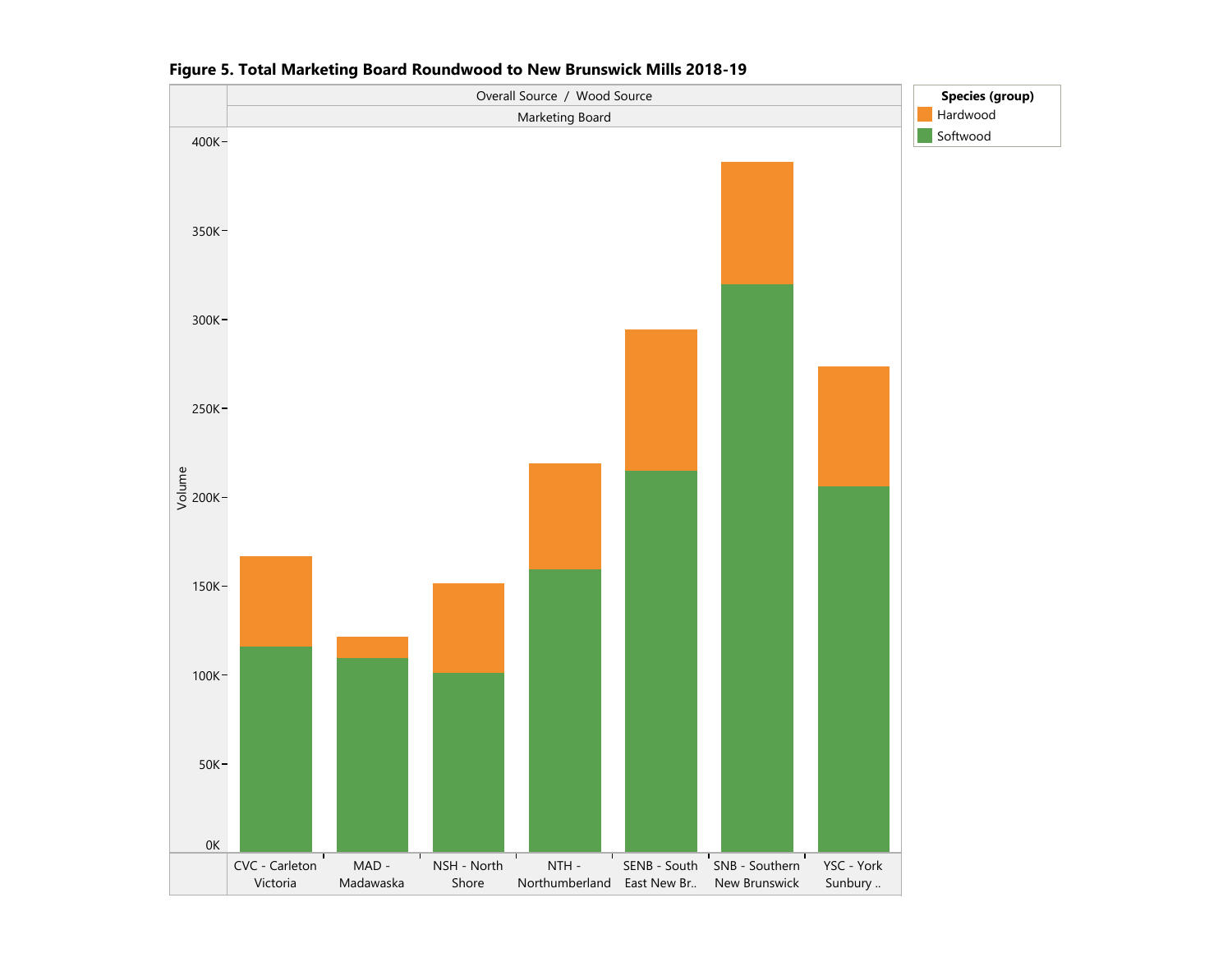**Figure 5. Total Marketing Board Roundwood to New Brunswick Mills 2018-19**

Overall Source / Wood Source

Marketing Board

Species (group): Hardwood, Softwood

Volume: 0K, 50K, 100K, 150K, 200K, 250K, 300K, 350K, 400K

CVC - Carleton Victoria | MAD - Madawaska | NSH - North Shore | NTH - Northumberland | SENB - South East New Br.. | SNB - Southern New Brunswick | YSC - York Sunbury ..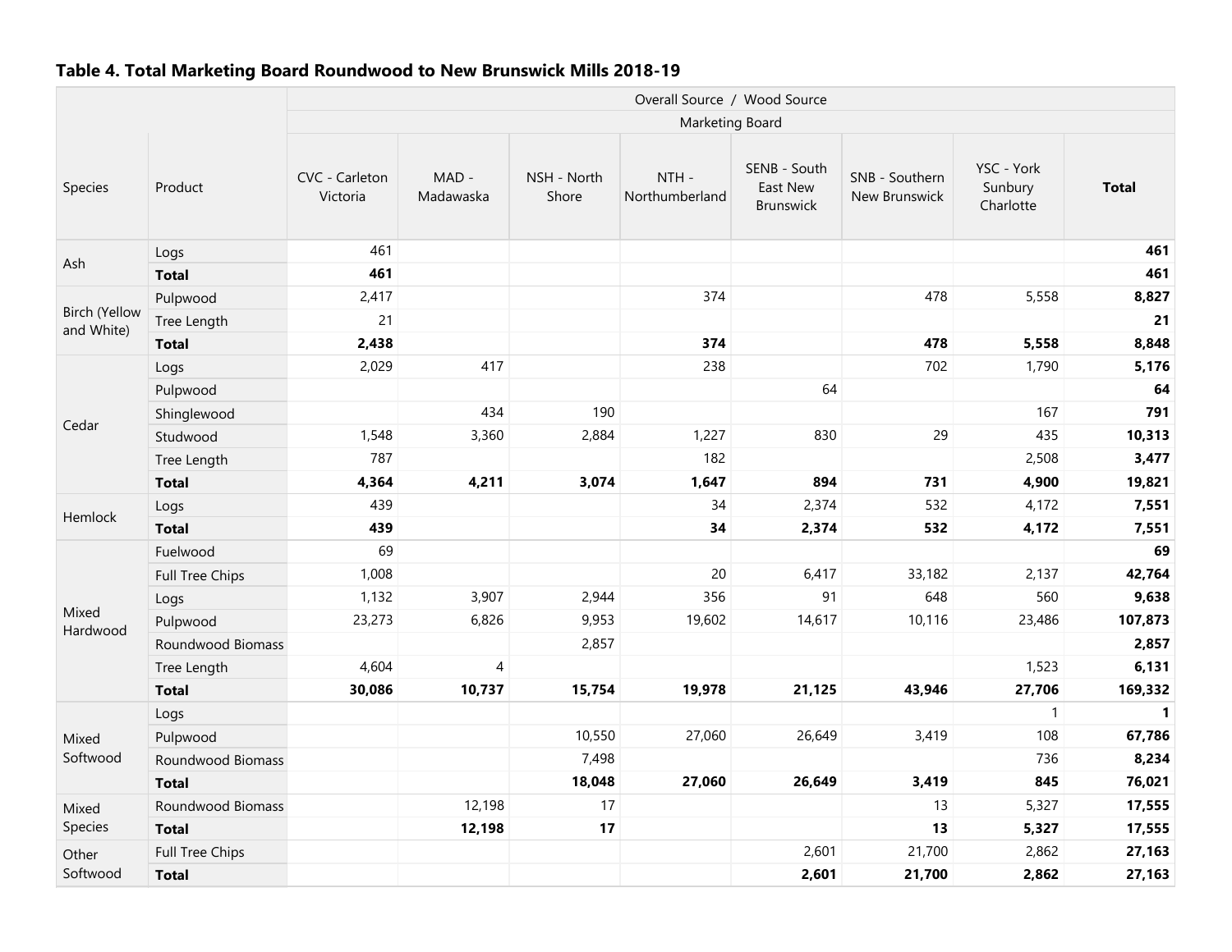### Table 4. Total Marketing Board Roundwood to New Brunswick Mills 2018-19

| | | Overall Source / Wood Source | | | | | | | |
|---|---|---|---|---|---|---|---|---|---|
| | | Marketing Board | | | | | | | |
| Species | Product | CVC - Carleton Victoria | MAD - Madawaska | NSH - North Shore | NTH - Northumberland | SENB - South East New Brunswick | SNB - Southern New Brunswick | YSC - York Sunbury Charlotte | **Total** |
| Ash | Logs | 461 | | | | | | | **461** |
| | **Total** | **461** | | | | | | | **461** |
| Birch (Yellow and White) | Pulpwood | 2,417 | | | 374 | | 478 | 5,558 | **8,827** |
| | Tree Length | 21 | | | | | | | **21** |
| | **Total** | **2,438** | | | **374** | | **478** | **5,558** | **8,848** |
| Cedar | Logs | 2,029 | 417 | | 238 | | 702 | 1,790 | **5,176** |
| | Pulpwood | | | | | 64 | | | **64** |
| | Shinglewood | | 434 | 190 | | | | 167 | **791** |
| | Studwood | 1,548 | 3,360 | 2,884 | 1,227 | 830 | 29 | 435 | **10,313** |
| | Tree Length | 787 | | | 182 | | | 2,508 | **3,477** |
| | **Total** | **4,364** | **4,211** | **3,074** | **1,647** | **894** | **731** | **4,900** | **19,821** |
| Hemlock | Logs | 439 | | | 34 | 2,374 | 532 | 4,172 | **7,551** |
| | **Total** | **439** | | | **34** | **2,374** | **532** | **4,172** | **7,551** |
| Mixed Hardwood | Fuelwood | 69 | | | | | | | **69** |
| | Full Tree Chips | 1,008 | | | 20 | 6,417 | 33,182 | 2,137 | **42,764** |
| | Logs | 1,132 | 3,907 | 2,944 | 356 | 91 | 648 | 560 | **9,638** |
| | Pulpwood | 23,273 | 6,826 | 9,953 | 19,602 | 14,617 | 10,116 | 23,486 | **107,873** |
| | Roundwood Biomass | | | 2,857 | | | | | **2,857** |
| | Tree Length | 4,604 | 4 | | | | | 1,523 | **6,131** |
| | **Total** | **30,086** | **10,737** | **15,754** | **19,978** | **21,125** | **43,946** | **27,706** | **169,332** |
| Mixed Softwood | Logs | | | | | | | 1 | **1** |
| | Pulpwood | | | 10,550 | 27,060 | 26,649 | 3,419 | 108 | **67,786** |
| | Roundwood Biomass | | | 7,498 | | | | 736 | **8,234** |
| | **Total** | | | **18,048** | **27,060** | **26,649** | **3,419** | **845** | **76,021** |
| Mixed Species | Roundwood Biomass | | 12,198 | 17 | | | 13 | 5,327 | **17,555** |
| | **Total** | | **12,198** | **17** | | | **13** | **5,327** | **17,555** |
| Other Softwood | Full Tree Chips | | | | | 2,601 | 21,700 | 2,862 | **27,163** |
| | **Total** | | | | | **2,601** | **21,700** | **2,862** | **27,163** |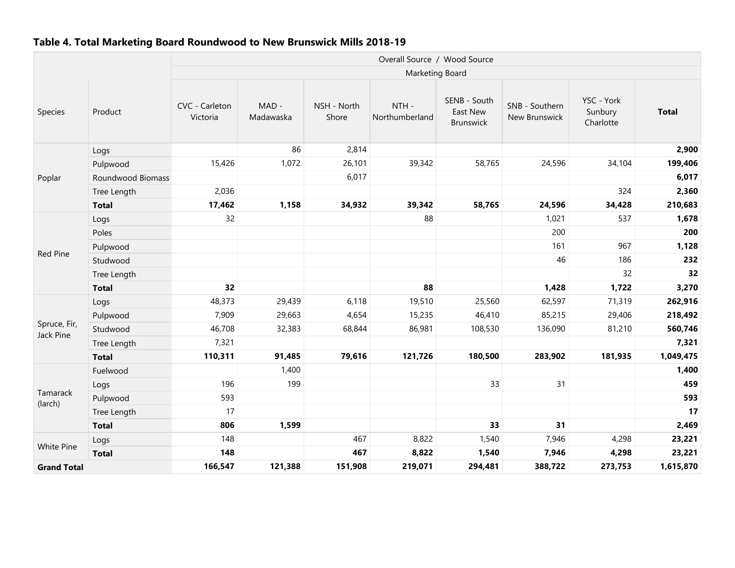## Table 4. Total Marketing Board Roundwood to New Brunswick Mills 2018-19

| | | Overall Source / Wood Source | | | | | | | |
|---|---|---|---|---|---|---|---|---|---|
| | | Marketing Board | | | | | | | |
| Species | Product | CVC - Carleton Victoria | MAD - Madawaska | NSH - North Shore | NTH - Northumberland | SENB - South East New Brunswick | SNB - Southern New Brunswick | YSC - York Sunbury Charlotte | **Total** |
| Poplar | Logs | | 86 | 2,814 | | | | | **2,900** |
| | Pulpwood | 15,426 | 1,072 | 26,101 | 39,342 | 58,765 | 24,596 | 34,104 | **199,406** |
| | Roundwood Biomass | | | 6,017 | | | | | **6,017** |
| | Tree Length | 2,036 | | | | | | 324 | **2,360** |
| | **Total** | **17,462** | **1,158** | **34,932** | **39,342** | **58,765** | **24,596** | **34,428** | **210,683** |
| Red Pine | Logs | 32 | | | 88 | | 1,021 | 537 | **1,678** |
| | Poles | | | | | | 200 | | **200** |
| | Pulpwood | | | | | | 161 | 967 | **1,128** |
| | Studwood | | | | | | 46 | 186 | **232** |
| | Tree Length | | | | | | | 32 | **32** |
| | **Total** | **32** | | | **88** | | **1,428** | **1,722** | **3,270** |
| Spruce, Fir, Jack Pine | Logs | 48,373 | 29,439 | 6,118 | 19,510 | 25,560 | 62,597 | 71,319 | **262,916** |
| | Pulpwood | 7,909 | 29,663 | 4,654 | 15,235 | 46,410 | 85,215 | 29,406 | **218,492** |
| | Studwood | 46,708 | 32,383 | 68,844 | 86,981 | 108,530 | 136,090 | 81,210 | **560,746** |
| | Tree Length | 7,321 | | | | | | | **7,321** |
| | **Total** | **110,311** | **91,485** | **79,616** | **121,726** | **180,500** | **283,902** | **181,935** | **1,049,475** |
| Tamarack (larch) | Fuelwood | | 1,400 | | | | | | **1,400** |
| | Logs | 196 | 199 | | | 33 | 31 | | **459** |
| | Pulpwood | 593 | | | | | | | **593** |
| | Tree Length | 17 | | | | | | | **17** |
| | **Total** | **806** | **1,599** | | | **33** | **31** | | **2,469** |
| White Pine | Logs | 148 | | 467 | 8,822 | 1,540 | 7,946 | 4,298 | **23,221** |
| | **Total** | **148** | | **467** | **8,822** | **1,540** | **7,946** | **4,298** | **23,221** |
| **Grand Total** | | **166,547** | **121,388** | **151,908** | **219,071** | **294,481** | **388,722** | **273,753** | **1,615,870** |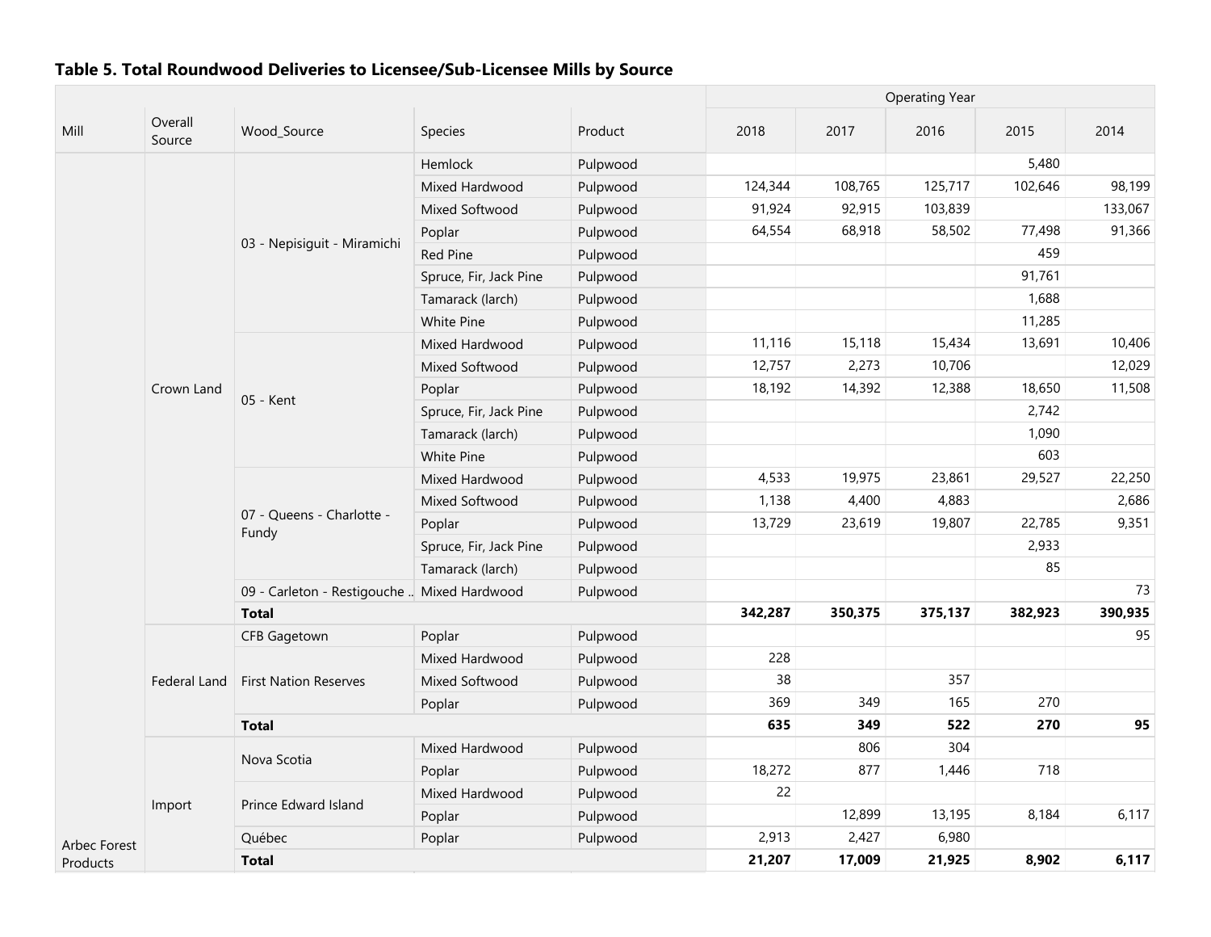### Table 5. Total Roundwood Deliveries to Licensee/Sub-Licensee Mills by Source

| Mill | Overall Source | Wood_Source | Species | Product | 2018 | 2017 | 2016 | 2015 | 2014 |
|---|---|---|---|---|---|---|---|---|---|
| | | | | | Operating Year | | | | |
| Arbec Forest Products | Crown Land | 03 - Nepisiguit - Miramichi | Hemlock | Pulpwood | | | | 5,480 | |
| | | | Mixed Hardwood | Pulpwood | 124,344 | 108,765 | 125,717 | 102,646 | 98,199 |
| | | | Mixed Softwood | Pulpwood | 91,924 | 92,915 | 103,839 | | 133,067 |
| | | | Poplar | Pulpwood | 64,554 | 68,918 | 58,502 | 77,498 | 91,366 |
| | | | Red Pine | Pulpwood | | | | 459 | |
| | | | Spruce, Fir, Jack Pine | Pulpwood | | | | 91,761 | |
| | | | Tamarack (larch) | Pulpwood | | | | 1,688 | |
| | | | White Pine | Pulpwood | | | | 11,285 | |
| | | 05 - Kent | Mixed Hardwood | Pulpwood | 11,116 | 15,118 | 15,434 | 13,691 | 10,406 |
| | | | Mixed Softwood | Pulpwood | 12,757 | 2,273 | 10,706 | | 12,029 |
| | | | Poplar | Pulpwood | 18,192 | 14,392 | 12,388 | 18,650 | 11,508 |
| | | | Spruce, Fir, Jack Pine | Pulpwood | | | | 2,742 | |
| | | | Tamarack (larch) | Pulpwood | | | | 1,090 | |
| | | | White Pine | Pulpwood | | | | 603 | |
| | | 07 - Queens - Charlotte - Fundy | Mixed Hardwood | Pulpwood | 4,533 | 19,975 | 23,861 | 29,527 | 22,250 |
| | | | Mixed Softwood | Pulpwood | 1,138 | 4,400 | 4,883 | | 2,686 |
| | | | Poplar | Pulpwood | 13,729 | 23,619 | 19,807 | 22,785 | 9,351 |
| | | | Spruce, Fir, Jack Pine | Pulpwood | | | | 2,933 | |
| | | | Tamarack (larch) | Pulpwood | | | | 85 | |
| | | 09 - Carleton - Restigouche .. | Mixed Hardwood | Pulpwood | | | | | 73 |
| | | **Total** | | | **342,287** | **350,375** | **375,137** | **382,923** | **390,935** |
| | Federal Land | CFB Gagetown | Poplar | Pulpwood | | | | | 95 |
| | | First Nation Reserves | Mixed Hardwood | Pulpwood | 228 | | | | |
| | | | Mixed Softwood | Pulpwood | 38 | | 357 | | |
| | | | Poplar | Pulpwood | 369 | 349 | 165 | 270 | |
| | | **Total** | | | **635** | **349** | **522** | **270** | **95** |
| | Import | Nova Scotia | Mixed Hardwood | Pulpwood | | 806 | 304 | | |
| | | | Poplar | Pulpwood | 18,272 | 877 | 1,446 | 718 | |
| | | Prince Edward Island | Mixed Hardwood | Pulpwood | 22 | | | | |
| | | | Poplar | Pulpwood | | 12,899 | 13,195 | 8,184 | 6,117 |
| | | Québec | Poplar | Pulpwood | 2,913 | 2,427 | 6,980 | | |
| | | **Total** | | | **21,207** | **17,009** | **21,925** | **8,902** | **6,117** |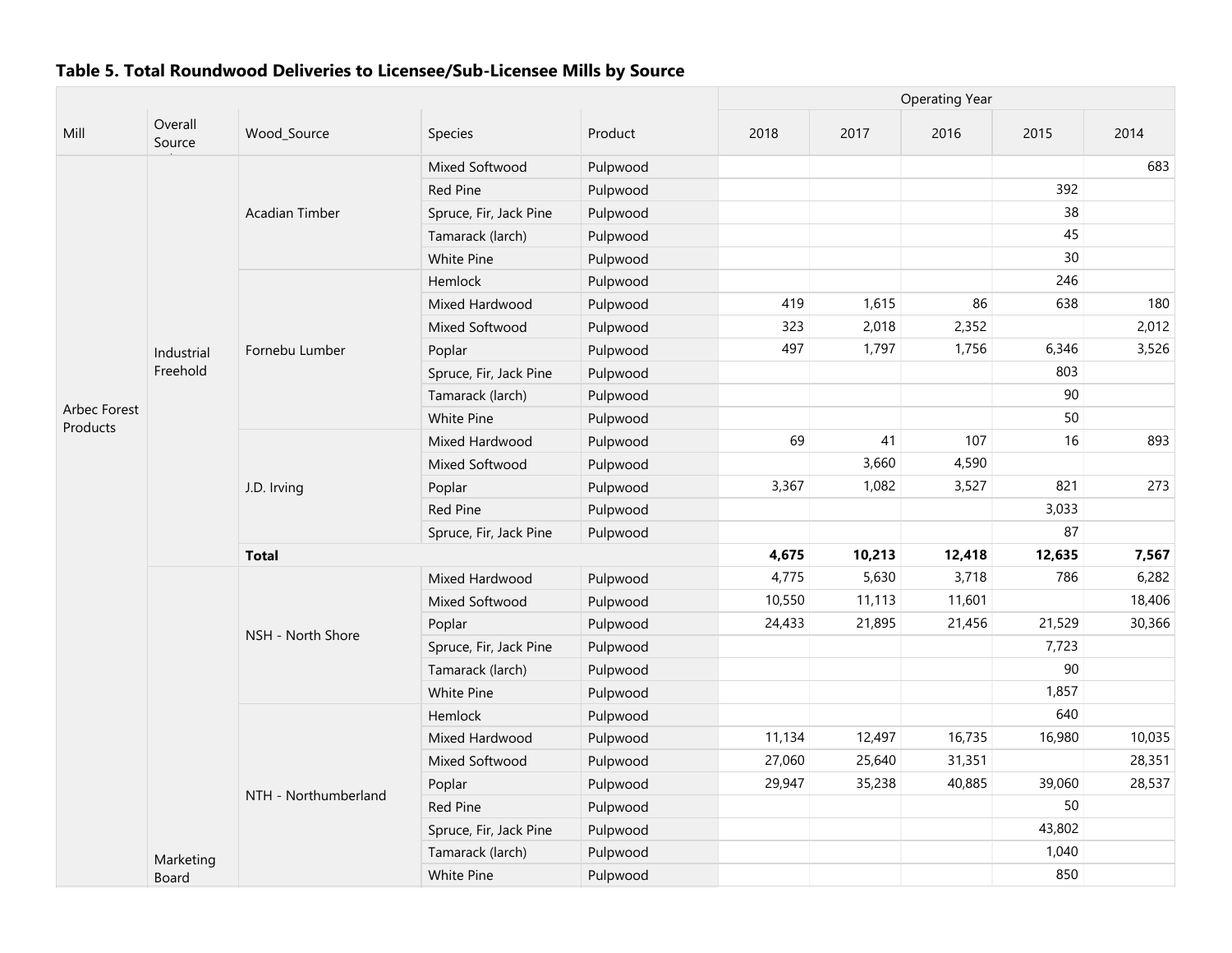### Table 5. Total Roundwood Deliveries to Licensee/Sub-Licensee Mills by Source

| Mill | Overall Source | Wood_Source | Species | Product | Operating Year | | | | |
|---|---|---|---|---|---|---|---|---|---|
| | | | | | 2018 | 2017 | 2016 | 2015 | 2014 |
| Arbec Forest Products | Industrial Freehold | Acadian Timber | Mixed Softwood | Pulpwood | | | | | 683 |
| | | | Red Pine | Pulpwood | | | | 392 | |
| | | | Spruce, Fir, Jack Pine | Pulpwood | | | | 38 | |
| | | | Tamarack (larch) | Pulpwood | | | | 45 | |
| | | | White Pine | Pulpwood | | | | 30 | |
| | | Fornebu Lumber | Hemlock | Pulpwood | | | | 246 | |
| | | | Mixed Hardwood | Pulpwood | 419 | 1,615 | 86 | 638 | 180 |
| | | | Mixed Softwood | Pulpwood | 323 | 2,018 | 2,352 | | 2,012 |
| | | | Poplar | Pulpwood | 497 | 1,797 | 1,756 | 6,346 | 3,526 |
| | | | Spruce, Fir, Jack Pine | Pulpwood | | | | 803 | |
| | | | Tamarack (larch) | Pulpwood | | | | 90 | |
| | | | White Pine | Pulpwood | | | | 50 | |
| | | J.D. Irving | Mixed Hardwood | Pulpwood | 69 | 41 | 107 | 16 | 893 |
| | | | Mixed Softwood | Pulpwood | | 3,660 | 4,590 | | |
| | | | Poplar | Pulpwood | 3,367 | 1,082 | 3,527 | 821 | 273 |
| | | | Red Pine | Pulpwood | | | | 3,033 | |
| | | | Spruce, Fir, Jack Pine | Pulpwood | | | | 87 | |
| | | **Total** | | | **4,675** | **10,213** | **12,418** | **12,635** | **7,567** |
| | Marketing Board | NSH - North Shore | Mixed Hardwood | Pulpwood | 4,775 | 5,630 | 3,718 | 786 | 6,282 |
| | | | Mixed Softwood | Pulpwood | 10,550 | 11,113 | 11,601 | | 18,406 |
| | | | Poplar | Pulpwood | 24,433 | 21,895 | 21,456 | 21,529 | 30,366 |
| | | | Spruce, Fir, Jack Pine | Pulpwood | | | | 7,723 | |
| | | | Tamarack (larch) | Pulpwood | | | | 90 | |
| | | | White Pine | Pulpwood | | | | 1,857 | |
| | | NTH - Northumberland | Hemlock | Pulpwood | | | | 640 | |
| | | | Mixed Hardwood | Pulpwood | 11,134 | 12,497 | 16,735 | 16,980 | 10,035 |
| | | | Mixed Softwood | Pulpwood | 27,060 | 25,640 | 31,351 | | 28,351 |
| | | | Poplar | Pulpwood | 29,947 | 35,238 | 40,885 | 39,060 | 28,537 |
| | | | Red Pine | Pulpwood | | | | 50 | |
| | | | Spruce, Fir, Jack Pine | Pulpwood | | | | 43,802 | |
| | | | Tamarack (larch) | Pulpwood | | | | 1,040 | |
| | | | White Pine | Pulpwood | | | | 850 | |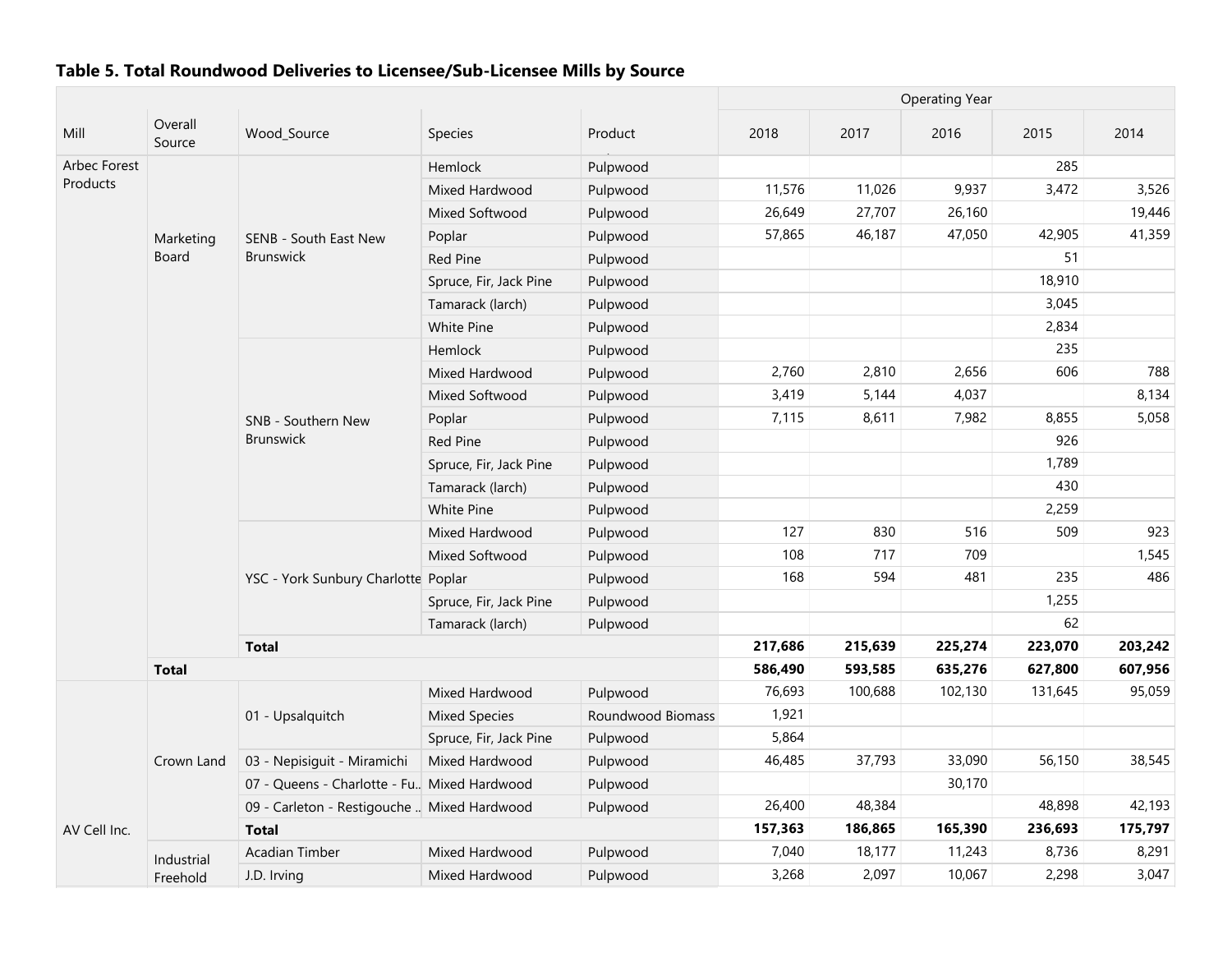## Table 5. Total Roundwood Deliveries to Licensee/Sub-Licensee Mills by Source

| Mill | Overall Source | Wood_Source | Species | Product | Operating Year 2018 | 2017 | 2016 | 2015 | 2014 |
|---|---|---|---|---|---|---|---|---|---|
| Arbec Forest Products | Marketing Board | SENB - South East New Brunswick | Hemlock | Pulpwood | | | | 285 | |
| | | | Mixed Hardwood | Pulpwood | 11,576 | 11,026 | 9,937 | 3,472 | 3,526 |
| | | | Mixed Softwood | Pulpwood | 26,649 | 27,707 | 26,160 | | 19,446 |
| | | | Poplar | Pulpwood | 57,865 | 46,187 | 47,050 | 42,905 | 41,359 |
| | | | Red Pine | Pulpwood | | | | 51 | |
| | | | Spruce, Fir, Jack Pine | Pulpwood | | | | 18,910 | |
| | | | Tamarack (larch) | Pulpwood | | | | 3,045 | |
| | | | White Pine | Pulpwood | | | | 2,834 | |
| | | SNB - Southern New Brunswick | Hemlock | Pulpwood | | | | 235 | |
| | | | Mixed Hardwood | Pulpwood | 2,760 | 2,810 | 2,656 | 606 | 788 |
| | | | Mixed Softwood | Pulpwood | 3,419 | 5,144 | 4,037 | | 8,134 |
| | | | Poplar | Pulpwood | 7,115 | 8,611 | 7,982 | 8,855 | 5,058 |
| | | | Red Pine | Pulpwood | | | | 926 | |
| | | | Spruce, Fir, Jack Pine | Pulpwood | | | | 1,789 | |
| | | | Tamarack (larch) | Pulpwood | | | | 430 | |
| | | | White Pine | Pulpwood | | | | 2,259 | |
| | | YSC - York Sunbury Charlotte | Mixed Hardwood | Pulpwood | 127 | 830 | 516 | 509 | 923 |
| | | | Mixed Softwood | Pulpwood | 108 | 717 | 709 | | 1,545 |
| | | | Poplar | Pulpwood | 168 | 594 | 481 | 235 | 486 |
| | | | Spruce, Fir, Jack Pine | Pulpwood | | | | 1,255 | |
| | | | Tamarack (larch) | Pulpwood | | | | 62 | |
| | | **Total** | | | **217,686** | **215,639** | **225,274** | **223,070** | **203,242** |
| | **Total** | | | | **586,490** | **593,585** | **635,276** | **627,800** | **607,956** |
| AV Cell Inc. | Crown Land | 01 - Upsalquitch | Mixed Hardwood | Pulpwood | 76,693 | 100,688 | 102,130 | 131,645 | 95,059 |
| | | | Mixed Species | Roundwood Biomass | 1,921 | | | | |
| | | | Spruce, Fir, Jack Pine | Pulpwood | 5,864 | | | | |
| | | 03 - Nepisiguit - Miramichi | Mixed Hardwood | Pulpwood | 46,485 | 37,793 | 33,090 | 56,150 | 38,545 |
| | | 07 - Queens - Charlotte - Fu.. | Mixed Hardwood | Pulpwood | | | 30,170 | | |
| | | 09 - Carleton - Restigouche .. | Mixed Hardwood | Pulpwood | 26,400 | 48,384 | | 48,898 | 42,193 |
| | | **Total** | | | **157,363** | **186,865** | **165,390** | **236,693** | **175,797** |
| | Industrial Freehold | Acadian Timber | Mixed Hardwood | Pulpwood | 7,040 | 18,177 | 11,243 | 8,736 | 8,291 |
| | | J.D. Irving | Mixed Hardwood | Pulpwood | 3,268 | 2,097 | 10,067 | 2,298 | 3,047 |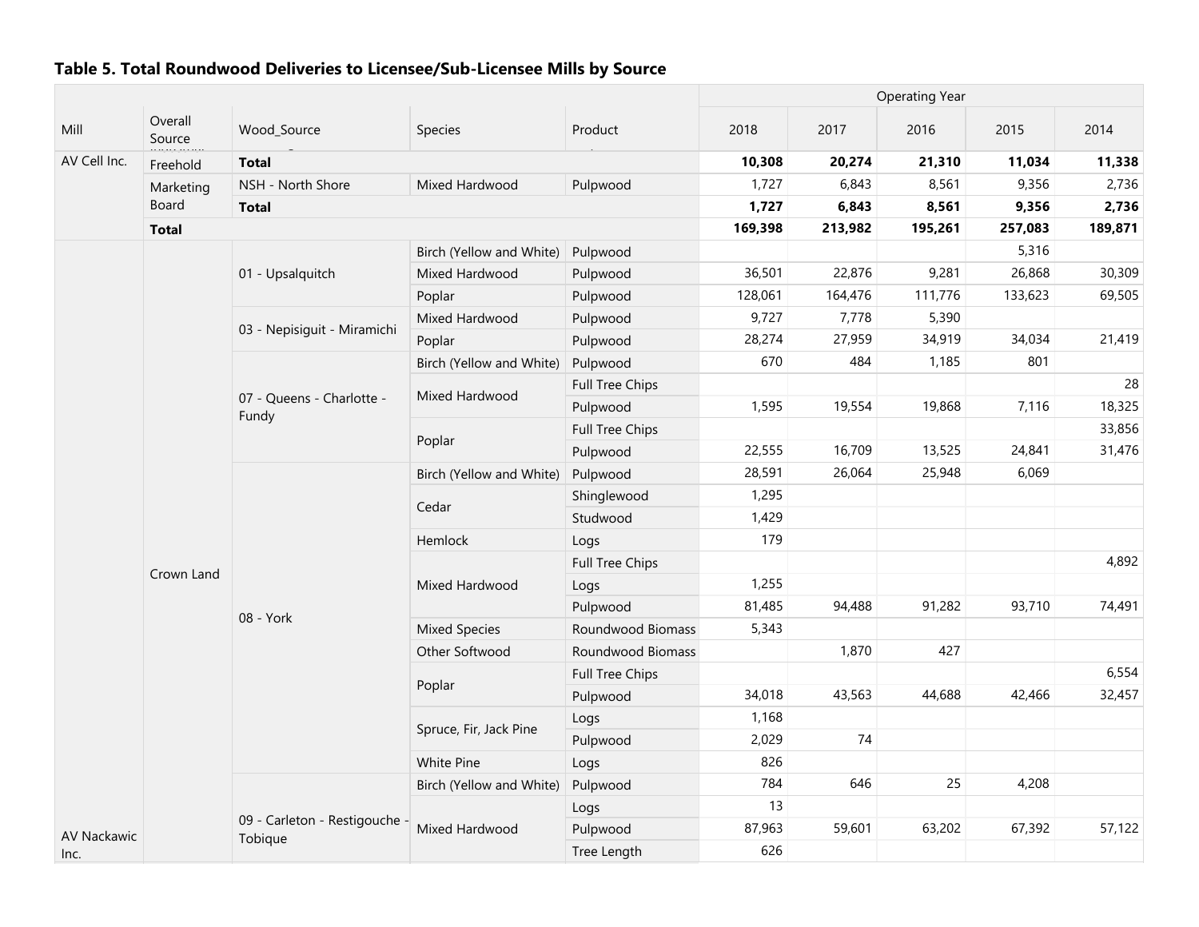**Table 5. Total Roundwood Deliveries to Licensee/Sub-Licensee Mills by Source**

| Mill | Overall Source | Wood_Source | Species | Product | 2018 | 2017 | 2016 | 2015 | 2014 |
|---|---|---|---|---|---|---|---|---|---|
| | | | | | Operating Year | | | | |
| AV Cell Inc. | Freehold | **Total** | | | **10,308** | **20,274** | **21,310** | **11,034** | **11,338** |
| | Marketing Board | NSH - North Shore | Mixed Hardwood | Pulpwood | 1,727 | 6,843 | 8,561 | 9,356 | 2,736 |
| | | **Total** | | | **1,727** | **6,843** | **8,561** | **9,356** | **2,736** |
| | **Total** | | | | **169,398** | **213,982** | **195,261** | **257,083** | **189,871** |
| AV Nackawic Inc. | Crown Land | 01 - Upsalquitch | Birch (Yellow and White) | Pulpwood | | | | 5,316 | |
| | | | Mixed Hardwood | Pulpwood | 36,501 | 22,876 | 9,281 | 26,868 | 30,309 |
| | | | Poplar | Pulpwood | 128,061 | 164,476 | 111,776 | 133,623 | 69,505 |
| | | 03 - Nepisiguit - Miramichi | Mixed Hardwood | Pulpwood | 9,727 | 7,778 | 5,390 | | |
| | | | Poplar | Pulpwood | 28,274 | 27,959 | 34,919 | 34,034 | 21,419 |
| | | 07 - Queens - Charlotte - Fundy | Birch (Yellow and White) | Pulpwood | 670 | 484 | 1,185 | 801 | |
| | | | Mixed Hardwood | Full Tree Chips | | | | | 28 |
| | | | | Pulpwood | 1,595 | 19,554 | 19,868 | 7,116 | 18,325 |
| | | | Poplar | Full Tree Chips | | | | | 33,856 |
| | | | | Pulpwood | 22,555 | 16,709 | 13,525 | 24,841 | 31,476 |
| | | 08 - York | Birch (Yellow and White) | Pulpwood | 28,591 | 26,064 | 25,948 | 6,069 | |
| | | | Cedar | Shinglewood | 1,295 | | | | |
| | | | | Studwood | 1,429 | | | | |
| | | | Hemlock | Logs | 179 | | | | |
| | | | Mixed Hardwood | Full Tree Chips | | | | | 4,892 |
| | | | | Logs | 1,255 | | | | |
| | | | | Pulpwood | 81,485 | 94,488 | 91,282 | 93,710 | 74,491 |
| | | | Mixed Species | Roundwood Biomass | 5,343 | | | | |
| | | | Other Softwood | Roundwood Biomass | | 1,870 | 427 | | |
| | | | Poplar | Full Tree Chips | | | | | 6,554 |
| | | | | Pulpwood | 34,018 | 43,563 | 44,688 | 42,466 | 32,457 |
| | | | Spruce, Fir, Jack Pine | Logs | 1,168 | | | | |
| | | | | Pulpwood | 2,029 | 74 | | | |
| | | | White Pine | Logs | 826 | | | | |
| | | 09 - Carleton - Restigouche - Tobique | Birch (Yellow and White) | Pulpwood | 784 | 646 | 25 | 4,208 | |
| | | | Mixed Hardwood | Logs | 13 | | | | |
| | | | | Pulpwood | 87,963 | 59,601 | 63,202 | 67,392 | 57,122 |
| | | | | Tree Length | 626 | | | | |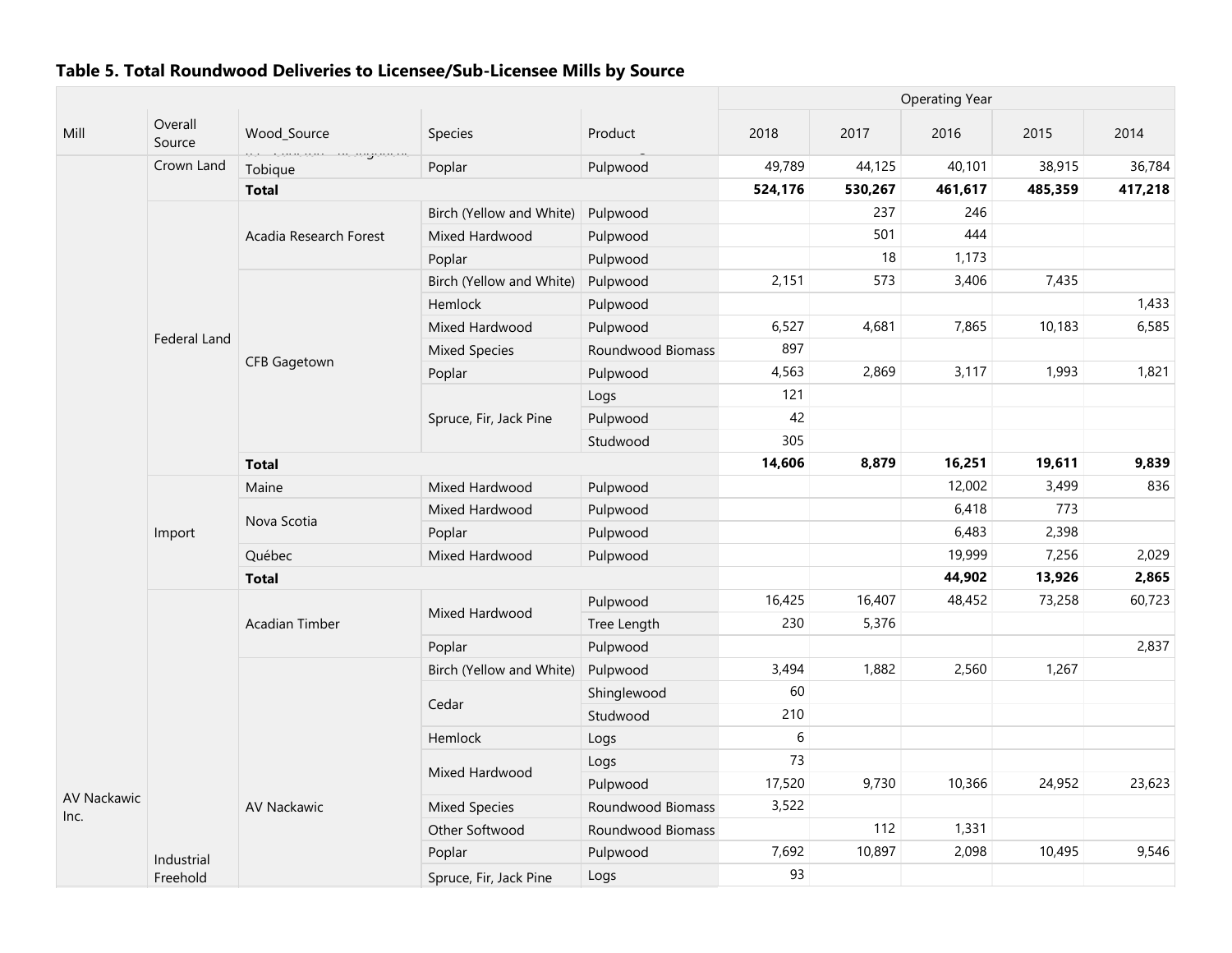### Table 5. Total Roundwood Deliveries to Licensee/Sub-Licensee Mills by Source

| Mill | Overall Source | Wood_Source | Species | Product | 2018 | 2017 | 2016 | 2015 | 2014 |
|---|---|---|---|---|---|---|---|---|---|
| | | | | | Operating Year | | | | |
| AV Nackawic Inc. | Crown Land | Tobique | Poplar | Pulpwood | 49,789 | 44,125 | 40,101 | 38,915 | 36,784 |
| | | **Total** | | | **524,176** | **530,267** | **461,617** | **485,359** | **417,218** |
| | Federal Land | Acadia Research Forest | Birch (Yellow and White) | Pulpwood | | 237 | 246 | | |
| | | | Mixed Hardwood | Pulpwood | | 501 | 444 | | |
| | | | Poplar | Pulpwood | | 18 | 1,173 | | |
| | | CFB Gagetown | Birch (Yellow and White) | Pulpwood | 2,151 | 573 | 3,406 | 7,435 | |
| | | | Hemlock | Pulpwood | | | | | 1,433 |
| | | | Mixed Hardwood | Pulpwood | 6,527 | 4,681 | 7,865 | 10,183 | 6,585 |
| | | | Mixed Species | Roundwood Biomass | 897 | | | | |
| | | | Poplar | Pulpwood | 4,563 | 2,869 | 3,117 | 1,993 | 1,821 |
| | | | Spruce, Fir, Jack Pine | Logs | 121 | | | | |
| | | | | Pulpwood | 42 | | | | |
| | | | | Studwood | 305 | | | | |
| | | **Total** | | | **14,606** | **8,879** | **16,251** | **19,611** | **9,839** |
| | Import | Maine | Mixed Hardwood | Pulpwood | | | 12,002 | 3,499 | 836 |
| | | Nova Scotia | Mixed Hardwood | Pulpwood | | | 6,418 | 773 | |
| | | | Poplar | Pulpwood | | | 6,483 | 2,398 | |
| | | Québec | Mixed Hardwood | Pulpwood | | | 19,999 | 7,256 | 2,029 |
| | | **Total** | | | | | **44,902** | **13,926** | **2,865** |
| | Industrial Freehold | Acadian Timber | Mixed Hardwood | Pulpwood | 16,425 | 16,407 | 48,452 | 73,258 | 60,723 |
| | | | | Tree Length | 230 | 5,376 | | | |
| | | | Poplar | Pulpwood | | | | | 2,837 |
| | | AV Nackawic | Birch (Yellow and White) | Pulpwood | 3,494 | 1,882 | 2,560 | 1,267 | |
| | | | Cedar | Shinglewood | 60 | | | | |
| | | | | Studwood | 210 | | | | |
| | | | Hemlock | Logs | 6 | | | | |
| | | | Mixed Hardwood | Logs | 73 | | | | |
| | | | | Pulpwood | 17,520 | 9,730 | 10,366 | 24,952 | 23,623 |
| | | | Mixed Species | Roundwood Biomass | 3,522 | | | | |
| | | | Other Softwood | Roundwood Biomass | | 112 | 1,331 | | |
| | | | Poplar | Pulpwood | 7,692 | 10,897 | 2,098 | 10,495 | 9,546 |
| | | | Spruce, Fir, Jack Pine | Logs | 93 | | | | |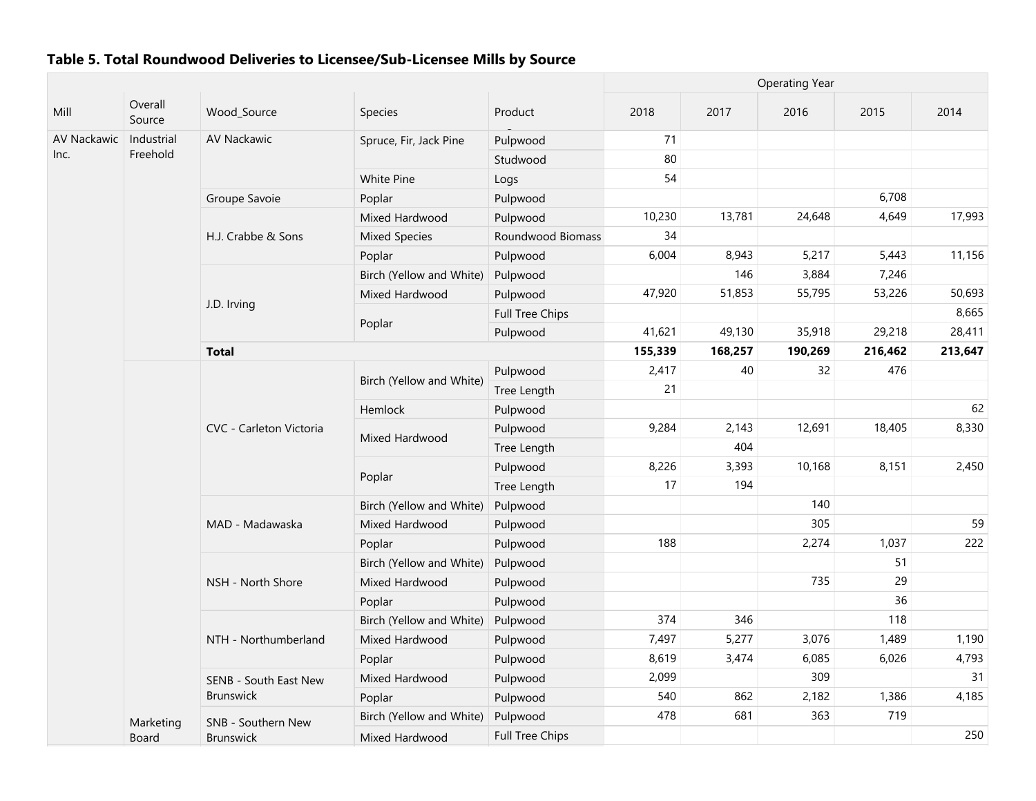### Table 5. Total Roundwood Deliveries to Licensee/Sub-Licensee Mills by Source

| Mill | Overall Source | Wood_Source | Species | Product | Operating Year 2018 | 2017 | 2016 | 2015 | 2014 |
|---|---|---|---|---|---|---|---|---|---|
| AV Nackawic Inc. | Industrial Freehold | AV Nackawic | Spruce, Fir, Jack Pine | Pulpwood | 71 | | | | |
| | | | | Studwood | 80 | | | | |
| | | | White Pine | Logs | 54 | | | | |
| | | Groupe Savoie | Poplar | Pulpwood | | | | 6,708 | |
| | | H.J. Crabbe & Sons | Mixed Hardwood | Pulpwood | 10,230 | 13,781 | 24,648 | 4,649 | 17,993 |
| | | | Mixed Species | Roundwood Biomass | 34 | | | | |
| | | | Poplar | Pulpwood | 6,004 | 8,943 | 5,217 | 5,443 | 11,156 |
| | | J.D. Irving | Birch (Yellow and White) | Pulpwood | | 146 | 3,884 | 7,246 | |
| | | | Mixed Hardwood | Pulpwood | 47,920 | 51,853 | 55,795 | 53,226 | 50,693 |
| | | | Poplar | Full Tree Chips | | | | | 8,665 |
| | | | | Pulpwood | 41,621 | 49,130 | 35,918 | 29,218 | 28,411 |
| | | **Total** | | | **155,339** | **168,257** | **190,269** | **216,462** | **213,647** |
| | Marketing Board | CVC - Carleton Victoria | Birch (Yellow and White) | Pulpwood | 2,417 | 40 | 32 | 476 | |
| | | | | Tree Length | 21 | | | | |
| | | | Hemlock | Pulpwood | | | | | 62 |
| | | | Mixed Hardwood | Pulpwood | 9,284 | 2,143 | 12,691 | 18,405 | 8,330 |
| | | | | Tree Length | | 404 | | | |
| | | | Poplar | Pulpwood | 8,226 | 3,393 | 10,168 | 8,151 | 2,450 |
| | | | | Tree Length | 17 | 194 | | | |
| | | MAD - Madawaska | Birch (Yellow and White) | Pulpwood | | | 140 | | |
| | | | Mixed Hardwood | Pulpwood | | | 305 | | 59 |
| | | | Poplar | Pulpwood | 188 | | 2,274 | 1,037 | 222 |
| | | NSH - North Shore | Birch (Yellow and White) | Pulpwood | | | | 51 | |
| | | | Mixed Hardwood | Pulpwood | | | 735 | 29 | |
| | | | Poplar | Pulpwood | | | | 36 | |
| | | NTH - Northumberland | Birch (Yellow and White) | Pulpwood | 374 | 346 | | 118 | |
| | | | Mixed Hardwood | Pulpwood | 7,497 | 5,277 | 3,076 | 1,489 | 1,190 |
| | | | Poplar | Pulpwood | 8,619 | 3,474 | 6,085 | 6,026 | 4,793 |
| | | SENB - South East New Brunswick | Mixed Hardwood | Pulpwood | 2,099 | | 309 | | 31 |
| | | | Poplar | Pulpwood | 540 | 862 | 2,182 | 1,386 | 4,185 |
| | | SNB - Southern New Brunswick | Birch (Yellow and White) | Pulpwood | 478 | 681 | 363 | 719 | |
| | | | Mixed Hardwood | Full Tree Chips | | | | | 250 |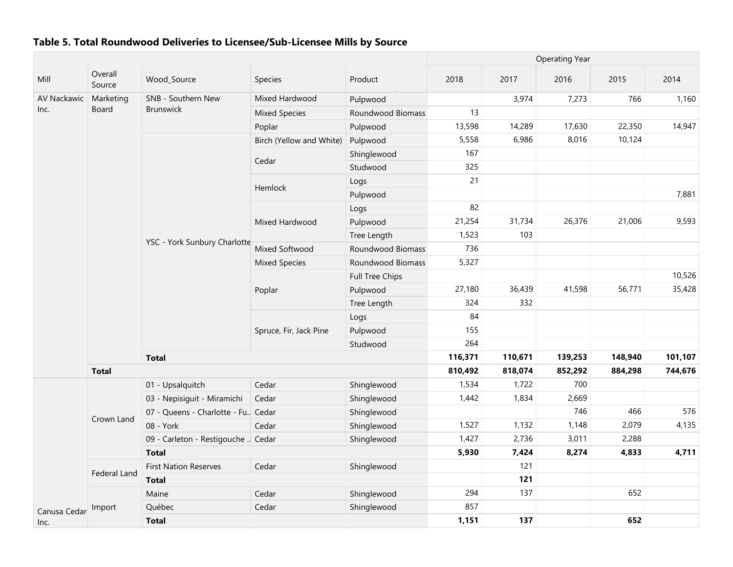### Table 5. Total Roundwood Deliveries to Licensee/Sub-Licensee Mills by Source

| Mill | Overall Source | Wood_Source | Species | Product | 2018 | 2017 | 2016 | 2015 | 2014 |
|---|---|---|---|---|---|---|---|---|---|
| | | | | | Operating Year | | | | |
| AV Nackawic Inc. | Marketing Board | SNB - Southern New Brunswick | Mixed Hardwood | Pulpwood | | 3,974 | 7,273 | 766 | 1,160 |
| | | | Mixed Species | Roundwood Biomass | 13 | | | | |
| | | | Poplar | Pulpwood | 13,598 | 14,289 | 17,630 | 22,350 | 14,947 |
| | | YSC - York Sunbury Charlotte | Birch (Yellow and White) | Pulpwood | 5,558 | 6,986 | 8,016 | 10,124 | |
| | | | Cedar | Shinglewood | 167 | | | | |
| | | | | Studwood | 325 | | | | |
| | | | Hemlock | Logs | 21 | | | | |
| | | | | Pulpwood | | | | | 7,881 |
| | | | Mixed Hardwood | Logs | 82 | | | | |
| | | | | Pulpwood | 21,254 | 31,734 | 26,376 | 21,006 | 9,593 |
| | | | | Tree Length | 1,523 | 103 | | | |
| | | | Mixed Softwood | Roundwood Biomass | 736 | | | | |
| | | | Mixed Species | Roundwood Biomass | 5,327 | | | | |
| | | | Poplar | Full Tree Chips | | | | | 10,526 |
| | | | | Pulpwood | 27,180 | 36,439 | 41,598 | 56,771 | 35,428 |
| | | | | Tree Length | 324 | 332 | | | |
| | | | Spruce, Fir, Jack Pine | Logs | 84 | | | | |
| | | | | Pulpwood | 155 | | | | |
| | | | | Studwood | 264 | | | | |
| | | **Total** | | | **116,371** | **110,671** | **139,253** | **148,940** | **101,107** |
| | **Total** | | | | **810,492** | **818,074** | **852,292** | **884,298** | **744,676** |
| Canusa Cedar Inc. | Crown Land | 01 - Upsalquitch | Cedar | Shinglewood | 1,534 | 1,722 | 700 | | |
| | | 03 - Nepisiguit - Miramichi | Cedar | Shinglewood | 1,442 | 1,834 | 2,669 | | |
| | | 07 - Queens - Charlotte - Fu.. | Cedar | Shinglewood | | | 746 | 466 | 576 |
| | | 08 - York | Cedar | Shinglewood | 1,527 | 1,132 | 1,148 | 2,079 | 4,135 |
| | | 09 - Carleton - Restigouche .. | Cedar | Shinglewood | 1,427 | 2,736 | 3,011 | 2,288 | |
| | | **Total** | | | **5,930** | **7,424** | **8,274** | **4,833** | **4,711** |
| | Federal Land | First Nation Reserves | Cedar | Shinglewood | | 121 | | | |
| | | **Total** | | | | **121** | | | |
| | Import | Maine | Cedar | Shinglewood | 294 | 137 | | 652 | |
| | | Québec | Cedar | Shinglewood | 857 | | | | |
| | | **Total** | | | **1,151** | **137** | | **652** | |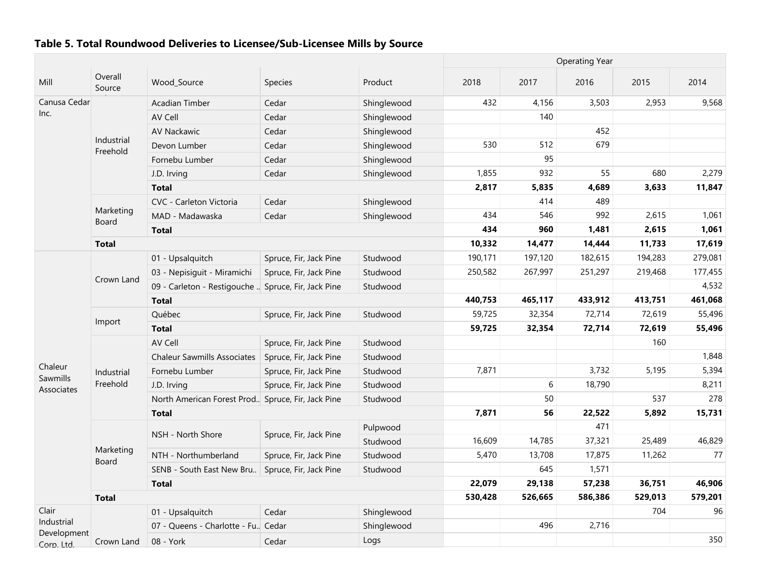### Table 5. Total Roundwood Deliveries to Licensee/Sub-Licensee Mills by Source

| Mill | Overall Source | Wood_Source | Species | Product | Operating Year 2018 | 2017 | 2016 | 2015 | 2014 |
|---|---|---|---|---|---|---|---|---|---|
| Canusa Cedar Inc. | Industrial Freehold | Acadian Timber | Cedar | Shinglewood | 432 | 4,156 | 3,503 | 2,953 | 9,568 |
| | | AV Cell | Cedar | Shinglewood | | 140 | | | |
| | | AV Nackawic | Cedar | Shinglewood | | | 452 | | |
| | | Devon Lumber | Cedar | Shinglewood | 530 | 512 | 679 | | |
| | | Fornebu Lumber | Cedar | Shinglewood | | 95 | | | |
| | | J.D. Irving | Cedar | Shinglewood | 1,855 | 932 | 55 | 680 | 2,279 |
| | | **Total** | | | **2,817** | **5,835** | **4,689** | **3,633** | **11,847** |
| | Marketing Board | CVC - Carleton Victoria | Cedar | Shinglewood | | 414 | 489 | | |
| | | MAD - Madawaska | Cedar | Shinglewood | 434 | 546 | 992 | 2,615 | 1,061 |
| | | **Total** | | | **434** | **960** | **1,481** | **2,615** | **1,061** |
| | **Total** | | | | **10,332** | **14,477** | **14,444** | **11,733** | **17,619** |
| Chaleur Sawmills Associates | Crown Land | 01 - Upsalquitch | Spruce, Fir, Jack Pine | Studwood | 190,171 | 197,120 | 182,615 | 194,283 | 279,081 |
| | | 03 - Nepisiguit - Miramichi | Spruce, Fir, Jack Pine | Studwood | 250,582 | 267,997 | 251,297 | 219,468 | 177,455 |
| | | 09 - Carleton - Restigouche .. | Spruce, Fir, Jack Pine | Studwood | | | | | 4,532 |
| | | **Total** | | | **440,753** | **465,117** | **433,912** | **413,751** | **461,068** |
| | Import | Québec | Spruce, Fir, Jack Pine | Studwood | 59,725 | 32,354 | 72,714 | 72,619 | 55,496 |
| | | **Total** | | | **59,725** | **32,354** | **72,714** | **72,619** | **55,496** |
| | Industrial Freehold | AV Cell | Spruce, Fir, Jack Pine | Studwood | | | | 160 | |
| | | Chaleur Sawmills Associates | Spruce, Fir, Jack Pine | Studwood | | | | | 1,848 |
| | | Fornebu Lumber | Spruce, Fir, Jack Pine | Studwood | 7,871 | | 3,732 | 5,195 | 5,394 |
| | | J.D. Irving | Spruce, Fir, Jack Pine | Studwood | | 6 | 18,790 | | 8,211 |
| | | North American Forest Prod.. | Spruce, Fir, Jack Pine | Studwood | | 50 | | 537 | 278 |
| | | **Total** | | | **7,871** | **56** | **22,522** | **5,892** | **15,731** |
| | Marketing Board | NSH - North Shore | Spruce, Fir, Jack Pine | Pulpwood | | | 471 | | |
| | | | | Studwood | 16,609 | 14,785 | 37,321 | 25,489 | 46,829 |
| | | NTH - Northumberland | Spruce, Fir, Jack Pine | Studwood | 5,470 | 13,708 | 17,875 | 11,262 | 77 |
| | | SENB - South East New Bru.. | Spruce, Fir, Jack Pine | Studwood | | 645 | 1,571 | | |
| | | **Total** | | | **22,079** | **29,138** | **57,238** | **36,751** | **46,906** |
| | **Total** | | | | **530,428** | **526,665** | **586,386** | **529,013** | **579,201** |
| Clair Industrial Development Corp. Ltd. | Crown Land | 01 - Upsalquitch | Cedar | Shinglewood | | | | 704 | 96 |
| | | 07 - Queens - Charlotte - Fu.. | Cedar | Shinglewood | | 496 | 2,716 | | |
| | | 08 - York | Cedar | Logs | | | | | 350 |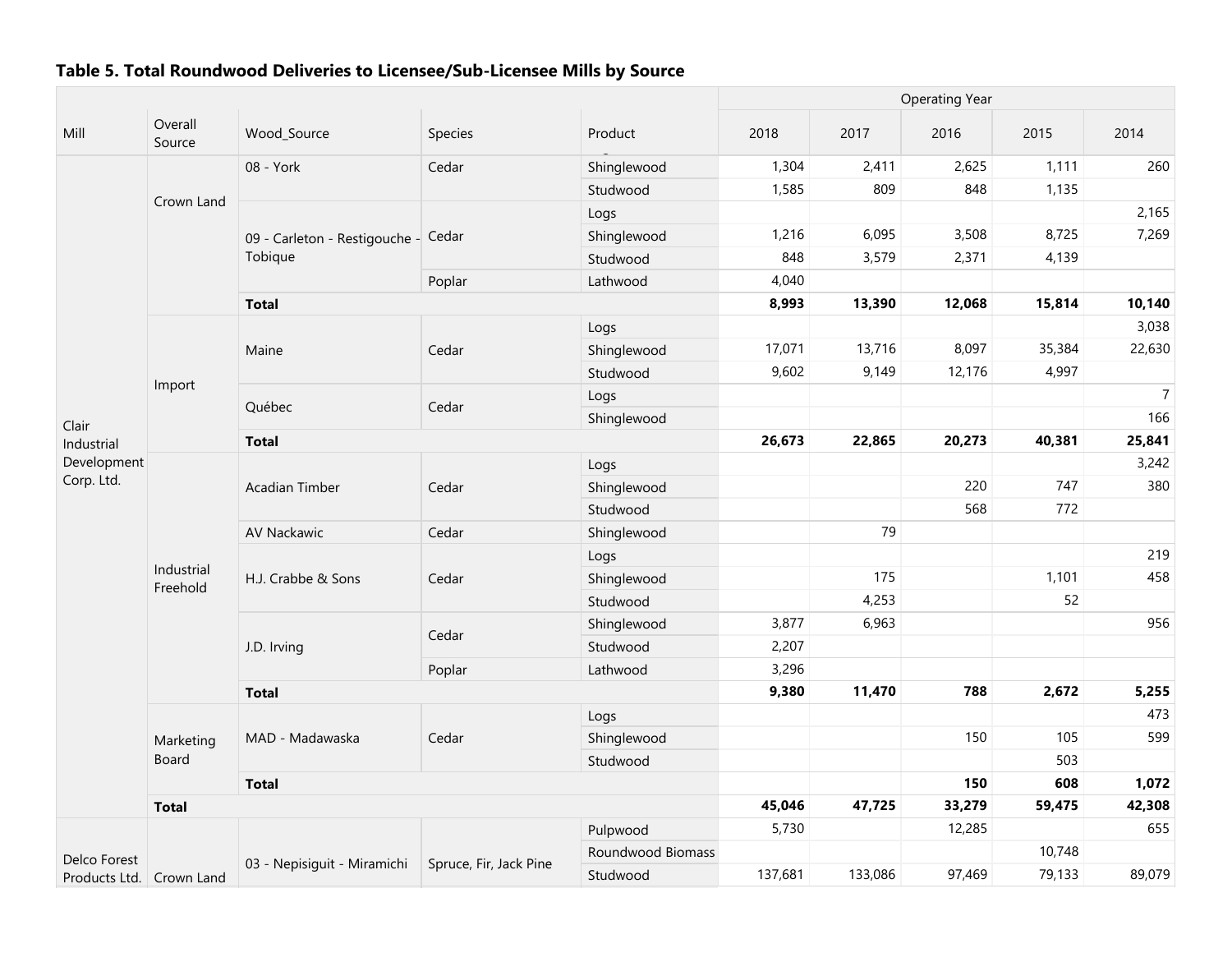## Table 5. Total Roundwood Deliveries to Licensee/Sub-Licensee Mills by Source

| Mill | Overall Source | Wood_Source | Species | Product | Operating Year 2018 | 2017 | 2016 | 2015 | 2014 |
|---|---|---|---|---|---|---|---|---|---|
| Clair Industrial Development Corp. Ltd. | Crown Land | 08 - York | Cedar | Shinglewood | 1,304 | 2,411 | 2,625 | 1,111 | 260 |
| | | | | Studwood | 1,585 | 809 | 848 | 1,135 | |
| | | 09 - Carleton - Restigouche - Tobique | Cedar | Logs | | | | | 2,165 |
| | | | | Shinglewood | 1,216 | 6,095 | 3,508 | 8,725 | 7,269 |
| | | | | Studwood | 848 | 3,579 | 2,371 | 4,139 | |
| | | | Poplar | Lathwood | 4,040 | | | | |
| | | **Total** | | | **8,993** | **13,390** | **12,068** | **15,814** | **10,140** |
| | Import | Maine | Cedar | Logs | | | | | 3,038 |
| | | | | Shinglewood | 17,071 | 13,716 | 8,097 | 35,384 | 22,630 |
| | | | | Studwood | 9,602 | 9,149 | 12,176 | 4,997 | |
| | | Québec | Cedar | Logs | | | | | 7 |
| | | | | Shinglewood | | | | | 166 |
| | | **Total** | | | **26,673** | **22,865** | **20,273** | **40,381** | **25,841** |
| | Industrial Freehold | Acadian Timber | Cedar | Logs | | | | | 3,242 |
| | | | | Shinglewood | | | 220 | 747 | 380 |
| | | | | Studwood | | | 568 | 772 | |
| | | AV Nackawic | Cedar | Shinglewood | | 79 | | | |
| | | H.J. Crabbe & Sons | Cedar | Logs | | | | | 219 |
| | | | | Shinglewood | | 175 | | 1,101 | 458 |
| | | | | Studwood | | 4,253 | | 52 | |
| | | J.D. Irving | Cedar | Shinglewood | 3,877 | 6,963 | | | 956 |
| | | | | Studwood | 2,207 | | | | |
| | | | Poplar | Lathwood | 3,296 | | | | |
| | | **Total** | | | **9,380** | **11,470** | **788** | **2,672** | **5,255** |
| | Marketing Board | MAD - Madawaska | Cedar | Logs | | | | | 473 |
| | | | | Shinglewood | | | 150 | 105 | 599 |
| | | | | Studwood | | | | 503 | |
| | | **Total** | | | | | **150** | **608** | **1,072** |
| | **Total** | | | | **45,046** | **47,725** | **33,279** | **59,475** | **42,308** |
| Delco Forest Products Ltd. | Crown Land | 03 - Nepisiguit - Miramichi | Spruce, Fir, Jack Pine | Pulpwood | 5,730 | | 12,285 | | 655 |
| | | | | Roundwood Biomass | | | | 10,748 | |
| | | | | Studwood | 137,681 | 133,086 | 97,469 | 79,133 | 89,079 |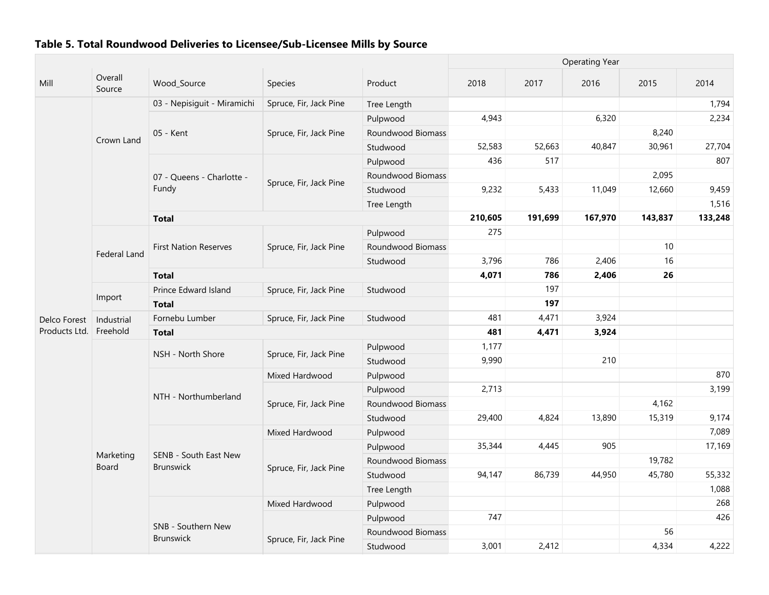### Table 5. Total Roundwood Deliveries to Licensee/Sub-Licensee Mills by Source

| Mill | Overall Source | Wood_Source | Species | Product | 2018 | 2017 | 2016 | 2015 | 2014 |
|---|---|---|---|---|---|---|---|---|---|
| | | | | | Operating Year | | | | |
| Delco Forest Products Ltd. | Crown Land | 03 - Nepisiguit - Miramichi | Spruce, Fir, Jack Pine | Tree Length | | | | | 1,794 |
| | | 05 - Kent | Spruce, Fir, Jack Pine | Pulpwood | 4,943 | | 6,320 | | 2,234 |
| | | | | Roundwood Biomass | | | | 8,240 | |
| | | | | Studwood | 52,583 | 52,663 | 40,847 | 30,961 | 27,704 |
| | | 07 - Queens - Charlotte - Fundy | Spruce, Fir, Jack Pine | Pulpwood | 436 | 517 | | | 807 |
| | | | | Roundwood Biomass | | | | 2,095 | |
| | | | | Studwood | 9,232 | 5,433 | 11,049 | 12,660 | 9,459 |
| | | | | Tree Length | | | | | 1,516 |
| | | **Total** | | | **210,605** | **191,699** | **167,970** | **143,837** | **133,248** |
| | Federal Land | First Nation Reserves | Spruce, Fir, Jack Pine | Pulpwood | 275 | | | | |
| | | | | Roundwood Biomass | | | | 10 | |
| | | | | Studwood | 3,796 | 786 | 2,406 | 16 | |
| | | **Total** | | | **4,071** | **786** | **2,406** | **26** | |
| | Import | Prince Edward Island | Spruce, Fir, Jack Pine | Studwood | | 197 | | | |
| | | **Total** | | | | **197** | | | |
| | Industrial Freehold | Fornebu Lumber | Spruce, Fir, Jack Pine | Studwood | 481 | 4,471 | 3,924 | | |
| | | **Total** | | | **481** | **4,471** | **3,924** | | |
| | Marketing Board | NSH - North Shore | Spruce, Fir, Jack Pine | Pulpwood | 1,177 | | | | |
| | | | | Studwood | 9,990 | | 210 | | |
| | | NTH - Northumberland | Mixed Hardwood | Pulpwood | | | | | 870 |
| | | | Spruce, Fir, Jack Pine | Pulpwood | 2,713 | | | | 3,199 |
| | | | | Roundwood Biomass | | | | 4,162 | |
| | | | | Studwood | 29,400 | 4,824 | 13,890 | 15,319 | 9,174 |
| | | SENB - South East New Brunswick | Mixed Hardwood | Pulpwood | | | | | 7,089 |
| | | | Spruce, Fir, Jack Pine | Pulpwood | 35,344 | 4,445 | 905 | | 17,169 |
| | | | | Roundwood Biomass | | | | 19,782 | |
| | | | | Studwood | 94,147 | 86,739 | 44,950 | 45,780 | 55,332 |
| | | | | Tree Length | | | | | 1,088 |
| | | SNB - Southern New Brunswick | Mixed Hardwood | Pulpwood | | | | | 268 |
| | | | Spruce, Fir, Jack Pine | Pulpwood | 747 | | | | 426 |
| | | | | Roundwood Biomass | | | | 56 | |
| | | | | Studwood | 3,001 | 2,412 | | 4,334 | 4,222 |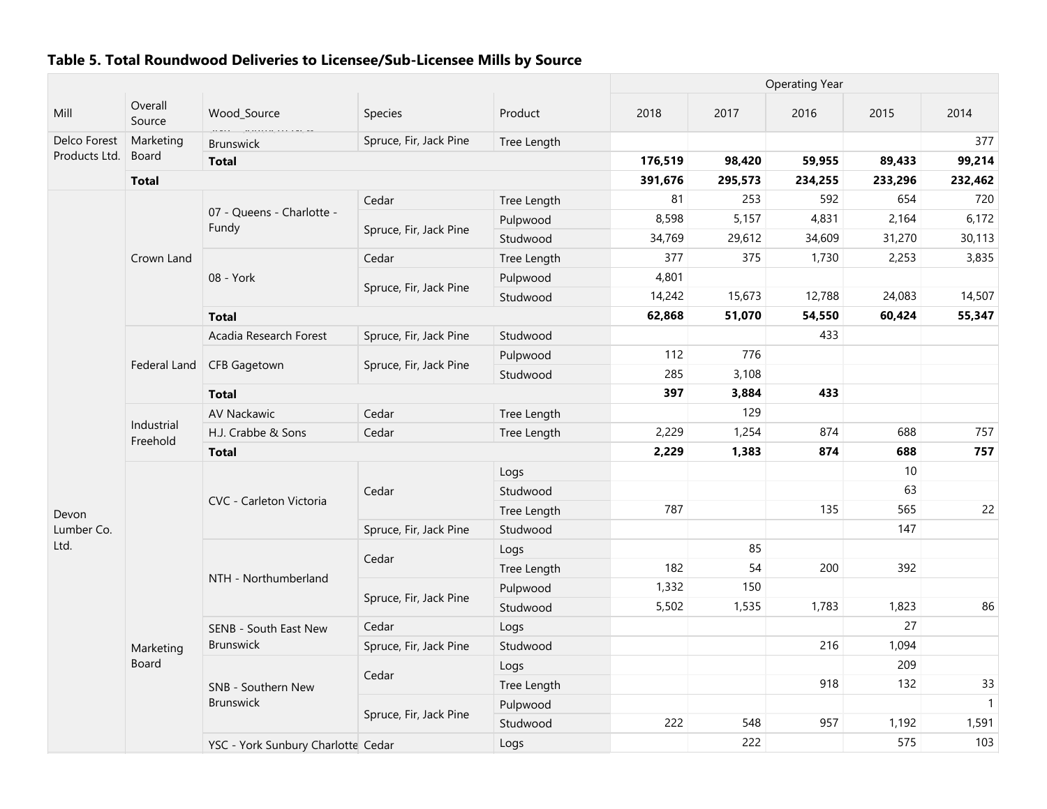## Table 5. Total Roundwood Deliveries to Licensee/Sub-Licensee Mills by Source

| Mill | Overall Source | Wood_Source | Species | Product | 2018 | 2017 | 2016 | 2015 | 2014 |
|---|---|---|---|---|---|---|---|---|---|
| | | | | | Operating Year | | | | |
| Delco Forest Products Ltd. | Marketing Board | Brunswick | Spruce, Fir, Jack Pine | Tree Length | | | | | 377 |
| | | **Total** | | | **176,519** | **98,420** | **59,955** | **89,433** | **99,214** |
| | **Total** | | | | **391,676** | **295,573** | **234,255** | **233,296** | **232,462** |
| Devon Lumber Co. Ltd. | Crown Land | 07 - Queens - Charlotte - Fundy | Cedar | Tree Length | 81 | 253 | 592 | 654 | 720 |
| | | | Spruce, Fir, Jack Pine | Pulpwood | 8,598 | 5,157 | 4,831 | 2,164 | 6,172 |
| | | | | Studwood | 34,769 | 29,612 | 34,609 | 31,270 | 30,113 |
| | | 08 - York | Cedar | Tree Length | 377 | 375 | 1,730 | 2,253 | 3,835 |
| | | | Spruce, Fir, Jack Pine | Pulpwood | 4,801 | | | | |
| | | | | Studwood | 14,242 | 15,673 | 12,788 | 24,083 | 14,507 |
| | | **Total** | | | **62,868** | **51,070** | **54,550** | **60,424** | **55,347** |
| | Federal Land | Acadia Research Forest | Spruce, Fir, Jack Pine | Studwood | | | 433 | | |
| | | CFB Gagetown | Spruce, Fir, Jack Pine | Pulpwood | 112 | 776 | | | |
| | | | | Studwood | 285 | 3,108 | | | |
| | | **Total** | | | **397** | **3,884** | **433** | | |
| | Industrial Freehold | AV Nackawic | Cedar | Tree Length | | 129 | | | |
| | | H.J. Crabbe & Sons | Cedar | Tree Length | 2,229 | 1,254 | 874 | 688 | 757 |
| | | **Total** | | | **2,229** | **1,383** | **874** | **688** | **757** |
| | Marketing Board | CVC - Carleton Victoria | Cedar | Logs | | | | 10 | |
| | | | | Studwood | | | | 63 | |
| | | | | Tree Length | 787 | | 135 | 565 | 22 |
| | | | Spruce, Fir, Jack Pine | Studwood | | | | 147 | |
| | | NTH - Northumberland | Cedar | Logs | | 85 | | | |
| | | | | Tree Length | 182 | 54 | 200 | 392 | |
| | | | Spruce, Fir, Jack Pine | Pulpwood | 1,332 | 150 | | | |
| | | | | Studwood | 5,502 | 1,535 | 1,783 | 1,823 | 86 |
| | | SENB - South East New Brunswick | Cedar | Logs | | | | 27 | |
| | | | Spruce, Fir, Jack Pine | Studwood | | | 216 | 1,094 | |
| | | SNB - Southern New Brunswick | Cedar | Logs | | | | 209 | |
| | | | | Tree Length | | | 918 | 132 | 33 |
| | | | Spruce, Fir, Jack Pine | Pulpwood | | | | | 1 |
| | | | | Studwood | 222 | 548 | 957 | 1,192 | 1,591 |
| | | YSC - York Sunbury Charlotte | Cedar | Logs | | 222 | | 575 | 103 |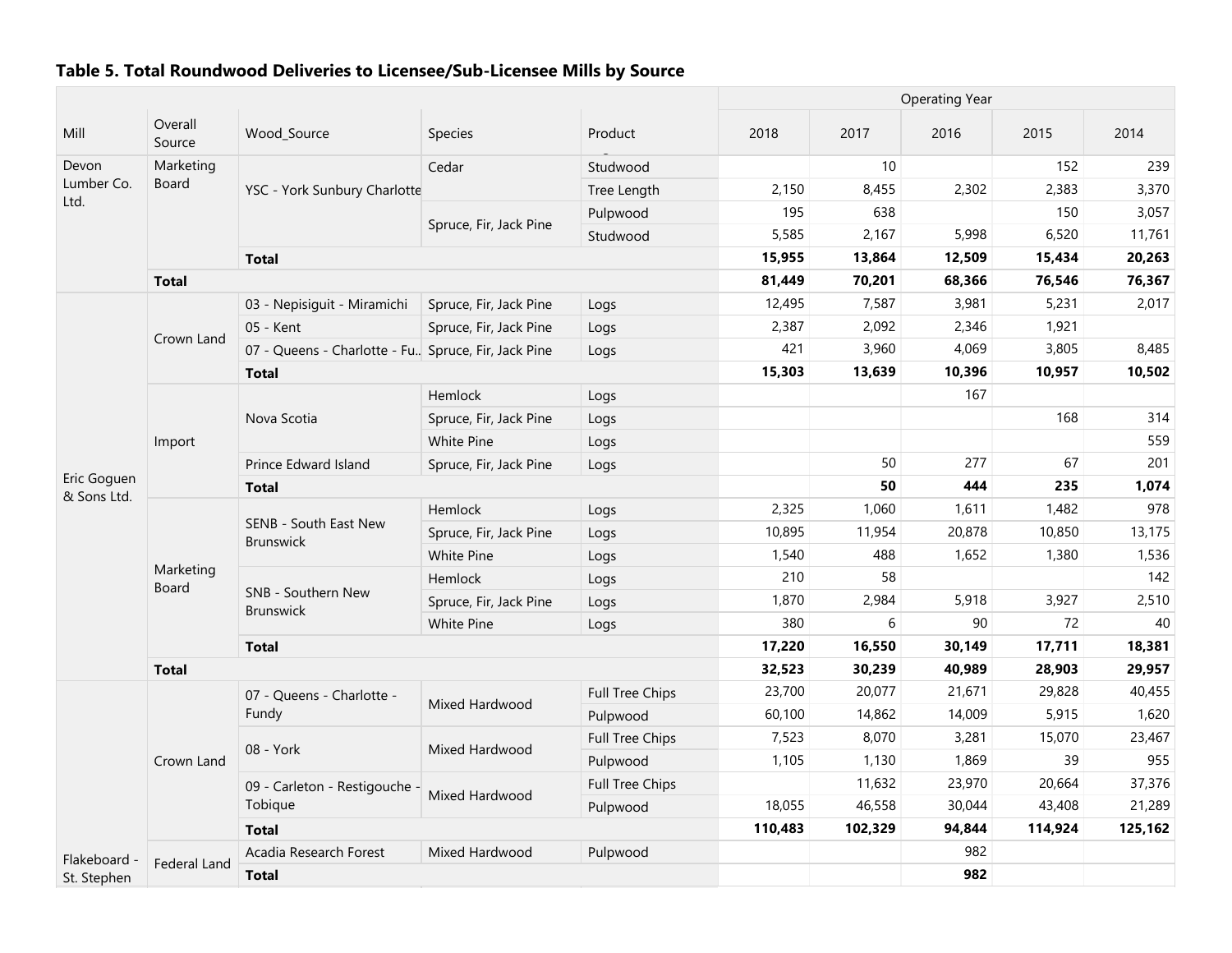### Table 5. Total Roundwood Deliveries to Licensee/Sub-Licensee Mills by Source

| Mill | Overall Source | Wood_Source | Species | Product | 2018 | 2017 | 2016 | 2015 | 2014 |
|---|---|---|---|---|---|---|---|---|---|
| | | | | | Operating Year | | | | |
| Devon Lumber Co. Ltd. | Marketing Board | YSC - York Sunbury Charlotte | Cedar | Studwood | | 10 | | 152 | 239 |
| | | | | Tree Length | 2,150 | 8,455 | 2,302 | 2,383 | 3,370 |
| | | | Spruce, Fir, Jack Pine | Pulpwood | 195 | 638 | | 150 | 3,057 |
| | | | | Studwood | 5,585 | 2,167 | 5,998 | 6,520 | 11,761 |
| | | **Total** | | | **15,955** | **13,864** | **12,509** | **15,434** | **20,263** |
| | **Total** | | | | **81,449** | **70,201** | **68,366** | **76,546** | **76,367** |
| Eric Goguen & Sons Ltd. | Crown Land | 03 - Nepisiguit - Miramichi | Spruce, Fir, Jack Pine | Logs | 12,495 | 7,587 | 3,981 | 5,231 | 2,017 |
| | | 05 - Kent | Spruce, Fir, Jack Pine | Logs | 2,387 | 2,092 | 2,346 | 1,921 | |
| | | 07 - Queens - Charlotte - Fu.. | Spruce, Fir, Jack Pine | Logs | 421 | 3,960 | 4,069 | 3,805 | 8,485 |
| | | **Total** | | | **15,303** | **13,639** | **10,396** | **10,957** | **10,502** |
| | Import | Nova Scotia | Hemlock | Logs | | | 167 | | |
| | | | Spruce, Fir, Jack Pine | Logs | | | | 168 | 314 |
| | | | White Pine | Logs | | | | | 559 |
| | | Prince Edward Island | Spruce, Fir, Jack Pine | Logs | | 50 | 277 | 67 | 201 |
| | | **Total** | | | | **50** | **444** | **235** | **1,074** |
| | Marketing Board | SENB - South East New Brunswick | Hemlock | Logs | 2,325 | 1,060 | 1,611 | 1,482 | 978 |
| | | | Spruce, Fir, Jack Pine | Logs | 10,895 | 11,954 | 20,878 | 10,850 | 13,175 |
| | | | White Pine | Logs | 1,540 | 488 | 1,652 | 1,380 | 1,536 |
| | | SNB - Southern New Brunswick | Hemlock | Logs | 210 | 58 | | | 142 |
| | | | Spruce, Fir, Jack Pine | Logs | 1,870 | 2,984 | 5,918 | 3,927 | 2,510 |
| | | | White Pine | Logs | 380 | 6 | 90 | 72 | 40 |
| | | **Total** | | | **17,220** | **16,550** | **30,149** | **17,711** | **18,381** |
| | **Total** | | | | **32,523** | **30,239** | **40,989** | **28,903** | **29,957** |
| Flakeboard - St. Stephen | Crown Land | 07 - Queens - Charlotte - Fundy | Mixed Hardwood | Full Tree Chips | 23,700 | 20,077 | 21,671 | 29,828 | 40,455 |
| | | | | Pulpwood | 60,100 | 14,862 | 14,009 | 5,915 | 1,620 |
| | | 08 - York | Mixed Hardwood | Full Tree Chips | 7,523 | 8,070 | 3,281 | 15,070 | 23,467 |
| | | | | Pulpwood | 1,105 | 1,130 | 1,869 | 39 | 955 |
| | | 09 - Carleton - Restigouche - Tobique | Mixed Hardwood | Full Tree Chips | | 11,632 | 23,970 | 20,664 | 37,376 |
| | | | | Pulpwood | 18,055 | 46,558 | 30,044 | 43,408 | 21,289 |
| | | **Total** | | | **110,483** | **102,329** | **94,844** | **114,924** | **125,162** |
| | Federal Land | Acadia Research Forest | Mixed Hardwood | Pulpwood | | | 982 | | |
| | | **Total** | | | | | **982** | | |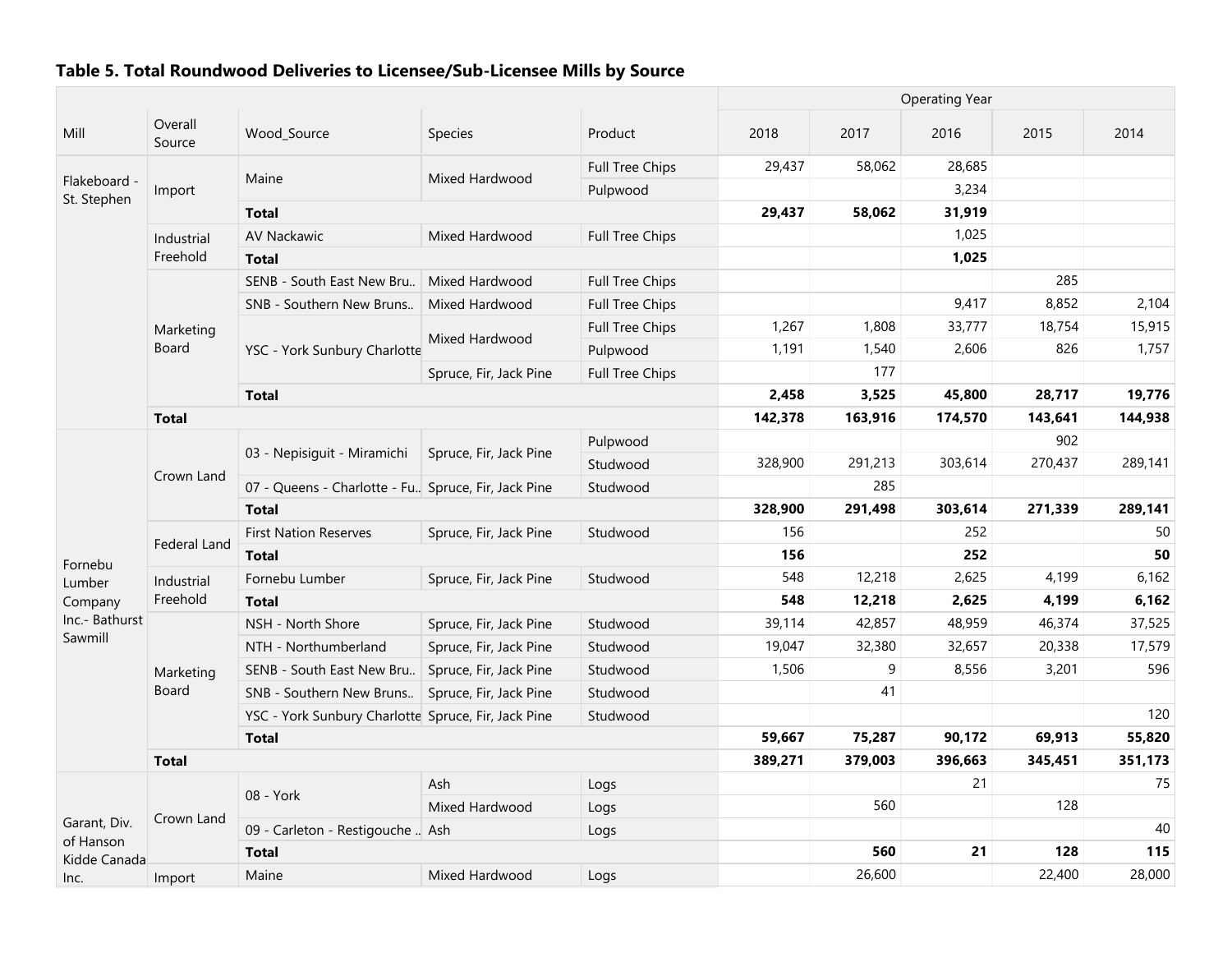### Table 5. Total Roundwood Deliveries to Licensee/Sub-Licensee Mills by Source

| Mill | Overall Source | Wood_Source | Species | Product | Operating Year 2018 | 2017 | 2016 | 2015 | 2014 |
|---|---|---|---|---|---|---|---|---|---|
| Flakeboard - St. Stephen | Import | Maine | Mixed Hardwood | Full Tree Chips | 29,437 | 58,062 | 28,685 | | |
| | | | | Pulpwood | | | 3,234 | | |
| | | **Total** | | | **29,437** | **58,062** | **31,919** | | |
| | Industrial Freehold | AV Nackawic | Mixed Hardwood | Full Tree Chips | | | 1,025 | | |
| | | **Total** | | | | | **1,025** | | |
| | Marketing Board | SENB - South East New Bru.. | Mixed Hardwood | Full Tree Chips | | | | 285 | |
| | | SNB - Southern New Bruns.. | Mixed Hardwood | Full Tree Chips | | | 9,417 | 8,852 | 2,104 |
| | | YSC - York Sunbury Charlotte | Mixed Hardwood | Full Tree Chips | 1,267 | 1,808 | 33,777 | 18,754 | 15,915 |
| | | | | Pulpwood | 1,191 | 1,540 | 2,606 | 826 | 1,757 |
| | | | Spruce, Fir, Jack Pine | Full Tree Chips | | 177 | | | |
| | | **Total** | | | **2,458** | **3,525** | **45,800** | **28,717** | **19,776** |
| | **Total** | | | | **142,378** | **163,916** | **174,570** | **143,641** | **144,938** |
| Fornebu Lumber Company Inc.- Bathurst Sawmill | Crown Land | 03 - Nepisiguit - Miramichi | Spruce, Fir, Jack Pine | Pulpwood | | | | 902 | |
| | | | | Studwood | 328,900 | 291,213 | 303,614 | 270,437 | 289,141 |
| | | 07 - Queens - Charlotte - Fu.. | Spruce, Fir, Jack Pine | Studwood | | 285 | | | |
| | | **Total** | | | **328,900** | **291,498** | **303,614** | **271,339** | **289,141** |
| | Federal Land | First Nation Reserves | Spruce, Fir, Jack Pine | Studwood | 156 | | 252 | | 50 |
| | | **Total** | | | **156** | | **252** | | **50** |
| | Industrial Freehold | Fornebu Lumber | Spruce, Fir, Jack Pine | Studwood | 548 | 12,218 | 2,625 | 4,199 | 6,162 |
| | | **Total** | | | **548** | **12,218** | **2,625** | **4,199** | **6,162** |
| | Marketing Board | NSH - North Shore | Spruce, Fir, Jack Pine | Studwood | 39,114 | 42,857 | 48,959 | 46,374 | 37,525 |
| | | NTH - Northumberland | Spruce, Fir, Jack Pine | Studwood | 19,047 | 32,380 | 32,657 | 20,338 | 17,579 |
| | | SENB - South East New Bru.. | Spruce, Fir, Jack Pine | Studwood | 1,506 | 9 | 8,556 | 3,201 | 596 |
| | | SNB - Southern New Bruns.. | Spruce, Fir, Jack Pine | Studwood | | 41 | | | |
| | | YSC - York Sunbury Charlotte | Spruce, Fir, Jack Pine | Studwood | | | | | 120 |
| | | **Total** | | | **59,667** | **75,287** | **90,172** | **69,913** | **55,820** |
| | **Total** | | | | **389,271** | **379,003** | **396,663** | **345,451** | **351,173** |
| Garant, Div. of Hanson Kidde Canada Inc. | Crown Land | 08 - York | Ash | Logs | | | 21 | | 75 |
| | | | Mixed Hardwood | Logs | | 560 | | 128 | |
| | | 09 - Carleton - Restigouche .. | Ash | Logs | | | | | 40 |
| | | **Total** | | | | **560** | **21** | **128** | **115** |
| | Import | Maine | Mixed Hardwood | Logs | | 26,600 | | 22,400 | 28,000 |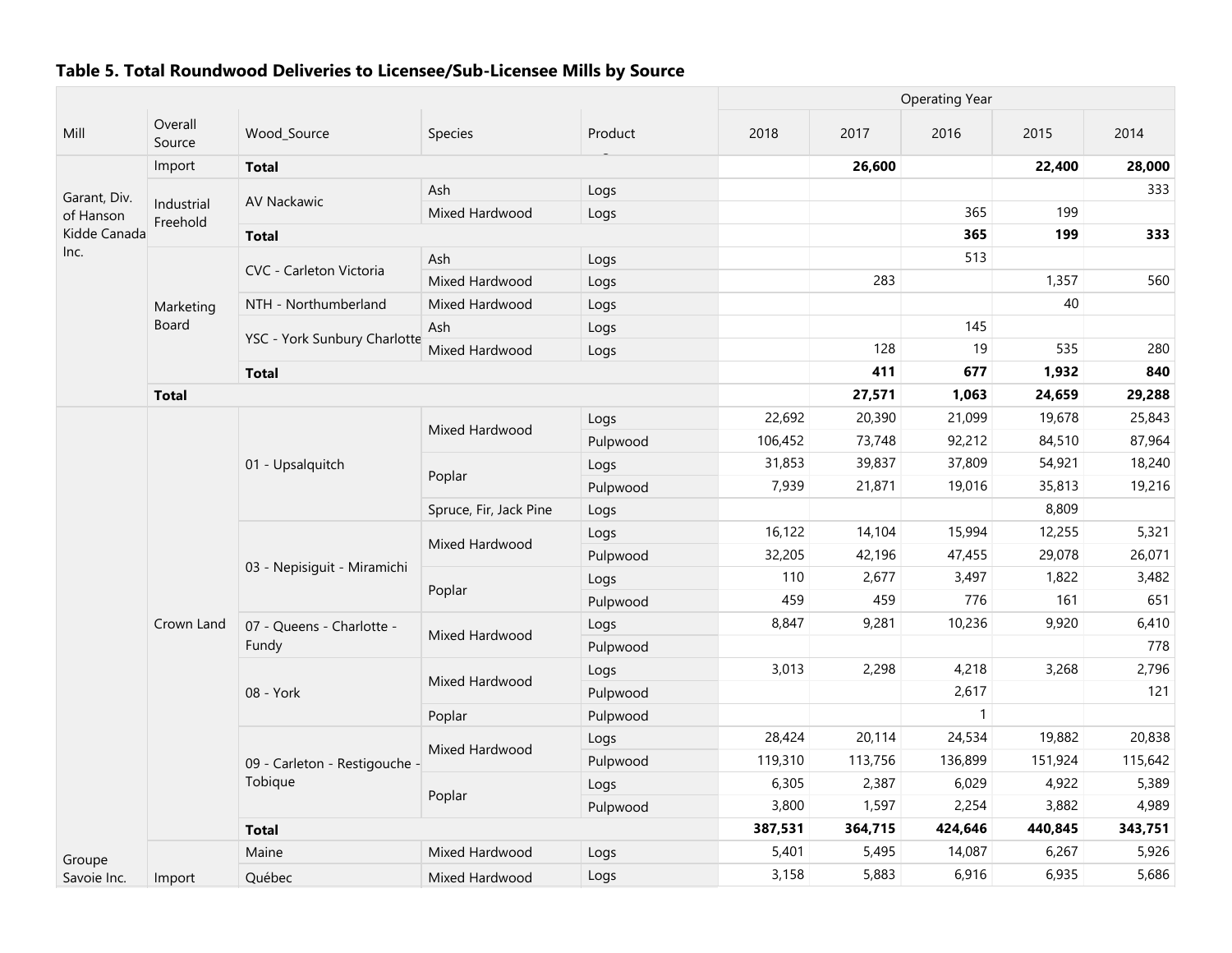### Table 5. Total Roundwood Deliveries to Licensee/Sub-Licensee Mills by Source

| Mill | Overall Source | Wood_Source | Species | Product | Operating Year | | | | |
|---|---|---|---|---|---|---|---|---|---|
| | | | | | 2018 | 2017 | 2016 | 2015 | 2014 |
| Garant, Div. of Hanson Kidde Canada Inc. | Import | **Total** | | | | **26,600** | | **22,400** | **28,000** |
| | Industrial Freehold | AV Nackawic | Ash | Logs | | | | | 333 |
| | | | Mixed Hardwood | Logs | | | 365 | 199 | |
| | | **Total** | | | | | **365** | **199** | **333** |
| | Marketing Board | CVC - Carleton Victoria | Ash | Logs | | | 513 | | |
| | | | Mixed Hardwood | Logs | | 283 | | 1,357 | 560 |
| | | NTH - Northumberland | Mixed Hardwood | Logs | | | | 40 | |
| | | YSC - York Sunbury Charlotte | Ash | Logs | | | 145 | | |
| | | | Mixed Hardwood | Logs | | 128 | 19 | 535 | 280 |
| | | **Total** | | | | **411** | **677** | **1,932** | **840** |
| | **Total** | | | | | **27,571** | **1,063** | **24,659** | **29,288** |
| Groupe Savoie Inc. | Crown Land | 01 - Upsalquitch | Mixed Hardwood | Logs | 22,692 | 20,390 | 21,099 | 19,678 | 25,843 |
| | | | | Pulpwood | 106,452 | 73,748 | 92,212 | 84,510 | 87,964 |
| | | | Poplar | Logs | 31,853 | 39,837 | 37,809 | 54,921 | 18,240 |
| | | | | Pulpwood | 7,939 | 21,871 | 19,016 | 35,813 | 19,216 |
| | | | Spruce, Fir, Jack Pine | Logs | | | | 8,809 | |
| | | 03 - Nepisiguit - Miramichi | Mixed Hardwood | Logs | 16,122 | 14,104 | 15,994 | 12,255 | 5,321 |
| | | | | Pulpwood | 32,205 | 42,196 | 47,455 | 29,078 | 26,071 |
| | | | Poplar | Logs | 110 | 2,677 | 3,497 | 1,822 | 3,482 |
| | | | | Pulpwood | 459 | 459 | 776 | 161 | 651 |
| | | 07 - Queens - Charlotte - Fundy | Mixed Hardwood | Logs | 8,847 | 9,281 | 10,236 | 9,920 | 6,410 |
| | | | | Pulpwood | | | | | 778 |
| | | 08 - York | Mixed Hardwood | Logs | 3,013 | 2,298 | 4,218 | 3,268 | 2,796 |
| | | | | Pulpwood | | | 2,617 | | 121 |
| | | | Poplar | Pulpwood | | | 1 | | |
| | | 09 - Carleton - Restigouche - Tobique | Mixed Hardwood | Logs | 28,424 | 20,114 | 24,534 | 19,882 | 20,838 |
| | | | | Pulpwood | 119,310 | 113,756 | 136,899 | 151,924 | 115,642 |
| | | | Poplar | Logs | 6,305 | 2,387 | 6,029 | 4,922 | 5,389 |
| | | | | Pulpwood | 3,800 | 1,597 | 2,254 | 3,882 | 4,989 |
| | | **Total** | | | **387,531** | **364,715** | **424,646** | **440,845** | **343,751** |
| | Import | Maine | Mixed Hardwood | Logs | 5,401 | 5,495 | 14,087 | 6,267 | 5,926 |
| | | Québec | Mixed Hardwood | Logs | 3,158 | 5,883 | 6,916 | 6,935 | 5,686 |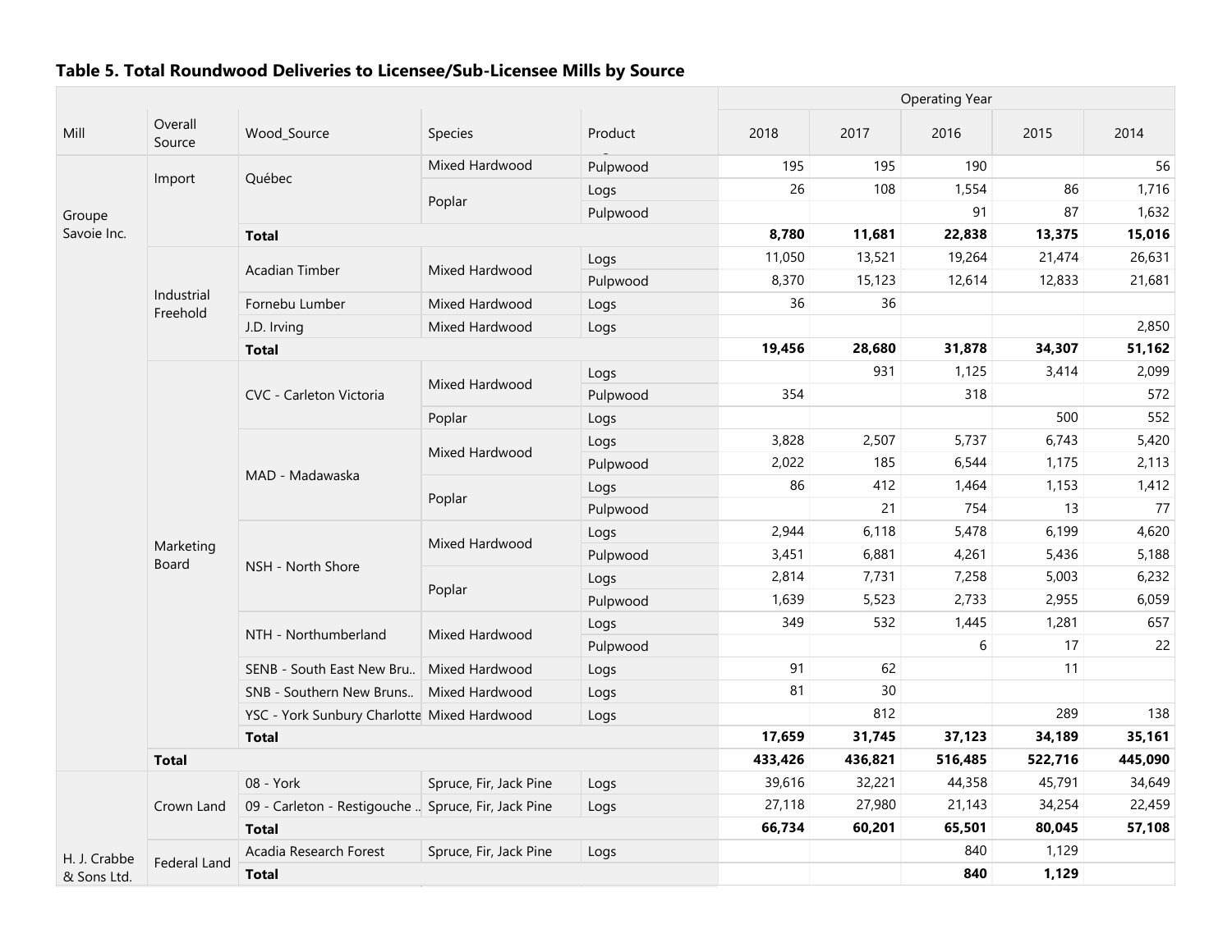## Table 5. Total Roundwood Deliveries to Licensee/Sub-Licensee Mills by Source

| Mill | Overall Source | Wood_Source | Species | Product | 2018 | 2017 | 2016 | 2015 | 2014 |
|---|---|---|---|---|---|---|---|---|---|
| | | | | | Operating Year | | | | |
| Groupe Savoie Inc. | Import | Québec | Mixed Hardwood | Pulpwood | 195 | 195 | 190 | | 56 |
| | | | Poplar | Logs | 26 | 108 | 1,554 | 86 | 1,716 |
| | | | | Pulpwood | | | 91 | 87 | 1,632 |
| | | **Total** | | | **8,780** | **11,681** | **22,838** | **13,375** | **15,016** |
| | Industrial Freehold | Acadian Timber | Mixed Hardwood | Logs | 11,050 | 13,521 | 19,264 | 21,474 | 26,631 |
| | | | | Pulpwood | 8,370 | 15,123 | 12,614 | 12,833 | 21,681 |
| | | Fornebu Lumber | Mixed Hardwood | Logs | 36 | 36 | | | |
| | | J.D. Irving | Mixed Hardwood | Logs | | | | | 2,850 |
| | | **Total** | | | **19,456** | **28,680** | **31,878** | **34,307** | **51,162** |
| | Marketing Board | CVC - Carleton Victoria | Mixed Hardwood | Logs | | 931 | 1,125 | 3,414 | 2,099 |
| | | | | Pulpwood | 354 | | 318 | | 572 |
| | | | Poplar | Logs | | | | 500 | 552 |
| | | MAD - Madawaska | Mixed Hardwood | Logs | 3,828 | 2,507 | 5,737 | 6,743 | 5,420 |
| | | | | Pulpwood | 2,022 | 185 | 6,544 | 1,175 | 2,113 |
| | | | Poplar | Logs | 86 | 412 | 1,464 | 1,153 | 1,412 |
| | | | | Pulpwood | | 21 | 754 | 13 | 77 |
| | | NSH - North Shore | Mixed Hardwood | Logs | 2,944 | 6,118 | 5,478 | 6,199 | 4,620 |
| | | | | Pulpwood | 3,451 | 6,881 | 4,261 | 5,436 | 5,188 |
| | | | Poplar | Logs | 2,814 | 7,731 | 7,258 | 5,003 | 6,232 |
| | | | | Pulpwood | 1,639 | 5,523 | 2,733 | 2,955 | 6,059 |
| | | NTH - Northumberland | Mixed Hardwood | Logs | 349 | 532 | 1,445 | 1,281 | 657 |
| | | | | Pulpwood | | | 6 | 17 | 22 |
| | | SENB - South East New Bru.. | Mixed Hardwood | Logs | 91 | 62 | | 11 | |
| | | SNB - Southern New Bruns.. | Mixed Hardwood | Logs | 81 | 30 | | | |
| | | YSC - York Sunbury Charlotte | Mixed Hardwood | Logs | | 812 | | 289 | 138 |
| | | **Total** | | | **17,659** | **31,745** | **37,123** | **34,189** | **35,161** |
| | **Total** | | | | **433,426** | **436,821** | **516,485** | **522,716** | **445,090** |
| H. J. Crabbe & Sons Ltd. | Crown Land | 08 - York | Spruce, Fir, Jack Pine | Logs | 39,616 | 32,221 | 44,358 | 45,791 | 34,649 |
| | | 09 - Carleton - Restigouche .. | Spruce, Fir, Jack Pine | Logs | 27,118 | 27,980 | 21,143 | 34,254 | 22,459 |
| | | **Total** | | | **66,734** | **60,201** | **65,501** | **80,045** | **57,108** |
| | Federal Land | Acadia Research Forest | Spruce, Fir, Jack Pine | Logs | | | 840 | 1,129 | |
| | | **Total** | | | | | **840** | **1,129** | |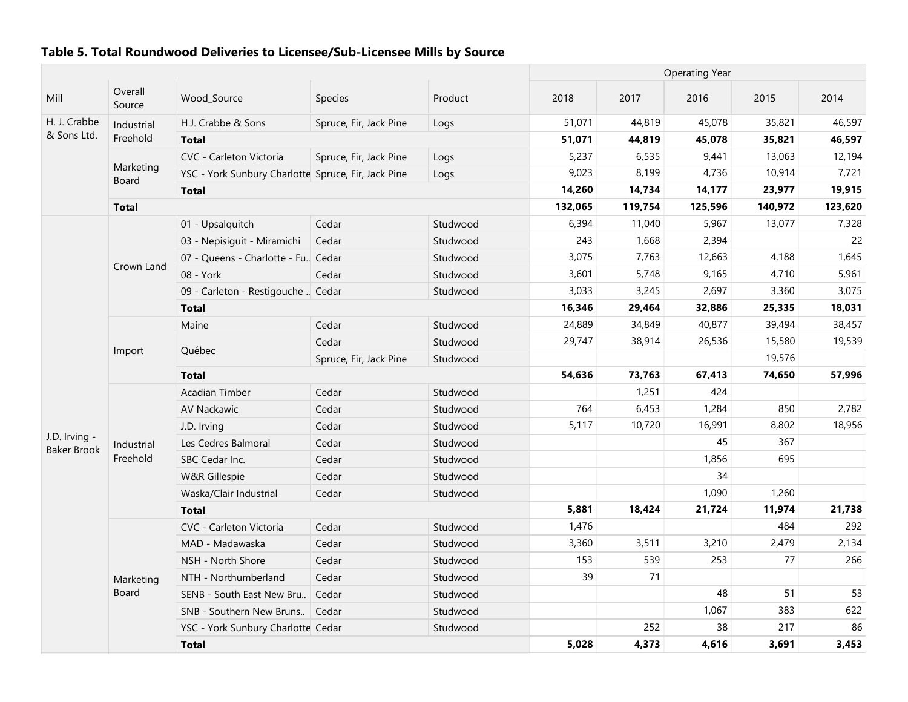### Table 5. Total Roundwood Deliveries to Licensee/Sub-Licensee Mills by Source

| Mill | Overall Source | Wood_Source | Species | Product | Operating Year 2018 | 2017 | 2016 | 2015 | 2014 |
|---|---|---|---|---|---|---|---|---|---|
| H. J. Crabbe & Sons Ltd. | Industrial Freehold | H.J. Crabbe & Sons | Spruce, Fir, Jack Pine | Logs | 51,071 | 44,819 | 45,078 | 35,821 | 46,597 |
| | | **Total** | | | **51,071** | **44,819** | **45,078** | **35,821** | **46,597** |
| | Marketing Board | CVC - Carleton Victoria | Spruce, Fir, Jack Pine | Logs | 5,237 | 6,535 | 9,441 | 13,063 | 12,194 |
| | | YSC - York Sunbury Charlotte | Spruce, Fir, Jack Pine | Logs | 9,023 | 8,199 | 4,736 | 10,914 | 7,721 |
| | | **Total** | | | **14,260** | **14,734** | **14,177** | **23,977** | **19,915** |
| | **Total** | | | | **132,065** | **119,754** | **125,596** | **140,972** | **123,620** |
| J.D. Irving - Baker Brook | Crown Land | 01 - Upsalquitch | Cedar | Studwood | 6,394 | 11,040 | 5,967 | 13,077 | 7,328 |
| | | 03 - Nepisiguit - Miramichi | Cedar | Studwood | 243 | 1,668 | 2,394 | | 22 |
| | | 07 - Queens - Charlotte - Fu.. | Cedar | Studwood | 3,075 | 7,763 | 12,663 | 4,188 | 1,645 |
| | | 08 - York | Cedar | Studwood | 3,601 | 5,748 | 9,165 | 4,710 | 5,961 |
| | | 09 - Carleton - Restigouche .. | Cedar | Studwood | 3,033 | 3,245 | 2,697 | 3,360 | 3,075 |
| | | **Total** | | | **16,346** | **29,464** | **32,886** | **25,335** | **18,031** |
| | Import | Maine | Cedar | Studwood | 24,889 | 34,849 | 40,877 | 39,494 | 38,457 |
| | | Québec | Cedar | Studwood | 29,747 | 38,914 | 26,536 | 15,580 | 19,539 |
| | | | Spruce, Fir, Jack Pine | Studwood | | | | 19,576 | |
| | | **Total** | | | **54,636** | **73,763** | **67,413** | **74,650** | **57,996** |
| | Industrial Freehold | Acadian Timber | Cedar | Studwood | | 1,251 | 424 | | |
| | | AV Nackawic | Cedar | Studwood | 764 | 6,453 | 1,284 | 850 | 2,782 |
| | | J.D. Irving | Cedar | Studwood | 5,117 | 10,720 | 16,991 | 8,802 | 18,956 |
| | | Les Cedres Balmoral | Cedar | Studwood | | | 45 | 367 | |
| | | SBC Cedar Inc. | Cedar | Studwood | | | 1,856 | 695 | |
| | | W&R Gillespie | Cedar | Studwood | | | 34 | | |
| | | Waska/Clair Industrial | Cedar | Studwood | | | 1,090 | 1,260 | |
| | | **Total** | | | **5,881** | **18,424** | **21,724** | **11,974** | **21,738** |
| | Marketing Board | CVC - Carleton Victoria | Cedar | Studwood | 1,476 | | | 484 | 292 |
| | | MAD - Madawaska | Cedar | Studwood | 3,360 | 3,511 | 3,210 | 2,479 | 2,134 |
| | | NSH - North Shore | Cedar | Studwood | 153 | 539 | 253 | 77 | 266 |
| | | NTH - Northumberland | Cedar | Studwood | 39 | 71 | | | |
| | | SENB - South East New Bru.. | Cedar | Studwood | | | 48 | 51 | 53 |
| | | SNB - Southern New Bruns.. | Cedar | Studwood | | | 1,067 | 383 | 622 |
| | | YSC - York Sunbury Charlotte | Cedar | Studwood | | 252 | 38 | 217 | 86 |
| | | **Total** | | | **5,028** | **4,373** | **4,616** | **3,691** | **3,453** |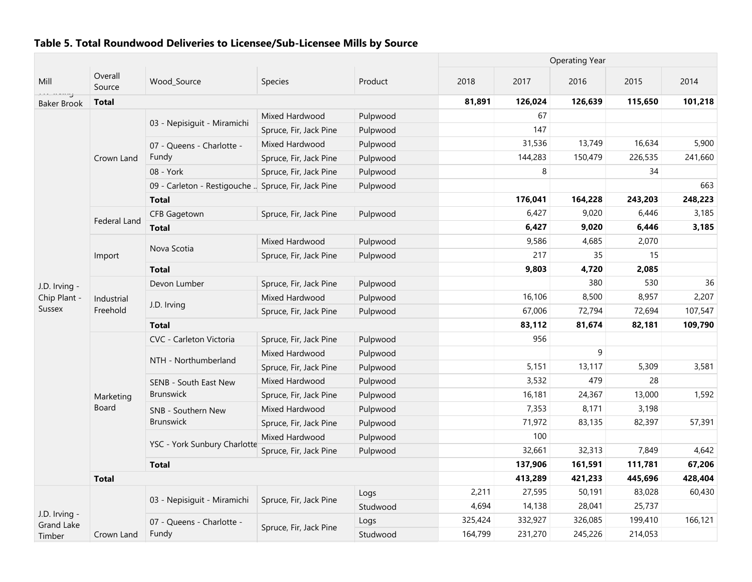### Table 5. Total Roundwood Deliveries to Licensee/Sub-Licensee Mills by Source

| Mill | Overall Source | Wood_Source | Species | Product | 2018 | 2017 | 2016 | 2015 | 2014 |
|---|---|---|---|---|---|---|---|---|---|
| | | | | | Operating Year | | | | |
| Baker Brook | **Total** | | | | **81,891** | **126,024** | **126,639** | **115,650** | **101,218** |
| J.D. Irving - Chip Plant - Sussex | Crown Land | 03 - Nepisiguit - Miramichi | Mixed Hardwood | Pulpwood | | 67 | | | |
| | | | Spruce, Fir, Jack Pine | Pulpwood | | 147 | | | |
| | | 07 - Queens - Charlotte - Fundy | Mixed Hardwood | Pulpwood | | 31,536 | 13,749 | 16,634 | 5,900 |
| | | | Spruce, Fir, Jack Pine | Pulpwood | | 144,283 | 150,479 | 226,535 | 241,660 |
| | | 08 - York | Spruce, Fir, Jack Pine | Pulpwood | | 8 | | 34 | |
| | | 09 - Carleton - Restigouche .. | Spruce, Fir, Jack Pine | Pulpwood | | | | | 663 |
| | | **Total** | | | | **176,041** | **164,228** | **243,203** | **248,223** |
| | Federal Land | CFB Gagetown | Spruce, Fir, Jack Pine | Pulpwood | | 6,427 | 9,020 | 6,446 | 3,185 |
| | | **Total** | | | | **6,427** | **9,020** | **6,446** | **3,185** |
| | Import | Nova Scotia | Mixed Hardwood | Pulpwood | | 9,586 | 4,685 | 2,070 | |
| | | | Spruce, Fir, Jack Pine | Pulpwood | | 217 | 35 | 15 | |
| | | **Total** | | | | **9,803** | **4,720** | **2,085** | |
| | Industrial Freehold | Devon Lumber | Spruce, Fir, Jack Pine | Pulpwood | | | 380 | 530 | 36 |
| | | J.D. Irving | Mixed Hardwood | Pulpwood | | 16,106 | 8,500 | 8,957 | 2,207 |
| | | | Spruce, Fir, Jack Pine | Pulpwood | | 67,006 | 72,794 | 72,694 | 107,547 |
| | | **Total** | | | | **83,112** | **81,674** | **82,181** | **109,790** |
| | Marketing Board | CVC - Carleton Victoria | Spruce, Fir, Jack Pine | Pulpwood | | 956 | | | |
| | | NTH - Northumberland | Mixed Hardwood | Pulpwood | | | 9 | | |
| | | | Spruce, Fir, Jack Pine | Pulpwood | | 5,151 | 13,117 | 5,309 | 3,581 |
| | | SENB - South East New Brunswick | Mixed Hardwood | Pulpwood | | 3,532 | 479 | 28 | |
| | | | Spruce, Fir, Jack Pine | Pulpwood | | 16,181 | 24,367 | 13,000 | 1,592 |
| | | SNB - Southern New Brunswick | Mixed Hardwood | Pulpwood | | 7,353 | 8,171 | 3,198 | |
| | | | Spruce, Fir, Jack Pine | Pulpwood | | 71,972 | 83,135 | 82,397 | 57,391 |
| | | YSC - York Sunbury Charlotte | Mixed Hardwood | Pulpwood | | 100 | | | |
| | | | Spruce, Fir, Jack Pine | Pulpwood | | 32,661 | 32,313 | 7,849 | 4,642 |
| | | **Total** | | | | **137,906** | **161,591** | **111,781** | **67,206** |
| | **Total** | | | | | **413,289** | **421,233** | **445,696** | **428,404** |
| J.D. Irving - Grand Lake Timber | Crown Land | 03 - Nepisiguit - Miramichi | Spruce, Fir, Jack Pine | Logs | 2,211 | 27,595 | 50,191 | 83,028 | 60,430 |
| | | | | Studwood | 4,694 | 14,138 | 28,041 | 25,737 | |
| | | 07 - Queens - Charlotte - Fundy | Spruce, Fir, Jack Pine | Logs | 325,424 | 332,927 | 326,085 | 199,410 | 166,121 |
| | | | | Studwood | 164,799 | 231,270 | 245,226 | 214,053 | |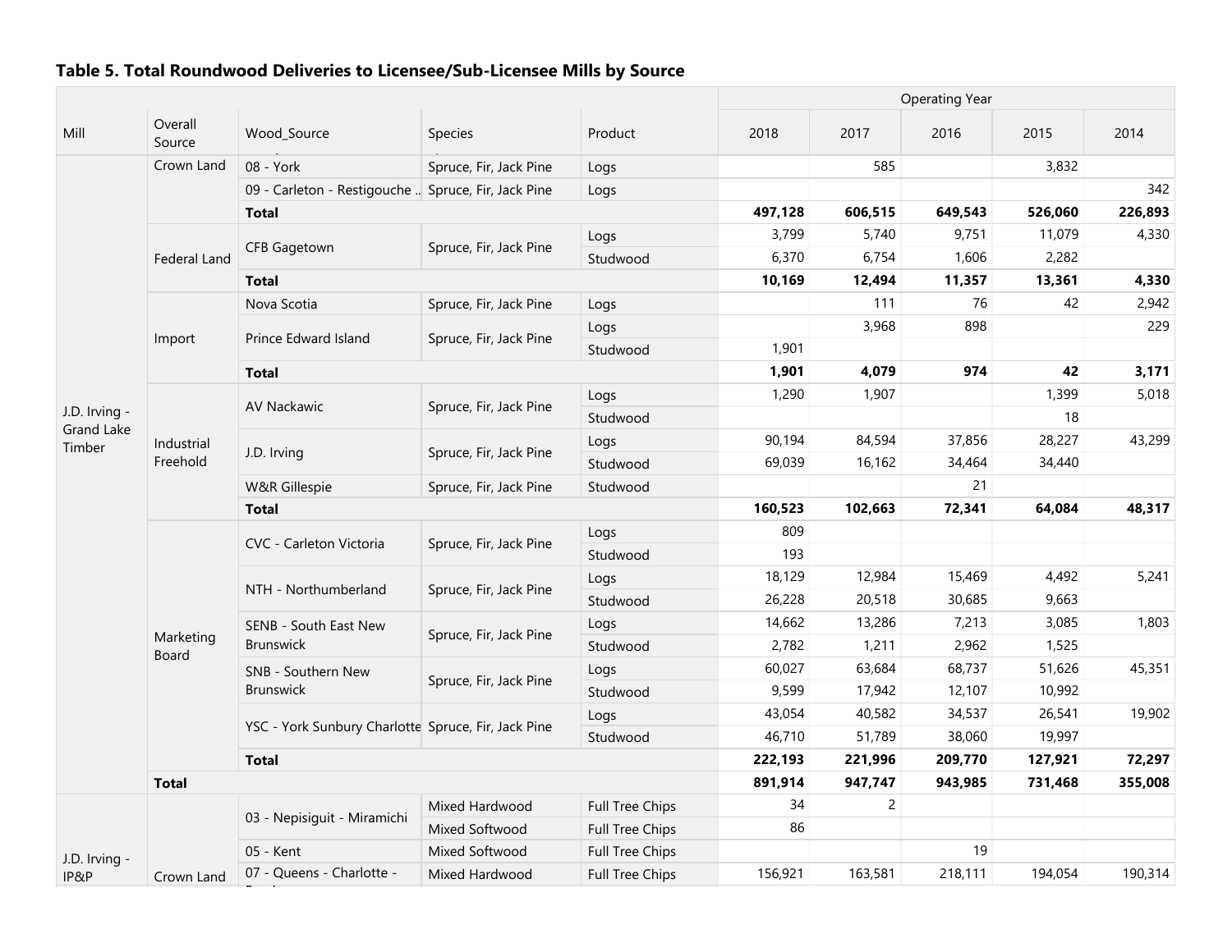**Table 5. Total Roundwood Deliveries to Licensee/Sub-Licensee Mills by Source**

| Mill | Overall Source | Wood_Source | Species | Product | 2018 | 2017 | 2016 | 2015 | 2014 |
|---|---|---|---|---|---|---|---|---|---|
| | | | | | Operating Year | | | | |
| J.D. Irving - Grand Lake Timber | Crown Land | 08 - York | Spruce, Fir, Jack Pine | Logs | | 585 | | 3,832 | |
| | | 09 - Carleton - Restigouche .. | Spruce, Fir, Jack Pine | Logs | | | | | 342 |
| | | **Total** | | | **497,128** | **606,515** | **649,543** | **526,060** | **226,893** |
| | Federal Land | CFB Gagetown | Spruce, Fir, Jack Pine | Logs | 3,799 | 5,740 | 9,751 | 11,079 | 4,330 |
| | | | | Studwood | 6,370 | 6,754 | 1,606 | 2,282 | |
| | | **Total** | | | **10,169** | **12,494** | **11,357** | **13,361** | **4,330** |
| | Import | Nova Scotia | Spruce, Fir, Jack Pine | Logs | | 111 | 76 | 42 | 2,942 |
| | | Prince Edward Island | Spruce, Fir, Jack Pine | Logs | | 3,968 | 898 | | 229 |
| | | | | Studwood | 1,901 | | | | |
| | | **Total** | | | **1,901** | **4,079** | **974** | **42** | **3,171** |
| | Industrial Freehold | AV Nackawic | Spruce, Fir, Jack Pine | Logs | 1,290 | 1,907 | | 1,399 | 5,018 |
| | | | | Studwood | | | | 18 | |
| | | J.D. Irving | Spruce, Fir, Jack Pine | Logs | 90,194 | 84,594 | 37,856 | 28,227 | 43,299 |
| | | | | Studwood | 69,039 | 16,162 | 34,464 | 34,440 | |
| | | W&R Gillespie | Spruce, Fir, Jack Pine | Studwood | | | 21 | | |
| | | **Total** | | | **160,523** | **102,663** | **72,341** | **64,084** | **48,317** |
| | Marketing Board | CVC - Carleton Victoria | Spruce, Fir, Jack Pine | Logs | 809 | | | | |
| | | | | Studwood | 193 | | | | |
| | | NTH - Northumberland | Spruce, Fir, Jack Pine | Logs | 18,129 | 12,984 | 15,469 | 4,492 | 5,241 |
| | | | | Studwood | 26,228 | 20,518 | 30,685 | 9,663 | |
| | | SENB - South East New Brunswick | Spruce, Fir, Jack Pine | Logs | 14,662 | 13,286 | 7,213 | 3,085 | 1,803 |
| | | | | Studwood | 2,782 | 1,211 | 2,962 | 1,525 | |
| | | SNB - Southern New Brunswick | Spruce, Fir, Jack Pine | Logs | 60,027 | 63,684 | 68,737 | 51,626 | 45,351 |
| | | | | Studwood | 9,599 | 17,942 | 12,107 | 10,992 | |
| | | YSC - York Sunbury Charlotte | Spruce, Fir, Jack Pine | Logs | 43,054 | 40,582 | 34,537 | 26,541 | 19,902 |
| | | | | Studwood | 46,710 | 51,789 | 38,060 | 19,997 | |
| | | **Total** | | | **222,193** | **221,996** | **209,770** | **127,921** | **72,297** |
| | **Total** | | | | **891,914** | **947,747** | **943,985** | **731,468** | **355,008** |
| J.D. Irving - IP&P | Crown Land | 03 - Nepisiguit - Miramichi | Mixed Hardwood | Full Tree Chips | 34 | 2 | | | |
| | | | Mixed Softwood | Full Tree Chips | 86 | | | | |
| | | 05 - Kent | Mixed Softwood | Full Tree Chips | | | 19 | | |
| | | 07 - Queens - Charlotte - ... | Mixed Hardwood | Full Tree Chips | 156,921 | 163,581 | 218,111 | 194,054 | 190,314 |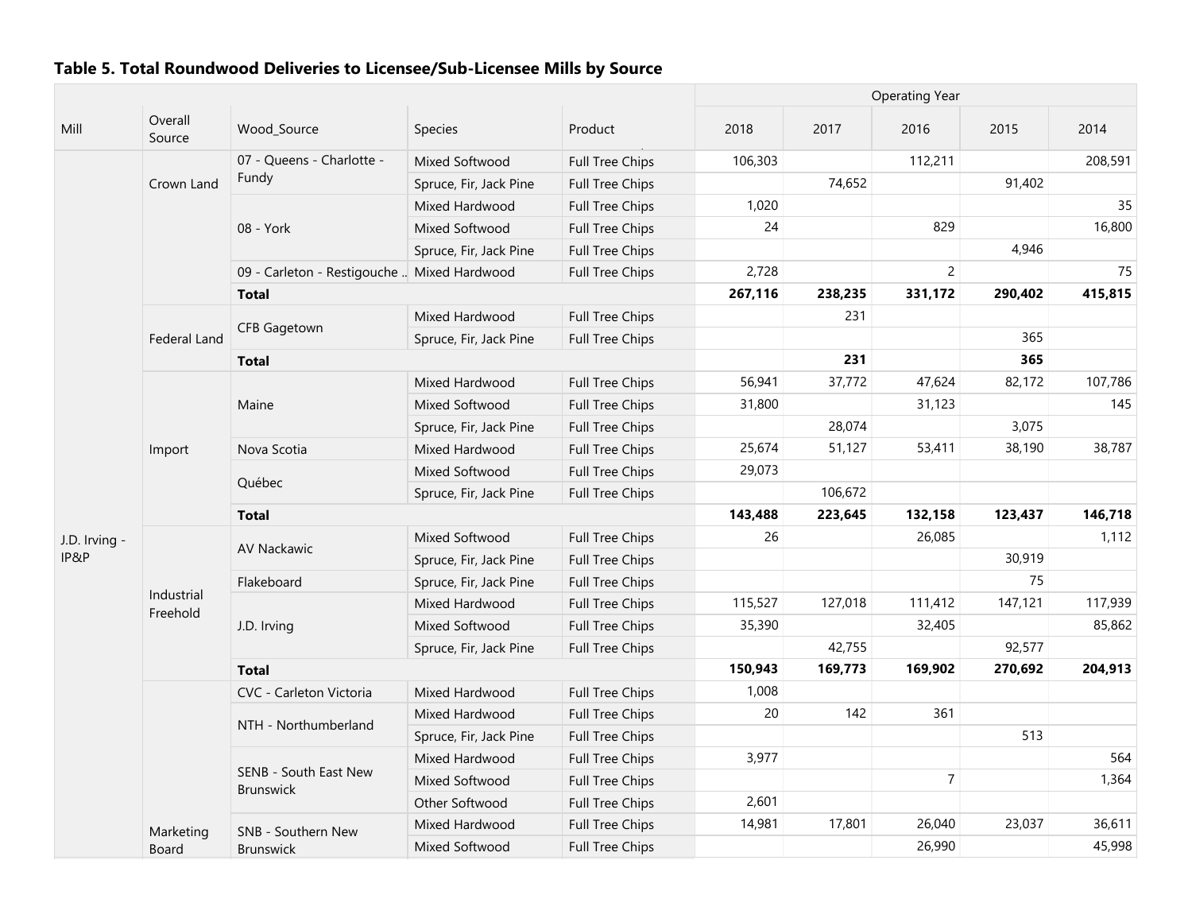### Table 5. Total Roundwood Deliveries to Licensee/Sub-Licensee Mills by Source

| Mill | Overall Source | Wood_Source | Species | Product | 2018 | 2017 | 2016 | 2015 | 2014 |
|---|---|---|---|---|---|---|---|---|---|
| | | | | | Operating Year | | | | |
| J.D. Irving - IP&P | Crown Land | 07 - Queens - Charlotte - Fundy | Mixed Softwood | Full Tree Chips | 106,303 | | 112,211 | | 208,591 |
| | | | Spruce, Fir, Jack Pine | Full Tree Chips | | 74,652 | | 91,402 | |
| | | 08 - York | Mixed Hardwood | Full Tree Chips | 1,020 | | | | 35 |
| | | | Mixed Softwood | Full Tree Chips | 24 | | 829 | | 16,800 |
| | | | Spruce, Fir, Jack Pine | Full Tree Chips | | | | 4,946 | |
| | | 09 - Carleton - Restigouche .. | Mixed Hardwood | Full Tree Chips | 2,728 | | 2 | | 75 |
| | | **Total** | | | **267,116** | **238,235** | **331,172** | **290,402** | **415,815** |
| | Federal Land | CFB Gagetown | Mixed Hardwood | Full Tree Chips | | 231 | | | |
| | | | Spruce, Fir, Jack Pine | Full Tree Chips | | | | 365 | |
| | | **Total** | | | | **231** | | **365** | |
| | Import | Maine | Mixed Hardwood | Full Tree Chips | 56,941 | 37,772 | 47,624 | 82,172 | 107,786 |
| | | | Mixed Softwood | Full Tree Chips | 31,800 | | 31,123 | | 145 |
| | | | Spruce, Fir, Jack Pine | Full Tree Chips | | 28,074 | | 3,075 | |
| | | Nova Scotia | Mixed Hardwood | Full Tree Chips | 25,674 | 51,127 | 53,411 | 38,190 | 38,787 |
| | | Québec | Mixed Softwood | Full Tree Chips | 29,073 | | | | |
| | | | Spruce, Fir, Jack Pine | Full Tree Chips | | 106,672 | | | |
| | | **Total** | | | **143,488** | **223,645** | **132,158** | **123,437** | **146,718** |
| | Industrial Freehold | AV Nackawic | Mixed Softwood | Full Tree Chips | 26 | | 26,085 | | 1,112 |
| | | | Spruce, Fir, Jack Pine | Full Tree Chips | | | | 30,919 | |
| | | Flakeboard | Spruce, Fir, Jack Pine | Full Tree Chips | | | | 75 | |
| | | J.D. Irving | Mixed Hardwood | Full Tree Chips | 115,527 | 127,018 | 111,412 | 147,121 | 117,939 |
| | | | Mixed Softwood | Full Tree Chips | 35,390 | | 32,405 | | 85,862 |
| | | | Spruce, Fir, Jack Pine | Full Tree Chips | | 42,755 | | 92,577 | |
| | | **Total** | | | **150,943** | **169,773** | **169,902** | **270,692** | **204,913** |
| | Marketing Board | CVC - Carleton Victoria | Mixed Hardwood | Full Tree Chips | 1,008 | | | | |
| | | NTH - Northumberland | Mixed Hardwood | Full Tree Chips | 20 | 142 | 361 | | |
| | | | Spruce, Fir, Jack Pine | Full Tree Chips | | | | 513 | |
| | | SENB - South East New Brunswick | Mixed Hardwood | Full Tree Chips | 3,977 | | | | 564 |
| | | | Mixed Softwood | Full Tree Chips | | | 7 | | 1,364 |
| | | | Other Softwood | Full Tree Chips | 2,601 | | | | |
| | | SNB - Southern New Brunswick | Mixed Hardwood | Full Tree Chips | 14,981 | 17,801 | 26,040 | 23,037 | 36,611 |
| | | | Mixed Softwood | Full Tree Chips | | | 26,990 | | 45,998 |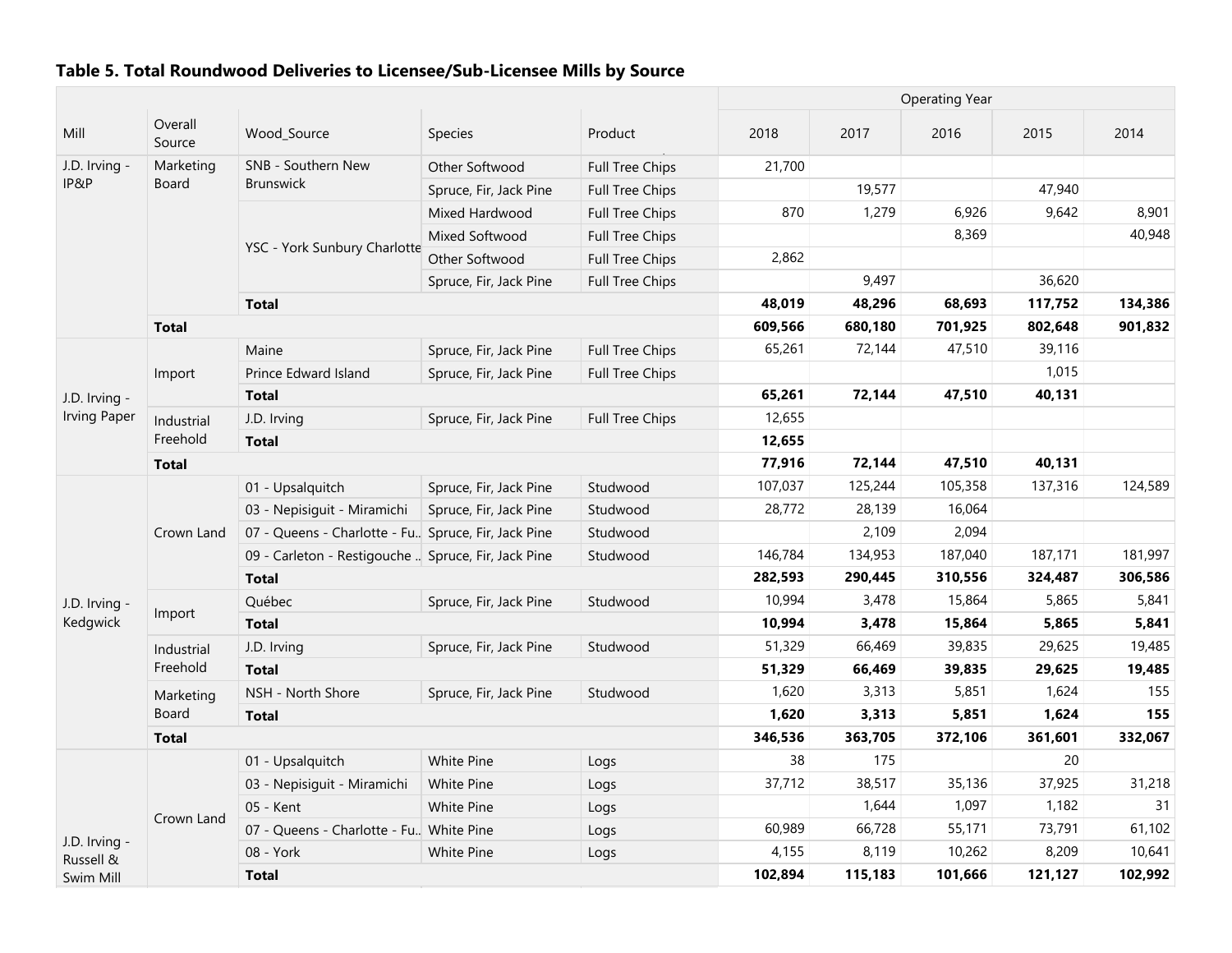### Table 5. Total Roundwood Deliveries to Licensee/Sub-Licensee Mills by Source

| Mill | Overall Source | Wood_Source | Species | Product | 2018 | 2017 | 2016 | 2015 | 2014 |
|---|---|---|---|---|---|---|---|---|---|
| | | | | | **Operating Year** | | | | |
| J.D. Irving - IP&P | Marketing Board | SNB - Southern New Brunswick | Other Softwood | Full Tree Chips | 21,700 | | | | |
| | | | Spruce, Fir, Jack Pine | Full Tree Chips | | 19,577 | | 47,940 | |
| | | YSC - York Sunbury Charlotte | Mixed Hardwood | Full Tree Chips | 870 | 1,279 | 6,926 | 9,642 | 8,901 |
| | | | Mixed Softwood | Full Tree Chips | | | 8,369 | | 40,948 |
| | | | Other Softwood | Full Tree Chips | 2,862 | | | | |
| | | | Spruce, Fir, Jack Pine | Full Tree Chips | | 9,497 | | 36,620 | |
| | | **Total** | | | **48,019** | **48,296** | **68,693** | **117,752** | **134,386** |
| | **Total** | | | | **609,566** | **680,180** | **701,925** | **802,648** | **901,832** |
| J.D. Irving - Irving Paper | Import | Maine | Spruce, Fir, Jack Pine | Full Tree Chips | 65,261 | 72,144 | 47,510 | 39,116 | |
| | | Prince Edward Island | Spruce, Fir, Jack Pine | Full Tree Chips | | | | 1,015 | |
| | | **Total** | | | **65,261** | **72,144** | **47,510** | **40,131** | |
| | Industrial Freehold | J.D. Irving | Spruce, Fir, Jack Pine | Full Tree Chips | 12,655 | | | | |
| | | **Total** | | | **12,655** | | | | |
| | **Total** | | | | **77,916** | **72,144** | **47,510** | **40,131** | |
| J.D. Irving - Kedgwick | Crown Land | 01 - Upsalquitch | Spruce, Fir, Jack Pine | Studwood | 107,037 | 125,244 | 105,358 | 137,316 | 124,589 |
| | | 03 - Nepisiguit - Miramichi | Spruce, Fir, Jack Pine | Studwood | 28,772 | 28,139 | 16,064 | | |
| | | 07 - Queens - Charlotte - Fu.. | Spruce, Fir, Jack Pine | Studwood | | 2,109 | 2,094 | | |
| | | 09 - Carleton - Restigouche .. | Spruce, Fir, Jack Pine | Studwood | 146,784 | 134,953 | 187,040 | 187,171 | 181,997 |
| | | **Total** | | | **282,593** | **290,445** | **310,556** | **324,487** | **306,586** |
| | Import | Québec | Spruce, Fir, Jack Pine | Studwood | 10,994 | 3,478 | 15,864 | 5,865 | 5,841 |
| | | **Total** | | | **10,994** | **3,478** | **15,864** | **5,865** | **5,841** |
| | Industrial Freehold | J.D. Irving | Spruce, Fir, Jack Pine | Studwood | 51,329 | 66,469 | 39,835 | 29,625 | 19,485 |
| | | **Total** | | | **51,329** | **66,469** | **39,835** | **29,625** | **19,485** |
| | Marketing Board | NSH - North Shore | Spruce, Fir, Jack Pine | Studwood | 1,620 | 3,313 | 5,851 | 1,624 | 155 |
| | | **Total** | | | **1,620** | **3,313** | **5,851** | **1,624** | **155** |
| | **Total** | | | | **346,536** | **363,705** | **372,106** | **361,601** | **332,067** |
| J.D. Irving - Russell & Swim Mill | Crown Land | 01 - Upsalquitch | White Pine | Logs | 38 | 175 | | 20 | |
| | | 03 - Nepisiguit - Miramichi | White Pine | Logs | 37,712 | 38,517 | 35,136 | 37,925 | 31,218 |
| | | 05 - Kent | White Pine | Logs | | 1,644 | 1,097 | 1,182 | 31 |
| | | 07 - Queens - Charlotte - Fu.. | White Pine | Logs | 60,989 | 66,728 | 55,171 | 73,791 | 61,102 |
| | | 08 - York | White Pine | Logs | 4,155 | 8,119 | 10,262 | 8,209 | 10,641 |
| | | **Total** | | | **102,894** | **115,183** | **101,666** | **121,127** | **102,992** |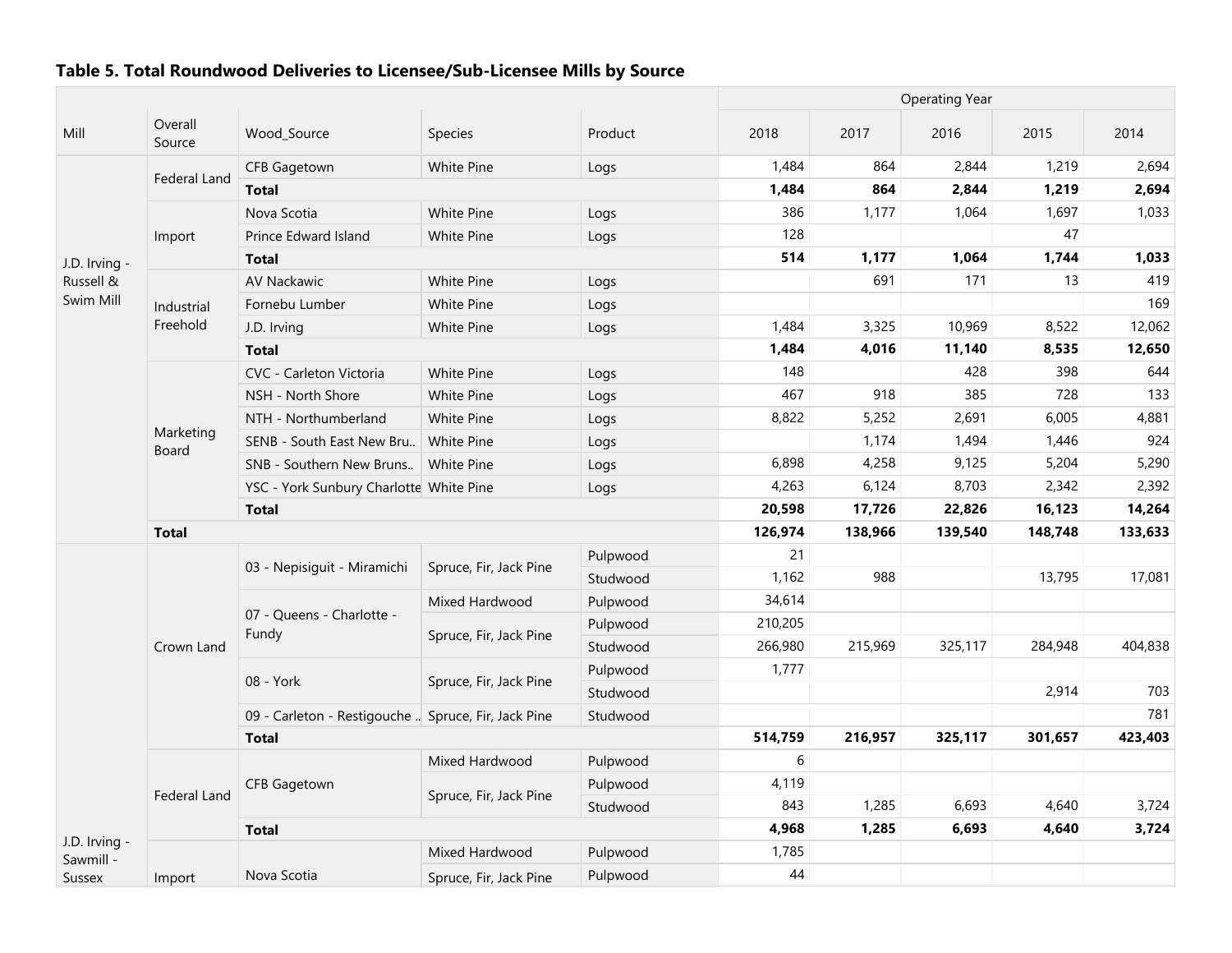### Table 5. Total Roundwood Deliveries to Licensee/Sub-Licensee Mills by Source

| Mill | Overall Source | Wood_Source | Species | Product | 2018 | 2017 | 2016 | 2015 | 2014 |
|---|---|---|---|---|---|---|---|---|---|
| | | | | | Operating Year | | | | |
| J.D. Irving - Russell & Swim Mill | Federal Land | CFB Gagetown | White Pine | Logs | 1,484 | 864 | 2,844 | 1,219 | 2,694 |
| | | **Total** | | | **1,484** | **864** | **2,844** | **1,219** | **2,694** |
| | Import | Nova Scotia | White Pine | Logs | 386 | 1,177 | 1,064 | 1,697 | 1,033 |
| | | Prince Edward Island | White Pine | Logs | 128 | | | 47 | |
| | | **Total** | | | **514** | **1,177** | **1,064** | **1,744** | **1,033** |
| | Industrial Freehold | AV Nackawic | White Pine | Logs | | 691 | 171 | 13 | 419 |
| | | Fornebu Lumber | White Pine | Logs | | | | | 169 |
| | | J.D. Irving | White Pine | Logs | 1,484 | 3,325 | 10,969 | 8,522 | 12,062 |
| | | **Total** | | | **1,484** | **4,016** | **11,140** | **8,535** | **12,650** |
| | Marketing Board | CVC - Carleton Victoria | White Pine | Logs | 148 | | 428 | 398 | 644 |
| | | NSH - North Shore | White Pine | Logs | 467 | 918 | 385 | 728 | 133 |
| | | NTH - Northumberland | White Pine | Logs | 8,822 | 5,252 | 2,691 | 6,005 | 4,881 |
| | | SENB - South East New Bru.. | White Pine | Logs | | 1,174 | 1,494 | 1,446 | 924 |
| | | SNB - Southern New Bruns.. | White Pine | Logs | 6,898 | 4,258 | 9,125 | 5,204 | 5,290 |
| | | YSC - York Sunbury Charlotte | White Pine | Logs | 4,263 | 6,124 | 8,703 | 2,342 | 2,392 |
| | | **Total** | | | **20,598** | **17,726** | **22,826** | **16,123** | **14,264** |
| | **Total** | | | | **126,974** | **138,966** | **139,540** | **148,748** | **133,633** |
| J.D. Irving - Sawmill - Sussex | Crown Land | 03 - Nepisiguit - Miramichi | Spruce, Fir, Jack Pine | Pulpwood | 21 | | | | |
| | | | | Studwood | 1,162 | 988 | | 13,795 | 17,081 |
| | | 07 - Queens - Charlotte - Fundy | Mixed Hardwood | Pulpwood | 34,614 | | | | |
| | | | Spruce, Fir, Jack Pine | Pulpwood | 210,205 | | | | |
| | | | | Studwood | 266,980 | 215,969 | 325,117 | 284,948 | 404,838 |
| | | 08 - York | Spruce, Fir, Jack Pine | Pulpwood | 1,777 | | | | |
| | | | | Studwood | | | | 2,914 | 703 |
| | | 09 - Carleton - Restigouche .. | Spruce, Fir, Jack Pine | Studwood | | | | | 781 |
| | | **Total** | | | **514,759** | **216,957** | **325,117** | **301,657** | **423,403** |
| | Federal Land | CFB Gagetown | Mixed Hardwood | Pulpwood | 6 | | | | |
| | | | Spruce, Fir, Jack Pine | Pulpwood | 4,119 | | | | |
| | | | | Studwood | 843 | 1,285 | 6,693 | 4,640 | 3,724 |
| | | **Total** | | | **4,968** | **1,285** | **6,693** | **4,640** | **3,724** |
| | Import | Nova Scotia | Mixed Hardwood | Pulpwood | 1,785 | | | | |
| | | | Spruce, Fir, Jack Pine | Pulpwood | 44 | | | | |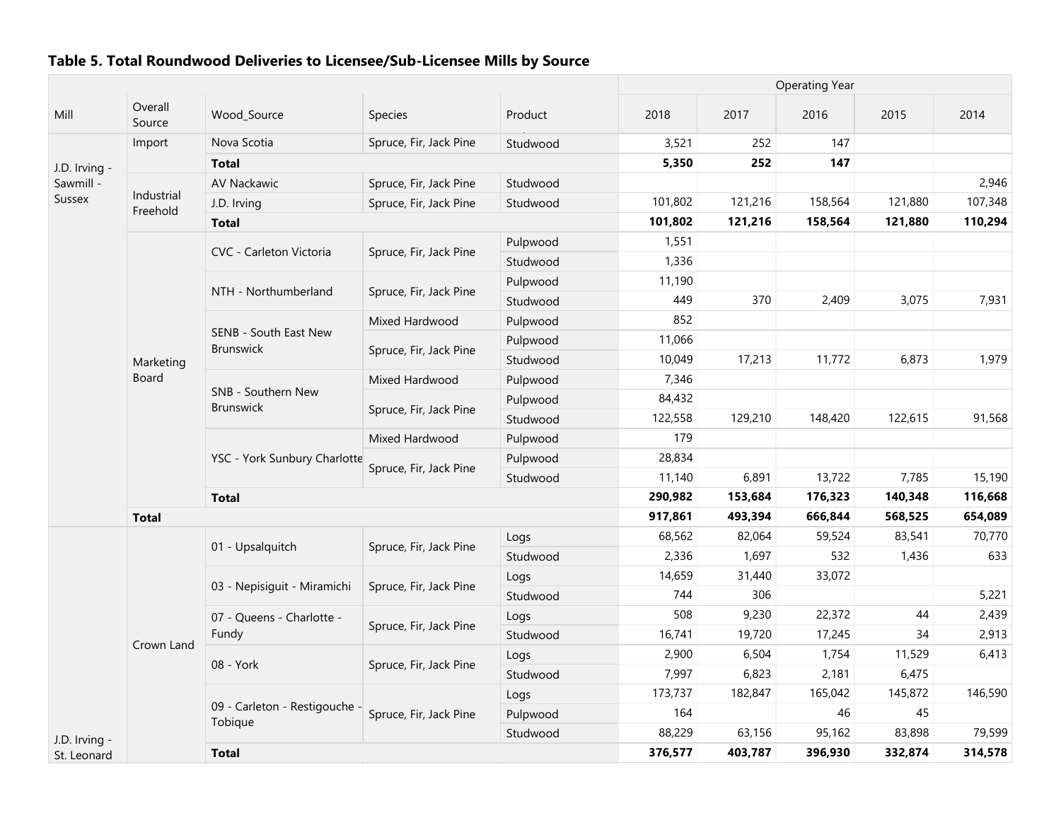## Table 5. Total Roundwood Deliveries to Licensee/Sub-Licensee Mills by Source

| Mill | Overall Source | Wood_Source | Species | Product | 2018 | 2017 | 2016 | 2015 | 2014 |
|---|---|---|---|---|---|---|---|---|---|
| | | | | | Operating Year | | | | |
| J.D. Irving - Sawmill - Sussex | Import | Nova Scotia | Spruce, Fir, Jack Pine | Studwood | 3,521 | 252 | 147 | | |
| | | **Total** | | | **5,350** | **252** | **147** | | |
| | Industrial Freehold | AV Nackawic | Spruce, Fir, Jack Pine | Studwood | | | | | 2,946 |
| | | J.D. Irving | Spruce, Fir, Jack Pine | Studwood | 101,802 | 121,216 | 158,564 | 121,880 | 107,348 |
| | | **Total** | | | **101,802** | **121,216** | **158,564** | **121,880** | **110,294** |
| | Marketing Board | CVC - Carleton Victoria | Spruce, Fir, Jack Pine | Pulpwood | 1,551 | | | | |
| | | | | Studwood | 1,336 | | | | |
| | | NTH - Northumberland | Spruce, Fir, Jack Pine | Pulpwood | 11,190 | | | | |
| | | | | Studwood | 449 | 370 | 2,409 | 3,075 | 7,931 |
| | | SENB - South East New Brunswick | Mixed Hardwood | Pulpwood | 852 | | | | |
| | | | Spruce, Fir, Jack Pine | Pulpwood | 11,066 | | | | |
| | | | | Studwood | 10,049 | 17,213 | 11,772 | 6,873 | 1,979 |
| | | SNB - Southern New Brunswick | Mixed Hardwood | Pulpwood | 7,346 | | | | |
| | | | Spruce, Fir, Jack Pine | Pulpwood | 84,432 | | | | |
| | | | | Studwood | 122,558 | 129,210 | 148,420 | 122,615 | 91,568 |
| | | YSC - York Sunbury Charlotte | Mixed Hardwood | Pulpwood | 179 | | | | |
| | | | Spruce, Fir, Jack Pine | Pulpwood | 28,834 | | | | |
| | | | | Studwood | 11,140 | 6,891 | 13,722 | 7,785 | 15,190 |
| | | **Total** | | | **290,982** | **153,684** | **176,323** | **140,348** | **116,668** |
| | **Total** | | | | **917,861** | **493,394** | **666,844** | **568,525** | **654,089** |
| J.D. Irving - St. Leonard | Crown Land | 01 - Upsalquitch | Spruce, Fir, Jack Pine | Logs | 68,562 | 82,064 | 59,524 | 83,541 | 70,770 |
| | | | | Studwood | 2,336 | 1,697 | 532 | 1,436 | 633 |
| | | 03 - Nepisiguit - Miramichi | Spruce, Fir, Jack Pine | Logs | 14,659 | 31,440 | 33,072 | | |
| | | | | Studwood | 744 | 306 | | | 5,221 |
| | | 07 - Queens - Charlotte - Fundy | Spruce, Fir, Jack Pine | Logs | 508 | 9,230 | 22,372 | 44 | 2,439 |
| | | | | Studwood | 16,741 | 19,720 | 17,245 | 34 | 2,913 |
| | | 08 - York | Spruce, Fir, Jack Pine | Logs | 2,900 | 6,504 | 1,754 | 11,529 | 6,413 |
| | | | | Studwood | 7,997 | 6,823 | 2,181 | 6,475 | |
| | | 09 - Carleton - Restigouche - Tobique | Spruce, Fir, Jack Pine | Logs | 173,737 | 182,847 | 165,042 | 145,872 | 146,590 |
| | | | | Pulpwood | 164 | | 46 | 45 | |
| | | | | Studwood | 88,229 | 63,156 | 95,162 | 83,898 | 79,599 |
| | | **Total** | | | **376,577** | **403,787** | **396,930** | **332,874** | **314,578** |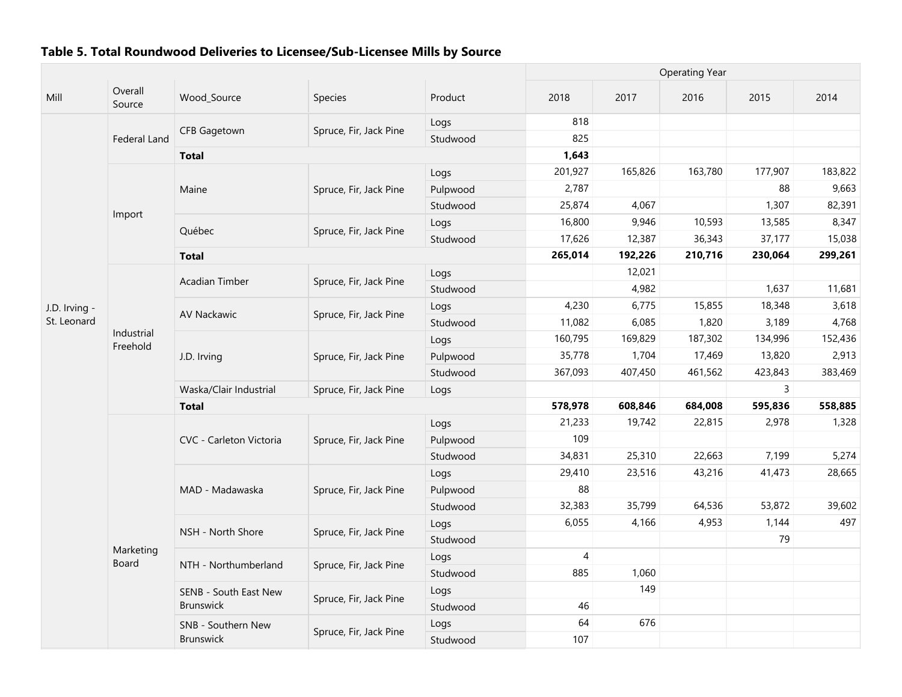**Table 5. Total Roundwood Deliveries to Licensee/Sub-Licensee Mills by Source**

| Mill | Overall Source | Wood_Source | Species | Product | Operating Year | | | | |
|---|---|---|---|---|---|---|---|---|---|
| | | | | | 2018 | 2017 | 2016 | 2015 | 2014 |
| J.D. Irving - St. Leonard | Federal Land | CFB Gagetown | Spruce, Fir, Jack Pine | Logs | 818 | | | | |
| | | | | Studwood | 825 | | | | |
| | | **Total** | | | **1,643** | | | | |
| | Import | Maine | Spruce, Fir, Jack Pine | Logs | 201,927 | 165,826 | 163,780 | 177,907 | 183,822 |
| | | | | Pulpwood | 2,787 | | | 88 | 9,663 |
| | | | | Studwood | 25,874 | 4,067 | | 1,307 | 82,391 |
| | | Québec | Spruce, Fir, Jack Pine | Logs | 16,800 | 9,946 | 10,593 | 13,585 | 8,347 |
| | | | | Studwood | 17,626 | 12,387 | 36,343 | 37,177 | 15,038 |
| | | **Total** | | | **265,014** | **192,226** | **210,716** | **230,064** | **299,261** |
| | Industrial Freehold | Acadian Timber | Spruce, Fir, Jack Pine | Logs | | 12,021 | | | |
| | | | | Studwood | | 4,982 | | 1,637 | 11,681 |
| | | AV Nackawic | Spruce, Fir, Jack Pine | Logs | 4,230 | 6,775 | 15,855 | 18,348 | 3,618 |
| | | | | Studwood | 11,082 | 6,085 | 1,820 | 3,189 | 4,768 |
| | | J.D. Irving | Spruce, Fir, Jack Pine | Logs | 160,795 | 169,829 | 187,302 | 134,996 | 152,436 |
| | | | | Pulpwood | 35,778 | 1,704 | 17,469 | 13,820 | 2,913 |
| | | | | Studwood | 367,093 | 407,450 | 461,562 | 423,843 | 383,469 |
| | | Waska/Clair Industrial | Spruce, Fir, Jack Pine | Logs | | | | 3 | |
| | | **Total** | | | **578,978** | **608,846** | **684,008** | **595,836** | **558,885** |
| | Marketing Board | CVC - Carleton Victoria | Spruce, Fir, Jack Pine | Logs | 21,233 | 19,742 | 22,815 | 2,978 | 1,328 |
| | | | | Pulpwood | 109 | | | | |
| | | | | Studwood | 34,831 | 25,310 | 22,663 | 7,199 | 5,274 |
| | | MAD - Madawaska | Spruce, Fir, Jack Pine | Logs | 29,410 | 23,516 | 43,216 | 41,473 | 28,665 |
| | | | | Pulpwood | 88 | | | | |
| | | | | Studwood | 32,383 | 35,799 | 64,536 | 53,872 | 39,602 |
| | | NSH - North Shore | Spruce, Fir, Jack Pine | Logs | 6,055 | 4,166 | 4,953 | 1,144 | 497 |
| | | | | Studwood | | | | 79 | |
| | | NTH - Northumberland | Spruce, Fir, Jack Pine | Logs | 4 | | | | |
| | | | | Studwood | 885 | 1,060 | | | |
| | | SENB - South East New Brunswick | Spruce, Fir, Jack Pine | Logs | | 149 | | | |
| | | | | Studwood | 46 | | | | |
| | | SNB - Southern New Brunswick | Spruce, Fir, Jack Pine | Logs | 64 | 676 | | | |
| | | | | Studwood | 107 | | | | |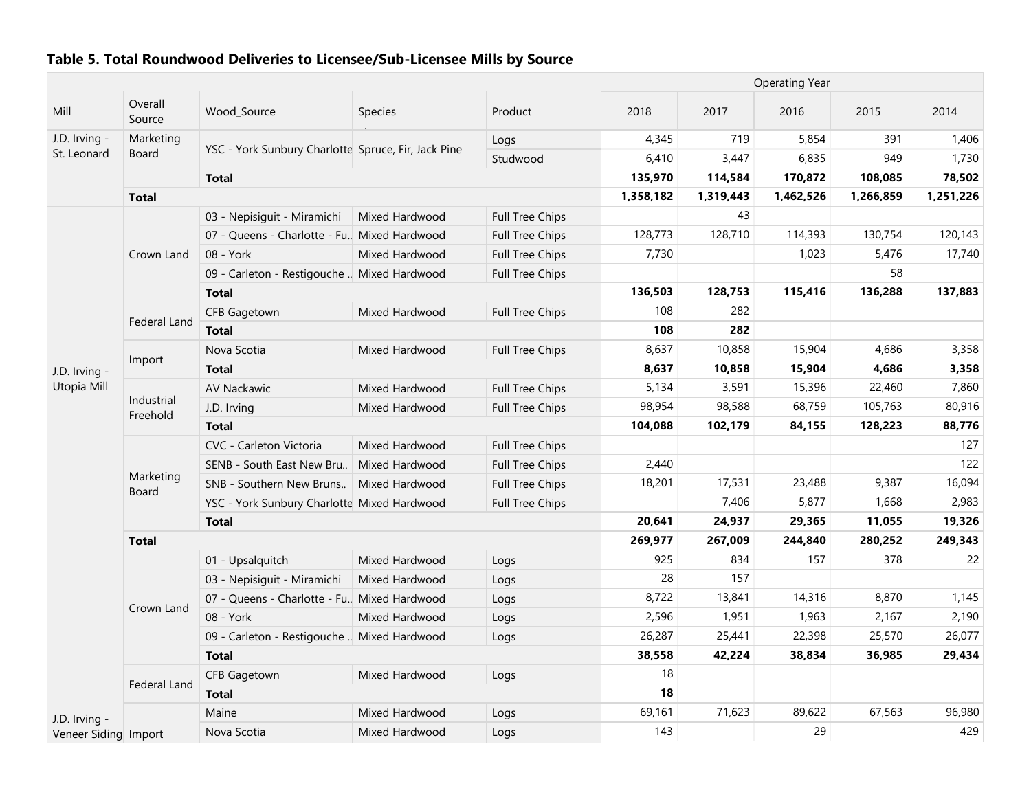## Table 5. Total Roundwood Deliveries to Licensee/Sub-Licensee Mills by Source

| Mill | Overall Source | Wood_Source | Species | Product | 2018 | 2017 | 2016 | 2015 | 2014 |
|---|---|---|---|---|---|---|---|---|---|
| | | | | | Operating Year | | | | |
| J.D. Irving - St. Leonard | Marketing Board | YSC - York Sunbury Charlotte | Spruce, Fir, Jack Pine | Logs | 4,345 | 719 | 5,854 | 391 | 1,406 |
| | | | | Studwood | 6,410 | 3,447 | 6,835 | 949 | 1,730 |
| | | **Total** | | | **135,970** | **114,584** | **170,872** | **108,085** | **78,502** |
| | **Total** | | | | **1,358,182** | **1,319,443** | **1,462,526** | **1,266,859** | **1,251,226** |
| J.D. Irving - Utopia Mill | Crown Land | 03 - Nepisiguit - Miramichi | Mixed Hardwood | Full Tree Chips | | 43 | | | |
| | | 07 - Queens - Charlotte - Fu.. | Mixed Hardwood | Full Tree Chips | 128,773 | 128,710 | 114,393 | 130,754 | 120,143 |
| | | 08 - York | Mixed Hardwood | Full Tree Chips | 7,730 | | 1,023 | 5,476 | 17,740 |
| | | 09 - Carleton - Restigouche .. | Mixed Hardwood | Full Tree Chips | | | | 58 | |
| | | **Total** | | | **136,503** | **128,753** | **115,416** | **136,288** | **137,883** |
| | Federal Land | CFB Gagetown | Mixed Hardwood | Full Tree Chips | 108 | 282 | | | |
| | | **Total** | | | **108** | **282** | | | |
| | Import | Nova Scotia | Mixed Hardwood | Full Tree Chips | 8,637 | 10,858 | 15,904 | 4,686 | 3,358 |
| | | **Total** | | | **8,637** | **10,858** | **15,904** | **4,686** | **3,358** |
| | Industrial Freehold | AV Nackawic | Mixed Hardwood | Full Tree Chips | 5,134 | 3,591 | 15,396 | 22,460 | 7,860 |
| | | J.D. Irving | Mixed Hardwood | Full Tree Chips | 98,954 | 98,588 | 68,759 | 105,763 | 80,916 |
| | | **Total** | | | **104,088** | **102,179** | **84,155** | **128,223** | **88,776** |
| | Marketing Board | CVC - Carleton Victoria | Mixed Hardwood | Full Tree Chips | | | | | 127 |
| | | SENB - South East New Bru.. | Mixed Hardwood | Full Tree Chips | 2,440 | | | | 122 |
| | | SNB - Southern New Bruns.. | Mixed Hardwood | Full Tree Chips | 18,201 | 17,531 | 23,488 | 9,387 | 16,094 |
| | | YSC - York Sunbury Charlotte | Mixed Hardwood | Full Tree Chips | | 7,406 | 5,877 | 1,668 | 2,983 |
| | | **Total** | | | **20,641** | **24,937** | **29,365** | **11,055** | **19,326** |
| | **Total** | | | | **269,977** | **267,009** | **244,840** | **280,252** | **249,343** |
| J.D. Irving - Veneer Siding | Crown Land | 01 - Upsalquitch | Mixed Hardwood | Logs | 925 | 834 | 157 | 378 | 22 |
| | | 03 - Nepisiguit - Miramichi | Mixed Hardwood | Logs | 28 | 157 | | | |
| | | 07 - Queens - Charlotte - Fu.. | Mixed Hardwood | Logs | 8,722 | 13,841 | 14,316 | 8,870 | 1,145 |
| | | 08 - York | Mixed Hardwood | Logs | 2,596 | 1,951 | 1,963 | 2,167 | 2,190 |
| | | 09 - Carleton - Restigouche .. | Mixed Hardwood | Logs | 26,287 | 25,441 | 22,398 | 25,570 | 26,077 |
| | | **Total** | | | **38,558** | **42,224** | **38,834** | **36,985** | **29,434** |
| | Federal Land | CFB Gagetown | Mixed Hardwood | Logs | 18 | | | | |
| | | **Total** | | | **18** | | | | |
| | Import | Maine | Mixed Hardwood | Logs | 69,161 | 71,623 | 89,622 | 67,563 | 96,980 |
| | | Nova Scotia | Mixed Hardwood | Logs | 143 | | 29 | | 429 |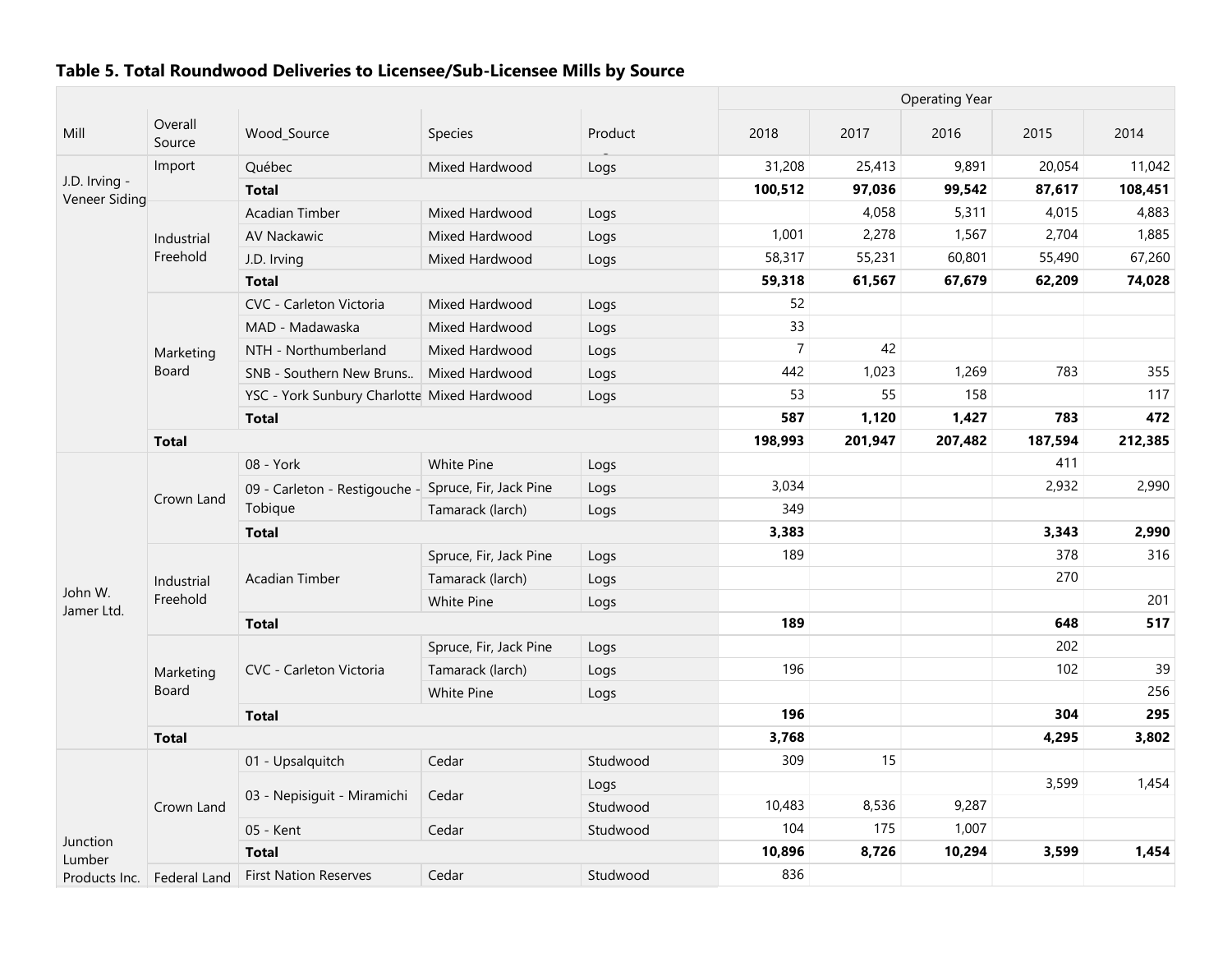### Table 5. Total Roundwood Deliveries to Licensee/Sub-Licensee Mills by Source

| Mill | Overall Source | Wood_Source | Species | Product | Operating Year 2018 | 2017 | 2016 | 2015 | 2014 |
|---|---|---|---|---|---|---|---|---|---|
| J.D. Irving - Veneer Siding | Import | Québec | Mixed Hardwood | Logs | 31,208 | 25,413 | 9,891 | 20,054 | 11,042 |
| | | **Total** | | | **100,512** | **97,036** | **99,542** | **87,617** | **108,451** |
| | Industrial Freehold | Acadian Timber | Mixed Hardwood | Logs | | 4,058 | 5,311 | 4,015 | 4,883 |
| | | AV Nackawic | Mixed Hardwood | Logs | 1,001 | 2,278 | 1,567 | 2,704 | 1,885 |
| | | J.D. Irving | Mixed Hardwood | Logs | 58,317 | 55,231 | 60,801 | 55,490 | 67,260 |
| | | **Total** | | | **59,318** | **61,567** | **67,679** | **62,209** | **74,028** |
| | Marketing Board | CVC - Carleton Victoria | Mixed Hardwood | Logs | 52 | | | | |
| | | MAD - Madawaska | Mixed Hardwood | Logs | 33 | | | | |
| | | NTH - Northumberland | Mixed Hardwood | Logs | 7 | 42 | | | |
| | | SNB - Southern New Bruns.. | Mixed Hardwood | Logs | 442 | 1,023 | 1,269 | 783 | 355 |
| | | YSC - York Sunbury Charlotte | Mixed Hardwood | Logs | 53 | 55 | 158 | | 117 |
| | | **Total** | | | **587** | **1,120** | **1,427** | **783** | **472** |
| | **Total** | | | | **198,993** | **201,947** | **207,482** | **187,594** | **212,385** |
| John W. Jamer Ltd. | Crown Land | 08 - York | White Pine | Logs | | | | 411 | |
| | | 09 - Carleton - Restigouche - Tobique | Spruce, Fir, Jack Pine | Logs | 3,034 | | | 2,932 | 2,990 |
| | | | Tamarack (larch) | Logs | 349 | | | | |
| | | **Total** | | | **3,383** | | | **3,343** | **2,990** |
| | Industrial Freehold | Acadian Timber | Spruce, Fir, Jack Pine | Logs | 189 | | | 378 | 316 |
| | | | Tamarack (larch) | Logs | | | | 270 | |
| | | | White Pine | Logs | | | | | 201 |
| | | **Total** | | | **189** | | | **648** | **517** |
| | Marketing Board | CVC - Carleton Victoria | Spruce, Fir, Jack Pine | Logs | | | | 202 | |
| | | | Tamarack (larch) | Logs | 196 | | | 102 | 39 |
| | | | White Pine | Logs | | | | | 256 |
| | | **Total** | | | **196** | | | **304** | **295** |
| | **Total** | | | | **3,768** | | | **4,295** | **3,802** |
| Junction Lumber Products Inc. | Crown Land | 01 - Upsalquitch | Cedar | Studwood | 309 | 15 | | | |
| | | 03 - Nepisiguit - Miramichi | Cedar | Logs | | | | 3,599 | 1,454 |
| | | | | Studwood | 10,483 | 8,536 | 9,287 | | |
| | | 05 - Kent | Cedar | Studwood | 104 | 175 | 1,007 | | |
| | | **Total** | | | **10,896** | **8,726** | **10,294** | **3,599** | **1,454** |
| | Federal Land | First Nation Reserves | Cedar | Studwood | 836 | | | | |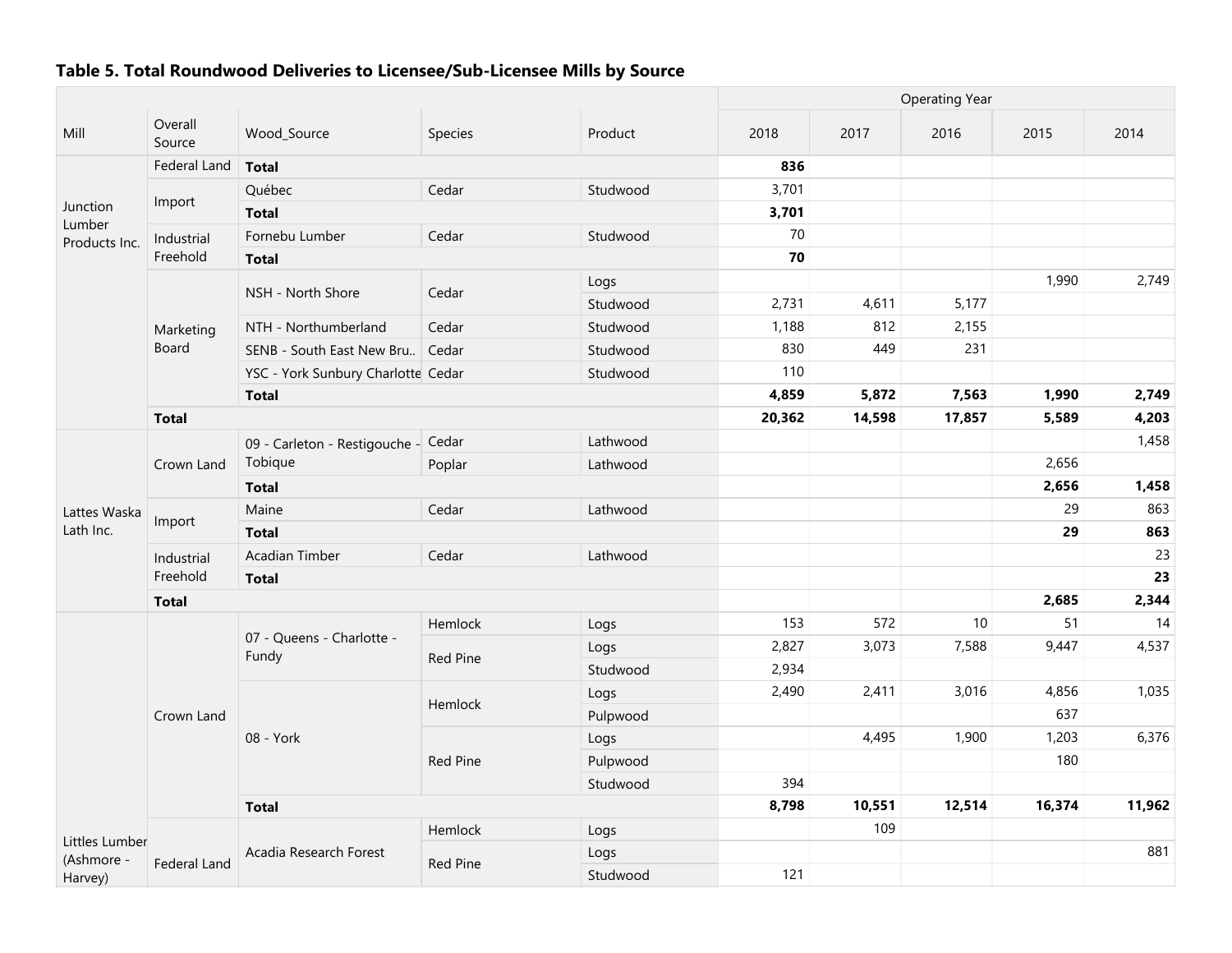## Table 5. Total Roundwood Deliveries to Licensee/Sub-Licensee Mills by Source

| Mill | Overall Source | Wood_Source | Species | Product | 2018 | 2017 | 2016 | 2015 | 2014 |
|---|---|---|---|---|---|---|---|---|---|
| | | | | | Operating Year | | | | |
| Junction Lumber Products Inc. | Federal Land | **Total** | | | **836** | | | | |
| | Import | Québec | Cedar | Studwood | 3,701 | | | | |
| | | **Total** | | | **3,701** | | | | |
| | Industrial Freehold | Fornebu Lumber | Cedar | Studwood | 70 | | | | |
| | | **Total** | | | **70** | | | | |
| | Marketing Board | NSH - North Shore | Cedar | Logs | | | | 1,990 | 2,749 |
| | | | | Studwood | 2,731 | 4,611 | 5,177 | | |
| | | NTH - Northumberland | Cedar | Studwood | 1,188 | 812 | 2,155 | | |
| | | SENB - South East New Bru.. | Cedar | Studwood | 830 | 449 | 231 | | |
| | | YSC - York Sunbury Charlotte | Cedar | Studwood | 110 | | | | |
| | | **Total** | | | **4,859** | **5,872** | **7,563** | **1,990** | **2,749** |
| | **Total** | | | | **20,362** | **14,598** | **17,857** | **5,589** | **4,203** |
| Lattes Waska Lath Inc. | Crown Land | 09 - Carleton - Restigouche - Tobique | Cedar | Lathwood | | | | | 1,458 |
| | | | Poplar | Lathwood | | | | 2,656 | |
| | | **Total** | | | | | | **2,656** | **1,458** |
| | Import | Maine | Cedar | Lathwood | | | | 29 | 863 |
| | | **Total** | | | | | | **29** | **863** |
| | Industrial Freehold | Acadian Timber | Cedar | Lathwood | | | | | 23 |
| | | **Total** | | | | | | | **23** |
| | **Total** | | | | | | | **2,685** | **2,344** |
| Littles Lumber (Ashmore - Harvey) | Crown Land | 07 - Queens - Charlotte - Fundy | Hemlock | Logs | 153 | 572 | 10 | 51 | 14 |
| | | | Red Pine | Logs | 2,827 | 3,073 | 7,588 | 9,447 | 4,537 |
| | | | | Studwood | 2,934 | | | | |
| | | 08 - York | Hemlock | Logs | 2,490 | 2,411 | 3,016 | 4,856 | 1,035 |
| | | | | Pulpwood | | | | 637 | |
| | | | Red Pine | Logs | | 4,495 | 1,900 | 1,203 | 6,376 |
| | | | | Pulpwood | | | | 180 | |
| | | | | Studwood | 394 | | | | |
| | | **Total** | | | **8,798** | **10,551** | **12,514** | **16,374** | **11,962** |
| | Federal Land | Acadia Research Forest | Hemlock | Logs | | 109 | | | |
| | | | Red Pine | Logs | | | | | 881 |
| | | | | Studwood | 121 | | | | |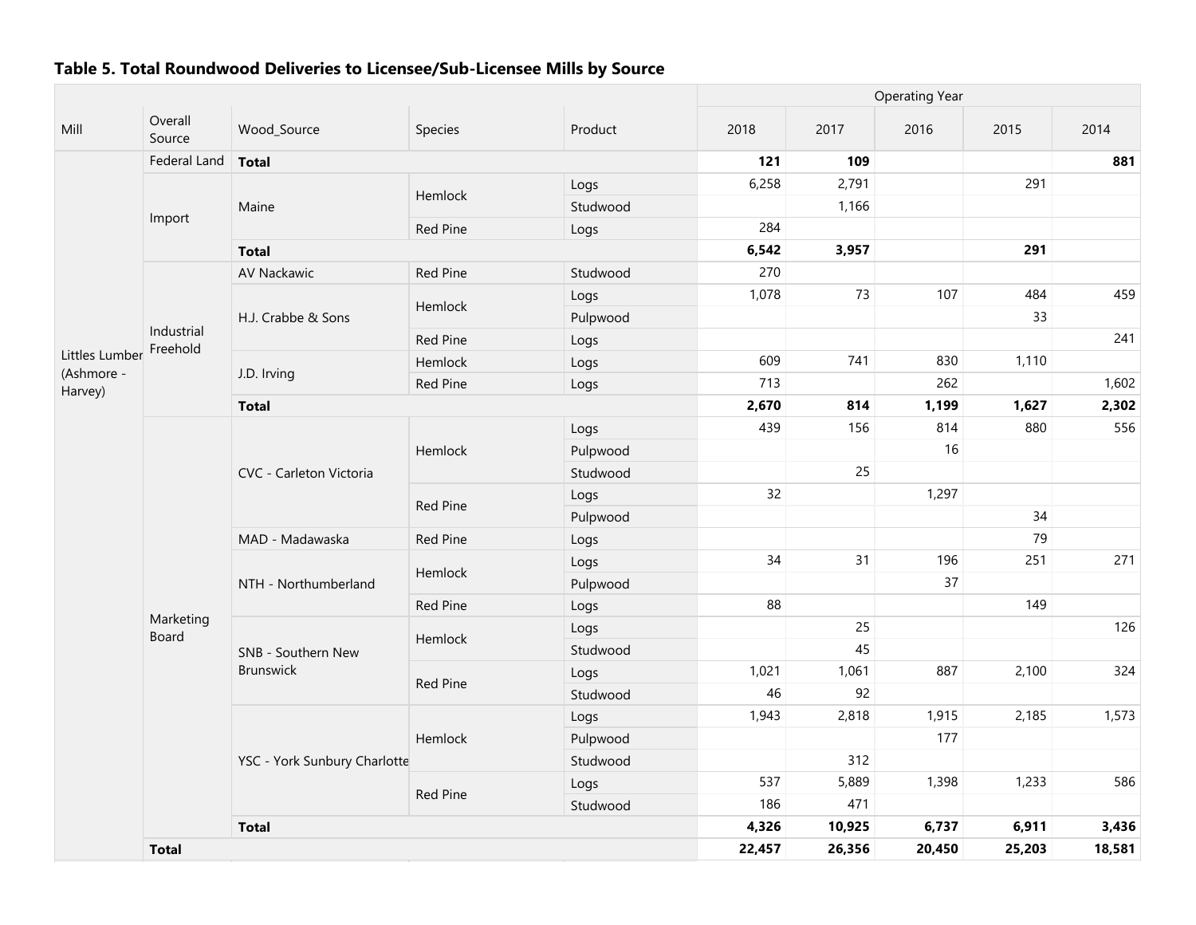**Table 5. Total Roundwood Deliveries to Licensee/Sub-Licensee Mills by Source**

| Mill | Overall Source | Wood_Source | Species | Product | Operating Year 2018 | 2017 | 2016 | 2015 | 2014 |
|---|---|---|---|---|---|---|---|---|---|
| Littles Lumber (Ashmore - Harvey) | Federal Land | **Total** | | | **121** | **109** | | | **881** |
| | Import | Maine | Hemlock | Logs | 6,258 | 2,791 | | 291 | |
| | | | | Studwood | | 1,166 | | | |
| | | | Red Pine | Logs | 284 | | | | |
| | | **Total** | | | **6,542** | **3,957** | | **291** | |
| | Industrial Freehold | AV Nackawic | Red Pine | Studwood | 270 | | | | |
| | | H.J. Crabbe & Sons | Hemlock | Logs | 1,078 | 73 | 107 | 484 | 459 |
| | | | | Pulpwood | | | | 33 | |
| | | | Red Pine | Logs | | | | | 241 |
| | | J.D. Irving | Hemlock | Logs | 609 | 741 | 830 | 1,110 | |
| | | | Red Pine | Logs | 713 | | 262 | | 1,602 |
| | | **Total** | | | **2,670** | **814** | **1,199** | **1,627** | **2,302** |
| | Marketing Board | CVC - Carleton Victoria | Hemlock | Logs | 439 | 156 | 814 | 880 | 556 |
| | | | | Pulpwood | | | 16 | | |
| | | | | Studwood | | 25 | | | |
| | | | Red Pine | Logs | 32 | | 1,297 | | |
| | | | | Pulpwood | | | | 34 | |
| | | MAD - Madawaska | Red Pine | Logs | | | | 79 | |
| | | NTH - Northumberland | Hemlock | Logs | 34 | 31 | 196 | 251 | 271 |
| | | | | Pulpwood | | | 37 | | |
| | | | Red Pine | Logs | 88 | | | 149 | |
| | | SNB - Southern New Brunswick | Hemlock | Logs | | 25 | | | 126 |
| | | | | Studwood | | 45 | | | |
| | | | Red Pine | Logs | 1,021 | 1,061 | 887 | 2,100 | 324 |
| | | | | Studwood | 46 | 92 | | | |
| | | YSC - York Sunbury Charlotte | Hemlock | Logs | 1,943 | 2,818 | 1,915 | 2,185 | 1,573 |
| | | | | Pulpwood | | | 177 | | |
| | | | | Studwood | | 312 | | | |
| | | | Red Pine | Logs | 537 | 5,889 | 1,398 | 1,233 | 586 |
| | | | | Studwood | 186 | 471 | | | |
| | | **Total** | | | **4,326** | **10,925** | **6,737** | **6,911** | **3,436** |
| | **Total** | | | | **22,457** | **26,356** | **20,450** | **25,203** | **18,581** |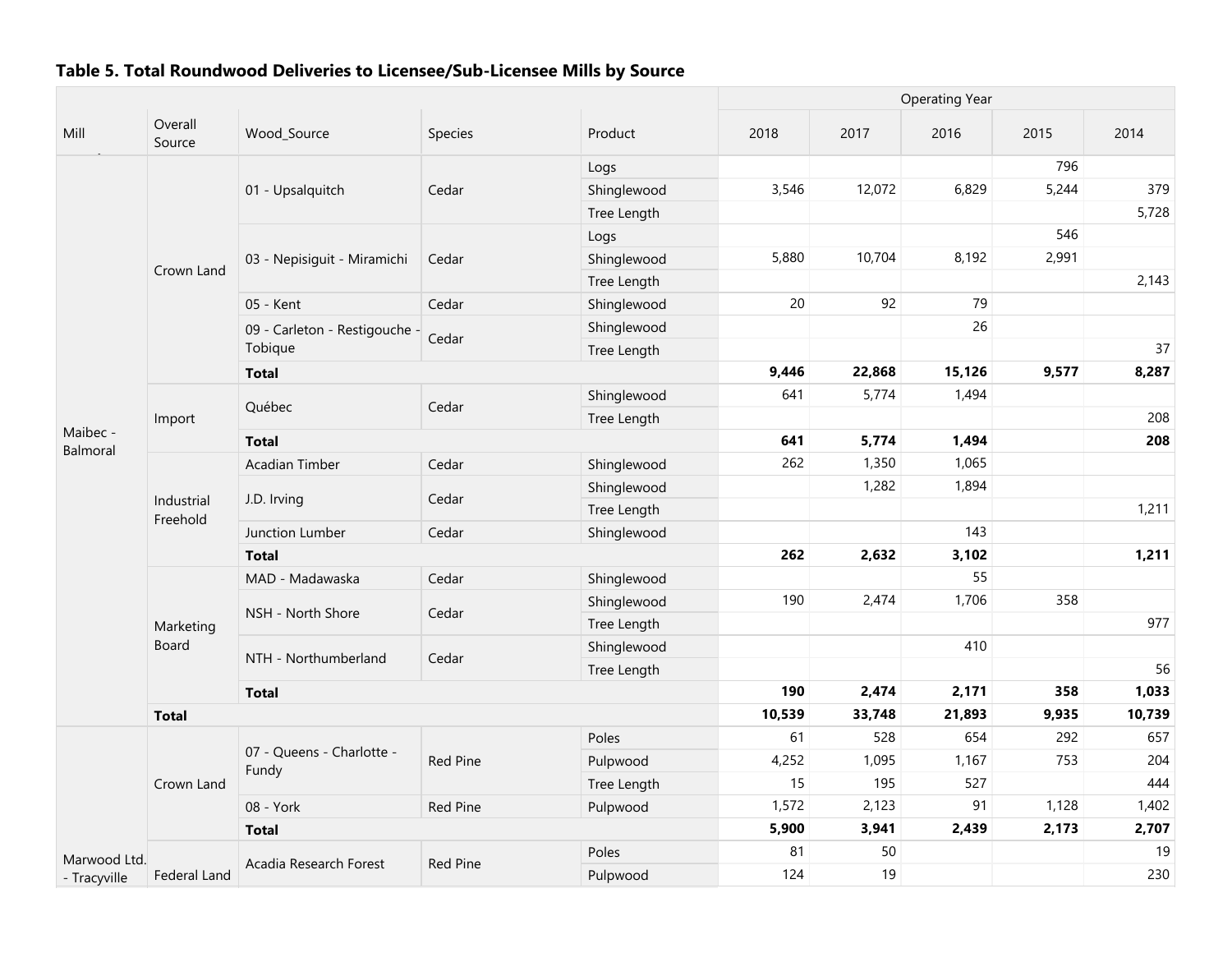## Table 5. Total Roundwood Deliveries to Licensee/Sub-Licensee Mills by Source

| Mill | Overall Source | Wood_Source | Species | Product | 2018 | 2017 | 2016 | 2015 | 2014 |
|---|---|---|---|---|---|---|---|---|---|
| | | | | | Operating Year | | | | |
| Maibec - Balmoral | Crown Land | 01 - Upsalquitch | Cedar | Logs | | | | 796 | |
| | | | | Shinglewood | 3,546 | 12,072 | 6,829 | 5,244 | 379 |
| | | | | Tree Length | | | | | 5,728 |
| | | 03 - Nepisiguit - Miramichi | Cedar | Logs | | | | 546 | |
| | | | | Shinglewood | 5,880 | 10,704 | 8,192 | 2,991 | |
| | | | | Tree Length | | | | | 2,143 |
| | | 05 - Kent | Cedar | Shinglewood | 20 | 92 | 79 | | |
| | | 09 - Carleton - Restigouche - Tobique | Cedar | Shinglewood | | | 26 | | |
| | | | | Tree Length | | | | | 37 |
| | | **Total** | | | **9,446** | **22,868** | **15,126** | **9,577** | **8,287** |
| | Import | Québec | Cedar | Shinglewood | 641 | 5,774 | 1,494 | | |
| | | | | Tree Length | | | | | 208 |
| | | **Total** | | | **641** | **5,774** | **1,494** | | **208** |
| | Industrial Freehold | Acadian Timber | Cedar | Shinglewood | 262 | 1,350 | 1,065 | | |
| | | J.D. Irving | Cedar | Shinglewood | | 1,282 | 1,894 | | |
| | | | | Tree Length | | | | | 1,211 |
| | | Junction Lumber | Cedar | Shinglewood | | | 143 | | |
| | | **Total** | | | **262** | **2,632** | **3,102** | | **1,211** |
| | Marketing Board | MAD - Madawaska | Cedar | Shinglewood | | | 55 | | |
| | | NSH - North Shore | Cedar | Shinglewood | 190 | 2,474 | 1,706 | 358 | |
| | | | | Tree Length | | | | | 977 |
| | | NTH - Northumberland | Cedar | Shinglewood | | | 410 | | |
| | | | | Tree Length | | | | | 56 |
| | | **Total** | | | **190** | **2,474** | **2,171** | **358** | **1,033** |
| | **Total** | | | | **10,539** | **33,748** | **21,893** | **9,935** | **10,739** |
| Marwood Ltd. - Tracyville | Crown Land | 07 - Queens - Charlotte - Fundy | Red Pine | Poles | 61 | 528 | 654 | 292 | 657 |
| | | | | Pulpwood | 4,252 | 1,095 | 1,167 | 753 | 204 |
| | | | | Tree Length | 15 | 195 | 527 | | 444 |
| | | 08 - York | Red Pine | Pulpwood | 1,572 | 2,123 | 91 | 1,128 | 1,402 |
| | | **Total** | | | **5,900** | **3,941** | **2,439** | **2,173** | **2,707** |
| | Federal Land | Acadia Research Forest | Red Pine | Poles | 81 | 50 | | | 19 |
| | | | | Pulpwood | 124 | 19 | | | 230 |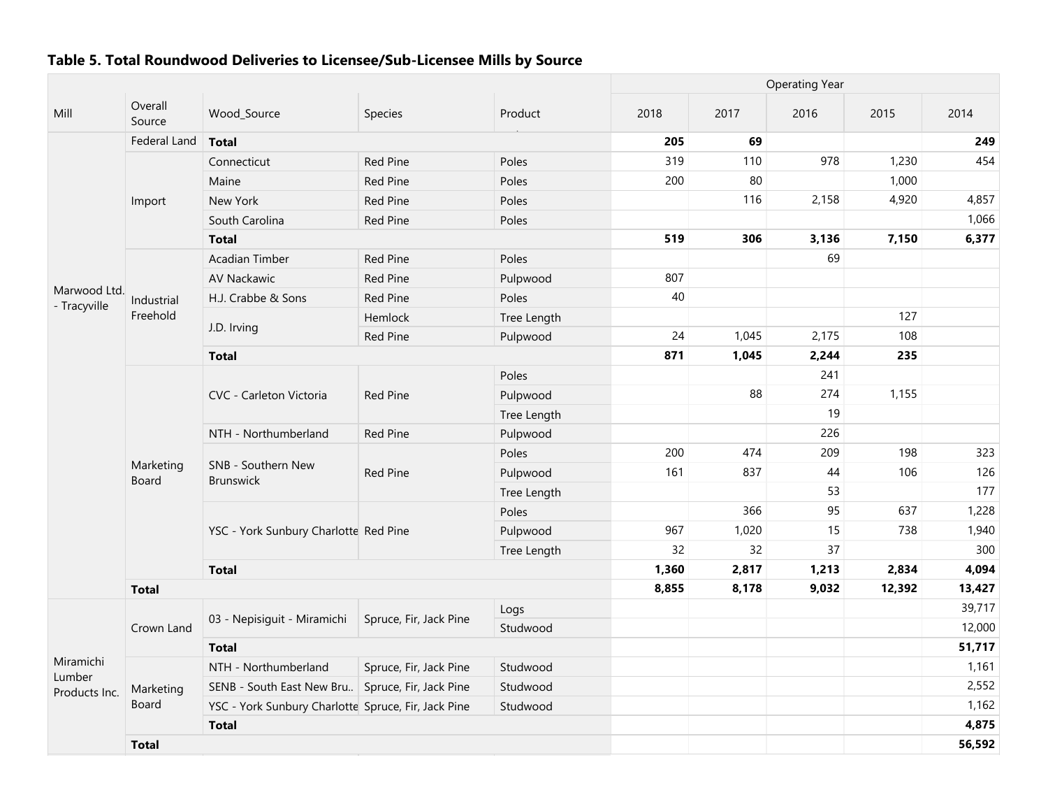### Table 5. Total Roundwood Deliveries to Licensee/Sub-Licensee Mills by Source

| Mill | Overall Source | Wood_Source | Species | Product | 2018 | 2017 | 2016 | 2015 | 2014 |
|---|---|---|---|---|---|---|---|---|---|
| | | | | | Operating Year | | | | |
| Marwood Ltd. - Tracyville | Federal Land | **Total** | | | **205** | **69** | | | **249** |
| | Import | Connecticut | Red Pine | Poles | 319 | 110 | 978 | 1,230 | 454 |
| | | Maine | Red Pine | Poles | 200 | 80 | | 1,000 | |
| | | New York | Red Pine | Poles | | 116 | 2,158 | 4,920 | 4,857 |
| | | South Carolina | Red Pine | Poles | | | | | 1,066 |
| | | **Total** | | | **519** | **306** | **3,136** | **7,150** | **6,377** |
| | Industrial Freehold | Acadian Timber | Red Pine | Poles | | | 69 | | |
| | | AV Nackawic | Red Pine | Pulpwood | 807 | | | | |
| | | H.J. Crabbe & Sons | Red Pine | Poles | 40 | | | | |
| | | J.D. Irving | Hemlock | Tree Length | | | | 127 | |
| | | | Red Pine | Pulpwood | 24 | 1,045 | 2,175 | 108 | |
| | | **Total** | | | **871** | **1,045** | **2,244** | **235** | |
| | Marketing Board | CVC - Carleton Victoria | Red Pine | Poles | | | 241 | | |
| | | | | Pulpwood | | 88 | 274 | 1,155 | |
| | | | | Tree Length | | | 19 | | |
| | | NTH - Northumberland | Red Pine | Pulpwood | | | 226 | | |
| | | SNB - Southern New Brunswick | Red Pine | Poles | 200 | 474 | 209 | 198 | 323 |
| | | | | Pulpwood | 161 | 837 | 44 | 106 | 126 |
| | | | | Tree Length | | | 53 | | 177 |
| | | YSC - York Sunbury Charlotte | Red Pine | Poles | | 366 | 95 | 637 | 1,228 |
| | | | | Pulpwood | 967 | 1,020 | 15 | 738 | 1,940 |
| | | | | Tree Length | 32 | 32 | 37 | | 300 |
| | | **Total** | | | **1,360** | **2,817** | **1,213** | **2,834** | **4,094** |
| | **Total** | | | | **8,855** | **8,178** | **9,032** | **12,392** | **13,427** |
| Miramichi Lumber Products Inc. | Crown Land | 03 - Nepisiguit - Miramichi | Spruce, Fir, Jack Pine | Logs | | | | | 39,717 |
| | | | | Studwood | | | | | 12,000 |
| | | **Total** | | | | | | | **51,717** |
| | Marketing Board | NTH - Northumberland | Spruce, Fir, Jack Pine | Studwood | | | | | 1,161 |
| | | SENB - South East New Bru.. | Spruce, Fir, Jack Pine | Studwood | | | | | 2,552 |
| | | YSC - York Sunbury Charlotte | Spruce, Fir, Jack Pine | Studwood | | | | | 1,162 |
| | | **Total** | | | | | | | **4,875** |
| | **Total** | | | | | | | | **56,592** |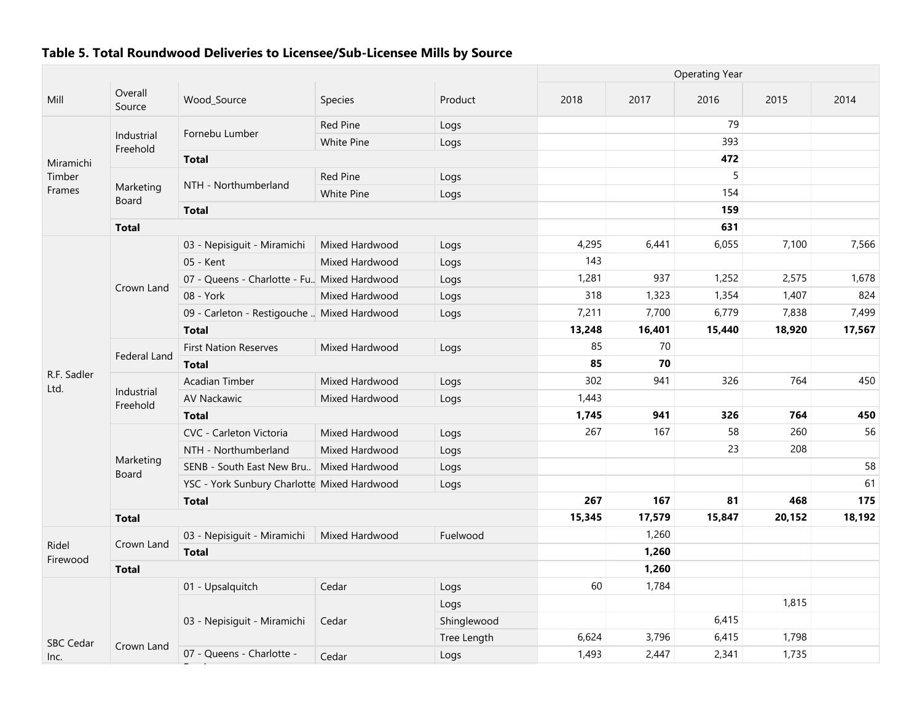**Table 5. Total Roundwood Deliveries to Licensee/Sub-Licensee Mills by Source**

| Mill | Overall Source | Wood_Source | Species | Product | Operating Year 2018 | 2017 | 2016 | 2015 | 2014 |
|---|---|---|---|---|---|---|---|---|---|
| Miramichi Timber Frames | Industrial Freehold | Fornebu Lumber | Red Pine | Logs | | | 79 | | |
| | | | White Pine | Logs | | | 393 | | |
| | | **Total** | | | | | **472** | | |
| | Marketing Board | NTH - Northumberland | Red Pine | Logs | | | 5 | | |
| | | | White Pine | Logs | | | 154 | | |
| | | **Total** | | | | | **159** | | |
| | **Total** | | | | | | **631** | | |
| R.F. Sadler Ltd. | Crown Land | 03 - Nepisiguit - Miramichi | Mixed Hardwood | Logs | 4,295 | 6,441 | 6,055 | 7,100 | 7,566 |
| | | 05 - Kent | Mixed Hardwood | Logs | 143 | | | | |
| | | 07 - Queens - Charlotte - Fu.. | Mixed Hardwood | Logs | 1,281 | 937 | 1,252 | 2,575 | 1,678 |
| | | 08 - York | Mixed Hardwood | Logs | 318 | 1,323 | 1,354 | 1,407 | 824 |
| | | 09 - Carleton - Restigouche .. | Mixed Hardwood | Logs | 7,211 | 7,700 | 6,779 | 7,838 | 7,499 |
| | | **Total** | | | **13,248** | **16,401** | **15,440** | **18,920** | **17,567** |
| | Federal Land | First Nation Reserves | Mixed Hardwood | Logs | 85 | 70 | | | |
| | | **Total** | | | **85** | **70** | | | |
| | Industrial Freehold | Acadian Timber | Mixed Hardwood | Logs | 302 | 941 | 326 | 764 | 450 |
| | | AV Nackawic | Mixed Hardwood | Logs | 1,443 | | | | |
| | | **Total** | | | **1,745** | **941** | **326** | **764** | **450** |
| | Marketing Board | CVC - Carleton Victoria | Mixed Hardwood | Logs | 267 | 167 | 58 | 260 | 56 |
| | | NTH - Northumberland | Mixed Hardwood | Logs | | | 23 | 208 | |
| | | SENB - South East New Bru.. | Mixed Hardwood | Logs | | | | | 58 |
| | | YSC - York Sunbury Charlotte | Mixed Hardwood | Logs | | | | | 61 |
| | | **Total** | | | **267** | **167** | **81** | **468** | **175** |
| | **Total** | | | | **15,345** | **17,579** | **15,847** | **20,152** | **18,192** |
| Ridel Firewood | Crown Land | 03 - Nepisiguit - Miramichi | Mixed Hardwood | Fuelwood | | 1,260 | | | |
| | | **Total** | | | | **1,260** | | | |
| | **Total** | | | | | **1,260** | | | |
| SBC Cedar Inc. | Crown Land | 01 - Upsalquitch | Cedar | Logs | 60 | 1,784 | | | |
| | | 03 - Nepisiguit - Miramichi | Cedar | Logs | | | | 1,815 | |
| | | | | Shinglewood | | | 6,415 | | |
| | | | | Tree Length | 6,624 | 3,796 | 6,415 | 1,798 | |
| | | 07 - Queens - Charlotte - Fu.. | Cedar | Logs | 1,493 | 2,447 | 2,341 | 1,735 | |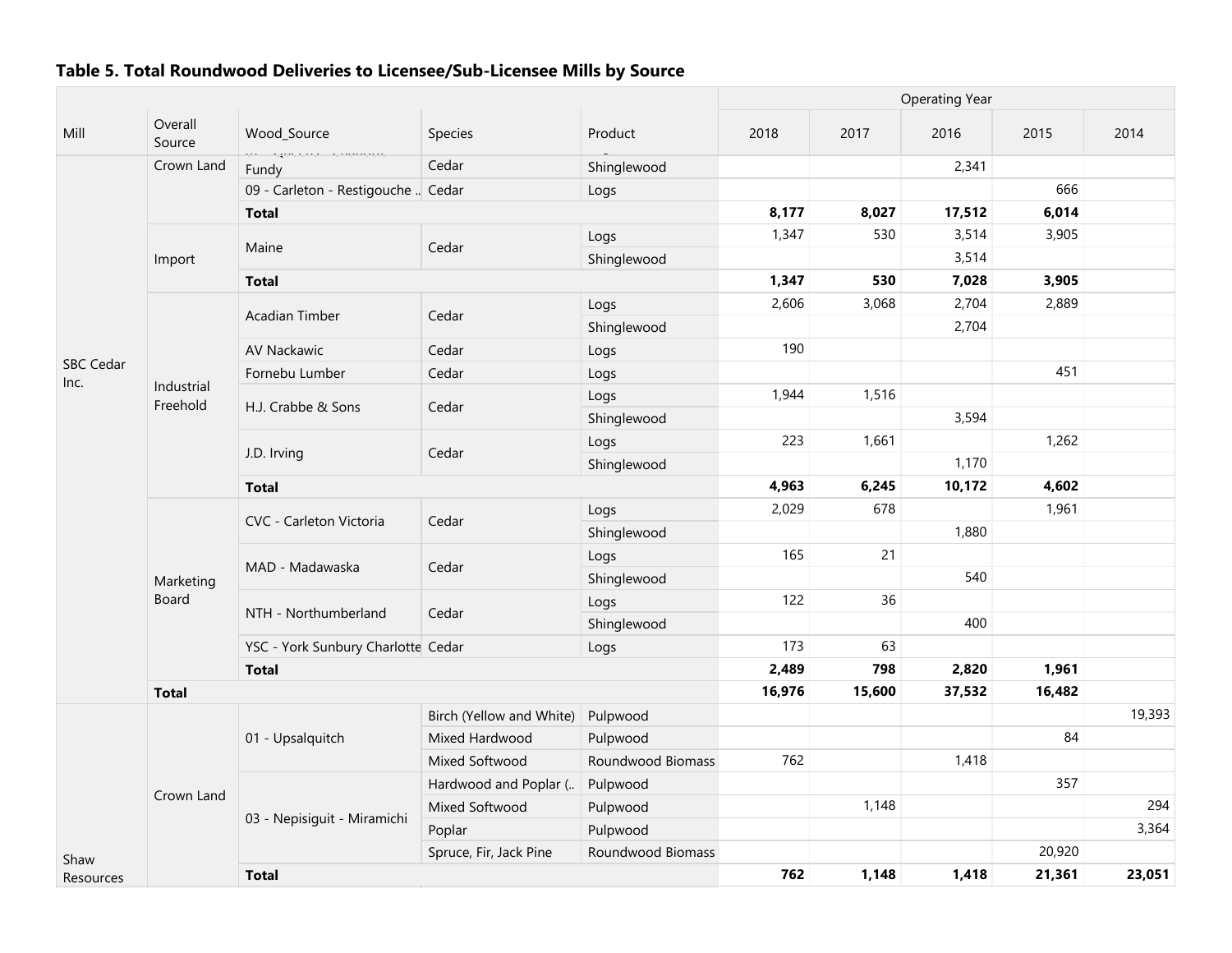**Table 5. Total Roundwood Deliveries to Licensee/Sub-Licensee Mills by Source**

| Mill | Overall Source | Wood_Source | Species | Product | 2018 | 2017 | 2016 | 2015 | 2014 |
|---|---|---|---|---|---|---|---|---|---|
| | | | | | Operating Year | | | | |
| SBC Cedar Inc. | Crown Land | Fundy | Cedar | Shinglewood | | | 2,341 | | |
| | | 09 - Carleton - Restigouche .. | Cedar | Logs | | | | 666 | |
| | | **Total** | | | **8,177** | **8,027** | **17,512** | **6,014** | |
| | Import | Maine | Cedar | Logs | 1,347 | 530 | 3,514 | 3,905 | |
| | | | | Shinglewood | | | 3,514 | | |
| | | **Total** | | | **1,347** | **530** | **7,028** | **3,905** | |
| | Industrial Freehold | Acadian Timber | Cedar | Logs | 2,606 | 3,068 | 2,704 | 2,889 | |
| | | | | Shinglewood | | | 2,704 | | |
| | | AV Nackawic | Cedar | Logs | 190 | | | | |
| | | Fornebu Lumber | Cedar | Logs | | | | 451 | |
| | | H.J. Crabbe & Sons | Cedar | Logs | 1,944 | 1,516 | | | |
| | | | | Shinglewood | | | 3,594 | | |
| | | J.D. Irving | Cedar | Logs | 223 | 1,661 | | 1,262 | |
| | | | | Shinglewood | | | 1,170 | | |
| | | **Total** | | | **4,963** | **6,245** | **10,172** | **4,602** | |
| | Marketing Board | CVC - Carleton Victoria | Cedar | Logs | 2,029 | 678 | | 1,961 | |
| | | | | Shinglewood | | | 1,880 | | |
| | | MAD - Madawaska | Cedar | Logs | 165 | 21 | | | |
| | | | | Shinglewood | | | 540 | | |
| | | NTH - Northumberland | Cedar | Logs | 122 | 36 | | | |
| | | | | Shinglewood | | | 400 | | |
| | | YSC - York Sunbury Charlotte | Cedar | Logs | 173 | 63 | | | |
| | | **Total** | | | **2,489** | **798** | **2,820** | **1,961** | |
| | **Total** | | | | **16,976** | **15,600** | **37,532** | **16,482** | |
| Shaw Resources | Crown Land | 01 - Upsalquitch | Birch (Yellow and White) | Pulpwood | | | | | 19,393 |
| | | | Mixed Hardwood | Pulpwood | | | | 84 | |
| | | | Mixed Softwood | Roundwood Biomass | 762 | | 1,418 | | |
| | | 03 - Nepisiguit - Miramichi | Hardwood and Poplar (.. | Pulpwood | | | | 357 | |
| | | | Mixed Softwood | Pulpwood | | 1,148 | | | 294 |
| | | | Poplar | Pulpwood | | | | | 3,364 |
| | | | Spruce, Fir, Jack Pine | Roundwood Biomass | | | | 20,920 | |
| | | **Total** | | | **762** | **1,148** | **1,418** | **21,361** | **23,051** |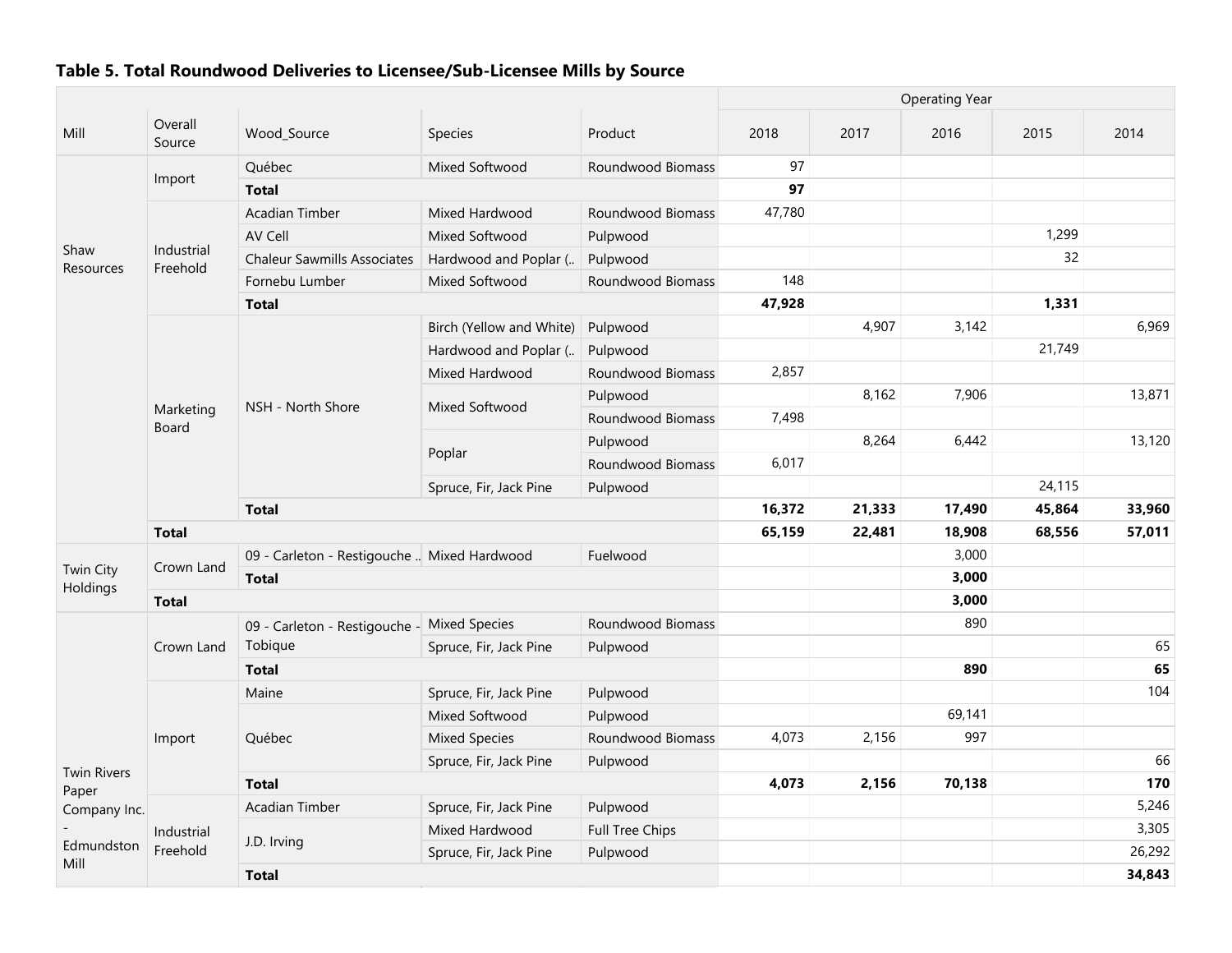## Table 5. Total Roundwood Deliveries to Licensee/Sub-Licensee Mills by Source

| Mill | Overall Source | Wood_Source | Species | Product | Operating Year 2018 | 2017 | 2016 | 2015 | 2014 |
|---|---|---|---|---|---|---|---|---|---|
| Shaw Resources | Import | Québec | Mixed Softwood | Roundwood Biomass | 97 | | | | |
| | | **Total** | | | **97** | | | | |
| | Industrial Freehold | Acadian Timber | Mixed Hardwood | Roundwood Biomass | 47,780 | | | | |
| | | AV Cell | Mixed Softwood | Pulpwood | | | | 1,299 | |
| | | Chaleur Sawmills Associates | Hardwood and Poplar (.. | Pulpwood | | | | 32 | |
| | | Fornebu Lumber | Mixed Softwood | Roundwood Biomass | 148 | | | | |
| | | **Total** | | | **47,928** | | | **1,331** | |
| | Marketing Board | NSH - North Shore | Birch (Yellow and White) | Pulpwood | | 4,907 | 3,142 | | 6,969 |
| | | | Hardwood and Poplar (.. | Pulpwood | | | | 21,749 | |
| | | | Mixed Hardwood | Roundwood Biomass | 2,857 | | | | |
| | | | Mixed Softwood | Pulpwood | | 8,162 | 7,906 | | 13,871 |
| | | | | Roundwood Biomass | 7,498 | | | | |
| | | | Poplar | Pulpwood | | 8,264 | 6,442 | | 13,120 |
| | | | | Roundwood Biomass | 6,017 | | | | |
| | | | Spruce, Fir, Jack Pine | Pulpwood | | | | 24,115 | |
| | | **Total** | | | **16,372** | **21,333** | **17,490** | **45,864** | **33,960** |
| | **Total** | | | | **65,159** | **22,481** | **18,908** | **68,556** | **57,011** |
| Twin City Holdings | Crown Land | 09 - Carleton - Restigouche .. | Mixed Hardwood | Fuelwood | | | 3,000 | | |
| | | **Total** | | | | | **3,000** | | |
| | **Total** | | | | | | **3,000** | | |
| Twin Rivers Paper Company Inc. - Edmundston Mill | Crown Land | 09 - Carleton - Restigouche - Tobique | Mixed Species | Roundwood Biomass | | | 890 | | |
| | | | Spruce, Fir, Jack Pine | Pulpwood | | | | | 65 |
| | | **Total** | | | | | **890** | | **65** |
| | Import | Maine | Spruce, Fir, Jack Pine | Pulpwood | | | | | 104 |
| | | Québec | Mixed Softwood | Pulpwood | | | 69,141 | | |
| | | | Mixed Species | Roundwood Biomass | 4,073 | 2,156 | 997 | | |
| | | | Spruce, Fir, Jack Pine | Pulpwood | | | | | 66 |
| | | **Total** | | | **4,073** | **2,156** | **70,138** | | **170** |
| | Industrial Freehold | Acadian Timber | Spruce, Fir, Jack Pine | Pulpwood | | | | | 5,246 |
| | | J.D. Irving | Mixed Hardwood | Full Tree Chips | | | | | 3,305 |
| | | | Spruce, Fir, Jack Pine | Pulpwood | | | | | 26,292 |
| | | **Total** | | | | | | | **34,843** |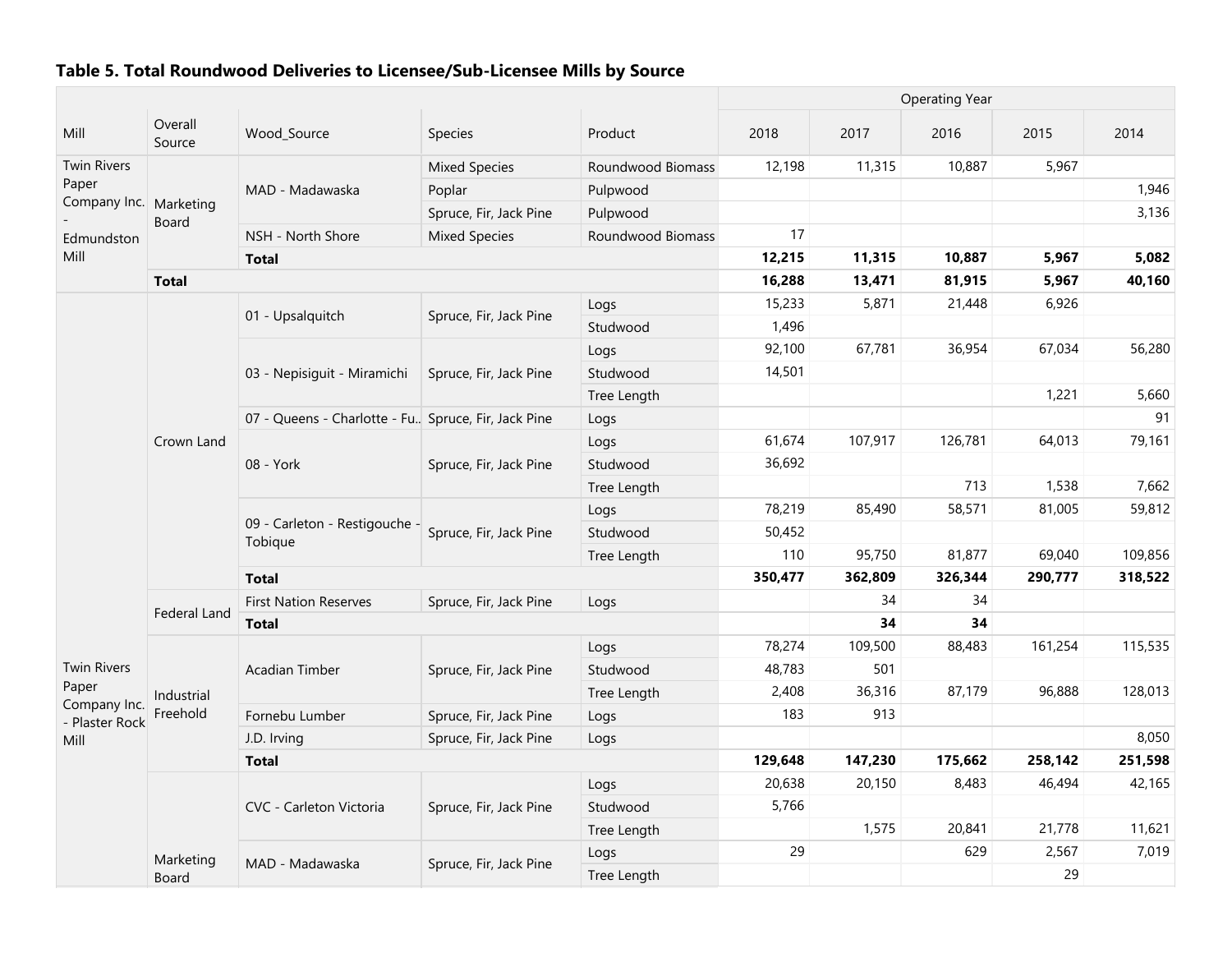### Table 5. Total Roundwood Deliveries to Licensee/Sub-Licensee Mills by Source

| Mill | Overall Source | Wood_Source | Species | Product | Operating Year 2018 | 2017 | 2016 | 2015 | 2014 |
|---|---|---|---|---|---|---|---|---|---|
| Twin Rivers Paper Company Inc. - Edmundston Mill | Marketing Board | MAD - Madawaska | Mixed Species | Roundwood Biomass | 12,198 | 11,315 | 10,887 | 5,967 | |
| | | | Poplar | Pulpwood | | | | | 1,946 |
| | | | Spruce, Fir, Jack Pine | Pulpwood | | | | | 3,136 |
| | | NSH - North Shore | Mixed Species | Roundwood Biomass | 17 | | | | |
| | | **Total** | | | **12,215** | **11,315** | **10,887** | **5,967** | **5,082** |
| | **Total** | | | | **16,288** | **13,471** | **81,915** | **5,967** | **40,160** |
| Twin Rivers Paper Company Inc. - Plaster Rock Mill | Crown Land | 01 - Upsalquitch | Spruce, Fir, Jack Pine | Logs | 15,233 | 5,871 | 21,448 | 6,926 | |
| | | | | Studwood | 1,496 | | | | |
| | | 03 - Nepisiguit - Miramichi | Spruce, Fir, Jack Pine | Logs | 92,100 | 67,781 | 36,954 | 67,034 | 56,280 |
| | | | | Studwood | 14,501 | | | | |
| | | | | Tree Length | | | | 1,221 | 5,660 |
| | | 07 - Queens - Charlotte - Fu.. | Spruce, Fir, Jack Pine | Logs | | | | | 91 |
| | | 08 - York | Spruce, Fir, Jack Pine | Logs | 61,674 | 107,917 | 126,781 | 64,013 | 79,161 |
| | | | | Studwood | 36,692 | | | | |
| | | | | Tree Length | | | 713 | 1,538 | 7,662 |
| | | 09 - Carleton - Restigouche - Tobique | Spruce, Fir, Jack Pine | Logs | 78,219 | 85,490 | 58,571 | 81,005 | 59,812 |
| | | | | Studwood | 50,452 | | | | |
| | | | | Tree Length | 110 | 95,750 | 81,877 | 69,040 | 109,856 |
| | | **Total** | | | **350,477** | **362,809** | **326,344** | **290,777** | **318,522** |
| | Federal Land | First Nation Reserves | Spruce, Fir, Jack Pine | Logs | | 34 | 34 | | |
| | | **Total** | | | | **34** | **34** | | |
| | Industrial Freehold | Acadian Timber | Spruce, Fir, Jack Pine | Logs | 78,274 | 109,500 | 88,483 | 161,254 | 115,535 |
| | | | | Studwood | 48,783 | 501 | | | |
| | | | | Tree Length | 2,408 | 36,316 | 87,179 | 96,888 | 128,013 |
| | | Fornebu Lumber | Spruce, Fir, Jack Pine | Logs | 183 | 913 | | | |
| | | J.D. Irving | Spruce, Fir, Jack Pine | Logs | | | | | 8,050 |
| | | **Total** | | | **129,648** | **147,230** | **175,662** | **258,142** | **251,598** |
| | Marketing Board | CVC - Carleton Victoria | Spruce, Fir, Jack Pine | Logs | 20,638 | 20,150 | 8,483 | 46,494 | 42,165 |
| | | | | Studwood | 5,766 | | | | |
| | | | | Tree Length | | 1,575 | 20,841 | 21,778 | 11,621 |
| | | MAD - Madawaska | Spruce, Fir, Jack Pine | Logs | 29 | | 629 | 2,567 | 7,019 |
| | | | | Tree Length | | | | 29 | |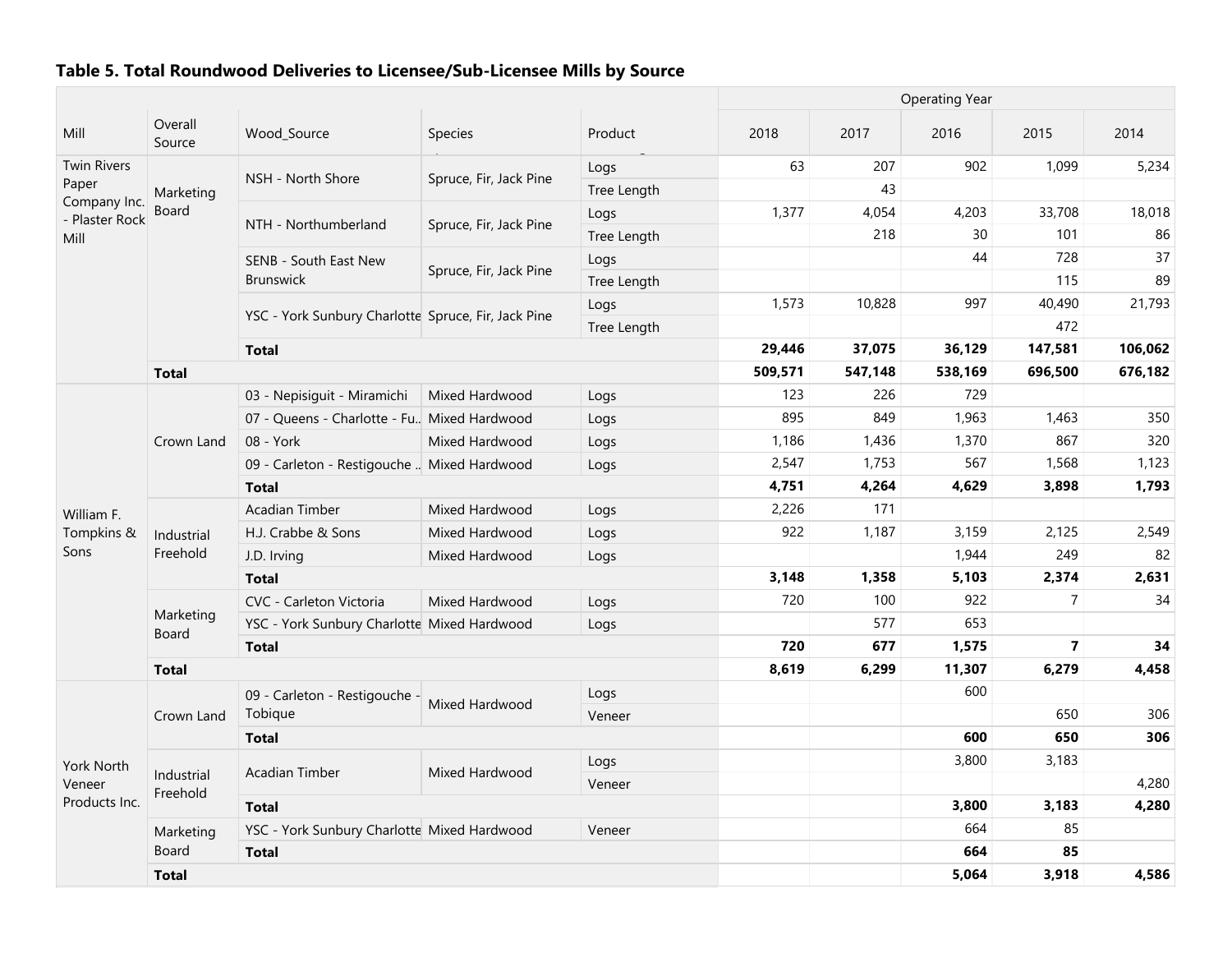### Table 5. Total Roundwood Deliveries to Licensee/Sub-Licensee Mills by Source

| Mill | Overall Source | Wood_Source | Species | Product | 2018 | 2017 | 2016 | 2015 | 2014 |
|---|---|---|---|---|---|---|---|---|---|
| | | | | | Operating Year | | | | |
| Twin Rivers Paper Company Inc. - Plaster Rock Mill | Marketing Board | NSH - North Shore | Spruce, Fir, Jack Pine | Logs | 63 | 207 | 902 | 1,099 | 5,234 |
| | | | | Tree Length | | 43 | | | |
| | | NTH - Northumberland | Spruce, Fir, Jack Pine | Logs | 1,377 | 4,054 | 4,203 | 33,708 | 18,018 |
| | | | | Tree Length | | 218 | 30 | 101 | 86 |
| | | SENB - South East New Brunswick | Spruce, Fir, Jack Pine | Logs | | | 44 | 728 | 37 |
| | | | | Tree Length | | | | 115 | 89 |
| | | YSC - York Sunbury Charlotte | Spruce, Fir, Jack Pine | Logs | 1,573 | 10,828 | 997 | 40,490 | 21,793 |
| | | | | Tree Length | | | | 472 | |
| | | **Total** | | | **29,446** | **37,075** | **36,129** | **147,581** | **106,062** |
| | **Total** | | | | **509,571** | **547,148** | **538,169** | **696,500** | **676,182** |
| William F. Tompkins & Sons | Crown Land | 03 - Nepisiguit - Miramichi | Mixed Hardwood | Logs | 123 | 226 | 729 | | |
| | | 07 - Queens - Charlotte - Fu.. | Mixed Hardwood | Logs | 895 | 849 | 1,963 | 1,463 | 350 |
| | | 08 - York | Mixed Hardwood | Logs | 1,186 | 1,436 | 1,370 | 867 | 320 |
| | | 09 - Carleton - Restigouche .. | Mixed Hardwood | Logs | 2,547 | 1,753 | 567 | 1,568 | 1,123 |
| | | **Total** | | | **4,751** | **4,264** | **4,629** | **3,898** | **1,793** |
| | Industrial Freehold | Acadian Timber | Mixed Hardwood | Logs | 2,226 | 171 | | | |
| | | H.J. Crabbe & Sons | Mixed Hardwood | Logs | 922 | 1,187 | 3,159 | 2,125 | 2,549 |
| | | J.D. Irving | Mixed Hardwood | Logs | | | 1,944 | 249 | 82 |
| | | **Total** | | | **3,148** | **1,358** | **5,103** | **2,374** | **2,631** |
| | Marketing Board | CVC - Carleton Victoria | Mixed Hardwood | Logs | 720 | 100 | 922 | 7 | 34 |
| | | YSC - York Sunbury Charlotte | Mixed Hardwood | Logs | | 577 | 653 | | |
| | | **Total** | | | **720** | **677** | **1,575** | **7** | **34** |
| | **Total** | | | | **8,619** | **6,299** | **11,307** | **6,279** | **4,458** |
| York North Veneer Products Inc. | Crown Land | 09 - Carleton - Restigouche - Tobique | Mixed Hardwood | Logs | | | 600 | | |
| | | | | Veneer | | | | 650 | 306 |
| | | **Total** | | | | | **600** | **650** | **306** |
| | Industrial Freehold | Acadian Timber | Mixed Hardwood | Logs | | | 3,800 | 3,183 | |
| | | | | Veneer | | | | | 4,280 |
| | | **Total** | | | | | **3,800** | **3,183** | **4,280** |
| | Marketing Board | YSC - York Sunbury Charlotte | Mixed Hardwood | Veneer | | | 664 | 85 | |
| | | **Total** | | | | | **664** | **85** | |
| | **Total** | | | | | | **5,064** | **3,918** | **4,586** |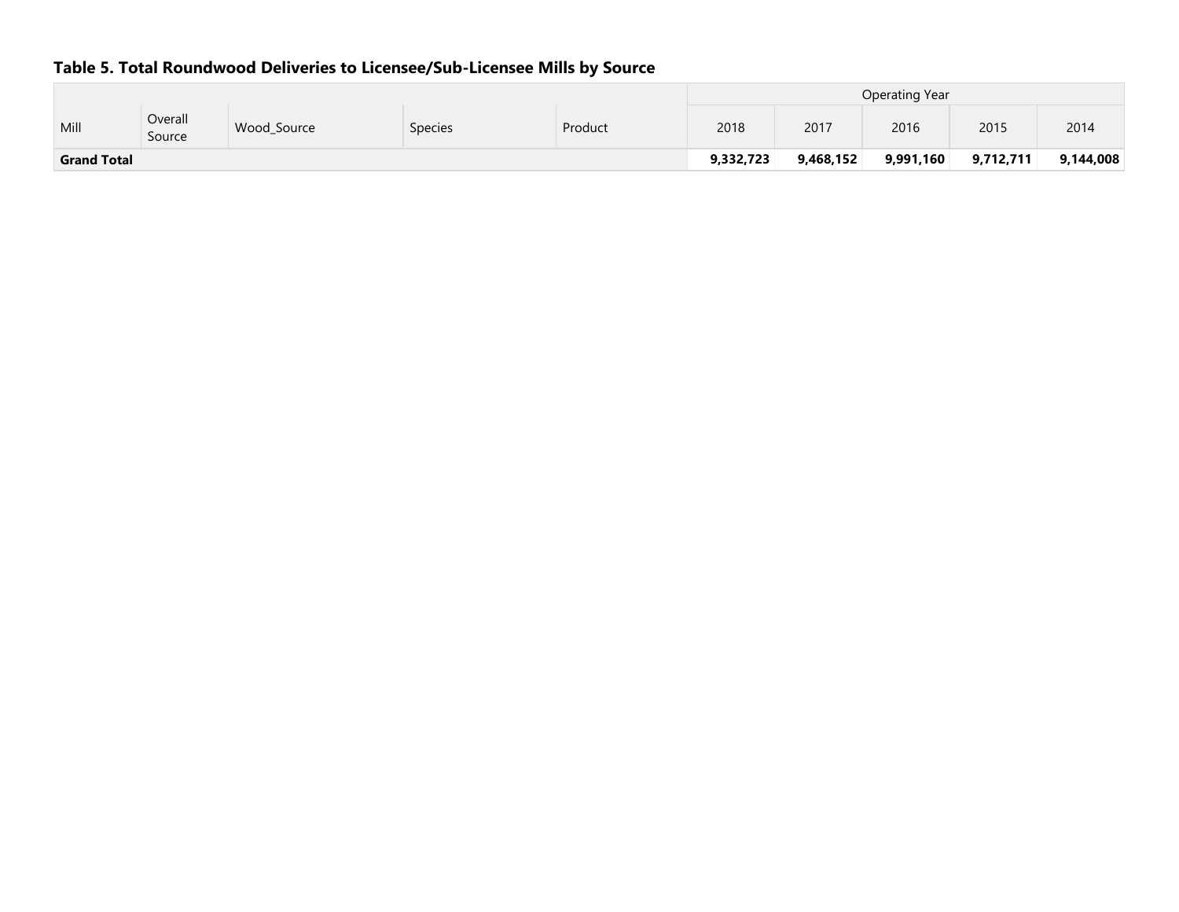### Table 5. Total Roundwood Deliveries to Licensee/Sub-Licensee Mills by Source

| Mill | Overall Source | Wood_Source | Species | Product | Operating Year | | | | |
|---|---|---|---|---|---|---|---|---|---|
| | | | | | 2018 | 2017 | 2016 | 2015 | 2014 |
| **Grand Total** | | | | | **9,332,723** | **9,468,152** | **9,991,160** | **9,712,711** | **9,144,008** |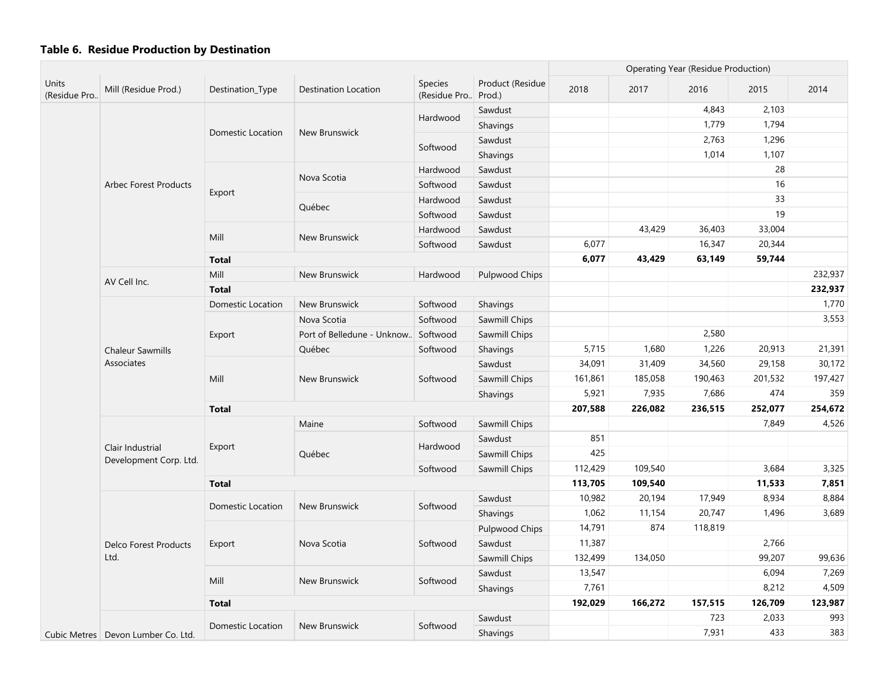**Table 6. Residue Production by Destination**

| Units (Residue Pro.. | Mill (Residue Prod.) | Destination_Type | Destination Location | Species (Residue Pro.. | Product (Residue Prod.) | 2018 | 2017 | 2016 | 2015 | 2014 |
|---|---|---|---|---|---|---|---|---|---|---|
| | | | | | | Operating Year (Residue Production) | | | | |
| Cubic Metres | Arbec Forest Products | Domestic Location | New Brunswick | Hardwood | Sawdust | | | 4,843 | 2,103 | |
| | | | | | Shavings | | | 1,779 | 1,794 | |
| | | | | Softwood | Sawdust | | | 2,763 | 1,296 | |
| | | | | | Shavings | | | 1,014 | 1,107 | |
| | | Export | Nova Scotia | Hardwood | Sawdust | | | | 28 | |
| | | | | Softwood | Sawdust | | | | 16 | |
| | | | Québec | Hardwood | Sawdust | | | | 33 | |
| | | | | Softwood | Sawdust | | | | 19 | |
| | | Mill | New Brunswick | Hardwood | Sawdust | | 43,429 | 36,403 | 33,004 | |
| | | | | Softwood | Sawdust | 6,077 | | 16,347 | 20,344 | |
| | | **Total** | | | | **6,077** | **43,429** | **63,149** | **59,744** | |
| | AV Cell Inc. | Mill | New Brunswick | Hardwood | Pulpwood Chips | | | | | 232,937 |
| | | **Total** | | | | | | | | **232,937** |
| | Chaleur Sawmills Associates | Domestic Location | New Brunswick | Softwood | Shavings | | | | | 1,770 |
| | | Export | Nova Scotia | Softwood | Sawmill Chips | | | | | 3,553 |
| | | | Port of Belledune - Unknow.. | Softwood | Sawmill Chips | | | 2,580 | | |
| | | | Québec | Softwood | Shavings | 5,715 | 1,680 | 1,226 | 20,913 | 21,391 |
| | | Mill | New Brunswick | Softwood | Sawdust | 34,091 | 31,409 | 34,560 | 29,158 | 30,172 |
| | | | | | Sawmill Chips | 161,861 | 185,058 | 190,463 | 201,532 | 197,427 |
| | | | | | Shavings | 5,921 | 7,935 | 7,686 | 474 | 359 |
| | | **Total** | | | | **207,588** | **226,082** | **236,515** | **252,077** | **254,672** |
| | Clair Industrial Development Corp. Ltd. | Export | Maine | Softwood | Sawmill Chips | | | | 7,849 | 4,526 |
| | | | Québec | Hardwood | Sawdust | 851 | | | | |
| | | | | | Sawmill Chips | 425 | | | | |
| | | | | Softwood | Sawmill Chips | 112,429 | 109,540 | | 3,684 | 3,325 |
| | | **Total** | | | | **113,705** | **109,540** | | **11,533** | **7,851** |
| | Delco Forest Products Ltd. | Domestic Location | New Brunswick | Softwood | Sawdust | 10,982 | 20,194 | 17,949 | 8,934 | 8,884 |
| | | | | | Shavings | 1,062 | 11,154 | 20,747 | 1,496 | 3,689 |
| | | Export | Nova Scotia | Softwood | Pulpwood Chips | 14,791 | 874 | 118,819 | | |
| | | | | | Sawdust | 11,387 | | | 2,766 | |
| | | | | | Sawmill Chips | 132,499 | 134,050 | | 99,207 | 99,636 |
| | | Mill | New Brunswick | Softwood | Sawdust | 13,547 | | | 6,094 | 7,269 |
| | | | | | Shavings | 7,761 | | | 8,212 | 4,509 |
| | | **Total** | | | | **192,029** | **166,272** | **157,515** | **126,709** | **123,987** |
| | Devon Lumber Co. Ltd. | Domestic Location | New Brunswick | Softwood | Sawdust | | | 723 | 2,033 | 993 |
| | | | | | Shavings | | | 7,931 | 433 | 383 |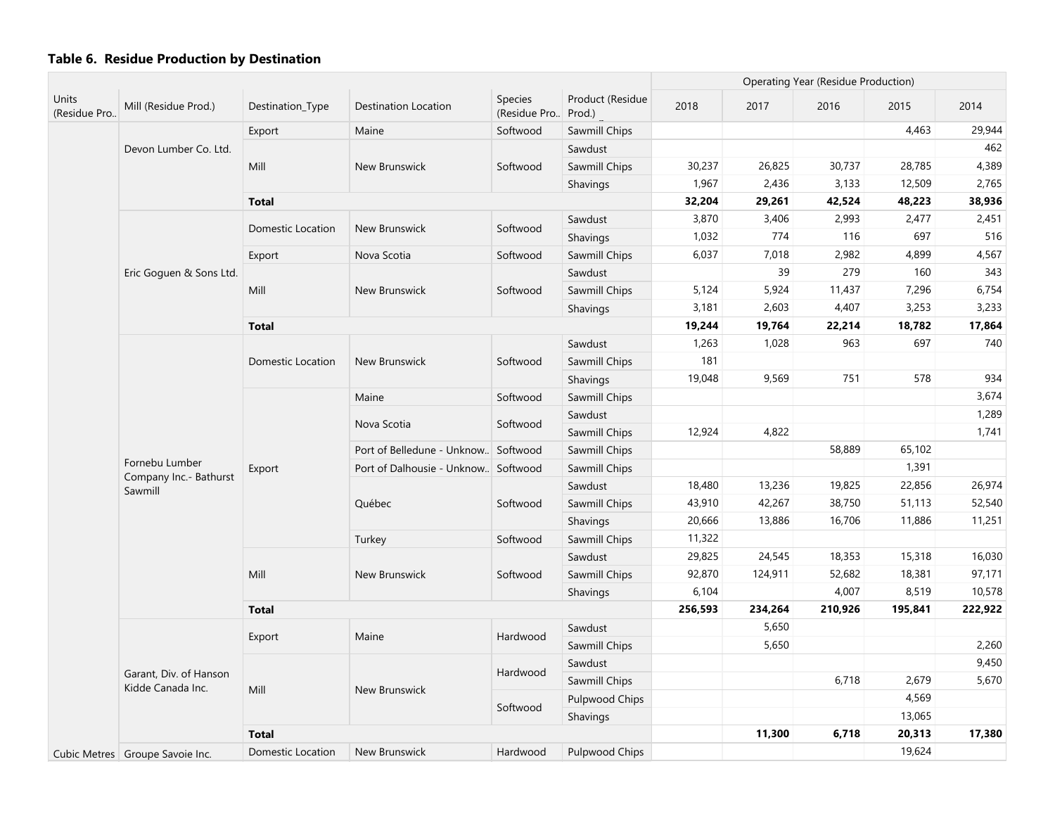### Table 6. Residue Production by Destination

| Units (Residue Pro.. | Mill (Residue Prod.) | Destination_Type | Destination Location | Species (Residue Pro.. | Product (Residue Prod.) | 2018 | 2017 | 2016 | 2015 | 2014 |
|---|---|---|---|---|---|---|---|---|---|---|
| | | | | | | Operating Year (Residue Production) | | | | |
| | Devon Lumber Co. Ltd. | Export | Maine | Softwood | Sawmill Chips | | | | 4,463 | 29,944 |
| | | Mill | New Brunswick | Softwood | Sawdust | | | | | 462 |
| | | | | | Sawmill Chips | 30,237 | 26,825 | 30,737 | 28,785 | 4,389 |
| | | | | | Shavings | 1,967 | 2,436 | 3,133 | 12,509 | 2,765 |
| | | **Total** | | | | **32,204** | **29,261** | **42,524** | **48,223** | **38,936** |
| | Eric Goguen & Sons Ltd. | Domestic Location | New Brunswick | Softwood | Sawdust | 3,870 | 3,406 | 2,993 | 2,477 | 2,451 |
| | | | | | Shavings | 1,032 | 774 | 116 | 697 | 516 |
| | | Export | Nova Scotia | Softwood | Sawmill Chips | 6,037 | 7,018 | 2,982 | 4,899 | 4,567 |
| | | Mill | New Brunswick | Softwood | Sawdust | | 39 | 279 | 160 | 343 |
| | | | | | Sawmill Chips | 5,124 | 5,924 | 11,437 | 7,296 | 6,754 |
| | | | | | Shavings | 3,181 | 2,603 | 4,407 | 3,253 | 3,233 |
| | | **Total** | | | | **19,244** | **19,764** | **22,214** | **18,782** | **17,864** |
| | Fornebu Lumber Company Inc.- Bathurst Sawmill | Domestic Location | New Brunswick | Softwood | Sawdust | 1,263 | 1,028 | 963 | 697 | 740 |
| | | | | | Sawmill Chips | 181 | | | | |
| | | | | | Shavings | 19,048 | 9,569 | 751 | 578 | 934 |
| | | Export | Maine | Softwood | Sawmill Chips | | | | | 3,674 |
| | | | Nova Scotia | Softwood | Sawdust | | | | | 1,289 |
| | | | | | Sawmill Chips | 12,924 | 4,822 | | | 1,741 |
| | | | Port of Belledune - Unknow.. | Softwood | Sawmill Chips | | | 58,889 | 65,102 | |
| | | | Port of Dalhousie - Unknow.. | Softwood | Sawmill Chips | | | | 1,391 | |
| | | | Québec | Softwood | Sawdust | 18,480 | 13,236 | 19,825 | 22,856 | 26,974 |
| | | | | | Sawmill Chips | 43,910 | 42,267 | 38,750 | 51,113 | 52,540 |
| | | | | | Shavings | 20,666 | 13,886 | 16,706 | 11,886 | 11,251 |
| | | | Turkey | Softwood | Sawmill Chips | 11,322 | | | | |
| | | Mill | New Brunswick | Softwood | Sawdust | 29,825 | 24,545 | 18,353 | 15,318 | 16,030 |
| | | | | | Sawmill Chips | 92,870 | 124,911 | 52,682 | 18,381 | 97,171 |
| | | | | | Shavings | 6,104 | | 4,007 | 8,519 | 10,578 |
| | | **Total** | | | | **256,593** | **234,264** | **210,926** | **195,841** | **222,922** |
| | Garant, Div. of Hanson Kidde Canada Inc. | Export | Maine | Hardwood | Sawdust | | 5,650 | | | |
| | | | | | Sawmill Chips | | 5,650 | | | 2,260 |
| | | Mill | New Brunswick | Hardwood | Sawdust | | | | | 9,450 |
| | | | | | Sawmill Chips | | | 6,718 | 2,679 | 5,670 |
| | | | | Softwood | Pulpwood Chips | | | | 4,569 | |
| | | | | | Shavings | | | | 13,065 | |
| | | **Total** | | | | | **11,300** | **6,718** | **20,313** | **17,380** |
| Cubic Metres | Groupe Savoie Inc. | Domestic Location | New Brunswick | Hardwood | Pulpwood Chips | | | | 19,624 | |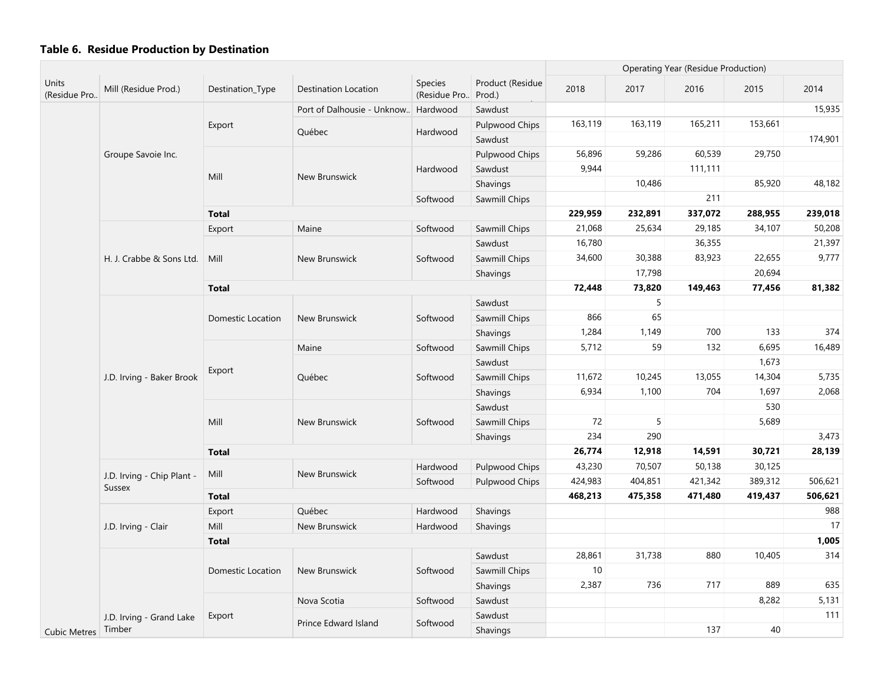### Table 6. Residue Production by Destination

| Units (Residue Pro.. | Mill (Residue Prod.) | Destination_Type | Destination Location | Species (Residue Pro.. | Product (Residue Prod.) | 2018 | 2017 | 2016 | 2015 | 2014 |
|---|---|---|---|---|---|---|---|---|---|---|
| | | | | | | Operating Year (Residue Production) | | | | |
| Cubic Metres | Groupe Savoie Inc. | Export | Port of Dalhousie - Unknow.. | Hardwood | Sawdust | | | | | 15,935 |
| | | | Québec | Hardwood | Pulpwood Chips | 163,119 | 163,119 | 165,211 | 153,661 | |
| | | | | | Sawdust | | | | | 174,901 |
| | | Mill | New Brunswick | Hardwood | Pulpwood Chips | 56,896 | 59,286 | 60,539 | 29,750 | |
| | | | | | Sawdust | 9,944 | | 111,111 | | |
| | | | | | Shavings | | 10,486 | | 85,920 | 48,182 |
| | | | | Softwood | Sawmill Chips | | | 211 | | |
| | | **Total** | | | | **229,959** | **232,891** | **337,072** | **288,955** | **239,018** |
| | H. J. Crabbe & Sons Ltd. | Export | Maine | Softwood | Sawmill Chips | 21,068 | 25,634 | 29,185 | 34,107 | 50,208 |
| | | Mill | New Brunswick | Softwood | Sawdust | 16,780 | | 36,355 | | 21,397 |
| | | | | | Sawmill Chips | 34,600 | 30,388 | 83,923 | 22,655 | 9,777 |
| | | | | | Shavings | | 17,798 | | 20,694 | |
| | | **Total** | | | | **72,448** | **73,820** | **149,463** | **77,456** | **81,382** |
| | J.D. Irving - Baker Brook | Domestic Location | New Brunswick | Softwood | Sawdust | | 5 | | | |
| | | | | | Sawmill Chips | 866 | 65 | | | |
| | | | | | Shavings | 1,284 | 1,149 | 700 | 133 | 374 |
| | | Export | Maine | Softwood | Sawmill Chips | 5,712 | 59 | 132 | 6,695 | 16,489 |
| | | | Québec | Softwood | Sawdust | | | | 1,673 | |
| | | | | | Sawmill Chips | 11,672 | 10,245 | 13,055 | 14,304 | 5,735 |
| | | | | | Shavings | 6,934 | 1,100 | 704 | 1,697 | 2,068 |
| | | Mill | New Brunswick | Softwood | Sawdust | | | | 530 | |
| | | | | | Sawmill Chips | 72 | 5 | | 5,689 | |
| | | | | | Shavings | 234 | 290 | | | 3,473 |
| | | **Total** | | | | **26,774** | **12,918** | **14,591** | **30,721** | **28,139** |
| | J.D. Irving - Chip Plant - Sussex | Mill | New Brunswick | Hardwood | Pulpwood Chips | 43,230 | 70,507 | 50,138 | 30,125 | |
| | | | | Softwood | Pulpwood Chips | 424,983 | 404,851 | 421,342 | 389,312 | 506,621 |
| | | **Total** | | | | **468,213** | **475,358** | **471,480** | **419,437** | **506,621** |
| | J.D. Irving - Clair | Export | Québec | Hardwood | Shavings | | | | | 988 |
| | | Mill | New Brunswick | Hardwood | Shavings | | | | | 17 |
| | | **Total** | | | | | | | | **1,005** |
| | J.D. Irving - Grand Lake Timber | Domestic Location | New Brunswick | Softwood | Sawdust | 28,861 | 31,738 | 880 | 10,405 | 314 |
| | | | | | Sawmill Chips | 10 | | | | |
| | | | | | Shavings | 2,387 | 736 | 717 | 889 | 635 |
| | | Export | Nova Scotia | Softwood | Sawdust | | | | 8,282 | 5,131 |
| | | | Prince Edward Island | Softwood | Sawdust | | | | | 111 |
| | | | | | Shavings | | | 137 | 40 | |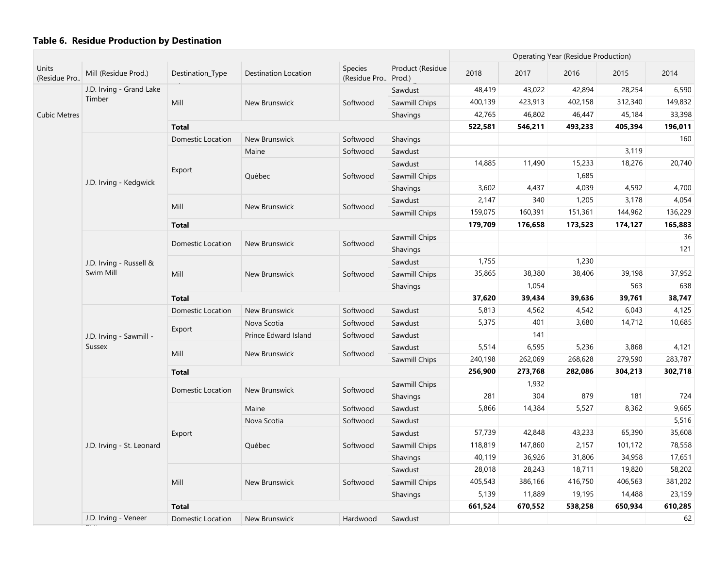**Table 6. Residue Production by Destination**

| Units (Residue Pro.. | Mill (Residue Prod.) | Destination_Type | Destination Location | Species (Residue Pro.. | Product (Residue Prod.) | 2018 | 2017 | 2016 | 2015 | 2014 |
|---|---|---|---|---|---|---|---|---|---|---|
| | | | | | | Operating Year (Residue Production) | | | | |
| Cubic Metres | J.D. Irving - Grand Lake Timber | Mill | New Brunswick | Softwood | Sawdust | 48,419 | 43,022 | 42,894 | 28,254 | 6,590 |
| | | | | | Sawmill Chips | 400,139 | 423,913 | 402,158 | 312,340 | 149,832 |
| | | | | | Shavings | 42,765 | 46,802 | 46,447 | 45,184 | 33,398 |
| | | **Total** | | | | **522,581** | **546,211** | **493,233** | **405,394** | **196,011** |
| | J.D. Irving - Kedgwick | Domestic Location | New Brunswick | Softwood | Shavings | | | | | 160 |
| | | Export | Maine | Softwood | Sawdust | | | | 3,119 | |
| | | | Québec | Softwood | Sawdust | 14,885 | 11,490 | 15,233 | 18,276 | 20,740 |
| | | | | | Sawmill Chips | | | 1,685 | | |
| | | | | | Shavings | 3,602 | 4,437 | 4,039 | 4,592 | 4,700 |
| | | Mill | New Brunswick | Softwood | Sawdust | 2,147 | 340 | 1,205 | 3,178 | 4,054 |
| | | | | | Sawmill Chips | 159,075 | 160,391 | 151,361 | 144,962 | 136,229 |
| | | **Total** | | | | **179,709** | **176,658** | **173,523** | **174,127** | **165,883** |
| | J.D. Irving - Russell & Swim Mill | Domestic Location | New Brunswick | Softwood | Sawmill Chips | | | | | 36 |
| | | | | | Shavings | | | | | 121 |
| | | Mill | New Brunswick | Softwood | Sawdust | 1,755 | | 1,230 | | |
| | | | | | Sawmill Chips | 35,865 | 38,380 | 38,406 | 39,198 | 37,952 |
| | | | | | Shavings | | 1,054 | | 563 | 638 |
| | | **Total** | | | | **37,620** | **39,434** | **39,636** | **39,761** | **38,747** |
| | J.D. Irving - Sawmill - Sussex | Domestic Location | New Brunswick | Softwood | Sawdust | 5,813 | 4,562 | 4,542 | 6,043 | 4,125 |
| | | Export | Nova Scotia | Softwood | Sawdust | 5,375 | 401 | 3,680 | 14,712 | 10,685 |
| | | | Prince Edward Island | Softwood | Sawdust | | 141 | | | |
| | | Mill | New Brunswick | Softwood | Sawdust | 5,514 | 6,595 | 5,236 | 3,868 | 4,121 |
| | | | | | Sawmill Chips | 240,198 | 262,069 | 268,628 | 279,590 | 283,787 |
| | | **Total** | | | | **256,900** | **273,768** | **282,086** | **304,213** | **302,718** |
| | J.D. Irving - St. Leonard | Domestic Location | New Brunswick | Softwood | Sawmill Chips | | 1,932 | | | |
| | | | | | Shavings | 281 | 304 | 879 | 181 | 724 |
| | | Export | Maine | Softwood | Sawdust | 5,866 | 14,384 | 5,527 | 8,362 | 9,665 |
| | | | Nova Scotia | Softwood | Sawdust | | | | | 5,516 |
| | | | Québec | Softwood | Sawdust | 57,739 | 42,848 | 43,233 | 65,390 | 35,608 |
| | | | | | Sawmill Chips | 118,819 | 147,860 | 2,157 | 101,172 | 78,558 |
| | | | | | Shavings | 40,119 | 36,926 | 31,806 | 34,958 | 17,651 |
| | | Mill | New Brunswick | Softwood | Sawdust | 28,018 | 28,243 | 18,711 | 19,820 | 58,202 |
| | | | | | Sawmill Chips | 405,543 | 386,166 | 416,750 | 406,563 | 381,202 |
| | | | | | Shavings | 5,139 | 11,889 | 19,195 | 14,488 | 23,159 |
| | | **Total** | | | | **661,524** | **670,552** | **538,258** | **650,934** | **610,285** |
| | J.D. Irving - Veneer | Domestic Location | New Brunswick | Hardwood | Sawdust | | | | | 62 |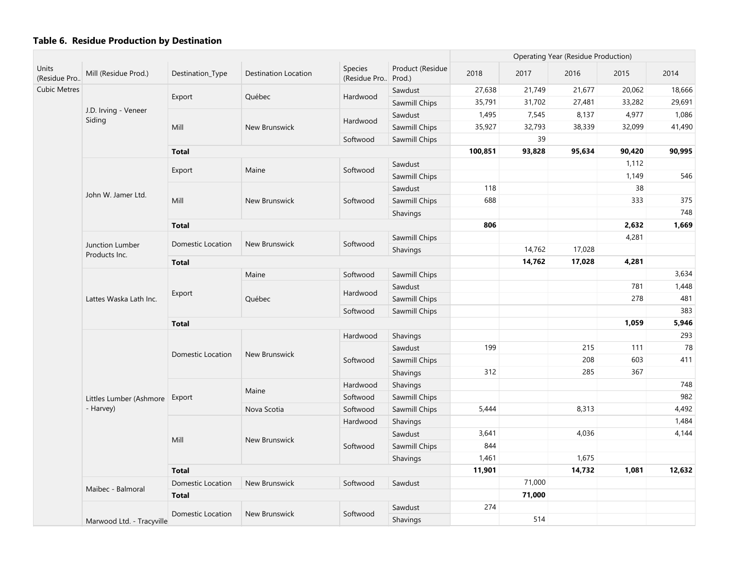### Table 6. Residue Production by Destination

| Units (Residue Pro.. | Mill (Residue Prod.) | Destination_Type | Destination Location | Species (Residue Pro.. | Product (Residue Prod.) | 2018 | 2017 | 2016 | 2015 | 2014 |
|---|---|---|---|---|---|---|---|---|---|---|
| | | | | | | Operating Year (Residue Production) | | | | |
| Cubic Metres | J.D. Irving - Veneer Siding | Export | Québec | Hardwood | Sawdust | 27,638 | 21,749 | 21,677 | 20,062 | 18,666 |
| | | | | | Sawmill Chips | 35,791 | 31,702 | 27,481 | 33,282 | 29,691 |
| | | Mill | New Brunswick | Hardwood | Sawdust | 1,495 | 7,545 | 8,137 | 4,977 | 1,086 |
| | | | | | Sawmill Chips | 35,927 | 32,793 | 38,339 | 32,099 | 41,490 |
| | | | | Softwood | Sawmill Chips | | 39 | | | |
| | | **Total** | | | | **100,851** | **93,828** | **95,634** | **90,420** | **90,995** |
| | John W. Jamer Ltd. | Export | Maine | Softwood | Sawdust | | | | 1,112 | |
| | | | | | Sawmill Chips | | | | 1,149 | 546 |
| | | Mill | New Brunswick | Softwood | Sawdust | 118 | | | 38 | |
| | | | | | Sawmill Chips | 688 | | | 333 | 375 |
| | | | | | Shavings | | | | | 748 |
| | | **Total** | | | | **806** | | | **2,632** | **1,669** |
| | Junction Lumber Products Inc. | Domestic Location | New Brunswick | Softwood | Sawmill Chips | | | | 4,281 | |
| | | | | | Shavings | | 14,762 | 17,028 | | |
| | | **Total** | | | | | **14,762** | **17,028** | **4,281** | |
| | Lattes Waska Lath Inc. | Export | Maine | Softwood | Sawmill Chips | | | | | 3,634 |
| | | | Québec | Hardwood | Sawdust | | | | 781 | 1,448 |
| | | | | | Sawmill Chips | | | | 278 | 481 |
| | | | | Softwood | Sawmill Chips | | | | | 383 |
| | | **Total** | | | | | | | **1,059** | **5,946** |
| | Littles Lumber (Ashmore - Harvey) | Domestic Location | New Brunswick | Hardwood | Shavings | | | | | 293 |
| | | | | Softwood | Sawdust | 199 | | 215 | 111 | 78 |
| | | | | | Sawmill Chips | | | 208 | 603 | 411 |
| | | | | | Shavings | 312 | | 285 | 367 | |
| | | Export | Maine | Hardwood | Shavings | | | | | 748 |
| | | | | Softwood | Sawmill Chips | | | | | 982 |
| | | | Nova Scotia | Softwood | Sawmill Chips | 5,444 | | 8,313 | | 4,492 |
| | | Mill | New Brunswick | Hardwood | Shavings | | | | | 1,484 |
| | | | | Softwood | Sawdust | 3,641 | | 4,036 | | 4,144 |
| | | | | | Sawmill Chips | 844 | | | | |
| | | | | | Shavings | 1,461 | | 1,675 | | |
| | | **Total** | | | | **11,901** | | **14,732** | **1,081** | **12,632** |
| | Maibec - Balmoral | Domestic Location | New Brunswick | Softwood | Sawdust | | 71,000 | | | |
| | | **Total** | | | | | **71,000** | | | |
| | Marwood Ltd. - Tracyville | Domestic Location | New Brunswick | Softwood | Sawdust | 274 | | | | |
| | | | | | Shavings | | 514 | | | |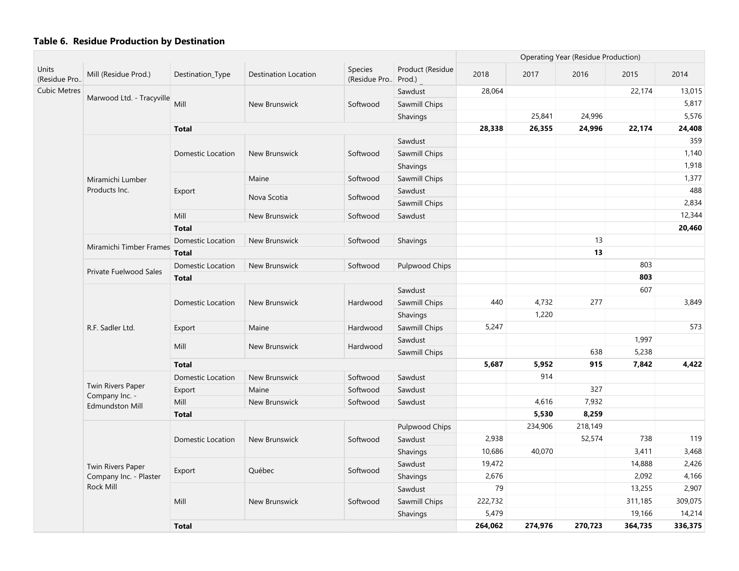### Table 6. Residue Production by Destination

| Units (Residue Pro.. | Mill (Residue Prod.) | Destination_Type | Destination Location | Species (Residue Pro.. | Product (Residue Prod.) | 2018 | 2017 | 2016 | 2015 | 2014 |
|---|---|---|---|---|---|---|---|---|---|---|
| | | | | | | Operating Year (Residue Production) | | | | |
| Cubic Metres | Marwood Ltd. - Tracyville | Mill | New Brunswick | Softwood | Sawdust | 28,064 | | | 22,174 | 13,015 |
| | | | | | Sawmill Chips | | | | | 5,817 |
| | | | | | Shavings | | 25,841 | 24,996 | | 5,576 |
| | | **Total** | | | | **28,338** | **26,355** | **24,996** | **22,174** | **24,408** |
| | Miramichi Lumber Products Inc. | Domestic Location | New Brunswick | Softwood | Sawdust | | | | | 359 |
| | | | | | Sawmill Chips | | | | | 1,140 |
| | | | | | Shavings | | | | | 1,918 |
| | | Export | Maine | Softwood | Sawmill Chips | | | | | 1,377 |
| | | | Nova Scotia | Softwood | Sawdust | | | | | 488 |
| | | | | | Sawmill Chips | | | | | 2,834 |
| | | Mill | New Brunswick | Softwood | Sawdust | | | | | 12,344 |
| | | **Total** | | | | | | | | **20,460** |
| | Miramichi Timber Frames | Domestic Location | New Brunswick | Softwood | Shavings | | | 13 | | |
| | | **Total** | | | | | | **13** | | |
| | Private Fuelwood Sales | Domestic Location | New Brunswick | Softwood | Pulpwood Chips | | | | 803 | |
| | | **Total** | | | | | | | **803** | |
| | R.F. Sadler Ltd. | Domestic Location | New Brunswick | Hardwood | Sawdust | | | | 607 | |
| | | | | | Sawmill Chips | 440 | 4,732 | 277 | | 3,849 |
| | | | | | Shavings | | 1,220 | | | |
| | | Export | Maine | Hardwood | Sawmill Chips | 5,247 | | | | 573 |
| | | Mill | New Brunswick | Hardwood | Sawdust | | | | 1,997 | |
| | | | | | Sawmill Chips | | | 638 | 5,238 | |
| | | **Total** | | | | **5,687** | **5,952** | **915** | **7,842** | **4,422** |
| | Twin Rivers Paper Company Inc. - Edmundston Mill | Domestic Location | New Brunswick | Softwood | Sawdust | | 914 | | | |
| | | Export | Maine | Softwood | Sawdust | | | 327 | | |
| | | Mill | New Brunswick | Softwood | Sawdust | | 4,616 | 7,932 | | |
| | | **Total** | | | | | **5,530** | **8,259** | | |
| | Twin Rivers Paper Company Inc. - Plaster Rock Mill | Domestic Location | New Brunswick | Softwood | Pulpwood Chips | | 234,906 | 218,149 | | |
| | | | | | Sawdust | 2,938 | | 52,574 | 738 | 119 |
| | | | | | Shavings | 10,686 | 40,070 | | 3,411 | 3,468 |
| | | Export | Québec | Softwood | Sawdust | 19,472 | | | 14,888 | 2,426 |
| | | | | | Shavings | 2,676 | | | 2,092 | 4,166 |
| | | Mill | New Brunswick | Softwood | Sawdust | 79 | | | 13,255 | 2,907 |
| | | | | | Sawmill Chips | 222,732 | | | 311,185 | 309,075 |
| | | | | | Shavings | 5,479 | | | 19,166 | 14,214 |
| | | **Total** | | | | **264,062** | **274,976** | **270,723** | **364,735** | **336,375** |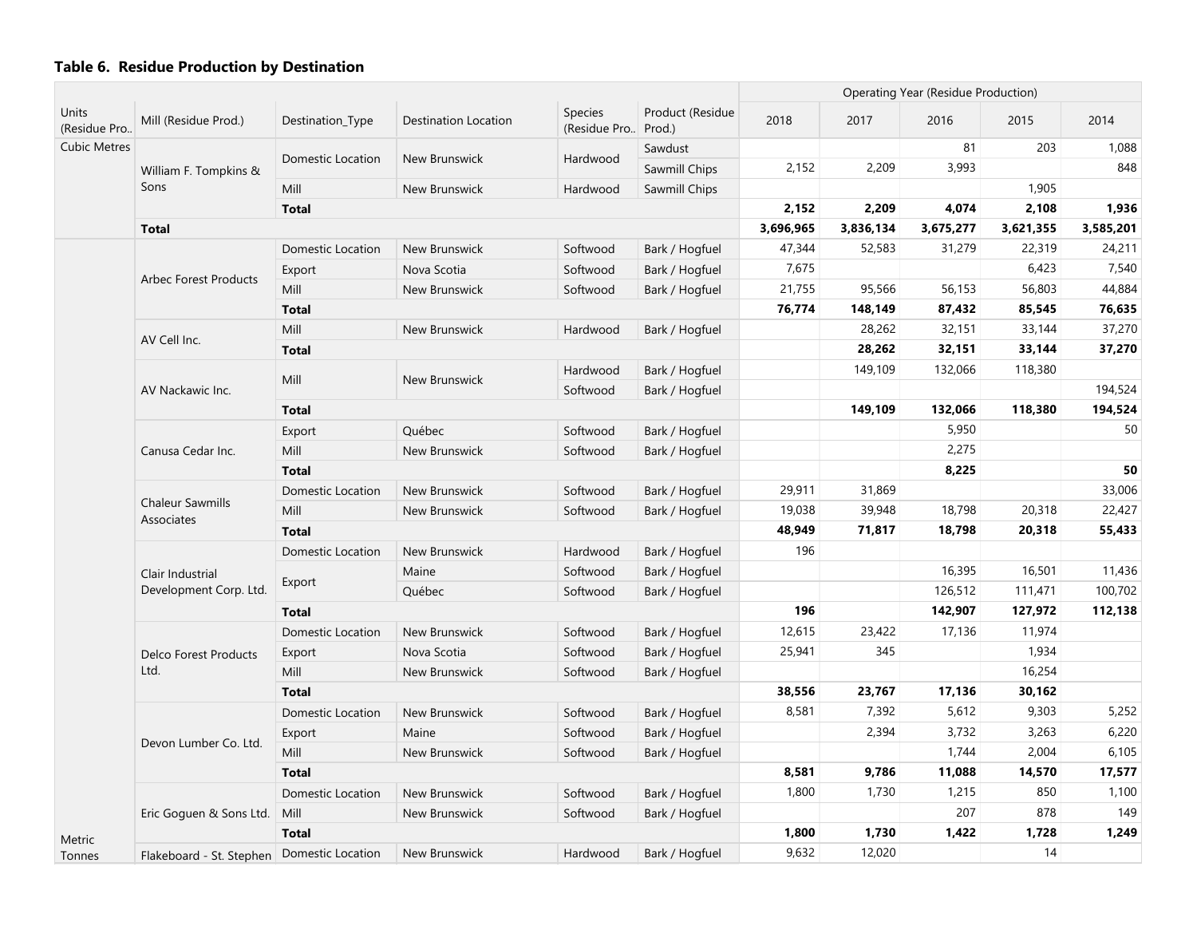## Table 6. Residue Production by Destination

| Units (Residue Pro.. | Mill (Residue Prod.) | Destination_Type | Destination Location | Species (Residue Pro.. | Product (Residue Prod.) | 2018 | 2017 | 2016 | 2015 | 2014 |
|---|---|---|---|---|---|---|---|---|---|---|
| | | | | | | Operating Year (Residue Production) | | | | |
| Cubic Metres | William F. Tompkins & Sons | Domestic Location | New Brunswick | Hardwood | Sawdust | | | 81 | 203 | 1,088 |
| | | | | | Sawmill Chips | 2,152 | 2,209 | 3,993 | | 848 |
| | | Mill | New Brunswick | Hardwood | Sawmill Chips | | | | 1,905 | |
| | | **Total** | | | | **2,152** | **2,209** | **4,074** | **2,108** | **1,936** |
| | **Total** | | | | | **3,696,965** | **3,836,134** | **3,675,277** | **3,621,355** | **3,585,201** |
| Metric Tonnes | Arbec Forest Products | Domestic Location | New Brunswick | Softwood | Bark / Hogfuel | 47,344 | 52,583 | 31,279 | 22,319 | 24,211 |
| | | Export | Nova Scotia | Softwood | Bark / Hogfuel | 7,675 | | | 6,423 | 7,540 |
| | | Mill | New Brunswick | Softwood | Bark / Hogfuel | 21,755 | 95,566 | 56,153 | 56,803 | 44,884 |
| | | **Total** | | | | **76,774** | **148,149** | **87,432** | **85,545** | **76,635** |
| | AV Cell Inc. | Mill | New Brunswick | Hardwood | Bark / Hogfuel | | 28,262 | 32,151 | 33,144 | 37,270 |
| | | **Total** | | | | | **28,262** | **32,151** | **33,144** | **37,270** |
| | AV Nackawic Inc. | Mill | New Brunswick | Hardwood | Bark / Hogfuel | | 149,109 | 132,066 | 118,380 | |
| | | | | Softwood | Bark / Hogfuel | | | | | 194,524 |
| | | **Total** | | | | | **149,109** | **132,066** | **118,380** | **194,524** |
| | Canusa Cedar Inc. | Export | Québec | Softwood | Bark / Hogfuel | | | 5,950 | | 50 |
| | | Mill | New Brunswick | Softwood | Bark / Hogfuel | | | 2,275 | | |
| | | **Total** | | | | | | **8,225** | | **50** |
| | Chaleur Sawmills Associates | Domestic Location | New Brunswick | Softwood | Bark / Hogfuel | 29,911 | 31,869 | | | 33,006 |
| | | Mill | New Brunswick | Softwood | Bark / Hogfuel | 19,038 | 39,948 | 18,798 | 20,318 | 22,427 |
| | | **Total** | | | | **48,949** | **71,817** | **18,798** | **20,318** | **55,433** |
| | Clair Industrial Development Corp. Ltd. | Domestic Location | New Brunswick | Hardwood | Bark / Hogfuel | 196 | | | | |
| | | Export | Maine | Softwood | Bark / Hogfuel | | | 16,395 | 16,501 | 11,436 |
| | | | Québec | Softwood | Bark / Hogfuel | | | 126,512 | 111,471 | 100,702 |
| | | **Total** | | | | **196** | | **142,907** | **127,972** | **112,138** |
| | Delco Forest Products Ltd. | Domestic Location | New Brunswick | Softwood | Bark / Hogfuel | 12,615 | 23,422 | 17,136 | 11,974 | |
| | | Export | Nova Scotia | Softwood | Bark / Hogfuel | 25,941 | 345 | | 1,934 | |
| | | Mill | New Brunswick | Softwood | Bark / Hogfuel | | | | 16,254 | |
| | | **Total** | | | | **38,556** | **23,767** | **17,136** | **30,162** | |
| | Devon Lumber Co. Ltd. | Domestic Location | New Brunswick | Softwood | Bark / Hogfuel | 8,581 | 7,392 | 5,612 | 9,303 | 5,252 |
| | | Export | Maine | Softwood | Bark / Hogfuel | | 2,394 | 3,732 | 3,263 | 6,220 |
| | | Mill | New Brunswick | Softwood | Bark / Hogfuel | | | 1,744 | 2,004 | 6,105 |
| | | **Total** | | | | **8,581** | **9,786** | **11,088** | **14,570** | **17,577** |
| | Eric Goguen & Sons Ltd. | Domestic Location | New Brunswick | Softwood | Bark / Hogfuel | 1,800 | 1,730 | 1,215 | 850 | 1,100 |
| | | Mill | New Brunswick | Softwood | Bark / Hogfuel | | | 207 | 878 | 149 |
| | | **Total** | | | | **1,800** | **1,730** | **1,422** | **1,728** | **1,249** |
| | Flakeboard - St. Stephen | Domestic Location | New Brunswick | Hardwood | Bark / Hogfuel | 9,632 | 12,020 | | 14 | |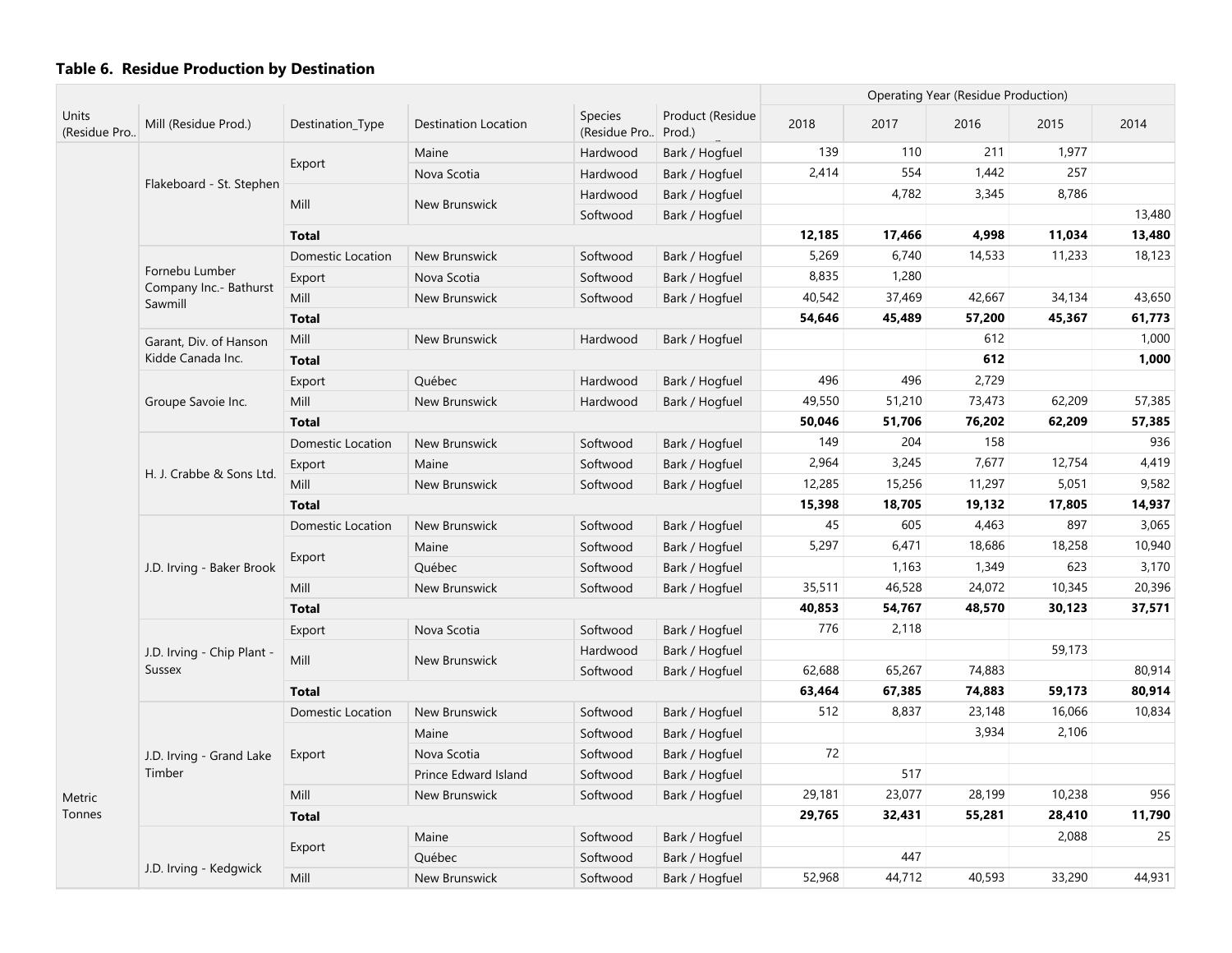### Table 6. Residue Production by Destination

| Units (Residue Pro.. | Mill (Residue Prod.) | Destination_Type | Destination Location | Species (Residue Pro.. | Product (Residue Prod.) | Operating Year (Residue Production) 2018 | 2017 | 2016 | 2015 | 2014 |
|---|---|---|---|---|---|---|---|---|---|---|
| Metric Tonnes | Flakeboard - St. Stephen | Export | Maine | Hardwood | Bark / Hogfuel | 139 | 110 | 211 | 1,977 | |
| | | | Nova Scotia | Hardwood | Bark / Hogfuel | 2,414 | 554 | 1,442 | 257 | |
| | | Mill | New Brunswick | Hardwood | Bark / Hogfuel | | 4,782 | 3,345 | 8,786 | |
| | | | | Softwood | Bark / Hogfuel | | | | | 13,480 |
| | | **Total** | | | | **12,185** | **17,466** | **4,998** | **11,034** | **13,480** |
| | Fornebu Lumber Company Inc.- Bathurst Sawmill | Domestic Location | New Brunswick | Softwood | Bark / Hogfuel | 5,269 | 6,740 | 14,533 | 11,233 | 18,123 |
| | | Export | Nova Scotia | Softwood | Bark / Hogfuel | 8,835 | 1,280 | | | |
| | | Mill | New Brunswick | Softwood | Bark / Hogfuel | 40,542 | 37,469 | 42,667 | 34,134 | 43,650 |
| | | **Total** | | | | **54,646** | **45,489** | **57,200** | **45,367** | **61,773** |
| | Garant, Div. of Hanson Kidde Canada Inc. | Mill | New Brunswick | Hardwood | Bark / Hogfuel | | | 612 | | 1,000 |
| | | **Total** | | | | | | **612** | | **1,000** |
| | Groupe Savoie Inc. | Export | Québec | Hardwood | Bark / Hogfuel | 496 | 496 | 2,729 | | |
| | | Mill | New Brunswick | Hardwood | Bark / Hogfuel | 49,550 | 51,210 | 73,473 | 62,209 | 57,385 |
| | | **Total** | | | | **50,046** | **51,706** | **76,202** | **62,209** | **57,385** |
| | H. J. Crabbe & Sons Ltd. | Domestic Location | New Brunswick | Softwood | Bark / Hogfuel | 149 | 204 | 158 | | 936 |
| | | Export | Maine | Softwood | Bark / Hogfuel | 2,964 | 3,245 | 7,677 | 12,754 | 4,419 |
| | | Mill | New Brunswick | Softwood | Bark / Hogfuel | 12,285 | 15,256 | 11,297 | 5,051 | 9,582 |
| | | **Total** | | | | **15,398** | **18,705** | **19,132** | **17,805** | **14,937** |
| | J.D. Irving - Baker Brook | Domestic Location | New Brunswick | Softwood | Bark / Hogfuel | 45 | 605 | 4,463 | 897 | 3,065 |
| | | Export | Maine | Softwood | Bark / Hogfuel | 5,297 | 6,471 | 18,686 | 18,258 | 10,940 |
| | | | Québec | Softwood | Bark / Hogfuel | | 1,163 | 1,349 | 623 | 3,170 |
| | | Mill | New Brunswick | Softwood | Bark / Hogfuel | 35,511 | 46,528 | 24,072 | 10,345 | 20,396 |
| | | **Total** | | | | **40,853** | **54,767** | **48,570** | **30,123** | **37,571** |
| | J.D. Irving - Chip Plant - Sussex | Export | Nova Scotia | Softwood | Bark / Hogfuel | 776 | 2,118 | | | |
| | | Mill | New Brunswick | Hardwood | Bark / Hogfuel | | | | 59,173 | |
| | | | | Softwood | Bark / Hogfuel | 62,688 | 65,267 | 74,883 | | 80,914 |
| | | **Total** | | | | **63,464** | **67,385** | **74,883** | **59,173** | **80,914** |
| | J.D. Irving - Grand Lake Timber | Domestic Location | New Brunswick | Softwood | Bark / Hogfuel | 512 | 8,837 | 23,148 | 16,066 | 10,834 |
| | | Export | Maine | Softwood | Bark / Hogfuel | | | 3,934 | 2,106 | |
| | | | Nova Scotia | Softwood | Bark / Hogfuel | 72 | | | | |
| | | | Prince Edward Island | Softwood | Bark / Hogfuel | | 517 | | | |
| | | Mill | New Brunswick | Softwood | Bark / Hogfuel | 29,181 | 23,077 | 28,199 | 10,238 | 956 |
| | | **Total** | | | | **29,765** | **32,431** | **55,281** | **28,410** | **11,790** |
| | J.D. Irving - Kedgwick | Export | Maine | Softwood | Bark / Hogfuel | | | | 2,088 | 25 |
| | | | Québec | Softwood | Bark / Hogfuel | | 447 | | | |
| | | Mill | New Brunswick | Softwood | Bark / Hogfuel | 52,968 | 44,712 | 40,593 | 33,290 | 44,931 |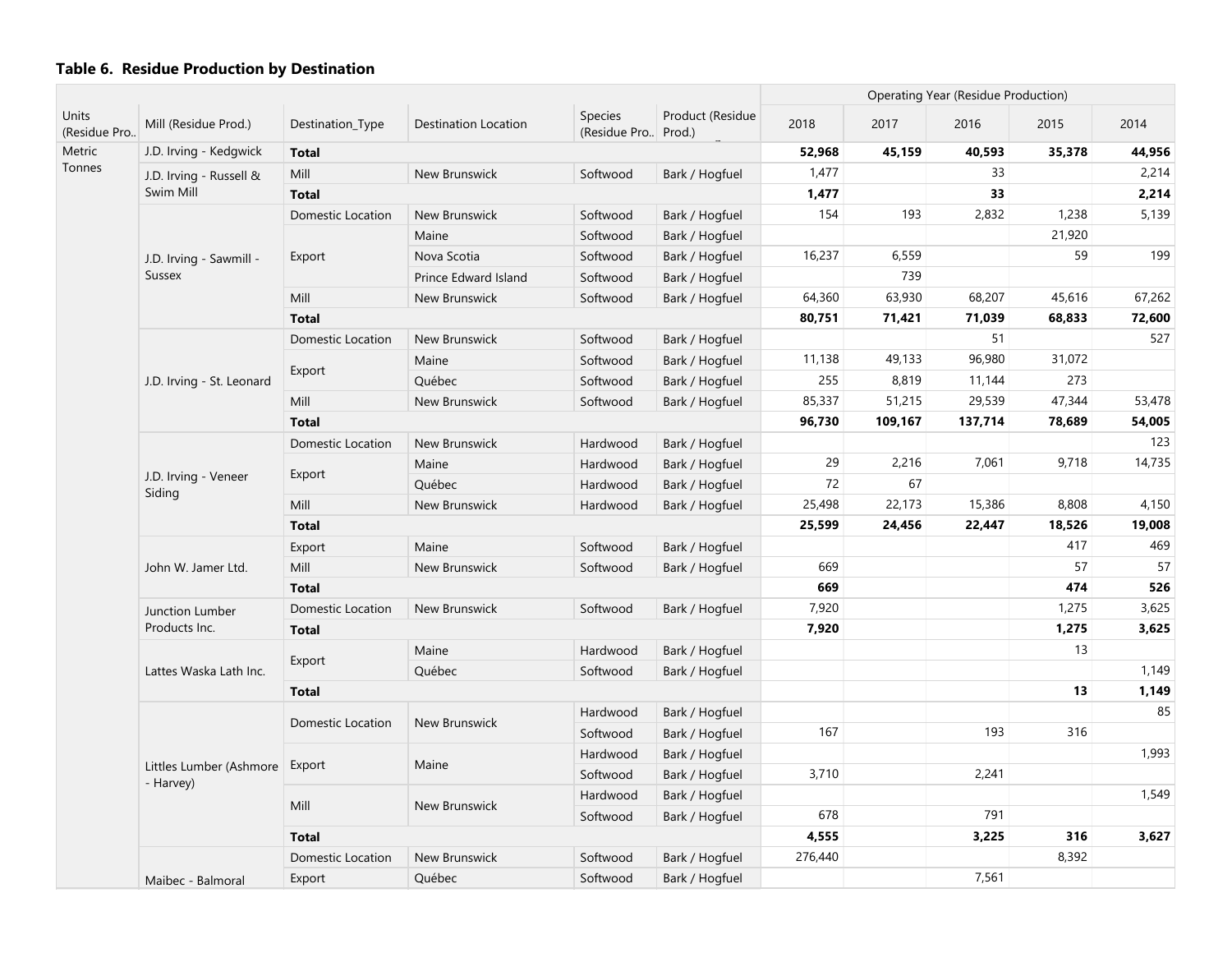### Table 6. Residue Production by Destination

| Units (Residue Pro.. | Mill (Residue Prod.) | Destination_Type | Destination Location | Species (Residue Pro.. | Product (Residue Prod.) | Operating Year (Residue Production) | | | | |
|---|---|---|---|---|---|---|---|---|---|---|
| | | | | | | 2018 | 2017 | 2016 | 2015 | 2014 |
| Metric Tonnes | J.D. Irving - Kedgwick | **Total** | | | | **52,968** | **45,159** | **40,593** | **35,378** | **44,956** |
| | J.D. Irving - Russell & Swim Mill | Mill | New Brunswick | Softwood | Bark / Hogfuel | 1,477 | | 33 | | 2,214 |
| | | **Total** | | | | **1,477** | | **33** | | **2,214** |
| | J.D. Irving - Sawmill - Sussex | Domestic Location | New Brunswick | Softwood | Bark / Hogfuel | 154 | 193 | 2,832 | 1,238 | 5,139 |
| | | Export | Maine | Softwood | Bark / Hogfuel | | | | 21,920 | |
| | | | Nova Scotia | Softwood | Bark / Hogfuel | 16,237 | 6,559 | | 59 | 199 |
| | | | Prince Edward Island | Softwood | Bark / Hogfuel | | 739 | | | |
| | | Mill | New Brunswick | Softwood | Bark / Hogfuel | 64,360 | 63,930 | 68,207 | 45,616 | 67,262 |
| | | **Total** | | | | **80,751** | **71,421** | **71,039** | **68,833** | **72,600** |
| | J.D. Irving - St. Leonard | Domestic Location | New Brunswick | Softwood | Bark / Hogfuel | | | 51 | | 527 |
| | | Export | Maine | Softwood | Bark / Hogfuel | 11,138 | 49,133 | 96,980 | 31,072 | |
| | | | Québec | Softwood | Bark / Hogfuel | 255 | 8,819 | 11,144 | 273 | |
| | | Mill | New Brunswick | Softwood | Bark / Hogfuel | 85,337 | 51,215 | 29,539 | 47,344 | 53,478 |
| | | **Total** | | | | **96,730** | **109,167** | **137,714** | **78,689** | **54,005** |
| | J.D. Irving - Veneer Siding | Domestic Location | New Brunswick | Hardwood | Bark / Hogfuel | | | | | 123 |
| | | Export | Maine | Hardwood | Bark / Hogfuel | 29 | 2,216 | 7,061 | 9,718 | 14,735 |
| | | | Québec | Hardwood | Bark / Hogfuel | 72 | 67 | | | |
| | | Mill | New Brunswick | Hardwood | Bark / Hogfuel | 25,498 | 22,173 | 15,386 | 8,808 | 4,150 |
| | | **Total** | | | | **25,599** | **24,456** | **22,447** | **18,526** | **19,008** |
| | John W. Jamer Ltd. | Export | Maine | Softwood | Bark / Hogfuel | | | | 417 | 469 |
| | | Mill | New Brunswick | Softwood | Bark / Hogfuel | 669 | | | 57 | 57 |
| | | **Total** | | | | **669** | | | **474** | **526** |
| | Junction Lumber Products Inc. | Domestic Location | New Brunswick | Softwood | Bark / Hogfuel | 7,920 | | | 1,275 | 3,625 |
| | | **Total** | | | | **7,920** | | | **1,275** | **3,625** |
| | Lattes Waska Lath Inc. | Export | Maine | Hardwood | Bark / Hogfuel | | | | 13 | |
| | | | Québec | Softwood | Bark / Hogfuel | | | | | 1,149 |
| | | **Total** | | | | | | | **13** | **1,149** |
| | Littles Lumber (Ashmore - Harvey) | Domestic Location | New Brunswick | Hardwood | Bark / Hogfuel | | | | | 85 |
| | | | | Softwood | Bark / Hogfuel | 167 | | 193 | 316 | |
| | | Export | Maine | Hardwood | Bark / Hogfuel | | | | | 1,993 |
| | | | | Softwood | Bark / Hogfuel | 3,710 | | 2,241 | | |
| | | Mill | New Brunswick | Hardwood | Bark / Hogfuel | | | | | 1,549 |
| | | | | Softwood | Bark / Hogfuel | 678 | | 791 | | |
| | | **Total** | | | | **4,555** | | **3,225** | **316** | **3,627** |
| | Maibec - Balmoral | Domestic Location | New Brunswick | Softwood | Bark / Hogfuel | 276,440 | | | 8,392 | |
| | | Export | Québec | Softwood | Bark / Hogfuel | | | 7,561 | | |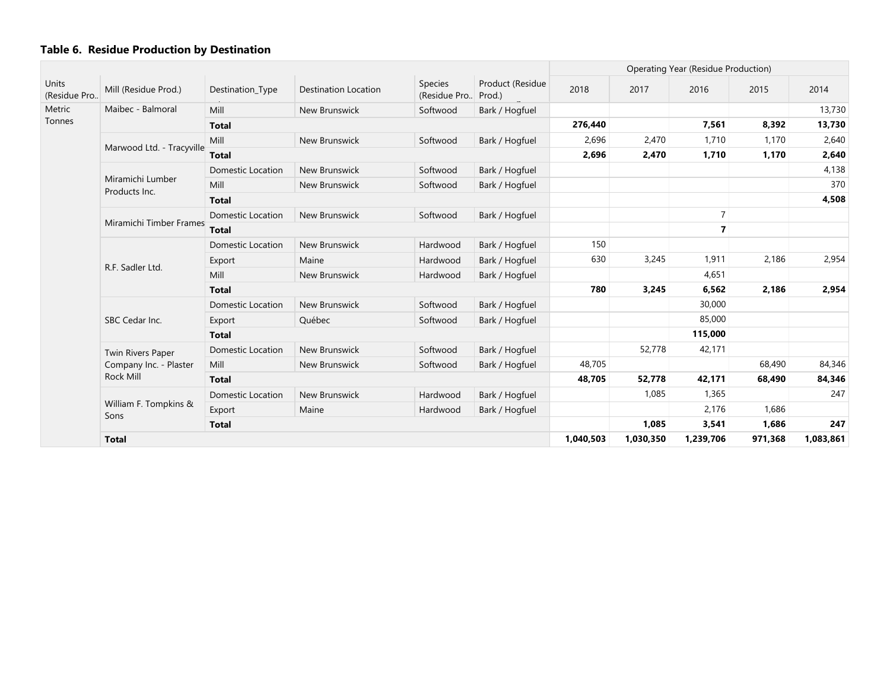### Table 6. Residue Production by Destination

| Units (Residue Pro.. | Mill (Residue Prod.) | Destination_Type | Destination Location | Species (Residue Pro.. | Product (Residue Prod.) | Operating Year (Residue Production) 2018 | 2017 | 2016 | 2015 | 2014 |
|---|---|---|---|---|---|---|---|---|---|---|
| Metric Tonnes | Maibec - Balmoral | Mill | New Brunswick | Softwood | Bark / Hogfuel | | | | | 13,730 |
| | | **Total** | | | | **276,440** | | **7,561** | **8,392** | **13,730** |
| | Marwood Ltd. - Tracyville | Mill | New Brunswick | Softwood | Bark / Hogfuel | 2,696 | 2,470 | 1,710 | 1,170 | 2,640 |
| | | **Total** | | | | **2,696** | **2,470** | **1,710** | **1,170** | **2,640** |
| | Miramichi Lumber Products Inc. | Domestic Location | New Brunswick | Softwood | Bark / Hogfuel | | | | | 4,138 |
| | | Mill | New Brunswick | Softwood | Bark / Hogfuel | | | | | 370 |
| | | **Total** | | | | | | | | **4,508** |
| | Miramichi Timber Frames | Domestic Location | New Brunswick | Softwood | Bark / Hogfuel | | | 7 | | |
| | | **Total** | | | | | | **7** | | |
| | R.F. Sadler Ltd. | Domestic Location | New Brunswick | Hardwood | Bark / Hogfuel | 150 | | | | |
| | | Export | Maine | Hardwood | Bark / Hogfuel | 630 | 3,245 | 1,911 | 2,186 | 2,954 |
| | | Mill | New Brunswick | Hardwood | Bark / Hogfuel | | | 4,651 | | |
| | | **Total** | | | | **780** | **3,245** | **6,562** | **2,186** | **2,954** |
| | SBC Cedar Inc. | Domestic Location | New Brunswick | Softwood | Bark / Hogfuel | | | 30,000 | | |
| | | Export | Québec | Softwood | Bark / Hogfuel | | | 85,000 | | |
| | | **Total** | | | | | | **115,000** | | |
| | Twin Rivers Paper Company Inc. - Plaster Rock Mill | Domestic Location | New Brunswick | Softwood | Bark / Hogfuel | | 52,778 | 42,171 | | |
| | | Mill | New Brunswick | Softwood | Bark / Hogfuel | 48,705 | | | 68,490 | 84,346 |
| | | **Total** | | | | **48,705** | **52,778** | **42,171** | **68,490** | **84,346** |
| | William F. Tompkins & Sons | Domestic Location | New Brunswick | Hardwood | Bark / Hogfuel | | 1,085 | 1,365 | | 247 |
| | | Export | Maine | Hardwood | Bark / Hogfuel | | | 2,176 | 1,686 | |
| | | **Total** | | | | | **1,085** | **3,541** | **1,686** | **247** |
| | **Total** | | | | | **1,040,503** | **1,030,350** | **1,239,706** | **971,368** | **1,083,861** |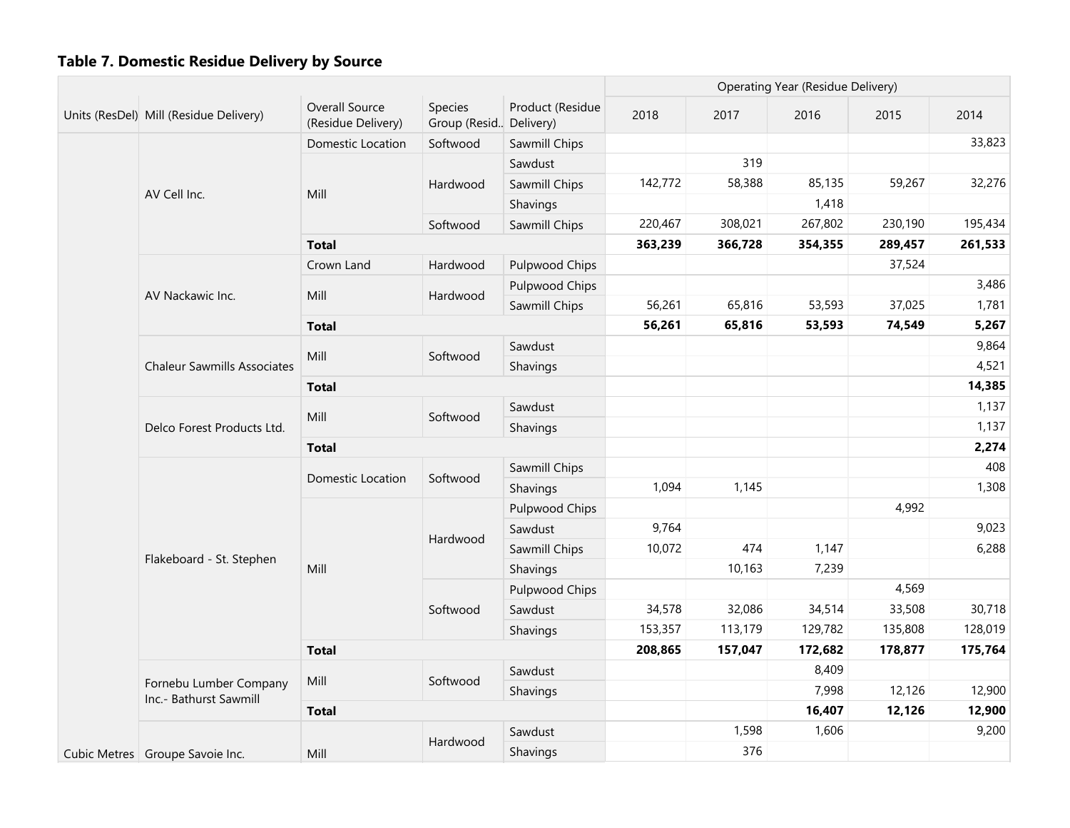## Table 7. Domestic Residue Delivery by Source

| Units (ResDel) | Mill (Residue Delivery) | Overall Source (Residue Delivery) | Species Group (Resid.. | Product (Residue Delivery) | Operating Year (Residue Delivery) | | | | |
|---|---|---|---|---|---|---|---|---|---|
| | | | | | 2018 | 2017 | 2016 | 2015 | 2014 |
| Cubic Metres | AV Cell Inc. | Domestic Location | Softwood | Sawmill Chips | | | | | 33,823 |
| | | Mill | Hardwood | Sawdust | | 319 | | | |
| | | | | Sawmill Chips | 142,772 | 58,388 | 85,135 | 59,267 | 32,276 |
| | | | | Shavings | | | 1,418 | | |
| | | | Softwood | Sawmill Chips | 220,467 | 308,021 | 267,802 | 230,190 | 195,434 |
| | | **Total** | | | **363,239** | **366,728** | **354,355** | **289,457** | **261,533** |
| | AV Nackawic Inc. | Crown Land | Hardwood | Pulpwood Chips | | | | 37,524 | |
| | | Mill | Hardwood | Pulpwood Chips | | | | | 3,486 |
| | | | | Sawmill Chips | 56,261 | 65,816 | 53,593 | 37,025 | 1,781 |
| | | **Total** | | | **56,261** | **65,816** | **53,593** | **74,549** | **5,267** |
| | Chaleur Sawmills Associates | Mill | Softwood | Sawdust | | | | | 9,864 |
| | | | | Shavings | | | | | 4,521 |
| | | **Total** | | | | | | | **14,385** |
| | Delco Forest Products Ltd. | Mill | Softwood | Sawdust | | | | | 1,137 |
| | | | | Shavings | | | | | 1,137 |
| | | **Total** | | | | | | | **2,274** |
| | Flakeboard - St. Stephen | Domestic Location | Softwood | Sawmill Chips | | | | | 408 |
| | | | | Shavings | 1,094 | 1,145 | | | 1,308 |
| | | Mill | Hardwood | Pulpwood Chips | | | | 4,992 | |
| | | | | Sawdust | 9,764 | | | | 9,023 |
| | | | | Sawmill Chips | 10,072 | 474 | 1,147 | | 6,288 |
| | | | | Shavings | | 10,163 | 7,239 | | |
| | | | Softwood | Pulpwood Chips | | | | 4,569 | |
| | | | | Sawdust | 34,578 | 32,086 | 34,514 | 33,508 | 30,718 |
| | | | | Shavings | 153,357 | 113,179 | 129,782 | 135,808 | 128,019 |
| | | **Total** | | | **208,865** | **157,047** | **172,682** | **178,877** | **175,764** |
| | Fornebu Lumber Company Inc.- Bathurst Sawmill | Mill | Softwood | Sawdust | | | 8,409 | | |
| | | | | Shavings | | | 7,998 | 12,126 | 12,900 |
| | | **Total** | | | | | **16,407** | **12,126** | **12,900** |
| | Groupe Savoie Inc. | Mill | Hardwood | Sawdust | | 1,598 | 1,606 | | 9,200 |
| | | | | Shavings | | 376 | | | |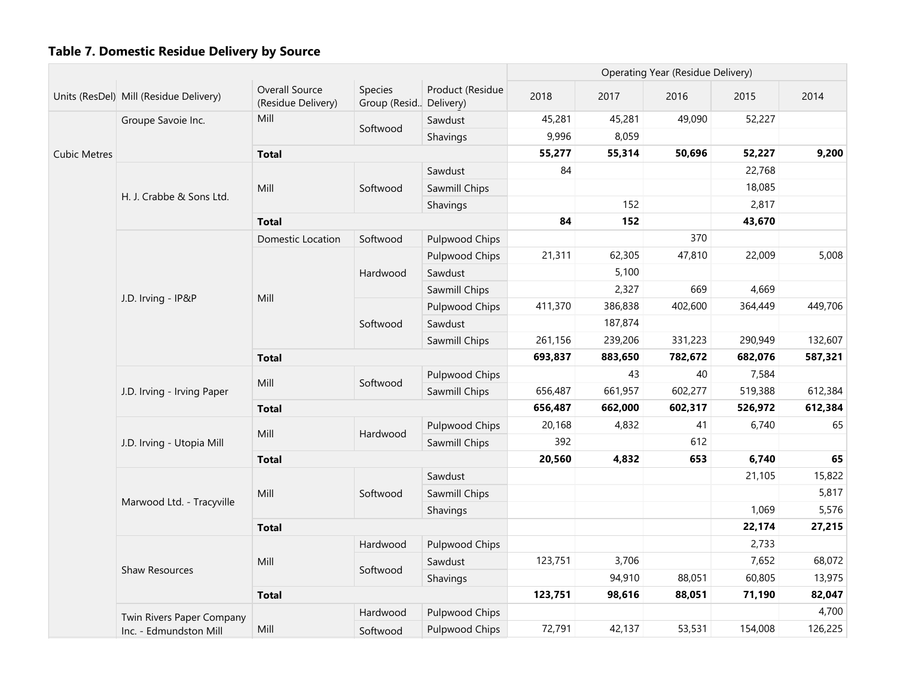### Table 7. Domestic Residue Delivery by Source

| Units (ResDel) | Mill (Residue Delivery) | Overall Source (Residue Delivery) | Species Group (Resid.. | Product (Residue Delivery) | 2018 | 2017 | 2016 | 2015 | 2014 |
|---|---|---|---|---|---|---|---|---|---|
| | | | | | Operating Year (Residue Delivery) | | | | |
| Cubic Metres | Groupe Savoie Inc. | Mill | Softwood | Sawdust | 45,281 | 45,281 | 49,090 | 52,227 | |
| | | | | Shavings | 9,996 | 8,059 | | | |
| | | **Total** | | | **55,277** | **55,314** | **50,696** | **52,227** | **9,200** |
| | H. J. Crabbe & Sons Ltd. | Mill | Softwood | Sawdust | 84 | | | 22,768 | |
| | | | | Sawmill Chips | | | | 18,085 | |
| | | | | Shavings | | 152 | | 2,817 | |
| | | **Total** | | | **84** | **152** | | **43,670** | |
| | J.D. Irving - IP&P | Domestic Location | Softwood | Pulpwood Chips | | | 370 | | |
| | | Mill | Hardwood | Pulpwood Chips | 21,311 | 62,305 | 47,810 | 22,009 | 5,008 |
| | | | | Sawdust | | 5,100 | | | |
| | | | | Sawmill Chips | | 2,327 | 669 | 4,669 | |
| | | | Softwood | Pulpwood Chips | 411,370 | 386,838 | 402,600 | 364,449 | 449,706 |
| | | | | Sawdust | | 187,874 | | | |
| | | | | Sawmill Chips | 261,156 | 239,206 | 331,223 | 290,949 | 132,607 |
| | | **Total** | | | **693,837** | **883,650** | **782,672** | **682,076** | **587,321** |
| | J.D. Irving - Irving Paper | Mill | Softwood | Pulpwood Chips | | 43 | 40 | 7,584 | |
| | | | | Sawmill Chips | 656,487 | 661,957 | 602,277 | 519,388 | 612,384 |
| | | **Total** | | | **656,487** | **662,000** | **602,317** | **526,972** | **612,384** |
| | J.D. Irving - Utopia Mill | Mill | Hardwood | Pulpwood Chips | 20,168 | 4,832 | 41 | 6,740 | 65 |
| | | | | Sawmill Chips | 392 | | 612 | | |
| | | **Total** | | | **20,560** | **4,832** | **653** | **6,740** | **65** |
| | Marwood Ltd. - Tracyville | Mill | Softwood | Sawdust | | | | 21,105 | 15,822 |
| | | | | Sawmill Chips | | | | | 5,817 |
| | | | | Shavings | | | | 1,069 | 5,576 |
| | | **Total** | | | | | | **22,174** | **27,215** |
| | Shaw Resources | Mill | Hardwood | Pulpwood Chips | | | | 2,733 | |
| | | | Softwood | Sawdust | 123,751 | 3,706 | | 7,652 | 68,072 |
| | | | | Shavings | | 94,910 | 88,051 | 60,805 | 13,975 |
| | | **Total** | | | **123,751** | **98,616** | **88,051** | **71,190** | **82,047** |
| | Twin Rivers Paper Company Inc. - Edmundston Mill | Mill | Hardwood | Pulpwood Chips | | | | | 4,700 |
| | | | Softwood | Pulpwood Chips | 72,791 | 42,137 | 53,531 | 154,008 | 126,225 |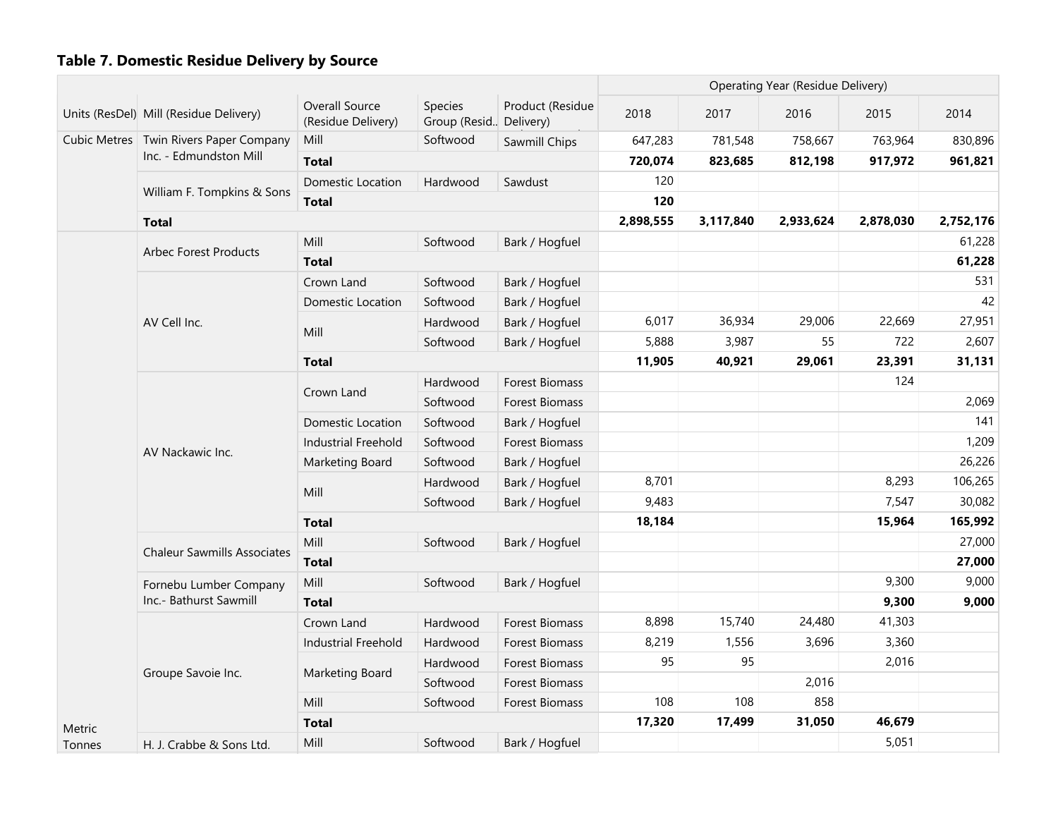## Table 7. Domestic Residue Delivery by Source

| Units (ResDel) | Mill (Residue Delivery) | Overall Source (Residue Delivery) | Species Group (Resid.. | Product (Residue Delivery) | 2018 | 2017 | 2016 | 2015 | 2014 |
|---|---|---|---|---|---|---|---|---|---|
| | | | | | Operating Year (Residue Delivery) | | | | |
| Cubic Metres | Twin Rivers Paper Company Inc. - Edmundston Mill | Mill | Softwood | Sawmill Chips | 647,283 | 781,548 | 758,667 | 763,964 | 830,896 |
| | | **Total** | | | **720,074** | **823,685** | **812,198** | **917,972** | **961,821** |
| | William F. Tompkins & Sons | Domestic Location | Hardwood | Sawdust | 120 | | | | |
| | | **Total** | | | **120** | | | | |
| | **Total** | | | | **2,898,555** | **3,117,840** | **2,933,624** | **2,878,030** | **2,752,176** |
| Metric Tonnes | Arbec Forest Products | Mill | Softwood | Bark / Hogfuel | | | | | 61,228 |
| | | **Total** | | | | | | | **61,228** |
| | AV Cell Inc. | Crown Land | Softwood | Bark / Hogfuel | | | | | 531 |
| | | Domestic Location | Softwood | Bark / Hogfuel | | | | | 42 |
| | | Mill | Hardwood | Bark / Hogfuel | 6,017 | 36,934 | 29,006 | 22,669 | 27,951 |
| | | | Softwood | Bark / Hogfuel | 5,888 | 3,987 | 55 | 722 | 2,607 |
| | | **Total** | | | **11,905** | **40,921** | **29,061** | **23,391** | **31,131** |
| | AV Nackawic Inc. | Crown Land | Hardwood | Forest Biomass | | | | 124 | |
| | | | Softwood | Forest Biomass | | | | | 2,069 |
| | | Domestic Location | Softwood | Bark / Hogfuel | | | | | 141 |
| | | Industrial Freehold | Softwood | Forest Biomass | | | | | 1,209 |
| | | Marketing Board | Softwood | Bark / Hogfuel | | | | | 26,226 |
| | | Mill | Hardwood | Bark / Hogfuel | 8,701 | | | 8,293 | 106,265 |
| | | | Softwood | Bark / Hogfuel | 9,483 | | | 7,547 | 30,082 |
| | | **Total** | | | **18,184** | | | **15,964** | **165,992** |
| | Chaleur Sawmills Associates | Mill | Softwood | Bark / Hogfuel | | | | | 27,000 |
| | | **Total** | | | | | | | **27,000** |
| | Fornebu Lumber Company Inc.- Bathurst Sawmill | Mill | Softwood | Bark / Hogfuel | | | | 9,300 | 9,000 |
| | | **Total** | | | | | | **9,300** | **9,000** |
| | Groupe Savoie Inc. | Crown Land | Hardwood | Forest Biomass | 8,898 | 15,740 | 24,480 | 41,303 | |
| | | Industrial Freehold | Hardwood | Forest Biomass | 8,219 | 1,556 | 3,696 | 3,360 | |
| | | Marketing Board | Hardwood | Forest Biomass | 95 | 95 | | 2,016 | |
| | | | Softwood | Forest Biomass | | | 2,016 | | |
| | | Mill | Softwood | Forest Biomass | 108 | 108 | 858 | | |
| | | **Total** | | | **17,320** | **17,499** | **31,050** | **46,679** | |
| | H. J. Crabbe & Sons Ltd. | Mill | Softwood | Bark / Hogfuel | | | | 5,051 | |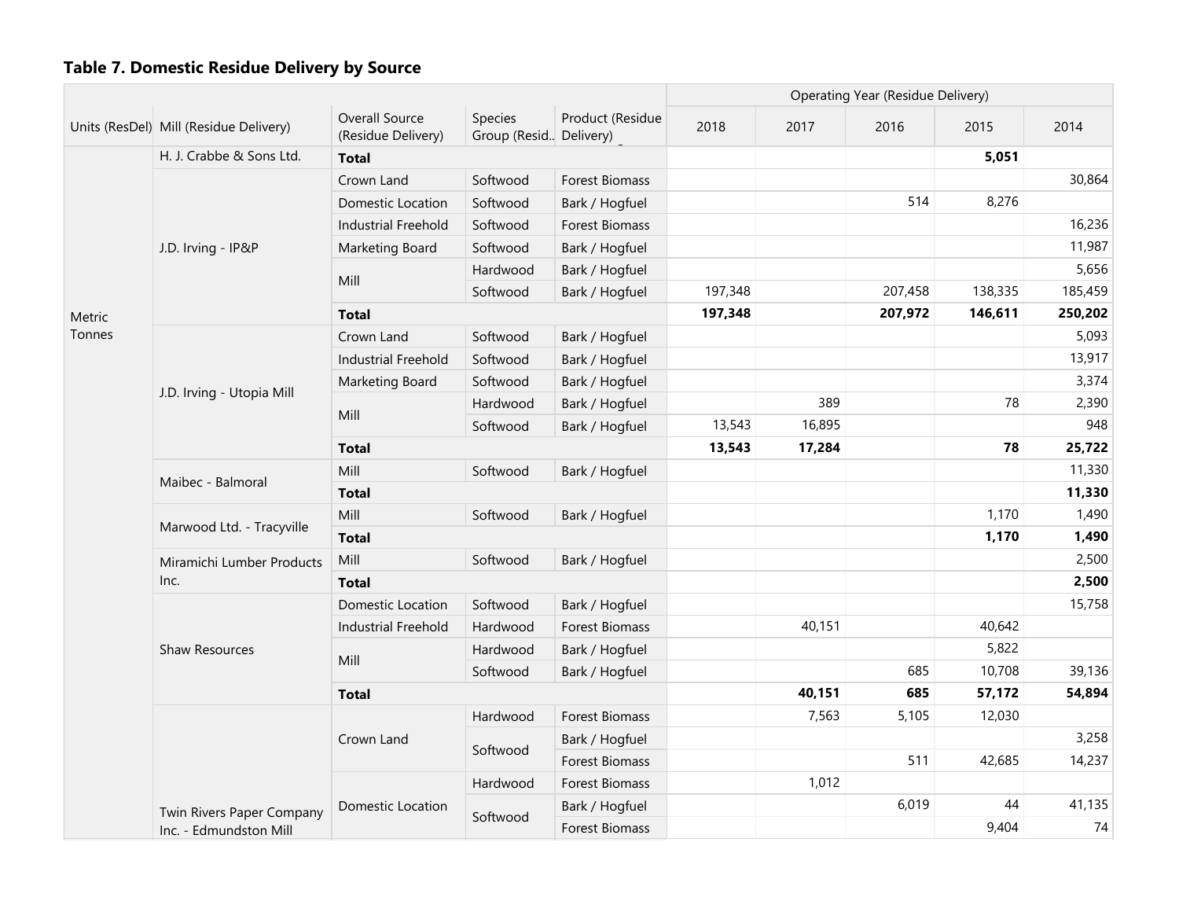### Table 7. Domestic Residue Delivery by Source

| Units (ResDel) | Mill (Residue Delivery) | Overall Source (Residue Delivery) | Species Group (Resid.. | Product (Residue Delivery) | 2018 | 2017 | 2016 | 2015 | 2014 |
|---|---|---|---|---|---|---|---|---|---|
| | | | | | Operating Year (Residue Delivery) | | | | |
| Metric Tonnes | H. J. Crabbe & Sons Ltd. | **Total** | | | | | | **5,051** | |
| | J.D. Irving - IP&P | Crown Land | Softwood | Forest Biomass | | | | | 30,864 |
| | | Domestic Location | Softwood | Bark / Hogfuel | | | 514 | 8,276 | |
| | | Industrial Freehold | Softwood | Forest Biomass | | | | | 16,236 |
| | | Marketing Board | Softwood | Bark / Hogfuel | | | | | 11,987 |
| | | Mill | Hardwood | Bark / Hogfuel | | | | | 5,656 |
| | | | Softwood | Bark / Hogfuel | 197,348 | | 207,458 | 138,335 | 185,459 |
| | | **Total** | | | **197,348** | | **207,972** | **146,611** | **250,202** |
| | J.D. Irving - Utopia Mill | Crown Land | Softwood | Bark / Hogfuel | | | | | 5,093 |
| | | Industrial Freehold | Softwood | Bark / Hogfuel | | | | | 13,917 |
| | | Marketing Board | Softwood | Bark / Hogfuel | | | | | 3,374 |
| | | Mill | Hardwood | Bark / Hogfuel | | 389 | | 78 | 2,390 |
| | | | Softwood | Bark / Hogfuel | 13,543 | 16,895 | | | 948 |
| | | **Total** | | | **13,543** | **17,284** | | **78** | **25,722** |
| | Maibec - Balmoral | Mill | Softwood | Bark / Hogfuel | | | | | 11,330 |
| | | **Total** | | | | | | | **11,330** |
| | Marwood Ltd. - Tracyville | Mill | Softwood | Bark / Hogfuel | | | | 1,170 | 1,490 |
| | | **Total** | | | | | | **1,170** | **1,490** |
| | Miramichi Lumber Products Inc. | Mill | Softwood | Bark / Hogfuel | | | | | 2,500 |
| | | **Total** | | | | | | | **2,500** |
| | Shaw Resources | Domestic Location | Softwood | Bark / Hogfuel | | | | | 15,758 |
| | | Industrial Freehold | Hardwood | Forest Biomass | | 40,151 | | 40,642 | |
| | | Mill | Hardwood | Bark / Hogfuel | | | | 5,822 | |
| | | | Softwood | Bark / Hogfuel | | | 685 | 10,708 | 39,136 |
| | | **Total** | | | | **40,151** | **685** | **57,172** | **54,894** |
| | Twin Rivers Paper Company Inc. - Edmundston Mill | Crown Land | Hardwood | Forest Biomass | | 7,563 | 5,105 | 12,030 | |
| | | | Softwood | Bark / Hogfuel | | | | | 3,258 |
| | | | | Forest Biomass | | | 511 | 42,685 | 14,237 |
| | | Domestic Location | Hardwood | Forest Biomass | | 1,012 | | | |
| | | | Softwood | Bark / Hogfuel | | | 6,019 | 44 | 41,135 |
| | | | | Forest Biomass | | | | 9,404 | 74 |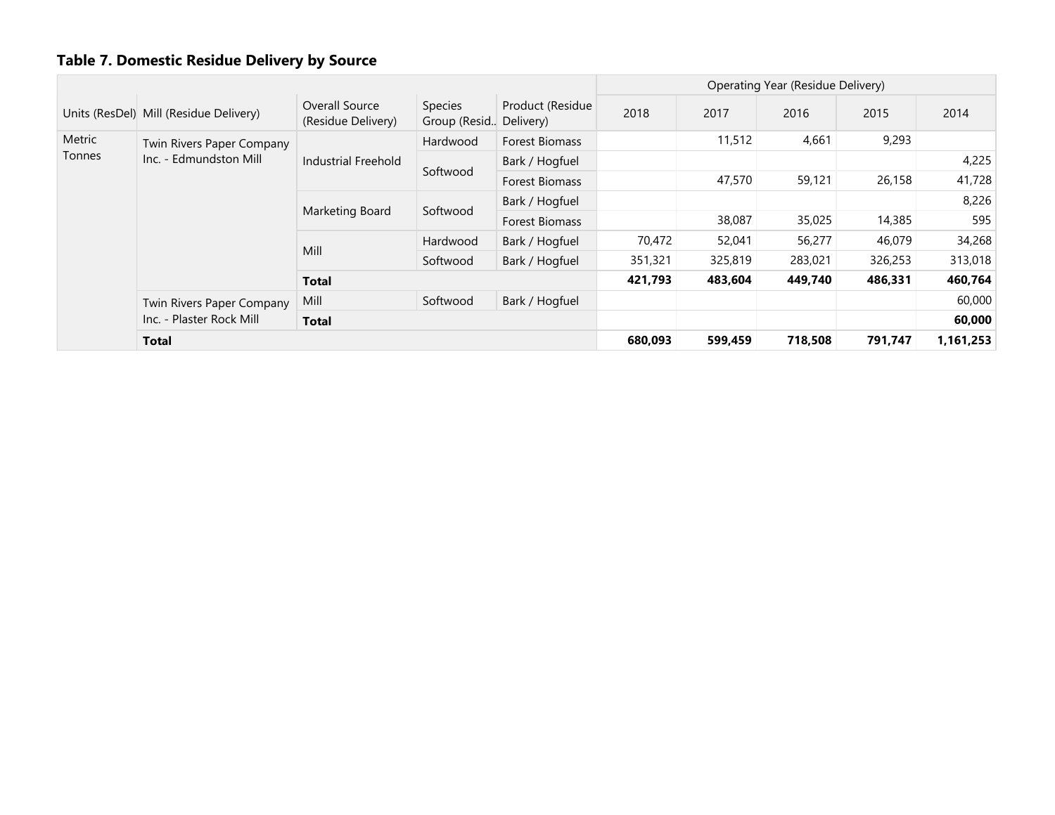### Table 7. Domestic Residue Delivery by Source

| Units (ResDel) | Mill (Residue Delivery) | Overall Source (Residue Delivery) | Species Group (Resid.. | Product (Residue Delivery) | 2018 | 2017 | 2016 | 2015 | 2014 |
|---|---|---|---|---|---|---|---|---|---|
| | | | | | Operating Year (Residue Delivery) | | | | |
| Metric Tonnes | Twin Rivers Paper Company Inc. - Edmundston Mill | Industrial Freehold | Hardwood | Forest Biomass | | 11,512 | 4,661 | 9,293 | |
| | | | Softwood | Bark / Hogfuel | | | | | 4,225 |
| | | | | Forest Biomass | | 47,570 | 59,121 | 26,158 | 41,728 |
| | | Marketing Board | Softwood | Bark / Hogfuel | | | | | 8,226 |
| | | | | Forest Biomass | | 38,087 | 35,025 | 14,385 | 595 |
| | | Mill | Hardwood | Bark / Hogfuel | 70,472 | 52,041 | 56,277 | 46,079 | 34,268 |
| | | | Softwood | Bark / Hogfuel | 351,321 | 325,819 | 283,021 | 326,253 | 313,018 |
| | | **Total** | | | **421,793** | **483,604** | **449,740** | **486,331** | **460,764** |
| | Twin Rivers Paper Company Inc. - Plaster Rock Mill | Mill | Softwood | Bark / Hogfuel | | | | | 60,000 |
| | | **Total** | | | | | | | **60,000** |
| | **Total** | | | | **680,093** | **599,459** | **718,508** | **791,747** | **1,161,253** |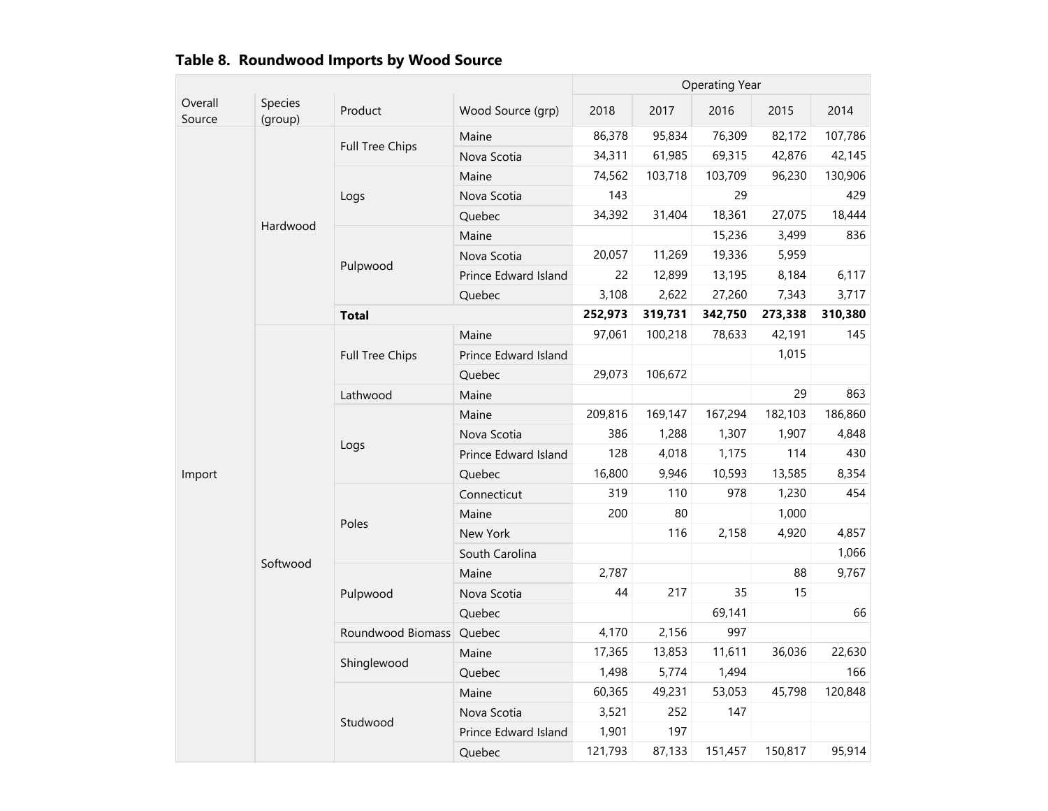## Table 8. Roundwood Imports by Wood Source

| Overall Source | Species (group) | Product | Wood Source (grp) | 2018 | 2017 | 2016 | 2015 | 2014 |
|---|---|---|---|---|---|---|---|---|
| | | | | Operating Year | | | | |
| Import | Hardwood | Full Tree Chips | Maine | 86,378 | 95,834 | 76,309 | 82,172 | 107,786 |
| | | | Nova Scotia | 34,311 | 61,985 | 69,315 | 42,876 | 42,145 |
| | | Logs | Maine | 74,562 | 103,718 | 103,709 | 96,230 | 130,906 |
| | | | Nova Scotia | 143 | | 29 | | 429 |
| | | | Quebec | 34,392 | 31,404 | 18,361 | 27,075 | 18,444 |
| | | Pulpwood | Maine | | | 15,236 | 3,499 | 836 |
| | | | Nova Scotia | 20,057 | 11,269 | 19,336 | 5,959 | |
| | | | Prince Edward Island | 22 | 12,899 | 13,195 | 8,184 | 6,117 |
| | | | Quebec | 3,108 | 2,622 | 27,260 | 7,343 | 3,717 |
| | | **Total** | | **252,973** | **319,731** | **342,750** | **273,338** | **310,380** |
| | Softwood | Full Tree Chips | Maine | 97,061 | 100,218 | 78,633 | 42,191 | 145 |
| | | | Prince Edward Island | | | | 1,015 | |
| | | | Quebec | 29,073 | 106,672 | | | |
| | | Lathwood | Maine | | | | 29 | 863 |
| | | Logs | Maine | 209,816 | 169,147 | 167,294 | 182,103 | 186,860 |
| | | | Nova Scotia | 386 | 1,288 | 1,307 | 1,907 | 4,848 |
| | | | Prince Edward Island | 128 | 4,018 | 1,175 | 114 | 430 |
| | | | Quebec | 16,800 | 9,946 | 10,593 | 13,585 | 8,354 |
| | | Poles | Connecticut | 319 | 110 | 978 | 1,230 | 454 |
| | | | Maine | 200 | 80 | | 1,000 | |
| | | | New York | | 116 | 2,158 | 4,920 | 4,857 |
| | | | South Carolina | | | | | 1,066 |
| | | Pulpwood | Maine | 2,787 | | | 88 | 9,767 |
| | | | Nova Scotia | 44 | 217 | 35 | 15 | |
| | | | Quebec | | | 69,141 | | 66 |
| | | Roundwood Biomass | Quebec | 4,170 | 2,156 | 997 | | |
| | | Shinglewood | Maine | 17,365 | 13,853 | 11,611 | 36,036 | 22,630 |
| | | | Quebec | 1,498 | 5,774 | 1,494 | | 166 |
| | | Studwood | Maine | 60,365 | 49,231 | 53,053 | 45,798 | 120,848 |
| | | | Nova Scotia | 3,521 | 252 | 147 | | |
| | | | Prince Edward Island | 1,901 | 197 | | | |
| | | | Quebec | 121,793 | 87,133 | 151,457 | 150,817 | 95,914 |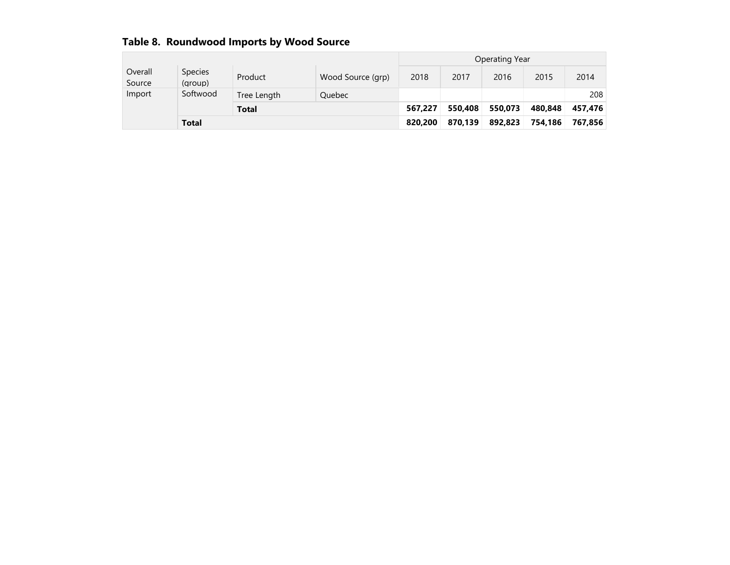## Table 8.  Roundwood Imports by Wood Source

| Overall Source | Species (group) | Product | Wood Source (grp) | Operating Year 2018 | 2017 | 2016 | 2015 | 2014 |
|---|---|---|---|---|---|---|---|---|
| Import | Softwood | Tree Length | Quebec | | | | | 208 |
| | | **Total** | | **567,227** | **550,408** | **550,073** | **480,848** | **457,476** |
| | **Total** | | | **820,200** | **870,139** | **892,823** | **754,186** | **767,856** |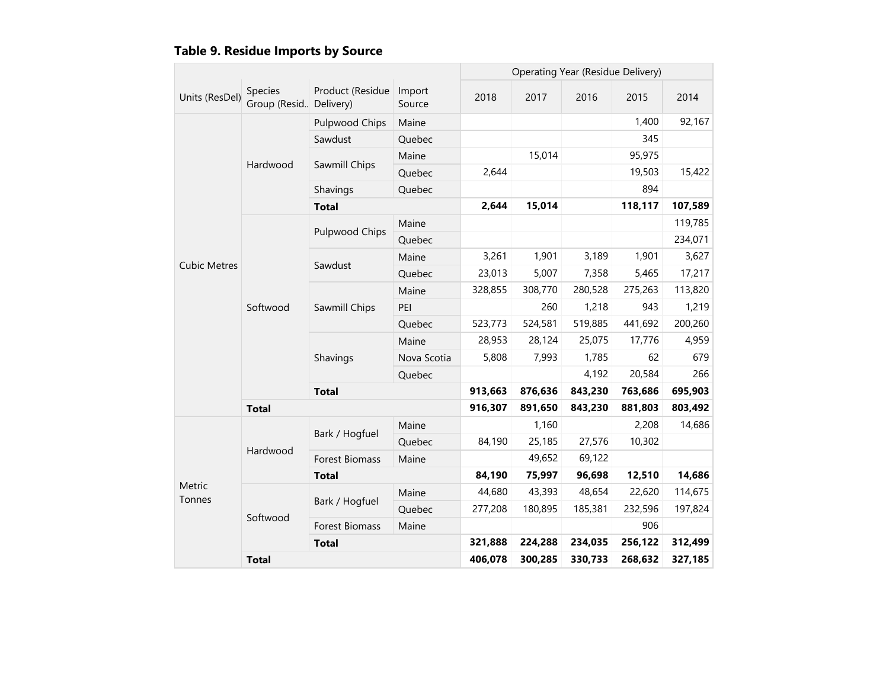## Table 9. Residue Imports by Source

| Units (ResDel) | Species Group (Resid.. | Product (Residue Delivery) | Import Source | 2018 | 2017 | 2016 | 2015 | 2014 |
|---|---|---|---|---|---|---|---|---|
| | | | | Operating Year (Residue Delivery) | | | | |
| Cubic Metres | Hardwood | Pulpwood Chips | Maine | | | | 1,400 | 92,167 |
| | | Sawdust | Quebec | | | | 345 | |
| | | Sawmill Chips | Maine | | 15,014 | | 95,975 | |
| | | | Quebec | 2,644 | | | 19,503 | 15,422 |
| | | Shavings | Quebec | | | | 894 | |
| | | **Total** | | **2,644** | **15,014** | | **118,117** | **107,589** |
| | Softwood | Pulpwood Chips | Maine | | | | | 119,785 |
| | | | Quebec | | | | | 234,071 |
| | | Sawdust | Maine | 3,261 | 1,901 | 3,189 | 1,901 | 3,627 |
| | | | Quebec | 23,013 | 5,007 | 7,358 | 5,465 | 17,217 |
| | | Sawmill Chips | Maine | 328,855 | 308,770 | 280,528 | 275,263 | 113,820 |
| | | | PEI | | 260 | 1,218 | 943 | 1,219 |
| | | | Quebec | 523,773 | 524,581 | 519,885 | 441,692 | 200,260 |
| | | Shavings | Maine | 28,953 | 28,124 | 25,075 | 17,776 | 4,959 |
| | | | Nova Scotia | 5,808 | 7,993 | 1,785 | 62 | 679 |
| | | | Quebec | | | 4,192 | 20,584 | 266 |
| | | **Total** | | **913,663** | **876,636** | **843,230** | **763,686** | **695,903** |
| | **Total** | | | **916,307** | **891,650** | **843,230** | **881,803** | **803,492** |
| Metric Tonnes | Hardwood | Bark / Hogfuel | Maine | | 1,160 | | 2,208 | 14,686 |
| | | | Quebec | 84,190 | 25,185 | 27,576 | 10,302 | |
| | | Forest Biomass | Maine | | 49,652 | 69,122 | | |
| | | **Total** | | **84,190** | **75,997** | **96,698** | **12,510** | **14,686** |
| | Softwood | Bark / Hogfuel | Maine | 44,680 | 43,393 | 48,654 | 22,620 | 114,675 |
| | | | Quebec | 277,208 | 180,895 | 185,381 | 232,596 | 197,824 |
| | | Forest Biomass | Maine | | | | 906 | |
| | | **Total** | | **321,888** | **224,288** | **234,035** | **256,122** | **312,499** |
| | **Total** | | | **406,078** | **300,285** | **330,733** | **268,632** | **327,185** |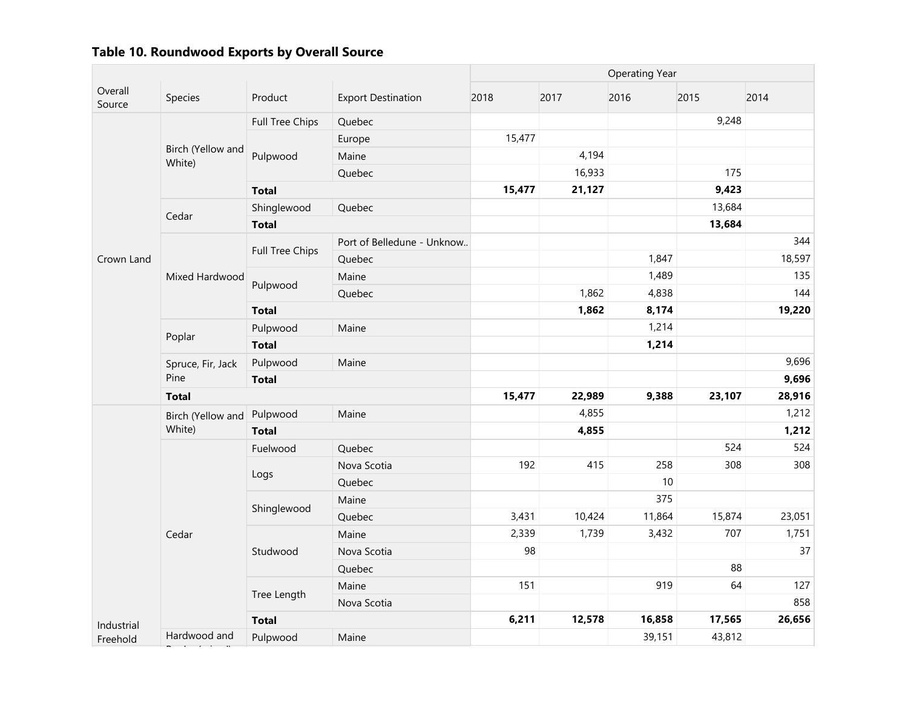## Table 10. Roundwood Exports by Overall Source

| Overall Source | Species | Product | Export Destination | 2018 | 2017 | 2016 | 2015 | 2014 |
|---|---|---|---|---|---|---|---|---|
| | | | | Operating Year | | | | |
| Crown Land | Birch (Yellow and White) | Full Tree Chips | Quebec | | | | 9,248 | |
| | | Pulpwood | Europe | 15,477 | | | | |
| | | | Maine | | 4,194 | | | |
| | | | Quebec | | 16,933 | | 175 | |
| | | **Total** | | **15,477** | **21,127** | | **9,423** | |
| | Cedar | Shinglewood | Quebec | | | | 13,684 | |
| | | **Total** | | | | | **13,684** | |
| | Mixed Hardwood | Full Tree Chips | Port of Belledune - Unknow.. | | | | | 344 |
| | | | Quebec | | | 1,847 | | 18,597 |
| | | Pulpwood | Maine | | | 1,489 | | 135 |
| | | | Quebec | | 1,862 | 4,838 | | 144 |
| | | **Total** | | | **1,862** | **8,174** | | **19,220** |
| | Poplar | Pulpwood | Maine | | | 1,214 | | |
| | | **Total** | | | | **1,214** | | |
| | Spruce, Fir, Jack Pine | Pulpwood | Maine | | | | | 9,696 |
| | | **Total** | | | | | | **9,696** |
| | **Total** | | | **15,477** | **22,989** | **9,388** | **23,107** | **28,916** |
| Industrial Freehold | Birch (Yellow and White) | Pulpwood | Maine | | 4,855 | | | 1,212 |
| | | **Total** | | | **4,855** | | | **1,212** |
| | Cedar | Fuelwood | Quebec | | | | 524 | 524 |
| | | Logs | Nova Scotia | 192 | 415 | 258 | 308 | 308 |
| | | | Quebec | | | 10 | | |
| | | Shinglewood | Maine | | | 375 | | |
| | | | Quebec | 3,431 | 10,424 | 11,864 | 15,874 | 23,051 |
| | | Studwood | Maine | 2,339 | 1,739 | 3,432 | 707 | 1,751 |
| | | | Nova Scotia | 98 | | | | 37 |
| | | | Quebec | | | | 88 | |
| | | Tree Length | Maine | 151 | | 919 | 64 | 127 |
| | | | Nova Scotia | | | | | 858 |
| | | **Total** | | **6,211** | **12,578** | **16,858** | **17,565** | **26,656** |
| | Hardwood and Poplar (mixed) | Pulpwood | Maine | | | 39,151 | 43,812 | |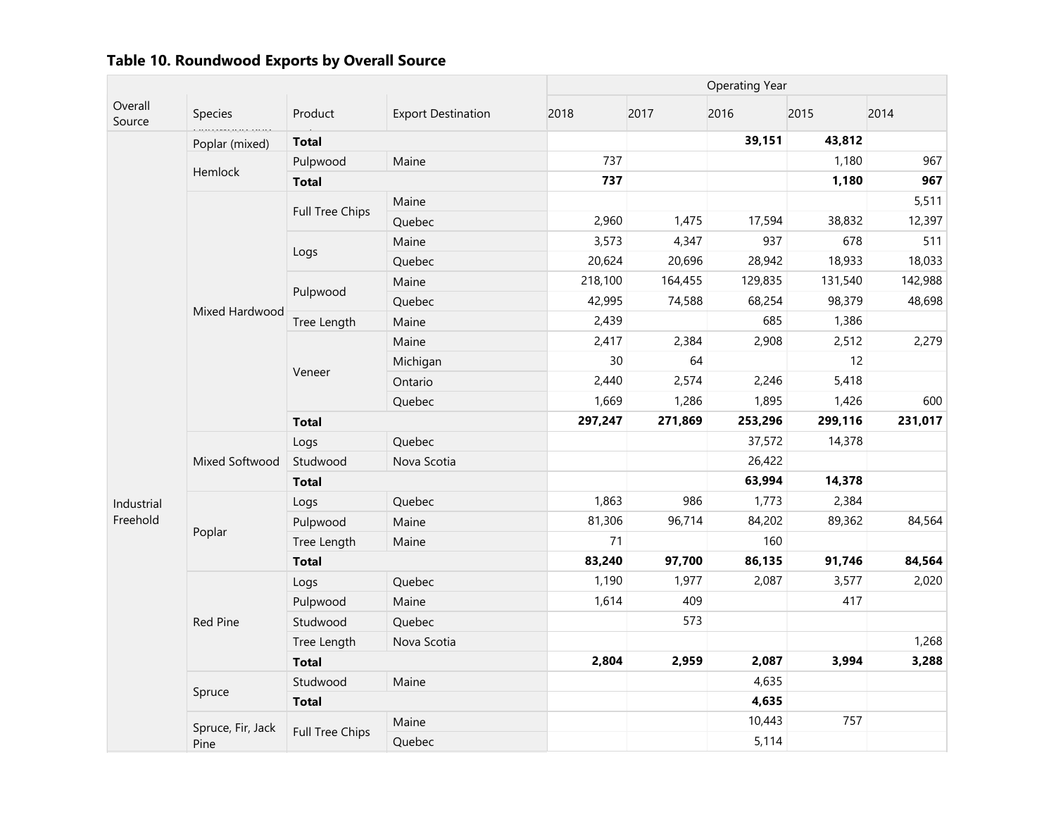**Table 10. Roundwood Exports by Overall Source**

| Overall Source | Species | Product | Export Destination | 2018 | 2017 | 2016 | 2015 | 2014 |
|---|---|---|---|---|---|---|---|---|
| | | | | Operating Year | | | | |
| Industrial Freehold | Poplar (mixed) | **Total** | | | | **39,151** | **43,812** | |
| | Hemlock | Pulpwood | Maine | 737 | | | 1,180 | 967 |
| | | **Total** | | **737** | | | **1,180** | **967** |
| | Mixed Hardwood | Full Tree Chips | Maine | | | | | 5,511 |
| | | | Quebec | 2,960 | 1,475 | 17,594 | 38,832 | 12,397 |
| | | Logs | Maine | 3,573 | 4,347 | 937 | 678 | 511 |
| | | | Quebec | 20,624 | 20,696 | 28,942 | 18,933 | 18,033 |
| | | Pulpwood | Maine | 218,100 | 164,455 | 129,835 | 131,540 | 142,988 |
| | | | Quebec | 42,995 | 74,588 | 68,254 | 98,379 | 48,698 |
| | | Tree Length | Maine | 2,439 | | 685 | 1,386 | |
| | | Veneer | Maine | 2,417 | 2,384 | 2,908 | 2,512 | 2,279 |
| | | | Michigan | 30 | 64 | | 12 | |
| | | | Ontario | 2,440 | 2,574 | 2,246 | 5,418 | |
| | | | Quebec | 1,669 | 1,286 | 1,895 | 1,426 | 600 |
| | | **Total** | | **297,247** | **271,869** | **253,296** | **299,116** | **231,017** |
| | Mixed Softwood | Logs | Quebec | | | 37,572 | 14,378 | |
| | | Studwood | Nova Scotia | | | 26,422 | | |
| | | **Total** | | | | **63,994** | **14,378** | |
| | Poplar | Logs | Quebec | 1,863 | 986 | 1,773 | 2,384 | |
| | | Pulpwood | Maine | 81,306 | 96,714 | 84,202 | 89,362 | 84,564 |
| | | Tree Length | Maine | 71 | | 160 | | |
| | | **Total** | | **83,240** | **97,700** | **86,135** | **91,746** | **84,564** |
| | Red Pine | Logs | Quebec | 1,190 | 1,977 | 2,087 | 3,577 | 2,020 |
| | | Pulpwood | Maine | 1,614 | 409 | | 417 | |
| | | Studwood | Quebec | | 573 | | | |
| | | Tree Length | Nova Scotia | | | | | 1,268 |
| | | **Total** | | **2,804** | **2,959** | **2,087** | **3,994** | **3,288** |
| | Spruce | Studwood | Maine | | | 4,635 | | |
| | | **Total** | | | | **4,635** | | |
| | Spruce, Fir, Jack Pine | Full Tree Chips | Maine | | | 10,443 | 757 | |
| | | | Quebec | | | 5,114 | | |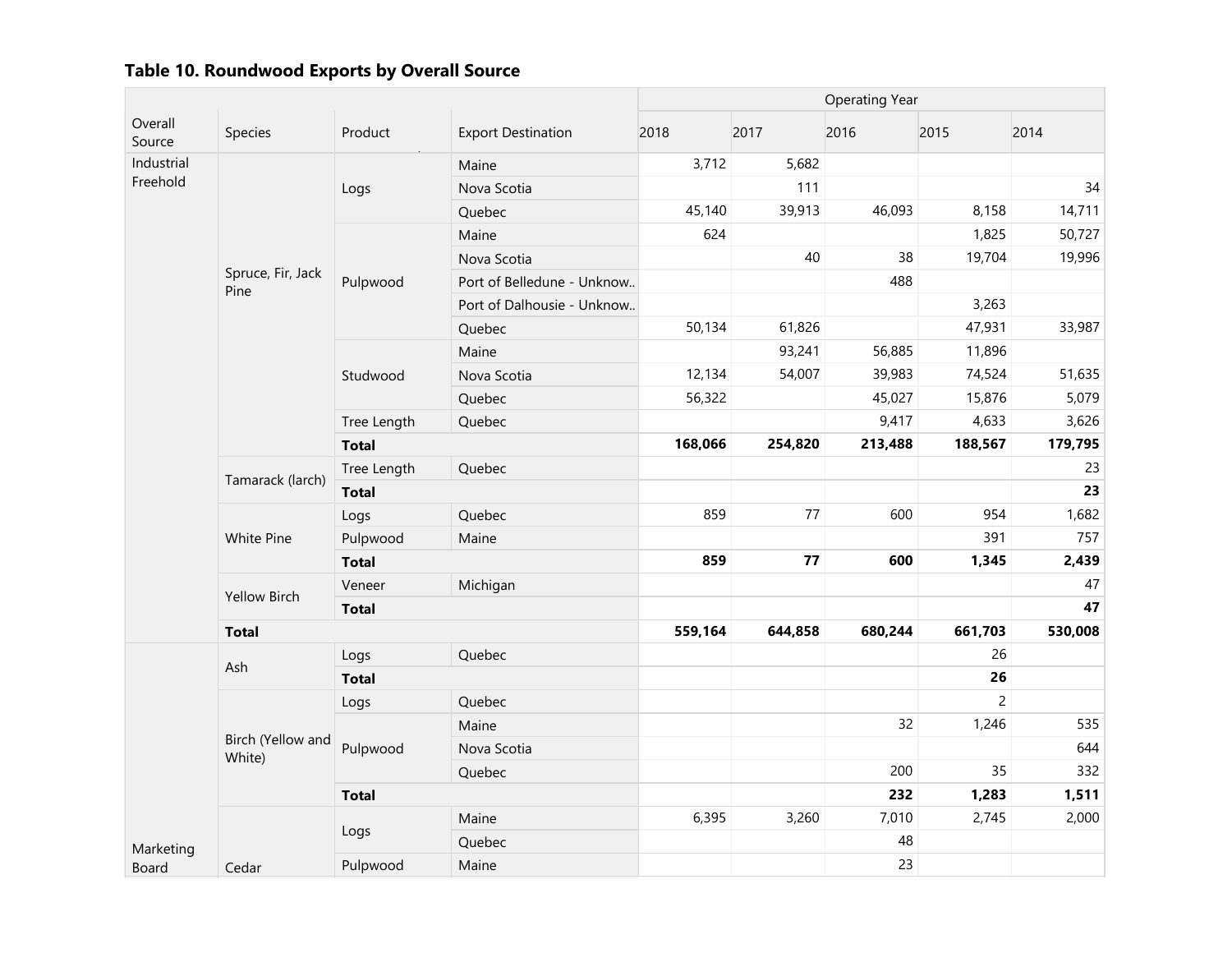### Table 10. Roundwood Exports by Overall Source

| Overall Source | Species | Product | Export Destination | 2018 | 2017 | 2016 | 2015 | 2014 |
|---|---|---|---|---|---|---|---|---|
| | | | | Operating Year | | | | |
| Industrial Freehold | Spruce, Fir, Jack Pine | Logs | Maine | 3,712 | 5,682 | | | |
| | | | Nova Scotia | | 111 | | | 34 |
| | | | Quebec | 45,140 | 39,913 | 46,093 | 8,158 | 14,711 |
| | | Pulpwood | Maine | 624 | | | 1,825 | 50,727 |
| | | | Nova Scotia | | 40 | 38 | 19,704 | 19,996 |
| | | | Port of Belledune - Unknow.. | | | 488 | | |
| | | | Port of Dalhousie - Unknow.. | | | | 3,263 | |
| | | | Quebec | 50,134 | 61,826 | | 47,931 | 33,987 |
| | | Studwood | Maine | | 93,241 | 56,885 | 11,896 | |
| | | | Nova Scotia | 12,134 | 54,007 | 39,983 | 74,524 | 51,635 |
| | | | Quebec | 56,322 | | 45,027 | 15,876 | 5,079 |
| | | Tree Length | Quebec | | | 9,417 | 4,633 | 3,626 |
| | | **Total** | | **168,066** | **254,820** | **213,488** | **188,567** | **179,795** |
| | Tamarack (larch) | Tree Length | Quebec | | | | | 23 |
| | | **Total** | | | | | | **23** |
| | White Pine | Logs | Quebec | 859 | 77 | 600 | 954 | 1,682 |
| | | Pulpwood | Maine | | | | 391 | 757 |
| | | **Total** | | **859** | **77** | **600** | **1,345** | **2,439** |
| | Yellow Birch | Veneer | Michigan | | | | | 47 |
| | | **Total** | | | | | | **47** |
| | **Total** | | | **559,164** | **644,858** | **680,244** | **661,703** | **530,008** |
| Marketing Board | Ash | Logs | Quebec | | | | 26 | |
| | | **Total** | | | | | **26** | |
| | Birch (Yellow and White) | Logs | Quebec | | | | 2 | |
| | | Pulpwood | Maine | | | 32 | 1,246 | 535 |
| | | | Nova Scotia | | | | | 644 |
| | | | Quebec | | | 200 | 35 | 332 |
| | | **Total** | | | | **232** | **1,283** | **1,511** |
| | Cedar | Logs | Maine | 6,395 | 3,260 | 7,010 | 2,745 | 2,000 |
| | | | Quebec | | | 48 | | |
| | | Pulpwood | Maine | | | 23 | | |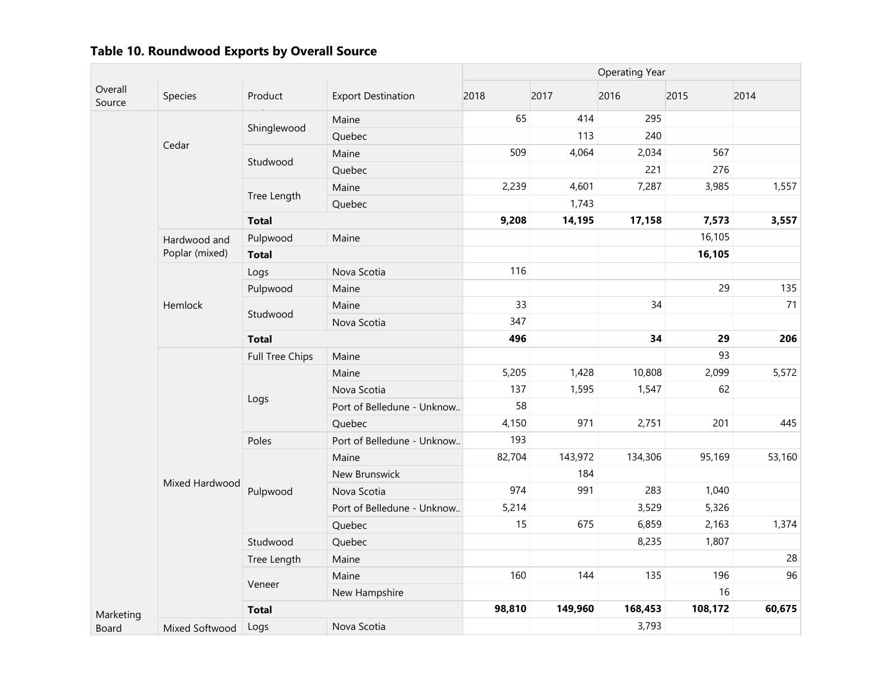## Table 10. Roundwood Exports by Overall Source

| Overall Source | Species | Product | Export Destination | Operating Year | | | | |
|---|---|---|---|---|---|---|---|---|
| | | | | 2018 | 2017 | 2016 | 2015 | 2014 |
| Marketing Board | Cedar | Shinglewood | Maine | 65 | 414 | 295 | | |
| | | | Quebec | | 113 | 240 | | |
| | | Studwood | Maine | 509 | 4,064 | 2,034 | 567 | |
| | | | Quebec | | | 221 | 276 | |
| | | Tree Length | Maine | 2,239 | 4,601 | 7,287 | 3,985 | 1,557 |
| | | | Quebec | | 1,743 | | | |
| | | **Total** | | **9,208** | **14,195** | **17,158** | **7,573** | **3,557** |
| | Hardwood and Poplar (mixed) | Pulpwood | Maine | | | | 16,105 | |
| | | **Total** | | | | | **16,105** | |
| | Hemlock | Logs | Nova Scotia | 116 | | | | |
| | | Pulpwood | Maine | | | | 29 | 135 |
| | | Studwood | Maine | 33 | | 34 | | 71 |
| | | | Nova Scotia | 347 | | | | |
| | | **Total** | | **496** | | **34** | **29** | **206** |
| | Mixed Hardwood | Full Tree Chips | Maine | | | | 93 | |
| | | Logs | Maine | 5,205 | 1,428 | 10,808 | 2,099 | 5,572 |
| | | | Nova Scotia | 137 | 1,595 | 1,547 | 62 | |
| | | | Port of Belledune - Unknow.. | 58 | | | | |
| | | | Quebec | 4,150 | 971 | 2,751 | 201 | 445 |
| | | Poles | Port of Belledune - Unknow.. | 193 | | | | |
| | | Pulpwood | Maine | 82,704 | 143,972 | 134,306 | 95,169 | 53,160 |
| | | | New Brunswick | | 184 | | | |
| | | | Nova Scotia | 974 | 991 | 283 | 1,040 | |
| | | | Port of Belledune - Unknow.. | 5,214 | | 3,529 | 5,326 | |
| | | | Quebec | 15 | 675 | 6,859 | 2,163 | 1,374 |
| | | Studwood | Quebec | | | 8,235 | 1,807 | |
| | | Tree Length | Maine | | | | | 28 |
| | | Veneer | Maine | 160 | 144 | 135 | 196 | 96 |
| | | | New Hampshire | | | | 16 | |
| | | **Total** | | **98,810** | **149,960** | **168,453** | **108,172** | **60,675** |
| | Mixed Softwood | Logs | Nova Scotia | | | 3,793 | | |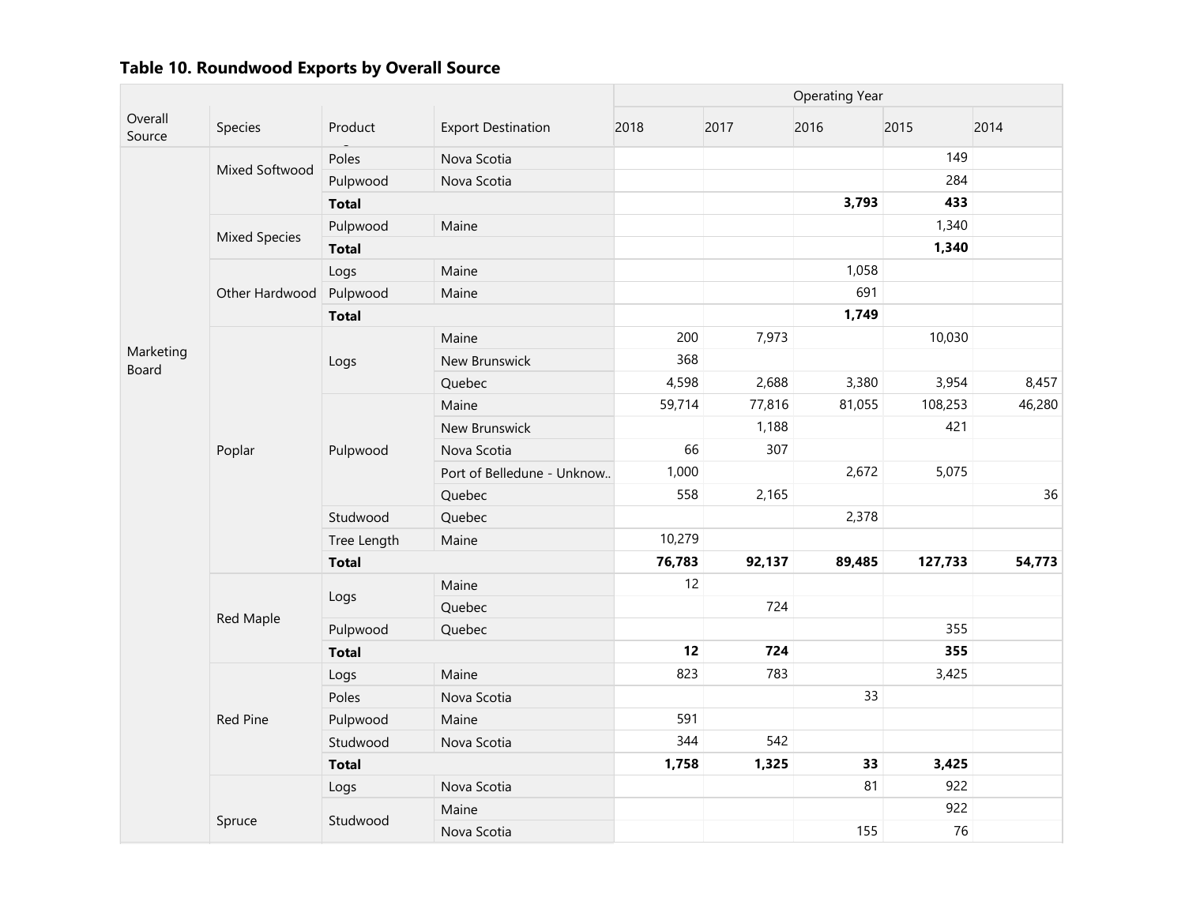## Table 10. Roundwood Exports by Overall Source

| Overall Source | Species | Product | Export Destination | Operating Year 2018 | 2017 | 2016 | 2015 | 2014 |
|---|---|---|---|---|---|---|---|---|
| Marketing Board | Mixed Softwood | Poles | Nova Scotia | | | | 149 | |
| | | Pulpwood | Nova Scotia | | | | 284 | |
| | | **Total** | | | | **3,793** | **433** | |
| | Mixed Species | Pulpwood | Maine | | | | 1,340 | |
| | | **Total** | | | | | **1,340** | |
| | Other Hardwood | Logs | Maine | | | 1,058 | | |
| | | Pulpwood | Maine | | | 691 | | |
| | | **Total** | | | | **1,749** | | |
| | Poplar | Logs | Maine | 200 | 7,973 | | 10,030 | |
| | | | New Brunswick | 368 | | | | |
| | | | Quebec | 4,598 | 2,688 | 3,380 | 3,954 | 8,457 |
| | | Pulpwood | Maine | 59,714 | 77,816 | 81,055 | 108,253 | 46,280 |
| | | | New Brunswick | | 1,188 | | 421 | |
| | | | Nova Scotia | 66 | 307 | | | |
| | | | Port of Belledune - Unknow.. | 1,000 | | 2,672 | 5,075 | |
| | | | Quebec | 558 | 2,165 | | | 36 |
| | | Studwood | Quebec | | | 2,378 | | |
| | | Tree Length | Maine | 10,279 | | | | |
| | | **Total** | | **76,783** | **92,137** | **89,485** | **127,733** | **54,773** |
| | Red Maple | Logs | Maine | 12 | | | | |
| | | | Quebec | | 724 | | | |
| | | Pulpwood | Quebec | | | | 355 | |
| | | **Total** | | **12** | **724** | | **355** | |
| | Red Pine | Logs | Maine | 823 | 783 | | 3,425 | |
| | | Poles | Nova Scotia | | | 33 | | |
| | | Pulpwood | Maine | 591 | | | | |
| | | Studwood | Nova Scotia | 344 | 542 | | | |
| | | **Total** | | **1,758** | **1,325** | **33** | **3,425** | |
| | Spruce | Logs | Nova Scotia | | | 81 | 922 | |
| | | Studwood | Maine | | | | 922 | |
| | | | Nova Scotia | | | 155 | 76 | |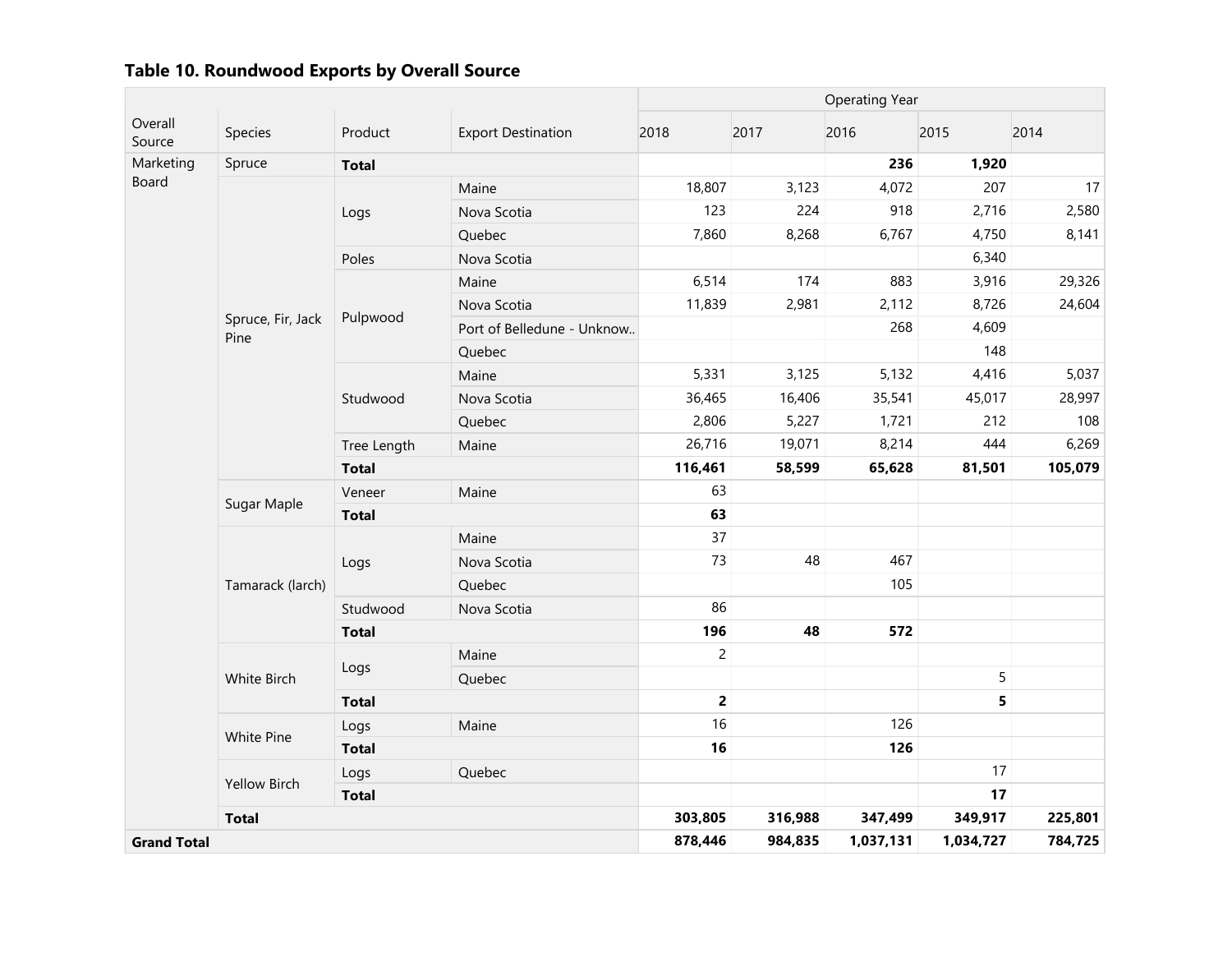**Table 10. Roundwood Exports by Overall Source**

| Overall Source | Species | Product | Export Destination | 2018 | 2017 | 2016 | 2015 | 2014 |
|---|---|---|---|---|---|---|---|---|
| | | | | Operating Year | | | | |
| Marketing Board | Spruce | **Total** | | | | **236** | **1,920** | |
| | Spruce, Fir, Jack Pine | Logs | Maine | 18,807 | 3,123 | 4,072 | 207 | 17 |
| | | | Nova Scotia | 123 | 224 | 918 | 2,716 | 2,580 |
| | | | Quebec | 7,860 | 8,268 | 6,767 | 4,750 | 8,141 |
| | | Poles | Nova Scotia | | | | 6,340 | |
| | | Pulpwood | Maine | 6,514 | 174 | 883 | 3,916 | 29,326 |
| | | | Nova Scotia | 11,839 | 2,981 | 2,112 | 8,726 | 24,604 |
| | | | Port of Belledune - Unknow.. | | | 268 | 4,609 | |
| | | | Quebec | | | | 148 | |
| | | Studwood | Maine | 5,331 | 3,125 | 5,132 | 4,416 | 5,037 |
| | | | Nova Scotia | 36,465 | 16,406 | 35,541 | 45,017 | 28,997 |
| | | | Quebec | 2,806 | 5,227 | 1,721 | 212 | 108 |
| | | Tree Length | Maine | 26,716 | 19,071 | 8,214 | 444 | 6,269 |
| | | **Total** | | **116,461** | **58,599** | **65,628** | **81,501** | **105,079** |
| | Sugar Maple | Veneer | Maine | 63 | | | | |
| | | **Total** | | **63** | | | | |
| | Tamarack (larch) | Logs | Maine | 37 | | | | |
| | | | Nova Scotia | 73 | 48 | 467 | | |
| | | | Quebec | | | 105 | | |
| | | Studwood | Nova Scotia | 86 | | | | |
| | | **Total** | | **196** | **48** | **572** | | |
| | White Birch | Logs | Maine | 2 | | | | |
| | | | Quebec | | | | 5 | |
| | | **Total** | | **2** | | | **5** | |
| | White Pine | Logs | Maine | 16 | | 126 | | |
| | | **Total** | | **16** | | **126** | | |
| | Yellow Birch | Logs | Quebec | | | | 17 | |
| | | **Total** | | | | | **17** | |
| | **Total** | | | **303,805** | **316,988** | **347,499** | **349,917** | **225,801** |
| **Grand Total** | | | | **878,446** | **984,835** | **1,037,131** | **1,034,727** | **784,725** |